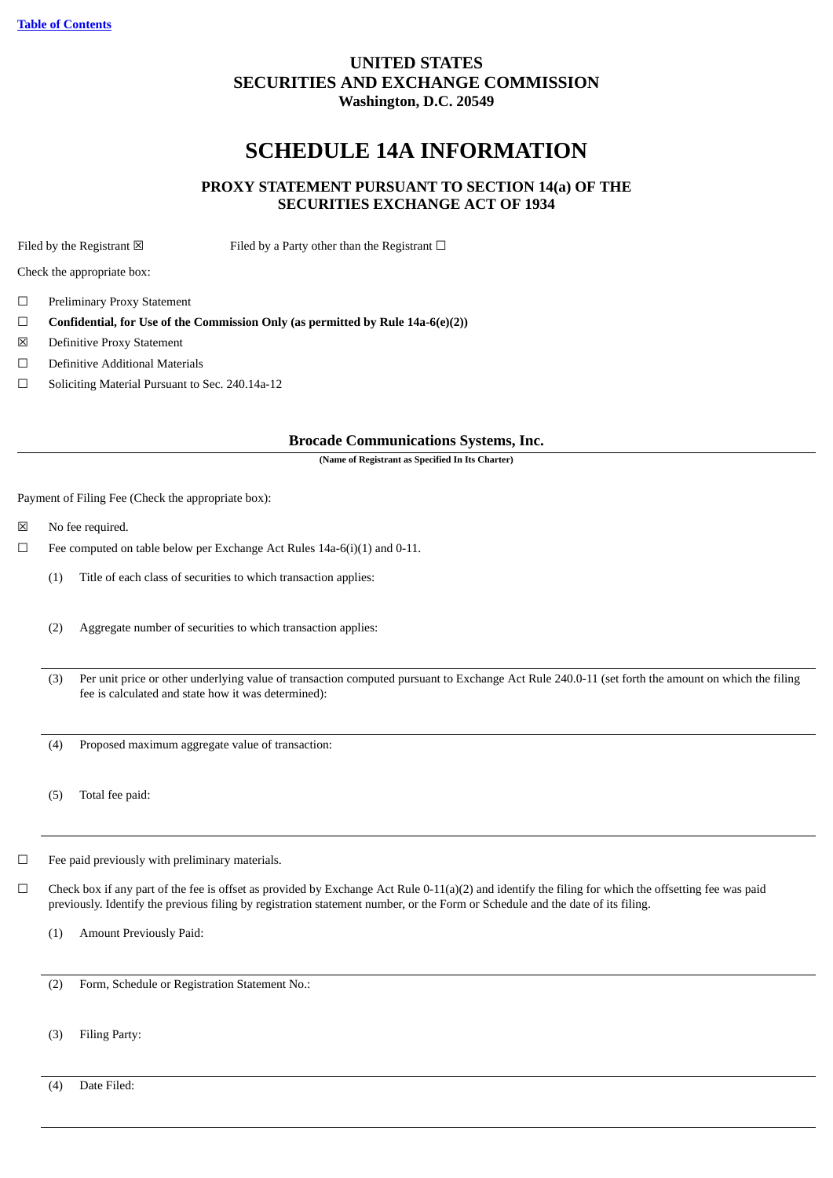[Table of Contents]

**UNITED STATES**
**SECURITIES AND EXCHANGE COMMISSION**
**Washington, D.C. 20549**

# SCHEDULE 14A INFORMATION

**PROXY STATEMENT PURSUANT TO SECTION 14(a) OF THE SECURITIES EXCHANGE ACT OF 1934**

Filed by the Registrant ☒ Filed by a Party other than the Registrant ☐

Check the appropriate box:

☐ Preliminary Proxy Statement

☐ **Confidential, for Use of the Commission Only (as permitted by Rule 14a-6(e)(2))**

☒ Definitive Proxy Statement

☐ Definitive Additional Materials

☐ Soliciting Material Pursuant to Sec. 240.14a-12

**Brocade Communications Systems, Inc.**

**(Name of Registrant as Specified In Its Charter)**

Payment of Filing Fee (Check the appropriate box):

☒ No fee required.

☐ Fee computed on table below per Exchange Act Rules 14a-6(i)(1) and 0-11.

(1) Title of each class of securities to which transaction applies:

(2) Aggregate number of securities to which transaction applies:

(3) Per unit price or other underlying value of transaction computed pursuant to Exchange Act Rule 240.0-11 (set forth the amount on which the filing fee is calculated and state how it was determined):

(4) Proposed maximum aggregate value of transaction:

(5) Total fee paid:

☐ Fee paid previously with preliminary materials.

☐ Check box if any part of the fee is offset as provided by Exchange Act Rule 0-11(a)(2) and identify the filing for which the offsetting fee was paid previously. Identify the previous filing by registration statement number, or the Form or Schedule and the date of its filing.

(1) Amount Previously Paid:

(2) Form, Schedule or Registration Statement No.:

(3) Filing Party:

(4) Date Filed: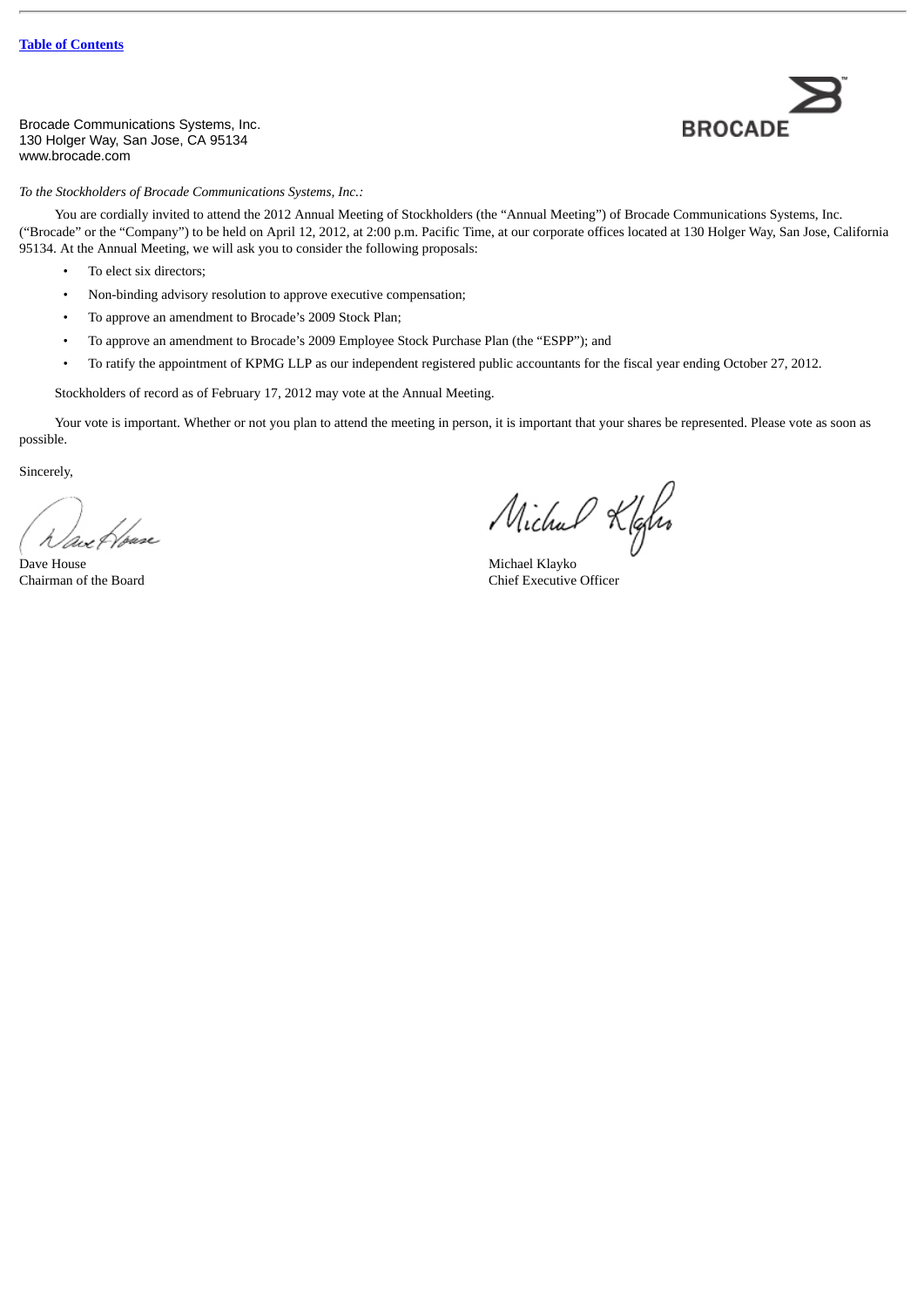Brocade Communications Systems, Inc.
130 Holger Way, San Jose, CA 95134
www.brocade.com

BROCADE

*To the Stockholders of Brocade Communications Systems, Inc.:*

You are cordially invited to attend the 2012 Annual Meeting of Stockholders (the "Annual Meeting") of Brocade Communications Systems, Inc. ("Brocade" or the "Company") to be held on April 12, 2012, at 2:00 p.m. Pacific Time, at our corporate offices located at 130 Holger Way, San Jose, California 95134. At the Annual Meeting, we will ask you to consider the following proposals:

- To elect six directors;
- Non-binding advisory resolution to approve executive compensation;
- To approve an amendment to Brocade's 2009 Stock Plan;
- To approve an amendment to Brocade's 2009 Employee Stock Purchase Plan (the "ESPP"); and
- To ratify the appointment of KPMG LLP as our independent registered public accountants for the fiscal year ending October 27, 2012.

Stockholders of record as of February 17, 2012 may vote at the Annual Meeting.

Your vote is important. Whether or not you plan to attend the meeting in person, it is important that your shares be represented. Please vote as soon as possible.

Sincerely,

Dave House
Chairman of the Board

Michael Klayko
Chief Executive Officer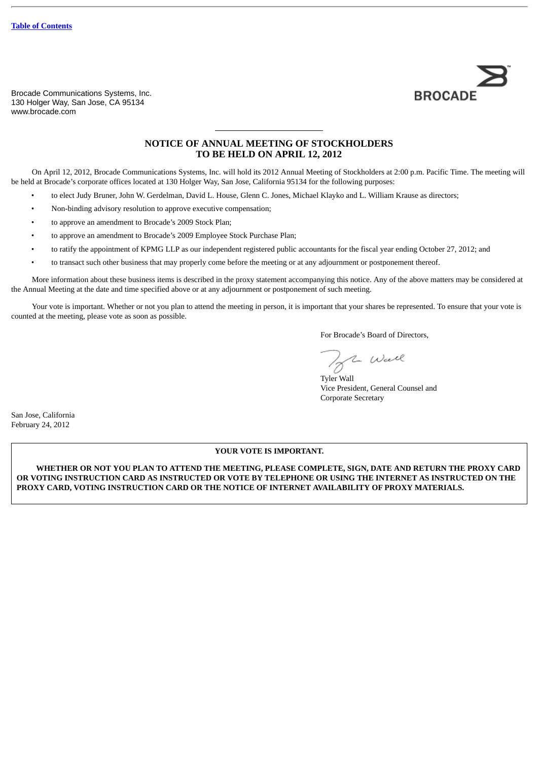Brocade Communications Systems, Inc.
130 Holger Way, San Jose, CA 95134
www.brocade.com

# NOTICE OF ANNUAL MEETING OF STOCKHOLDERS
# TO BE HELD ON APRIL 12, 2012

On April 12, 2012, Brocade Communications Systems, Inc. will hold its 2012 Annual Meeting of Stockholders at 2:00 p.m. Pacific Time. The meeting will be held at Brocade's corporate offices located at 130 Holger Way, San Jose, California 95134 for the following purposes:

- to elect Judy Bruner, John W. Gerdelman, David L. House, Glenn C. Jones, Michael Klayko and L. William Krause as directors;
- Non-binding advisory resolution to approve executive compensation;
- to approve an amendment to Brocade's 2009 Stock Plan;
- to approve an amendment to Brocade's 2009 Employee Stock Purchase Plan;
- to ratify the appointment of KPMG LLP as our independent registered public accountants for the fiscal year ending October 27, 2012; and
- to transact such other business that may properly come before the meeting or at any adjournment or postponement thereof.

More information about these business items is described in the proxy statement accompanying this notice. Any of the above matters may be considered at the Annual Meeting at the date and time specified above or at any adjournment or postponement of such meeting.

Your vote is important. Whether or not you plan to attend the meeting in person, it is important that your shares be represented. To ensure that your vote is counted at the meeting, please vote as soon as possible.

For Brocade's Board of Directors,

Tyler Wall
Vice President, General Counsel and
Corporate Secretary

San Jose, California
February 24, 2012

**YOUR VOTE IS IMPORTANT.**

**WHETHER OR NOT YOU PLAN TO ATTEND THE MEETING, PLEASE COMPLETE, SIGN, DATE AND RETURN THE PROXY CARD OR VOTING INSTRUCTION CARD AS INSTRUCTED OR VOTE BY TELEPHONE OR USING THE INTERNET AS INSTRUCTED ON THE PROXY CARD, VOTING INSTRUCTION CARD OR THE NOTICE OF INTERNET AVAILABILITY OF PROXY MATERIALS.**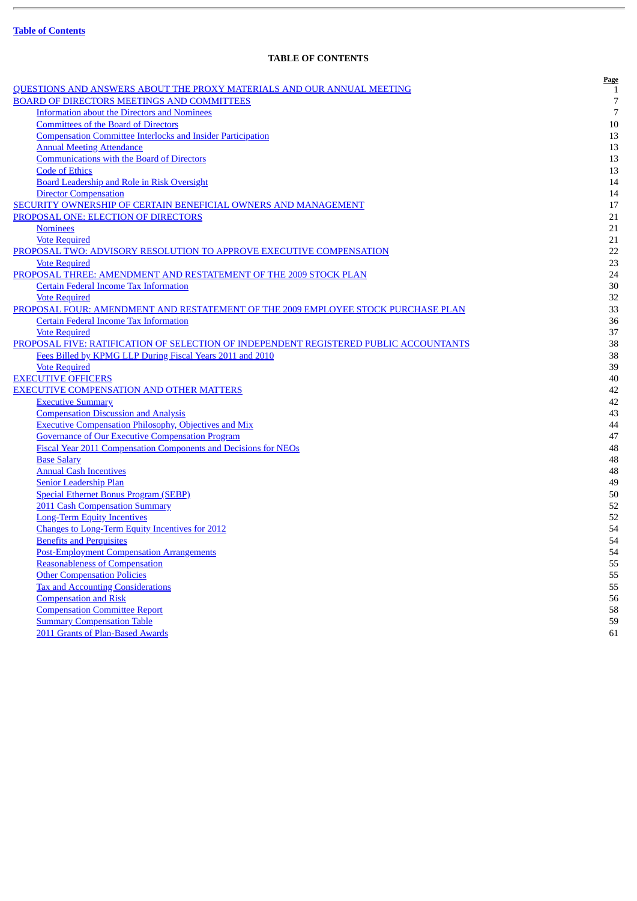[Table of Contents](#)

# TABLE OF CONTENTS

| | Page |
|---|---|
| QUESTIONS AND ANSWERS ABOUT THE PROXY MATERIALS AND OUR ANNUAL MEETING | 1 |
| BOARD OF DIRECTORS MEETINGS AND COMMITTEES | 7 |
| Information about the Directors and Nominees | 7 |
| Committees of the Board of Directors | 10 |
| Compensation Committee Interlocks and Insider Participation | 13 |
| Annual Meeting Attendance | 13 |
| Communications with the Board of Directors | 13 |
| Code of Ethics | 13 |
| Board Leadership and Role in Risk Oversight | 14 |
| Director Compensation | 14 |
| SECURITY OWNERSHIP OF CERTAIN BENEFICIAL OWNERS AND MANAGEMENT | 17 |
| PROPOSAL ONE: ELECTION OF DIRECTORS | 21 |
| Nominees | 21 |
| Vote Required | 21 |
| PROPOSAL TWO: ADVISORY RESOLUTION TO APPROVE EXECUTIVE COMPENSATION | 22 |
| Vote Required | 23 |
| PROPOSAL THREE: AMENDMENT AND RESTATEMENT OF THE 2009 STOCK PLAN | 24 |
| Certain Federal Income Tax Information | 30 |
| Vote Required | 32 |
| PROPOSAL FOUR: AMENDMENT AND RESTATEMENT OF THE 2009 EMPLOYEE STOCK PURCHASE PLAN | 33 |
| Certain Federal Income Tax Information | 36 |
| Vote Required | 37 |
| PROPOSAL FIVE: RATIFICATION OF SELECTION OF INDEPENDENT REGISTERED PUBLIC ACCOUNTANTS | 38 |
| Fees Billed by KPMG LLP During Fiscal Years 2011 and 2010 | 38 |
| Vote Required | 39 |
| EXECUTIVE OFFICERS | 40 |
| EXECUTIVE COMPENSATION AND OTHER MATTERS | 42 |
| Executive Summary | 42 |
| Compensation Discussion and Analysis | 43 |
| Executive Compensation Philosophy, Objectives and Mix | 44 |
| Governance of Our Executive Compensation Program | 47 |
| Fiscal Year 2011 Compensation Components and Decisions for NEOs | 48 |
| Base Salary | 48 |
| Annual Cash Incentives | 48 |
| Senior Leadership Plan | 49 |
| Special Ethernet Bonus Program (SEBP) | 50 |
| 2011 Cash Compensation Summary | 52 |
| Long-Term Equity Incentives | 52 |
| Changes to Long-Term Equity Incentives for 2012 | 54 |
| Benefits and Perquisites | 54 |
| Post-Employment Compensation Arrangements | 54 |
| Reasonableness of Compensation | 55 |
| Other Compensation Policies | 55 |
| Tax and Accounting Considerations | 55 |
| Compensation and Risk | 56 |
| Compensation Committee Report | 58 |
| Summary Compensation Table | 59 |
| 2011 Grants of Plan-Based Awards | 61 |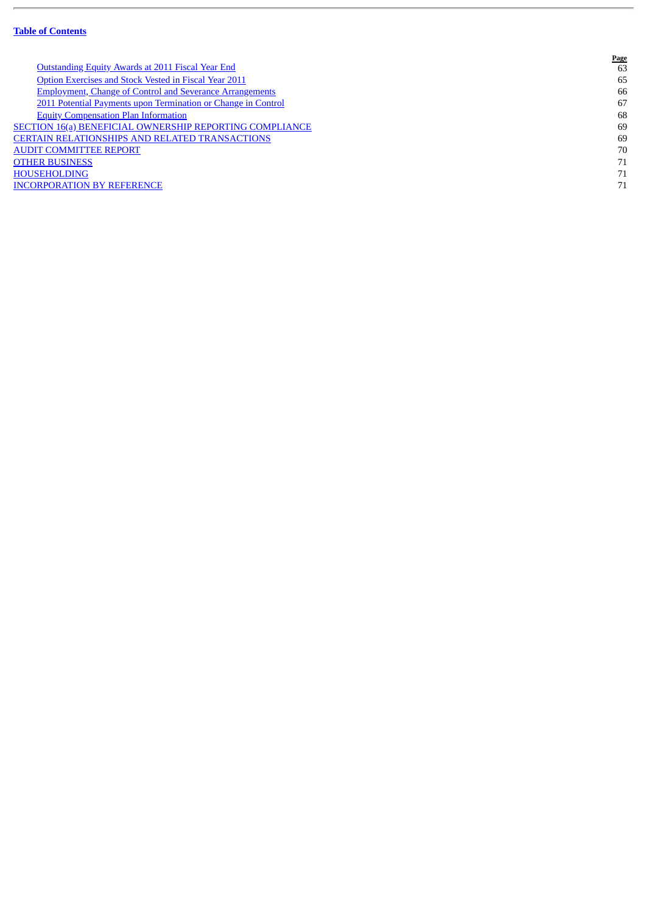[Table of Contents](#)

| | Page |
|---|---|
| Outstanding Equity Awards at 2011 Fiscal Year End | 63 |
| Option Exercises and Stock Vested in Fiscal Year 2011 | 65 |
| Employment, Change of Control and Severance Arrangements | 66 |
| 2011 Potential Payments upon Termination or Change in Control | 67 |
| Equity Compensation Plan Information | 68 |
| SECTION 16(a) BENEFICIAL OWNERSHIP REPORTING COMPLIANCE | 69 |
| CERTAIN RELATIONSHIPS AND RELATED TRANSACTIONS | 69 |
| AUDIT COMMITTEE REPORT | 70 |
| OTHER BUSINESS | 71 |
| HOUSEHOLDING | 71 |
| INCORPORATION BY REFERENCE | 71 |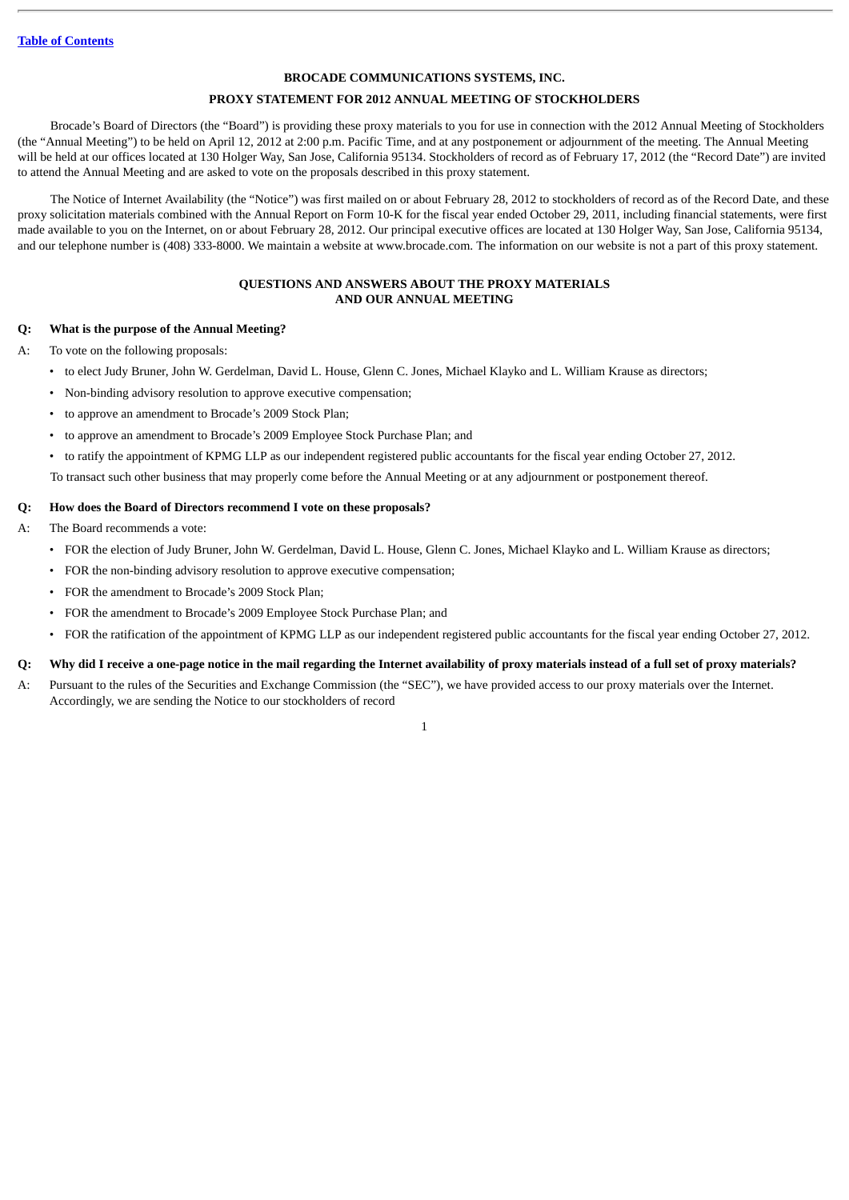[Table of Contents](#)

**BROCADE COMMUNICATIONS SYSTEMS, INC.**

**PROXY STATEMENT FOR 2012 ANNUAL MEETING OF STOCKHOLDERS**

Brocade's Board of Directors (the "Board") is providing these proxy materials to you for use in connection with the 2012 Annual Meeting of Stockholders (the "Annual Meeting") to be held on April 12, 2012 at 2:00 p.m. Pacific Time, and at any postponement or adjournment of the meeting. The Annual Meeting will be held at our offices located at 130 Holger Way, San Jose, California 95134. Stockholders of record as of February 17, 2012 (the "Record Date") are invited to attend the Annual Meeting and are asked to vote on the proposals described in this proxy statement.

The Notice of Internet Availability (the "Notice") was first mailed on or about February 28, 2012 to stockholders of record as of the Record Date, and these proxy solicitation materials combined with the Annual Report on Form 10-K for the fiscal year ended October 29, 2011, including financial statements, were first made available to you on the Internet, on or about February 28, 2012. Our principal executive offices are located at 130 Holger Way, San Jose, California 95134, and our telephone number is (408) 333-8000. We maintain a website at www.brocade.com. The information on our website is not a part of this proxy statement.

**QUESTIONS AND ANSWERS ABOUT THE PROXY MATERIALS AND OUR ANNUAL MEETING**

**Q: What is the purpose of the Annual Meeting?**

A: To vote on the following proposals:

- to elect Judy Bruner, John W. Gerdelman, David L. House, Glenn C. Jones, Michael Klayko and L. William Krause as directors;
- Non-binding advisory resolution to approve executive compensation;
- to approve an amendment to Brocade's 2009 Stock Plan;
- to approve an amendment to Brocade's 2009 Employee Stock Purchase Plan; and
- to ratify the appointment of KPMG LLP as our independent registered public accountants for the fiscal year ending October 27, 2012.

To transact such other business that may properly come before the Annual Meeting or at any adjournment or postponement thereof.

**Q: How does the Board of Directors recommend I vote on these proposals?**

A: The Board recommends a vote:

- FOR the election of Judy Bruner, John W. Gerdelman, David L. House, Glenn C. Jones, Michael Klayko and L. William Krause as directors;
- FOR the non-binding advisory resolution to approve executive compensation;
- FOR the amendment to Brocade's 2009 Stock Plan;
- FOR the amendment to Brocade's 2009 Employee Stock Purchase Plan; and
- FOR the ratification of the appointment of KPMG LLP as our independent registered public accountants for the fiscal year ending October 27, 2012.

**Q: Why did I receive a one-page notice in the mail regarding the Internet availability of proxy materials instead of a full set of proxy materials?**

A: Pursuant to the rules of the Securities and Exchange Commission (the "SEC"), we have provided access to our proxy materials over the Internet. Accordingly, we are sending the Notice to our stockholders of record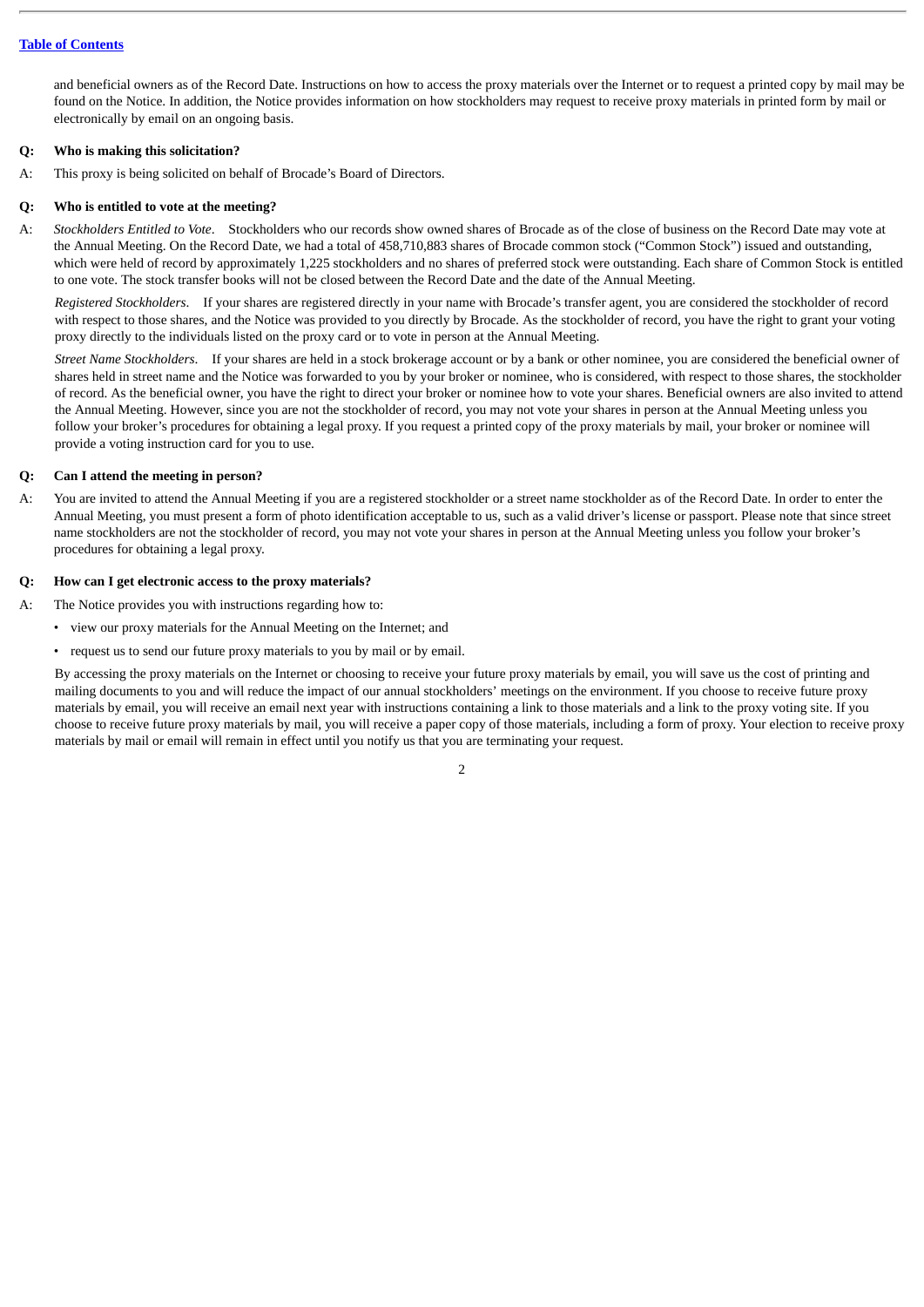and beneficial owners as of the Record Date. Instructions on how to access the proxy materials over the Internet or to request a printed copy by mail may be found on the Notice. In addition, the Notice provides information on how stockholders may request to receive proxy materials in printed form by mail or electronically by email on an ongoing basis.

**Q: Who is making this solicitation?**

A: This proxy is being solicited on behalf of Brocade's Board of Directors.

**Q: Who is entitled to vote at the meeting?**

A: *Stockholders Entitled to Vote*. Stockholders who our records show owned shares of Brocade as of the close of business on the Record Date may vote at the Annual Meeting. On the Record Date, we had a total of 458,710,883 shares of Brocade common stock ("Common Stock") issued and outstanding, which were held of record by approximately 1,225 stockholders and no shares of preferred stock were outstanding. Each share of Common Stock is entitled to one vote. The stock transfer books will not be closed between the Record Date and the date of the Annual Meeting.

*Registered Stockholders*. If your shares are registered directly in your name with Brocade's transfer agent, you are considered the stockholder of record with respect to those shares, and the Notice was provided to you directly by Brocade. As the stockholder of record, you have the right to grant your voting proxy directly to the individuals listed on the proxy card or to vote in person at the Annual Meeting.

*Street Name Stockholders*. If your shares are held in a stock brokerage account or by a bank or other nominee, you are considered the beneficial owner of shares held in street name and the Notice was forwarded to you by your broker or nominee, who is considered, with respect to those shares, the stockholder of record. As the beneficial owner, you have the right to direct your broker or nominee how to vote your shares. Beneficial owners are also invited to attend the Annual Meeting. However, since you are not the stockholder of record, you may not vote your shares in person at the Annual Meeting unless you follow your broker's procedures for obtaining a legal proxy. If you request a printed copy of the proxy materials by mail, your broker or nominee will provide a voting instruction card for you to use.

**Q: Can I attend the meeting in person?**

A: You are invited to attend the Annual Meeting if you are a registered stockholder or a street name stockholder as of the Record Date. In order to enter the Annual Meeting, you must present a form of photo identification acceptable to us, such as a valid driver's license or passport. Please note that since street name stockholders are not the stockholder of record, you may not vote your shares in person at the Annual Meeting unless you follow your broker's procedures for obtaining a legal proxy.

**Q: How can I get electronic access to the proxy materials?**

A: The Notice provides you with instructions regarding how to:

- view our proxy materials for the Annual Meeting on the Internet; and
- request us to send our future proxy materials to you by mail or by email.

By accessing the proxy materials on the Internet or choosing to receive your future proxy materials by email, you will save us the cost of printing and mailing documents to you and will reduce the impact of our annual stockholders' meetings on the environment. If you choose to receive future proxy materials by email, you will receive an email next year with instructions containing a link to those materials and a link to the proxy voting site. If you choose to receive future proxy materials by mail, you will receive a paper copy of those materials, including a form of proxy. Your election to receive proxy materials by mail or email will remain in effect until you notify us that you are terminating your request.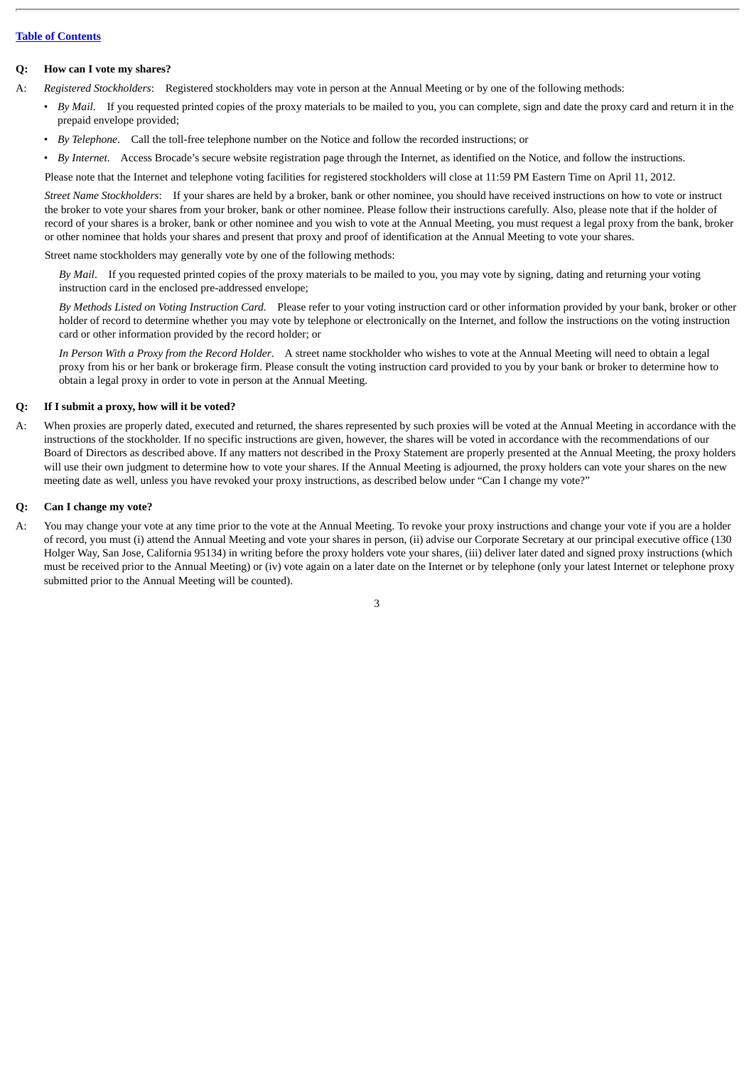[Table of Contents](#)

**Q: How can I vote my shares?**

A: *Registered Stockholders*: Registered stockholders may vote in person at the Annual Meeting or by one of the following methods:

- *By Mail*. If you requested printed copies of the proxy materials to be mailed to you, you can complete, sign and date the proxy card and return it in the prepaid envelope provided;
- *By Telephone*. Call the toll-free telephone number on the Notice and follow the recorded instructions; or
- *By Internet*. Access Brocade's secure website registration page through the Internet, as identified on the Notice, and follow the instructions.

Please note that the Internet and telephone voting facilities for registered stockholders will close at 11:59 PM Eastern Time on April 11, 2012.

*Street Name Stockholders*: If your shares are held by a broker, bank or other nominee, you should have received instructions on how to vote or instruct the broker to vote your shares from your broker, bank or other nominee. Please follow their instructions carefully. Also, please note that if the holder of record of your shares is a broker, bank or other nominee and you wish to vote at the Annual Meeting, you must request a legal proxy from the bank, broker or other nominee that holds your shares and present that proxy and proof of identification at the Annual Meeting to vote your shares.

Street name stockholders may generally vote by one of the following methods:

*By Mail*. If you requested printed copies of the proxy materials to be mailed to you, you may vote by signing, dating and returning your voting instruction card in the enclosed pre-addressed envelope;

*By Methods Listed on Voting Instruction Card*. Please refer to your voting instruction card or other information provided by your bank, broker or other holder of record to determine whether you may vote by telephone or electronically on the Internet, and follow the instructions on the voting instruction card or other information provided by the record holder; or

*In Person With a Proxy from the Record Holder*. A street name stockholder who wishes to vote at the Annual Meeting will need to obtain a legal proxy from his or her bank or brokerage firm. Please consult the voting instruction card provided to you by your bank or broker to determine how to obtain a legal proxy in order to vote in person at the Annual Meeting.

**Q: If I submit a proxy, how will it be voted?**

A: When proxies are properly dated, executed and returned, the shares represented by such proxies will be voted at the Annual Meeting in accordance with the instructions of the stockholder. If no specific instructions are given, however, the shares will be voted in accordance with the recommendations of our Board of Directors as described above. If any matters not described in the Proxy Statement are properly presented at the Annual Meeting, the proxy holders will use their own judgment to determine how to vote your shares. If the Annual Meeting is adjourned, the proxy holders can vote your shares on the new meeting date as well, unless you have revoked your proxy instructions, as described below under "Can I change my vote?"

**Q: Can I change my vote?**

A: You may change your vote at any time prior to the vote at the Annual Meeting. To revoke your proxy instructions and change your vote if you are a holder of record, you must (i) attend the Annual Meeting and vote your shares in person, (ii) advise our Corporate Secretary at our principal executive office (130 Holger Way, San Jose, California 95134) in writing before the proxy holders vote your shares, (iii) deliver later dated and signed proxy instructions (which must be received prior to the Annual Meeting) or (iv) vote again on a later date on the Internet or by telephone (only your latest Internet or telephone proxy submitted prior to the Annual Meeting will be counted).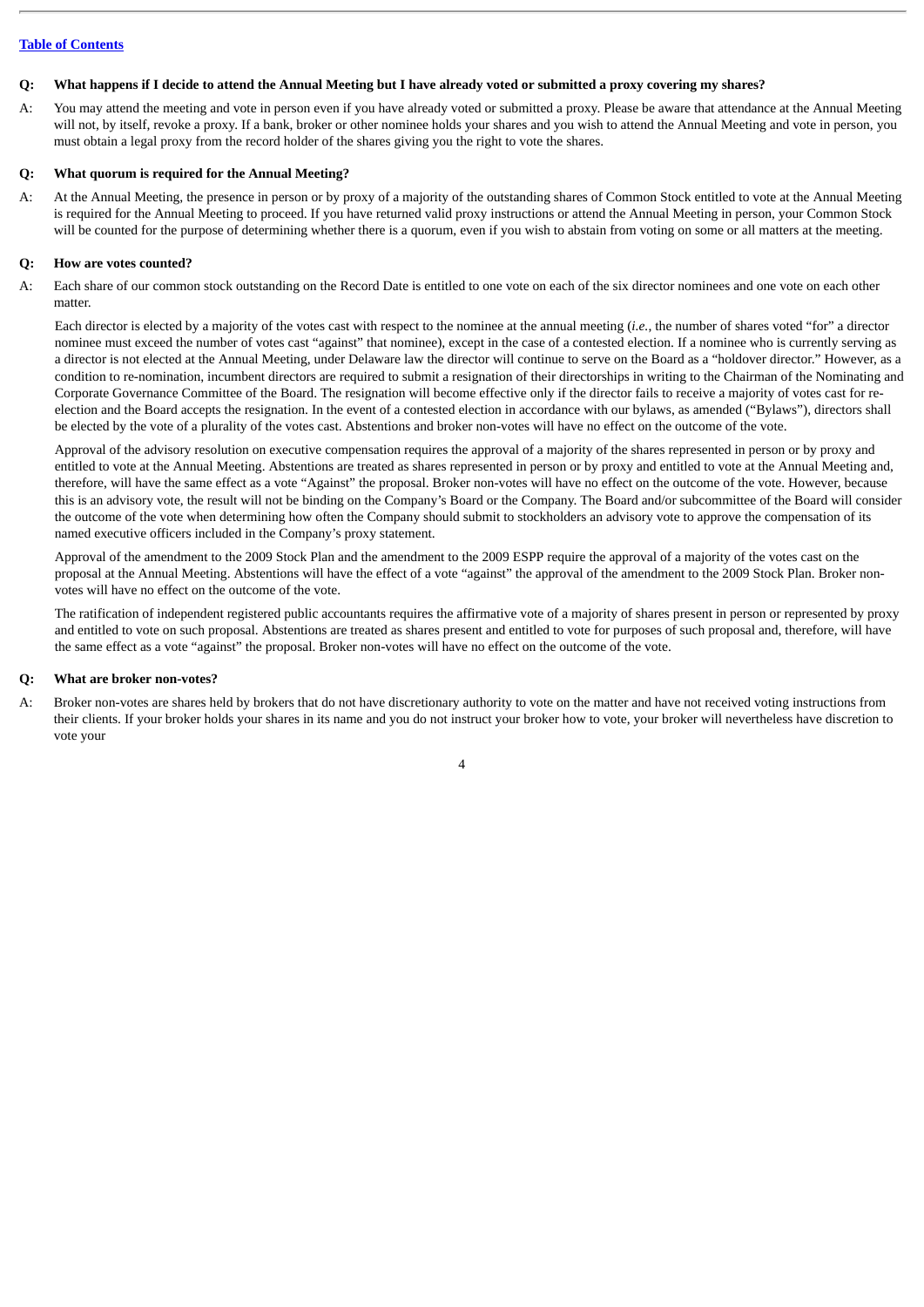**Q: What happens if I decide to attend the Annual Meeting but I have already voted or submitted a proxy covering my shares?**

A: You may attend the meeting and vote in person even if you have already voted or submitted a proxy. Please be aware that attendance at the Annual Meeting will not, by itself, revoke a proxy. If a bank, broker or other nominee holds your shares and you wish to attend the Annual Meeting and vote in person, you must obtain a legal proxy from the record holder of the shares giving you the right to vote the shares.

**Q: What quorum is required for the Annual Meeting?**

A: At the Annual Meeting, the presence in person or by proxy of a majority of the outstanding shares of Common Stock entitled to vote at the Annual Meeting is required for the Annual Meeting to proceed. If you have returned valid proxy instructions or attend the Annual Meeting in person, your Common Stock will be counted for the purpose of determining whether there is a quorum, even if you wish to abstain from voting on some or all matters at the meeting.

**Q: How are votes counted?**

A: Each share of our common stock outstanding on the Record Date is entitled to one vote on each of the six director nominees and one vote on each other matter.

Each director is elected by a majority of the votes cast with respect to the nominee at the annual meeting (*i.e.*, the number of shares voted "for" a director nominee must exceed the number of votes cast "against" that nominee), except in the case of a contested election. If a nominee who is currently serving as a director is not elected at the Annual Meeting, under Delaware law the director will continue to serve on the Board as a "holdover director." However, as a condition to re-nomination, incumbent directors are required to submit a resignation of their directorships in writing to the Chairman of the Nominating and Corporate Governance Committee of the Board. The resignation will become effective only if the director fails to receive a majority of votes cast for re-election and the Board accepts the resignation. In the event of a contested election in accordance with our bylaws, as amended ("Bylaws"), directors shall be elected by the vote of a plurality of the votes cast. Abstentions and broker non-votes will have no effect on the outcome of the vote.

Approval of the advisory resolution on executive compensation requires the approval of a majority of the shares represented in person or by proxy and entitled to vote at the Annual Meeting. Abstentions are treated as shares represented in person or by proxy and entitled to vote at the Annual Meeting and, therefore, will have the same effect as a vote "Against" the proposal. Broker non-votes will have no effect on the outcome of the vote. However, because this is an advisory vote, the result will not be binding on the Company's Board or the Company. The Board and/or subcommittee of the Board will consider the outcome of the vote when determining how often the Company should submit to stockholders an advisory vote to approve the compensation of its named executive officers included in the Company's proxy statement.

Approval of the amendment to the 2009 Stock Plan and the amendment to the 2009 ESPP require the approval of a majority of the votes cast on the proposal at the Annual Meeting. Abstentions will have the effect of a vote "against" the approval of the amendment to the 2009 Stock Plan. Broker non-votes will have no effect on the outcome of the vote.

The ratification of independent registered public accountants requires the affirmative vote of a majority of shares present in person or represented by proxy and entitled to vote on such proposal. Abstentions are treated as shares present and entitled to vote for purposes of such proposal and, therefore, will have the same effect as a vote "against" the proposal. Broker non-votes will have no effect on the outcome of the vote.

**Q: What are broker non-votes?**

A: Broker non-votes are shares held by brokers that do not have discretionary authority to vote on the matter and have not received voting instructions from their clients. If your broker holds your shares in its name and you do not instruct your broker how to vote, your broker will nevertheless have discretion to vote your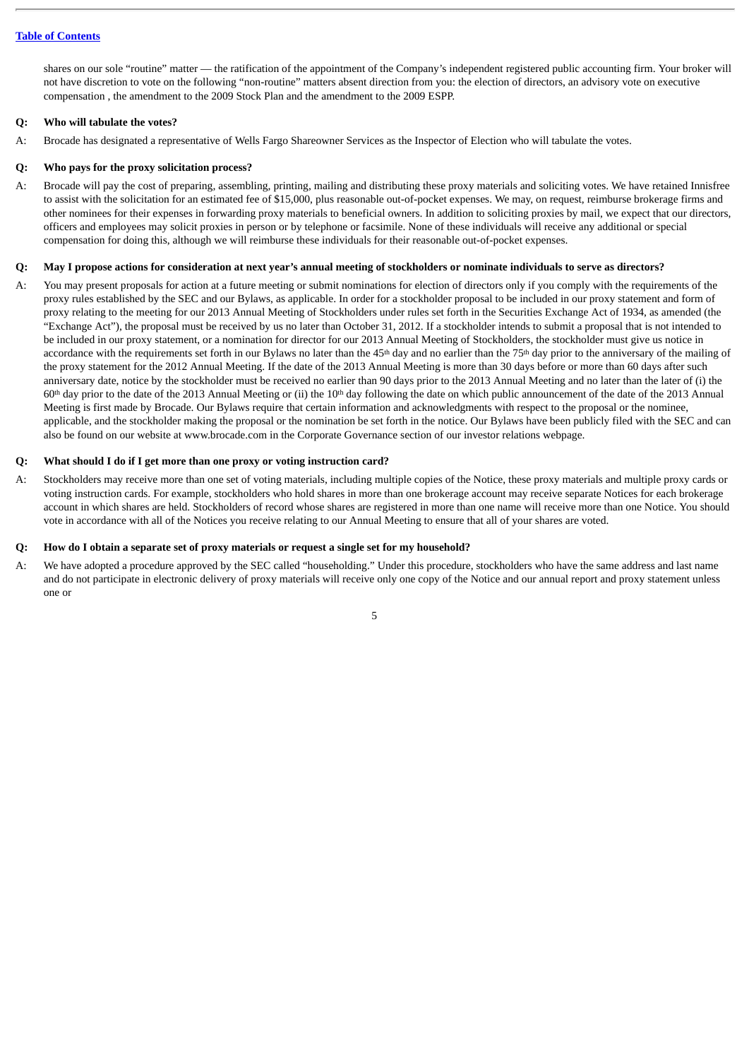shares on our sole "routine" matter — the ratification of the appointment of the Company's independent registered public accounting firm. Your broker will not have discretion to vote on the following "non-routine" matters absent direction from you: the election of directors, an advisory vote on executive compensation , the amendment to the 2009 Stock Plan and the amendment to the 2009 ESPP.

**Q: Who will tabulate the votes?**

A: Brocade has designated a representative of Wells Fargo Shareowner Services as the Inspector of Election who will tabulate the votes.

**Q: Who pays for the proxy solicitation process?**

A: Brocade will pay the cost of preparing, assembling, printing, mailing and distributing these proxy materials and soliciting votes. We have retained Innisfree to assist with the solicitation for an estimated fee of $15,000, plus reasonable out-of-pocket expenses. We may, on request, reimburse brokerage firms and other nominees for their expenses in forwarding proxy materials to beneficial owners. In addition to soliciting proxies by mail, we expect that our directors, officers and employees may solicit proxies in person or by telephone or facsimile. None of these individuals will receive any additional or special compensation for doing this, although we will reimburse these individuals for their reasonable out-of-pocket expenses.

**Q: May I propose actions for consideration at next year's annual meeting of stockholders or nominate individuals to serve as directors?**

A: You may present proposals for action at a future meeting or submit nominations for election of directors only if you comply with the requirements of the proxy rules established by the SEC and our Bylaws, as applicable. In order for a stockholder proposal to be included in our proxy statement and form of proxy relating to the meeting for our 2013 Annual Meeting of Stockholders under rules set forth in the Securities Exchange Act of 1934, as amended (the "Exchange Act"), the proposal must be received by us no later than October 31, 2012. If a stockholder intends to submit a proposal that is not intended to be included in our proxy statement, or a nomination for director for our 2013 Annual Meeting of Stockholders, the stockholder must give us notice in accordance with the requirements set forth in our Bylaws no later than the 45th day and no earlier than the 75th day prior to the anniversary of the mailing of the proxy statement for the 2012 Annual Meeting. If the date of the 2013 Annual Meeting is more than 30 days before or more than 60 days after such anniversary date, notice by the stockholder must be received no earlier than 90 days prior to the 2013 Annual Meeting and no later than the later of (i) the 60th day prior to the date of the 2013 Annual Meeting or (ii) the 10th day following the date on which public announcement of the date of the 2013 Annual Meeting is first made by Brocade. Our Bylaws require that certain information and acknowledgments with respect to the proposal or the nominee, applicable, and the stockholder making the proposal or the nomination be set forth in the notice. Our Bylaws have been publicly filed with the SEC and can also be found on our website at www.brocade.com in the Corporate Governance section of our investor relations webpage.

**Q: What should I do if I get more than one proxy or voting instruction card?**

A: Stockholders may receive more than one set of voting materials, including multiple copies of the Notice, these proxy materials and multiple proxy cards or voting instruction cards. For example, stockholders who hold shares in more than one brokerage account may receive separate Notices for each brokerage account in which shares are held. Stockholders of record whose shares are registered in more than one name will receive more than one Notice. You should vote in accordance with all of the Notices you receive relating to our Annual Meeting to ensure that all of your shares are voted.

**Q: How do I obtain a separate set of proxy materials or request a single set for my household?**

A: We have adopted a procedure approved by the SEC called "householding." Under this procedure, stockholders who have the same address and last name and do not participate in electronic delivery of proxy materials will receive only one copy of the Notice and our annual report and proxy statement unless one or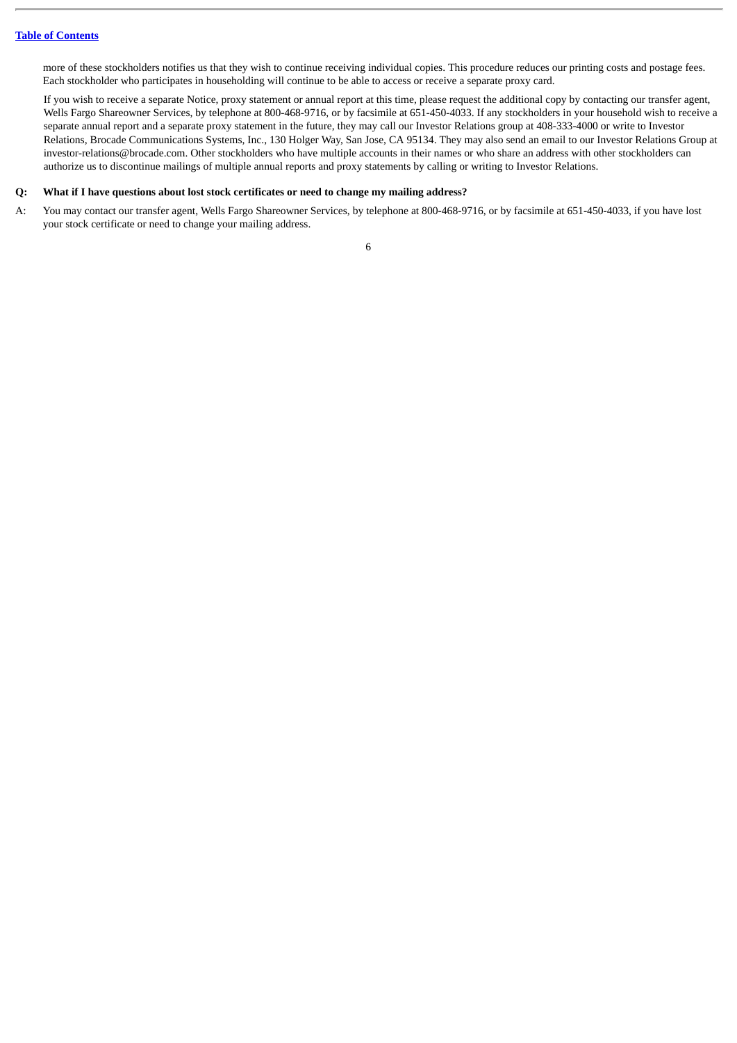more of these stockholders notifies us that they wish to continue receiving individual copies. This procedure reduces our printing costs and postage fees. Each stockholder who participates in householding will continue to be able to access or receive a separate proxy card.

If you wish to receive a separate Notice, proxy statement or annual report at this time, please request the additional copy by contacting our transfer agent, Wells Fargo Shareowner Services, by telephone at 800-468-9716, or by facsimile at 651-450-4033. If any stockholders in your household wish to receive a separate annual report and a separate proxy statement in the future, they may call our Investor Relations group at 408-333-4000 or write to Investor Relations, Brocade Communications Systems, Inc., 130 Holger Way, San Jose, CA 95134. They may also send an email to our Investor Relations Group at investor-relations@brocade.com. Other stockholders who have multiple accounts in their names or who share an address with other stockholders can authorize us to discontinue mailings of multiple annual reports and proxy statements by calling or writing to Investor Relations.

**Q: What if I have questions about lost stock certificates or need to change my mailing address?**

A: You may contact our transfer agent, Wells Fargo Shareowner Services, by telephone at 800-468-9716, or by facsimile at 651-450-4033, if you have lost your stock certificate or need to change your mailing address.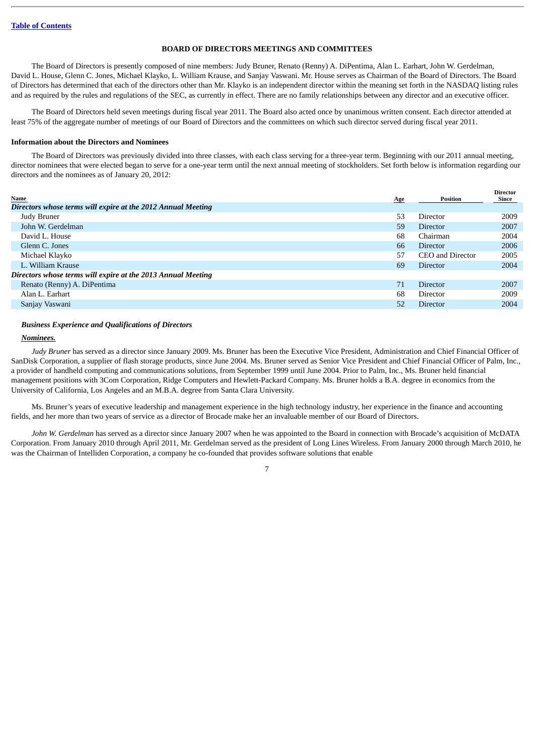[Table of Contents](#)

## BOARD OF DIRECTORS MEETINGS AND COMMITTEES

The Board of Directors is presently composed of nine members: Judy Bruner, Renato (Renny) A. DiPentima, Alan L. Earhart, John W. Gerdelman, David L. House, Glenn C. Jones, Michael Klayko, L. William Krause, and Sanjay Vaswani. Mr. House serves as Chairman of the Board of Directors. The Board of Directors has determined that each of the directors other than Mr. Klayko is an independent director within the meaning set forth in the NASDAQ listing rules and as required by the rules and regulations of the SEC, as currently in effect. There are no family relationships between any director and an executive officer.

The Board of Directors held seven meetings during fiscal year 2011. The Board also acted once by unanimous written consent. Each director attended at least 75% of the aggregate number of meetings of our Board of Directors and the committees on which such director served during fiscal year 2011.

### Information about the Directors and Nominees

The Board of Directors was previously divided into three classes, with each class serving for a three-year term. Beginning with our 2011 annual meeting, director nominees that were elected began to serve for a one-year term until the next annual meeting of stockholders. Set forth below is information regarding our directors and the nominees as of January 20, 2012:

| Name | Age | Position | Director Since |
|---|---|---|---|
| ***Directors whose terms will expire at the 2012 Annual Meeting*** | | | |
| Judy Bruner | 53 | Director | 2009 |
| John W. Gerdelman | 59 | Director | 2007 |
| David L. House | 68 | Chairman | 2004 |
| Glenn C. Jones | 66 | Director | 2006 |
| Michael Klayko | 57 | CEO and Director | 2005 |
| L. William Krause | 69 | Director | 2004 |
| ***Directors whose terms will expire at the 2013 Annual Meeting*** | | | |
| Renato (Renny) A. DiPentima | 71 | Director | 2007 |
| Alan L. Earhart | 68 | Director | 2009 |
| Sanjay Vaswani | 52 | Director | 2004 |

#### *Business Experience and Qualifications of Directors*

***Nominees.***

*Judy Bruner* has served as a director since January 2009. Ms. Bruner has been the Executive Vice President, Administration and Chief Financial Officer of SanDisk Corporation, a supplier of flash storage products, since June 2004. Ms. Bruner served as Senior Vice President and Chief Financial Officer of Palm, Inc., a provider of handheld computing and communications solutions, from September 1999 until June 2004. Prior to Palm, Inc., Ms. Bruner held financial management positions with 3Com Corporation, Ridge Computers and Hewlett-Packard Company. Ms. Bruner holds a B.A. degree in economics from the University of California, Los Angeles and an M.B.A. degree from Santa Clara University.

Ms. Bruner's years of executive leadership and management experience in the high technology industry, her experience in the finance and accounting fields, and her more than two years of service as a director of Brocade make her an invaluable member of our Board of Directors.

*John W. Gerdelman* has served as a director since January 2007 when he was appointed to the Board in connection with Brocade's acquisition of McDATA Corporation. From January 2010 through April 2011, Mr. Gerdelman served as the president of Long Lines Wireless. From January 2000 through March 2010, he was the Chairman of Intelliden Corporation, a company he co-founded that provides software solutions that enable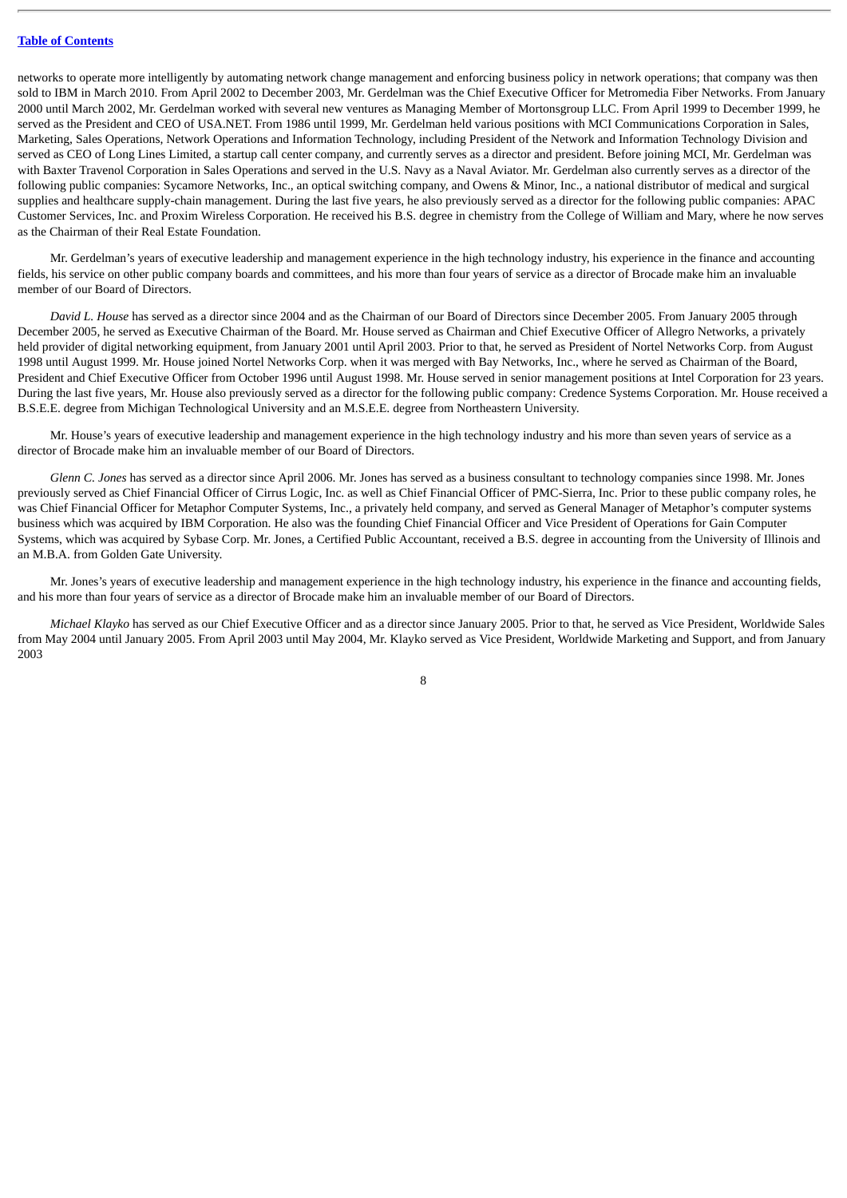networks to operate more intelligently by automating network change management and enforcing business policy in network operations; that company was then sold to IBM in March 2010. From April 2002 to December 2003, Mr. Gerdelman was the Chief Executive Officer for Metromedia Fiber Networks. From January 2000 until March 2002, Mr. Gerdelman worked with several new ventures as Managing Member of Mortonsgroup LLC. From April 1999 to December 1999, he served as the President and CEO of USA.NET. From 1986 until 1999, Mr. Gerdelman held various positions with MCI Communications Corporation in Sales, Marketing, Sales Operations, Network Operations and Information Technology, including President of the Network and Information Technology Division and served as CEO of Long Lines Limited, a startup call center company, and currently serves as a director and president. Before joining MCI, Mr. Gerdelman was with Baxter Travenol Corporation in Sales Operations and served in the U.S. Navy as a Naval Aviator. Mr. Gerdelman also currently serves as a director of the following public companies: Sycamore Networks, Inc., an optical switching company, and Owens & Minor, Inc., a national distributor of medical and surgical supplies and healthcare supply-chain management. During the last five years, he also previously served as a director for the following public companies: APAC Customer Services, Inc. and Proxim Wireless Corporation. He received his B.S. degree in chemistry from the College of William and Mary, where he now serves as the Chairman of their Real Estate Foundation.

Mr. Gerdelman's years of executive leadership and management experience in the high technology industry, his experience in the finance and accounting fields, his service on other public company boards and committees, and his more than four years of service as a director of Brocade make him an invaluable member of our Board of Directors.

*David L. House* has served as a director since 2004 and as the Chairman of our Board of Directors since December 2005. From January 2005 through December 2005, he served as Executive Chairman of the Board. Mr. House served as Chairman and Chief Executive Officer of Allegro Networks, a privately held provider of digital networking equipment, from January 2001 until April 2003. Prior to that, he served as President of Nortel Networks Corp. from August 1998 until August 1999. Mr. House joined Nortel Networks Corp. when it was merged with Bay Networks, Inc., where he served as Chairman of the Board, President and Chief Executive Officer from October 1996 until August 1998. Mr. House served in senior management positions at Intel Corporation for 23 years. During the last five years, Mr. House also previously served as a director for the following public company: Credence Systems Corporation. Mr. House received a B.S.E.E. degree from Michigan Technological University and an M.S.E.E. degree from Northeastern University.

Mr. House's years of executive leadership and management experience in the high technology industry and his more than seven years of service as a director of Brocade make him an invaluable member of our Board of Directors.

*Glenn C. Jones* has served as a director since April 2006. Mr. Jones has served as a business consultant to technology companies since 1998. Mr. Jones previously served as Chief Financial Officer of Cirrus Logic, Inc. as well as Chief Financial Officer of PMC-Sierra, Inc. Prior to these public company roles, he was Chief Financial Officer for Metaphor Computer Systems, Inc., a privately held company, and served as General Manager of Metaphor's computer systems business which was acquired by IBM Corporation. He also was the founding Chief Financial Officer and Vice President of Operations for Gain Computer Systems, which was acquired by Sybase Corp. Mr. Jones, a Certified Public Accountant, received a B.S. degree in accounting from the University of Illinois and an M.B.A. from Golden Gate University.

Mr. Jones's years of executive leadership and management experience in the high technology industry, his experience in the finance and accounting fields, and his more than four years of service as a director of Brocade make him an invaluable member of our Board of Directors.

*Michael Klayko* has served as our Chief Executive Officer and as a director since January 2005. Prior to that, he served as Vice President, Worldwide Sales from May 2004 until January 2005. From April 2003 until May 2004, Mr. Klayko served as Vice President, Worldwide Marketing and Support, and from January 2003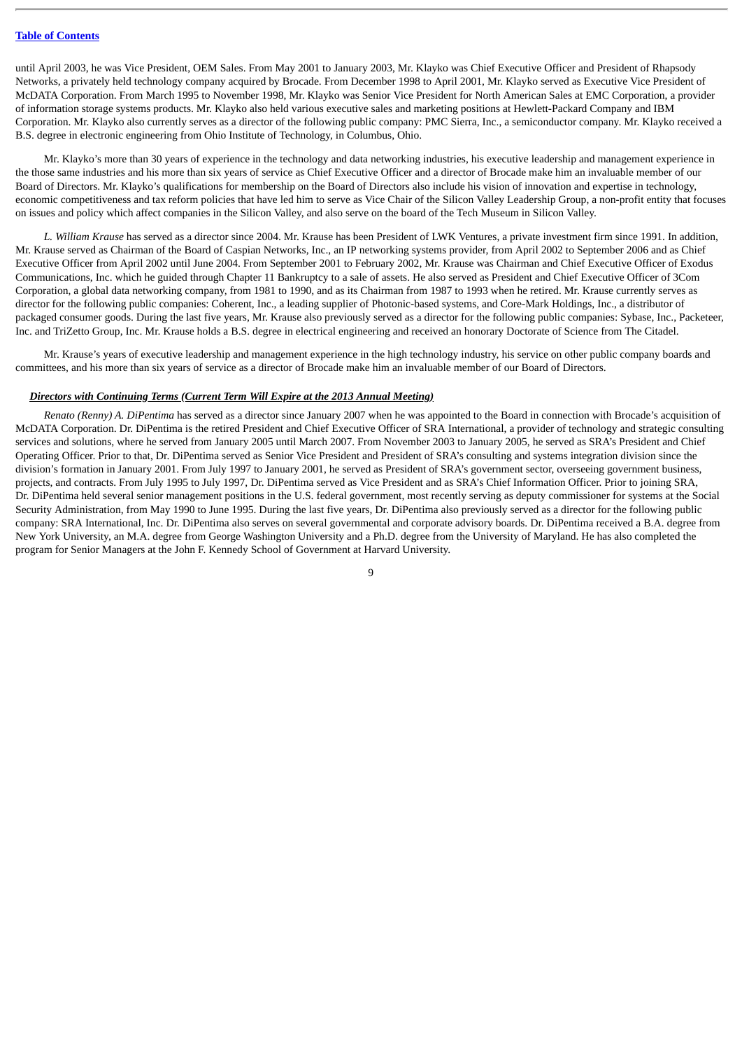until April 2003, he was Vice President, OEM Sales. From May 2001 to January 2003, Mr. Klayko was Chief Executive Officer and President of Rhapsody Networks, a privately held technology company acquired by Brocade. From December 1998 to April 2001, Mr. Klayko served as Executive Vice President of McDATA Corporation. From March 1995 to November 1998, Mr. Klayko was Senior Vice President for North American Sales at EMC Corporation, a provider of information storage systems products. Mr. Klayko also held various executive sales and marketing positions at Hewlett-Packard Company and IBM Corporation. Mr. Klayko also currently serves as a director of the following public company: PMC Sierra, Inc., a semiconductor company. Mr. Klayko received a B.S. degree in electronic engineering from Ohio Institute of Technology, in Columbus, Ohio.

Mr. Klayko's more than 30 years of experience in the technology and data networking industries, his executive leadership and management experience in the those same industries and his more than six years of service as Chief Executive Officer and a director of Brocade make him an invaluable member of our Board of Directors. Mr. Klayko's qualifications for membership on the Board of Directors also include his vision of innovation and expertise in technology, economic competitiveness and tax reform policies that have led him to serve as Vice Chair of the Silicon Valley Leadership Group, a non-profit entity that focuses on issues and policy which affect companies in the Silicon Valley, and also serve on the board of the Tech Museum in Silicon Valley.

*L. William Krause* has served as a director since 2004. Mr. Krause has been President of LWK Ventures, a private investment firm since 1991. In addition, Mr. Krause served as Chairman of the Board of Caspian Networks, Inc., an IP networking systems provider, from April 2002 to September 2006 and as Chief Executive Officer from April 2002 until June 2004. From September 2001 to February 2002, Mr. Krause was Chairman and Chief Executive Officer of Exodus Communications, Inc. which he guided through Chapter 11 Bankruptcy to a sale of assets. He also served as President and Chief Executive Officer of 3Com Corporation, a global data networking company, from 1981 to 1990, and as its Chairman from 1987 to 1993 when he retired. Mr. Krause currently serves as director for the following public companies: Coherent, Inc., a leading supplier of Photonic-based systems, and Core-Mark Holdings, Inc., a distributor of packaged consumer goods. During the last five years, Mr. Krause also previously served as a director for the following public companies: Sybase, Inc., Packeteer, Inc. and TriZetto Group, Inc. Mr. Krause holds a B.S. degree in electrical engineering and received an honorary Doctorate of Science from The Citadel.

Mr. Krause's years of executive leadership and management experience in the high technology industry, his service on other public company boards and committees, and his more than six years of service as a director of Brocade make him an invaluable member of our Board of Directors.

***Directors with Continuing Terms (Current Term Will Expire at the 2013 Annual Meeting)***

*Renato (Renny) A. DiPentima* has served as a director since January 2007 when he was appointed to the Board in connection with Brocade's acquisition of McDATA Corporation. Dr. DiPentima is the retired President and Chief Executive Officer of SRA International, a provider of technology and strategic consulting services and solutions, where he served from January 2005 until March 2007. From November 2003 to January 2005, he served as SRA's President and Chief Operating Officer. Prior to that, Dr. DiPentima served as Senior Vice President and President of SRA's consulting and systems integration division since the division's formation in January 2001. From July 1997 to January 2001, he served as President of SRA's government sector, overseeing government business, projects, and contracts. From July 1995 to July 1997, Dr. DiPentima served as Vice President and as SRA's Chief Information Officer. Prior to joining SRA, Dr. DiPentima held several senior management positions in the U.S. federal government, most recently serving as deputy commissioner for systems at the Social Security Administration, from May 1990 to June 1995. During the last five years, Dr. DiPentima also previously served as a director for the following public company: SRA International, Inc. Dr. DiPentima also serves on several governmental and corporate advisory boards. Dr. DiPentima received a B.A. degree from New York University, an M.A. degree from George Washington University and a Ph.D. degree from the University of Maryland. He has also completed the program for Senior Managers at the John F. Kennedy School of Government at Harvard University.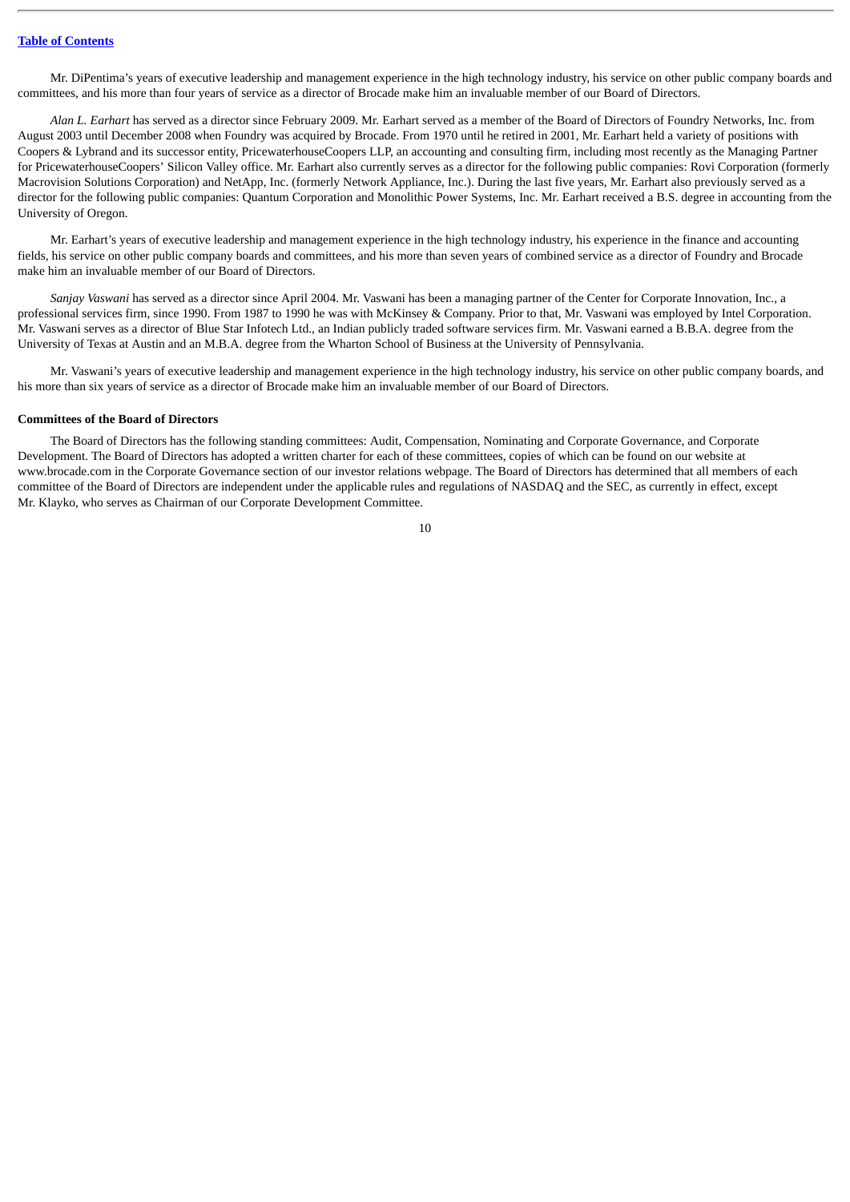Mr. DiPentima's years of executive leadership and management experience in the high technology industry, his service on other public company boards and committees, and his more than four years of service as a director of Brocade make him an invaluable member of our Board of Directors.

*Alan L. Earhart* has served as a director since February 2009. Mr. Earhart served as a member of the Board of Directors of Foundry Networks, Inc. from August 2003 until December 2008 when Foundry was acquired by Brocade. From 1970 until he retired in 2001, Mr. Earhart held a variety of positions with Coopers & Lybrand and its successor entity, PricewaterhouseCoopers LLP, an accounting and consulting firm, including most recently as the Managing Partner for PricewaterhouseCoopers' Silicon Valley office. Mr. Earhart also currently serves as a director for the following public companies: Rovi Corporation (formerly Macrovision Solutions Corporation) and NetApp, Inc. (formerly Network Appliance, Inc.). During the last five years, Mr. Earhart also previously served as a director for the following public companies: Quantum Corporation and Monolithic Power Systems, Inc. Mr. Earhart received a B.S. degree in accounting from the University of Oregon.

Mr. Earhart's years of executive leadership and management experience in the high technology industry, his experience in the finance and accounting fields, his service on other public company boards and committees, and his more than seven years of combined service as a director of Foundry and Brocade make him an invaluable member of our Board of Directors.

*Sanjay Vaswani* has served as a director since April 2004. Mr. Vaswani has been a managing partner of the Center for Corporate Innovation, Inc., a professional services firm, since 1990. From 1987 to 1990 he was with McKinsey & Company. Prior to that, Mr. Vaswani was employed by Intel Corporation. Mr. Vaswani serves as a director of Blue Star Infotech Ltd., an Indian publicly traded software services firm. Mr. Vaswani earned a B.B.A. degree from the University of Texas at Austin and an M.B.A. degree from the Wharton School of Business at the University of Pennsylvania.

Mr. Vaswani's years of executive leadership and management experience in the high technology industry, his service on other public company boards, and his more than six years of service as a director of Brocade make him an invaluable member of our Board of Directors.

### Committees of the Board of Directors

The Board of Directors has the following standing committees: Audit, Compensation, Nominating and Corporate Governance, and Corporate Development. The Board of Directors has adopted a written charter for each of these committees, copies of which can be found on our website at www.brocade.com in the Corporate Governance section of our investor relations webpage. The Board of Directors has determined that all members of each committee of the Board of Directors are independent under the applicable rules and regulations of NASDAQ and the SEC, as currently in effect, except Mr. Klayko, who serves as Chairman of our Corporate Development Committee.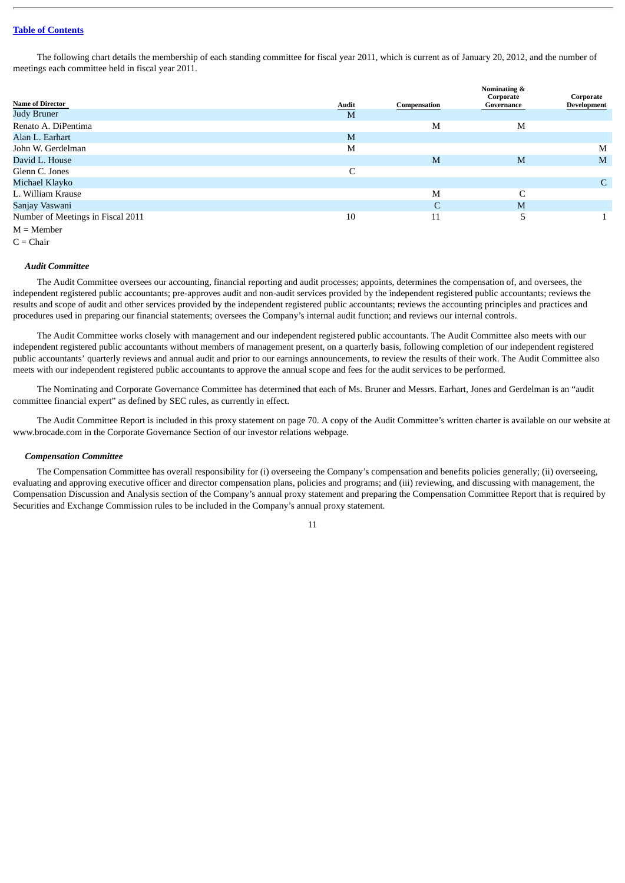The following chart details the membership of each standing committee for fiscal year 2011, which is current as of January 20, 2012, and the number of meetings each committee held in fiscal year 2011.

| Name of Director | Audit | Compensation | Nominating & Corporate Governance | Corporate Development |
|---|---|---|---|---|
| Judy Bruner | M | | | |
| Renato A. DiPentima | | M | M | |
| Alan L. Earhart | M | | | |
| John W. Gerdelman | M | | | M |
| David L. House | | M | M | M |
| Glenn C. Jones | C | | | |
| Michael Klayko | | | | C |
| L. William Krause | | M | C | |
| Sanjay Vaswani | | C | M | |
| Number of Meetings in Fiscal 2011 | 10 | 11 | 5 | 1 |

M = Member

C = Chair

***Audit Committee***

The Audit Committee oversees our accounting, financial reporting and audit processes; appoints, determines the compensation of, and oversees, the independent registered public accountants; pre-approves audit and non-audit services provided by the independent registered public accountants; reviews the results and scope of audit and other services provided by the independent registered public accountants; reviews the accounting principles and practices and procedures used in preparing our financial statements; oversees the Company's internal audit function; and reviews our internal controls.

The Audit Committee works closely with management and our independent registered public accountants. The Audit Committee also meets with our independent registered public accountants without members of management present, on a quarterly basis, following completion of our independent registered public accountants' quarterly reviews and annual audit and prior to our earnings announcements, to review the results of their work. The Audit Committee also meets with our independent registered public accountants to approve the annual scope and fees for the audit services to be performed.

The Nominating and Corporate Governance Committee has determined that each of Ms. Bruner and Messrs. Earhart, Jones and Gerdelman is an "audit committee financial expert" as defined by SEC rules, as currently in effect.

The Audit Committee Report is included in this proxy statement on page 70. A copy of the Audit Committee's written charter is available on our website at www.brocade.com in the Corporate Governance Section of our investor relations webpage.

***Compensation Committee***

The Compensation Committee has overall responsibility for (i) overseeing the Company's compensation and benefits policies generally; (ii) overseeing, evaluating and approving executive officer and director compensation plans, policies and programs; and (iii) reviewing, and discussing with management, the Compensation Discussion and Analysis section of the Company's annual proxy statement and preparing the Compensation Committee Report that is required by Securities and Exchange Commission rules to be included in the Company's annual proxy statement.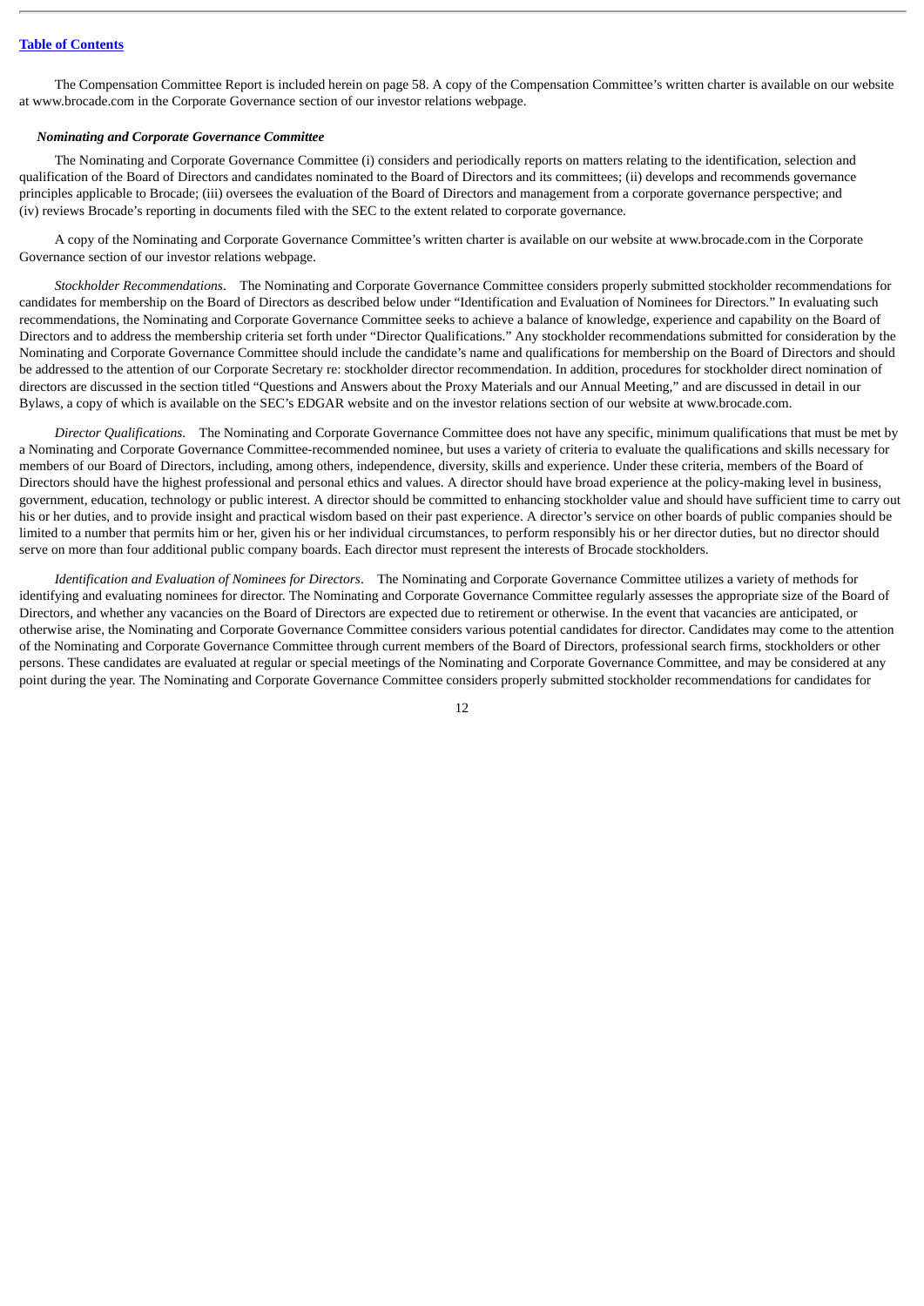The Compensation Committee Report is included herein on page 58. A copy of the Compensation Committee's written charter is available on our website at www.brocade.com in the Corporate Governance section of our investor relations webpage.

***Nominating and Corporate Governance Committee***

The Nominating and Corporate Governance Committee (i) considers and periodically reports on matters relating to the identification, selection and qualification of the Board of Directors and candidates nominated to the Board of Directors and its committees; (ii) develops and recommends governance principles applicable to Brocade; (iii) oversees the evaluation of the Board of Directors and management from a corporate governance perspective; and (iv) reviews Brocade's reporting in documents filed with the SEC to the extent related to corporate governance.

A copy of the Nominating and Corporate Governance Committee's written charter is available on our website at www.brocade.com in the Corporate Governance section of our investor relations webpage.

*Stockholder Recommendations*. The Nominating and Corporate Governance Committee considers properly submitted stockholder recommendations for candidates for membership on the Board of Directors as described below under "Identification and Evaluation of Nominees for Directors." In evaluating such recommendations, the Nominating and Corporate Governance Committee seeks to achieve a balance of knowledge, experience and capability on the Board of Directors and to address the membership criteria set forth under "Director Qualifications." Any stockholder recommendations submitted for consideration by the Nominating and Corporate Governance Committee should include the candidate's name and qualifications for membership on the Board of Directors and should be addressed to the attention of our Corporate Secretary re: stockholder director recommendation. In addition, procedures for stockholder direct nomination of directors are discussed in the section titled "Questions and Answers about the Proxy Materials and our Annual Meeting," and are discussed in detail in our Bylaws, a copy of which is available on the SEC's EDGAR website and on the investor relations section of our website at www.brocade.com.

*Director Qualifications*. The Nominating and Corporate Governance Committee does not have any specific, minimum qualifications that must be met by a Nominating and Corporate Governance Committee-recommended nominee, but uses a variety of criteria to evaluate the qualifications and skills necessary for members of our Board of Directors, including, among others, independence, diversity, skills and experience. Under these criteria, members of the Board of Directors should have the highest professional and personal ethics and values. A director should have broad experience at the policy-making level in business, government, education, technology or public interest. A director should be committed to enhancing stockholder value and should have sufficient time to carry out his or her duties, and to provide insight and practical wisdom based on their past experience. A director's service on other boards of public companies should be limited to a number that permits him or her, given his or her individual circumstances, to perform responsibly his or her director duties, but no director should serve on more than four additional public company boards. Each director must represent the interests of Brocade stockholders.

*Identification and Evaluation of Nominees for Directors*. The Nominating and Corporate Governance Committee utilizes a variety of methods for identifying and evaluating nominees for director. The Nominating and Corporate Governance Committee regularly assesses the appropriate size of the Board of Directors, and whether any vacancies on the Board of Directors are expected due to retirement or otherwise. In the event that vacancies are anticipated, or otherwise arise, the Nominating and Corporate Governance Committee considers various potential candidates for director. Candidates may come to the attention of the Nominating and Corporate Governance Committee through current members of the Board of Directors, professional search firms, stockholders or other persons. These candidates are evaluated at regular or special meetings of the Nominating and Corporate Governance Committee, and may be considered at any point during the year. The Nominating and Corporate Governance Committee considers properly submitted stockholder recommendations for candidates for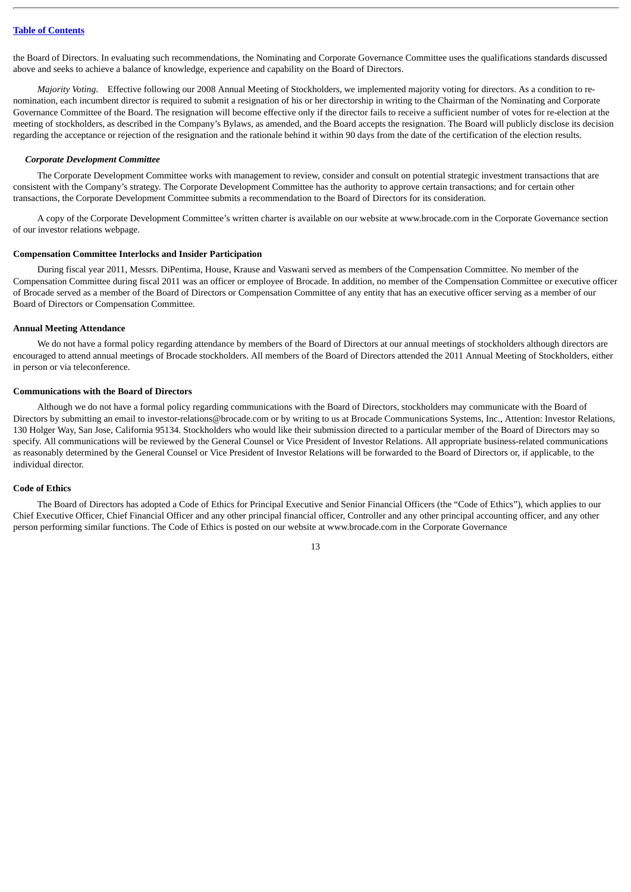the Board of Directors. In evaluating such recommendations, the Nominating and Corporate Governance Committee uses the qualifications standards discussed above and seeks to achieve a balance of knowledge, experience and capability on the Board of Directors.

*Majority Voting*. Effective following our 2008 Annual Meeting of Stockholders, we implemented majority voting for directors. As a condition to re-nomination, each incumbent director is required to submit a resignation of his or her directorship in writing to the Chairman of the Nominating and Corporate Governance Committee of the Board. The resignation will become effective only if the director fails to receive a sufficient number of votes for re-election at the meeting of stockholders, as described in the Company's Bylaws, as amended, and the Board accepts the resignation. The Board will publicly disclose its decision regarding the acceptance or rejection of the resignation and the rationale behind it within 90 days from the date of the certification of the election results.

***Corporate Development Committee***

The Corporate Development Committee works with management to review, consider and consult on potential strategic investment transactions that are consistent with the Company's strategy. The Corporate Development Committee has the authority to approve certain transactions; and for certain other transactions, the Corporate Development Committee submits a recommendation to the Board of Directors for its consideration.

A copy of the Corporate Development Committee's written charter is available on our website at www.brocade.com in the Corporate Governance section of our investor relations webpage.

**Compensation Committee Interlocks and Insider Participation**

During fiscal year 2011, Messrs. DiPentima, House, Krause and Vaswani served as members of the Compensation Committee. No member of the Compensation Committee during fiscal 2011 was an officer or employee of Brocade. In addition, no member of the Compensation Committee or executive officer of Brocade served as a member of the Board of Directors or Compensation Committee of any entity that has an executive officer serving as a member of our Board of Directors or Compensation Committee.

**Annual Meeting Attendance**

We do not have a formal policy regarding attendance by members of the Board of Directors at our annual meetings of stockholders although directors are encouraged to attend annual meetings of Brocade stockholders. All members of the Board of Directors attended the 2011 Annual Meeting of Stockholders, either in person or via teleconference.

**Communications with the Board of Directors**

Although we do not have a formal policy regarding communications with the Board of Directors, stockholders may communicate with the Board of Directors by submitting an email to investor-relations@brocade.com or by writing to us at Brocade Communications Systems, Inc., Attention: Investor Relations, 130 Holger Way, San Jose, California 95134. Stockholders who would like their submission directed to a particular member of the Board of Directors may so specify. All communications will be reviewed by the General Counsel or Vice President of Investor Relations. All appropriate business-related communications as reasonably determined by the General Counsel or Vice President of Investor Relations will be forwarded to the Board of Directors or, if applicable, to the individual director.

**Code of Ethics**

The Board of Directors has adopted a Code of Ethics for Principal Executive and Senior Financial Officers (the "Code of Ethics"), which applies to our Chief Executive Officer, Chief Financial Officer and any other principal financial officer, Controller and any other principal accounting officer, and any other person performing similar functions. The Code of Ethics is posted on our website at www.brocade.com in the Corporate Governance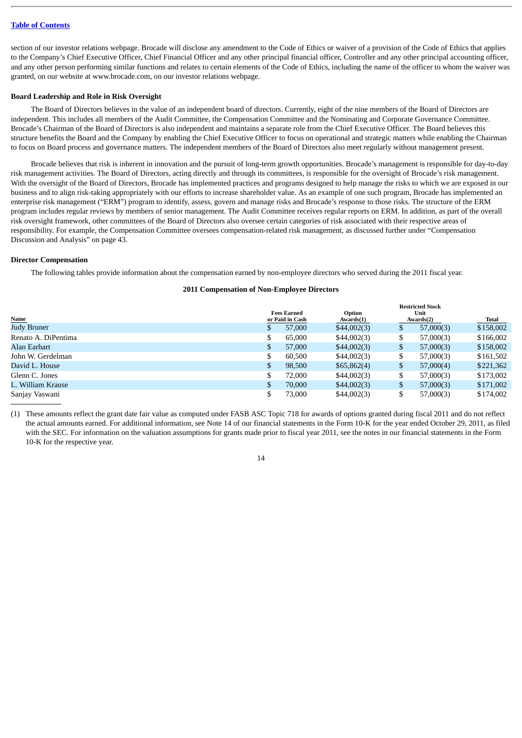section of our investor relations webpage. Brocade will disclose any amendment to the Code of Ethics or waiver of a provision of the Code of Ethics that applies to the Company's Chief Executive Officer, Chief Financial Officer and any other principal financial officer, Controller and any other principal accounting officer, and any other person performing similar functions and relates to certain elements of the Code of Ethics, including the name of the officer to whom the waiver was granted, on our website at www.brocade.com, on our investor relations webpage.

**Board Leadership and Role in Risk Oversight**

The Board of Directors believes in the value of an independent board of directors. Currently, eight of the nine members of the Board of Directors are independent. This includes all members of the Audit Committee, the Compensation Committee and the Nominating and Corporate Governance Committee. Brocade's Chairman of the Board of Directors is also independent and maintains a separate role from the Chief Executive Officer. The Board believes this structure benefits the Board and the Company by enabling the Chief Executive Officer to focus on operational and strategic matters while enabling the Chairman to focus on Board process and governance matters. The independent members of the Board of Directors also meet regularly without management present.

Brocade believes that risk is inherent in innovation and the pursuit of long-term growth opportunities. Brocade's management is responsible for day-to-day risk management activities. The Board of Directors, acting directly and through its committees, is responsible for the oversight of Brocade's risk management. With the oversight of the Board of Directors, Brocade has implemented practices and programs designed to help manage the risks to which we are exposed in our business and to align risk-taking appropriately with our efforts to increase shareholder value. As an example of one such program, Brocade has implemented an enterprise risk management ("ERM") program to identify, assess, govern and manage risks and Brocade's response to those risks. The structure of the ERM program includes regular reviews by members of senior management. The Audit Committee receives regular reports on ERM. In addition, as part of the overall risk oversight framework, other committees of the Board of Directors also oversee certain categories of risk associated with their respective areas of responsibility. For example, the Compensation Committee oversees compensation-related risk management, as discussed further under "Compensation Discussion and Analysis" on page 43.

**Director Compensation**

The following tables provide information about the compensation earned by non-employee directors who served during the 2011 fiscal year.

**2011 Compensation of Non-Employee Directors**

| Name | Fees Earned or Paid in Cash | Option Awards(1) | Restricted Stock Unit Awards(2) | Total |
|---|---|---|---|---|
| Judy Bruner | $ 57,000 | $44,002(3) | $ 57,000(3) | $158,002 |
| Renato A. DiPentima | $ 65,000 | $44,002(3) | $ 57,000(3) | $166,002 |
| Alan Earhart | $ 57,000 | $44,002(3) | $ 57,000(3) | $158,002 |
| John W. Gerdelman | $ 60,500 | $44,002(3) | $ 57,000(3) | $161,502 |
| David L. House | $ 98,500 | $65,862(4) | $ 57,000(4) | $221,362 |
| Glenn C. Jones | $ 72,000 | $44,002(3) | $ 57,000(3) | $173,002 |
| L. William Krause | $ 70,000 | $44,002(3) | $ 57,000(3) | $171,002 |
| Sanjay Vaswani | $ 73,000 | $44,002(3) | $ 57,000(3) | $174,002 |

(1) These amounts reflect the grant date fair value as computed under FASB ASC Topic 718 for awards of options granted during fiscal 2011 and do not reflect the actual amounts earned. For additional information, see Note 14 of our financial statements in the Form 10-K for the year ended October 29, 2011, as filed with the SEC. For information on the valuation assumptions for grants made prior to fiscal year 2011, see the notes in our financial statements in the Form 10-K for the respective year.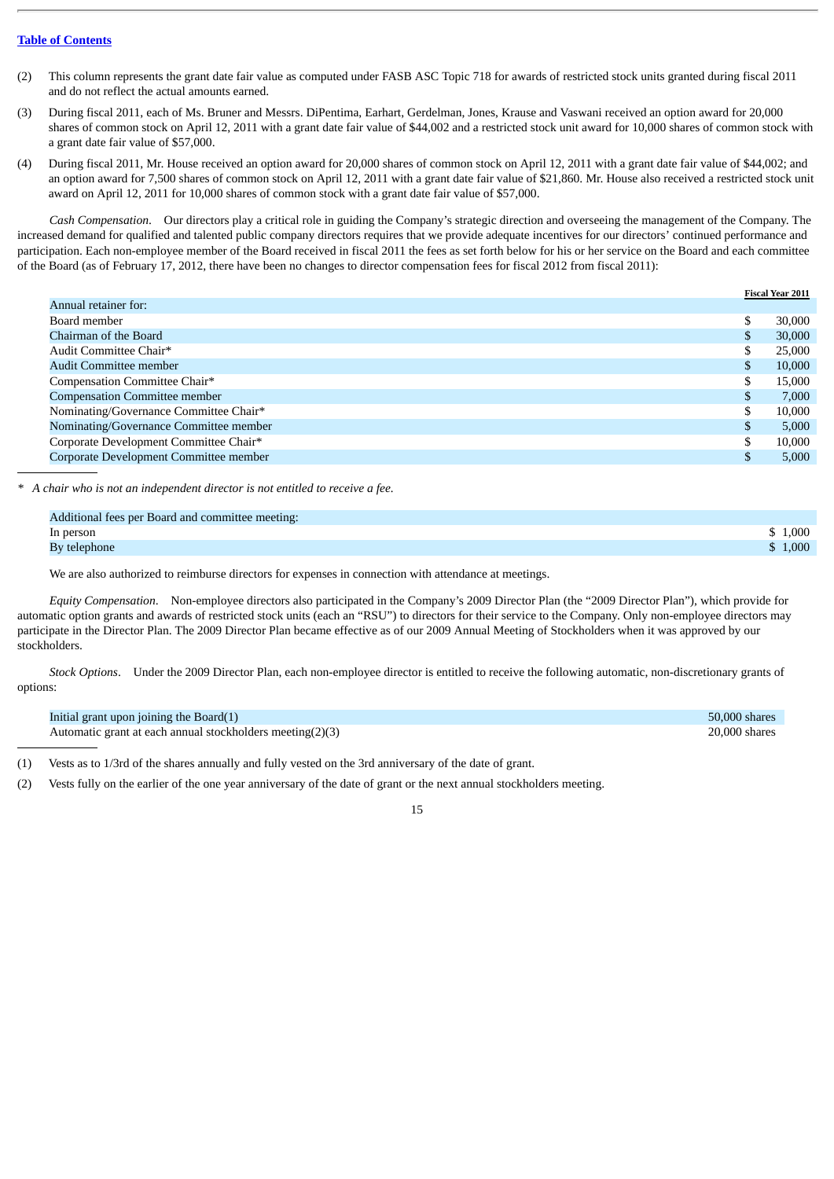[Table of Contents](#)

(2) This column represents the grant date fair value as computed under FASB ASC Topic 718 for awards of restricted stock units granted during fiscal 2011 and do not reflect the actual amounts earned.

(3) During fiscal 2011, each of Ms. Bruner and Messrs. DiPentima, Earhart, Gerdelman, Jones, Krause and Vaswani received an option award for 20,000 shares of common stock on April 12, 2011 with a grant date fair value of $44,002 and a restricted stock unit award for 10,000 shares of common stock with a grant date fair value of $57,000.

(4) During fiscal 2011, Mr. House received an option award for 20,000 shares of common stock on April 12, 2011 with a grant date fair value of $44,002; and an option award for 7,500 shares of common stock on April 12, 2011 with a grant date fair value of $21,860. Mr. House also received a restricted stock unit award on April 12, 2011 for 10,000 shares of common stock with a grant date fair value of $57,000.

*Cash Compensation*. Our directors play a critical role in guiding the Company's strategic direction and overseeing the management of the Company. The increased demand for qualified and talented public company directors requires that we provide adequate incentives for our directors' continued performance and participation. Each non-employee member of the Board received in fiscal 2011 the fees as set forth below for his or her service on the Board and each committee of the Board (as of February 17, 2012, there have been no changes to director compensation fees for fiscal 2012 from fiscal 2011):

| | Fiscal Year 2011 |
|---|---|
| Annual retainer for: | |
| Board member | $ 30,000 |
| Chairman of the Board | $ 30,000 |
| Audit Committee Chair* | $ 25,000 |
| Audit Committee member | $ 10,000 |
| Compensation Committee Chair* | $ 15,000 |
| Compensation Committee member | $ 7,000 |
| Nominating/Governance Committee Chair* | $ 10,000 |
| Nominating/Governance Committee member | $ 5,000 |
| Corporate Development Committee Chair* | $ 10,000 |
| Corporate Development Committee member | $ 5,000 |

\* *A chair who is not an independent director is not entitled to receive a fee.*

| Additional fees per Board and committee meeting: | |
|---|---|
| In person | $ 1,000 |
| By telephone | $ 1,000 |

We are also authorized to reimburse directors for expenses in connection with attendance at meetings.

*Equity Compensation*. Non-employee directors also participated in the Company's 2009 Director Plan (the "2009 Director Plan"), which provide for automatic option grants and awards of restricted stock units (each an "RSU") to directors for their service to the Company. Only non-employee directors may participate in the Director Plan. The 2009 Director Plan became effective as of our 2009 Annual Meeting of Stockholders when it was approved by our stockholders.

*Stock Options*. Under the 2009 Director Plan, each non-employee director is entitled to receive the following automatic, non-discretionary grants of options:

| | |
|---|---|
| Initial grant upon joining the Board(1) | 50,000 shares |
| Automatic grant at each annual stockholders meeting(2)(3) | 20,000 shares |

(1) Vests as to 1/3rd of the shares annually and fully vested on the 3rd anniversary of the date of grant.

(2) Vests fully on the earlier of the one year anniversary of the date of grant or the next annual stockholders meeting.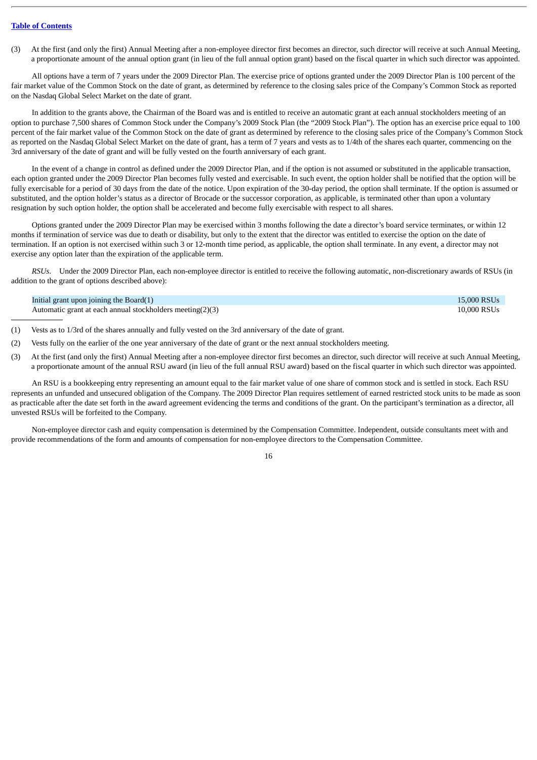(3) At the first (and only the first) Annual Meeting after a non-employee director first becomes an director, such director will receive at such Annual Meeting, a proportionate amount of the annual option grant (in lieu of the full annual option grant) based on the fiscal quarter in which such director was appointed.

All options have a term of 7 years under the 2009 Director Plan. The exercise price of options granted under the 2009 Director Plan is 100 percent of the fair market value of the Common Stock on the date of grant, as determined by reference to the closing sales price of the Company's Common Stock as reported on the Nasdaq Global Select Market on the date of grant.

In addition to the grants above, the Chairman of the Board was and is entitled to receive an automatic grant at each annual stockholders meeting of an option to purchase 7,500 shares of Common Stock under the Company's 2009 Stock Plan (the "2009 Stock Plan"). The option has an exercise price equal to 100 percent of the fair market value of the Common Stock on the date of grant as determined by reference to the closing sales price of the Company's Common Stock as reported on the Nasdaq Global Select Market on the date of grant, has a term of 7 years and vests as to 1/4th of the shares each quarter, commencing on the 3rd anniversary of the date of grant and will be fully vested on the fourth anniversary of each grant.

In the event of a change in control as defined under the 2009 Director Plan, and if the option is not assumed or substituted in the applicable transaction, each option granted under the 2009 Director Plan becomes fully vested and exercisable. In such event, the option holder shall be notified that the option will be fully exercisable for a period of 30 days from the date of the notice. Upon expiration of the 30-day period, the option shall terminate. If the option is assumed or substituted, and the option holder's status as a director of Brocade or the successor corporation, as applicable, is terminated other than upon a voluntary resignation by such option holder, the option shall be accelerated and become fully exercisable with respect to all shares.

Options granted under the 2009 Director Plan may be exercised within 3 months following the date a director's board service terminates, or within 12 months if termination of service was due to death or disability, but only to the extent that the director was entitled to exercise the option on the date of termination. If an option is not exercised within such 3 or 12-month time period, as applicable, the option shall terminate. In any event, a director may not exercise any option later than the expiration of the applicable term.

*RSUs*. Under the 2009 Director Plan, each non-employee director is entitled to receive the following automatic, non-discretionary awards of RSUs (in addition to the grant of options described above):

| | |
|---|---|
| Initial grant upon joining the Board(1) | 15,000 RSUs |
| Automatic grant at each annual stockholders meeting(2)(3) | 10,000 RSUs |

(1) Vests as to 1/3rd of the shares annually and fully vested on the 3rd anniversary of the date of grant.

(2) Vests fully on the earlier of the one year anniversary of the date of grant or the next annual stockholders meeting.

(3) At the first (and only the first) Annual Meeting after a non-employee director first becomes an director, such director will receive at such Annual Meeting, a proportionate amount of the annual RSU award (in lieu of the full annual RSU award) based on the fiscal quarter in which such director was appointed.

An RSU is a bookkeeping entry representing an amount equal to the fair market value of one share of common stock and is settled in stock. Each RSU represents an unfunded and unsecured obligation of the Company. The 2009 Director Plan requires settlement of earned restricted stock units to be made as soon as practicable after the date set forth in the award agreement evidencing the terms and conditions of the grant. On the participant's termination as a director, all unvested RSUs will be forfeited to the Company.

Non-employee director cash and equity compensation is determined by the Compensation Committee. Independent, outside consultants meet with and provide recommendations of the form and amounts of compensation for non-employee directors to the Compensation Committee.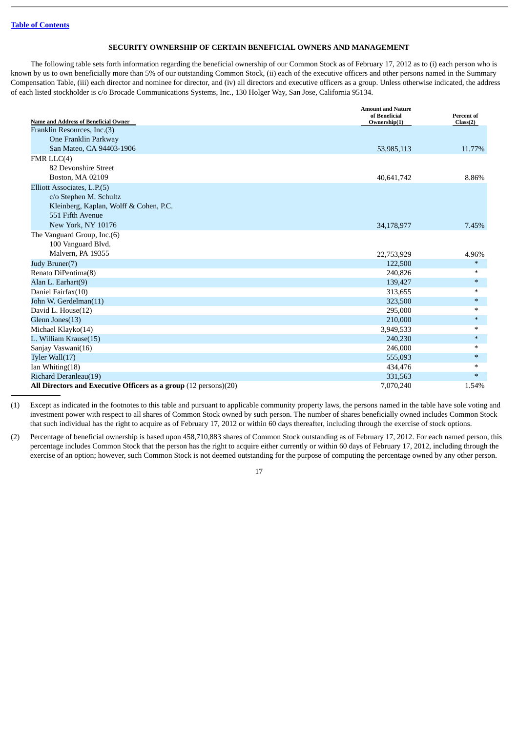[Table of Contents](#)

## SECURITY OWNERSHIP OF CERTAIN BENEFICIAL OWNERS AND MANAGEMENT

The following table sets forth information regarding the beneficial ownership of our Common Stock as of February 17, 2012 as to (i) each person who is known by us to own beneficially more than 5% of our outstanding Common Stock, (ii) each of the executive officers and other persons named in the Summary Compensation Table, (iii) each director and nominee for director, and (iv) all directors and executive officers as a group. Unless otherwise indicated, the address of each listed stockholder is c/o Brocade Communications Systems, Inc., 130 Holger Way, San Jose, California 95134.

| Name and Address of Beneficial Owner | Amount and Nature of Beneficial Ownership(1) | Percent of Class(2) |
|---|---|---|
| Franklin Resources, Inc.(3)<br>One Franklin Parkway<br>San Mateo, CA 94403-1906 | 53,985,113 | 11.77% |
| FMR LLC(4)<br>82 Devonshire Street<br>Boston, MA 02109 | 40,641,742 | 8.86% |
| Elliott Associates, L.P.(5)<br>c/o Stephen M. Schultz<br>Kleinberg, Kaplan, Wolff & Cohen, P.C.<br>551 Fifth Avenue<br>New York, NY 10176 | 34,178,977 | 7.45% |
| The Vanguard Group, Inc.(6)<br>100 Vanguard Blvd.<br>Malvern, PA 19355 | 22,753,929 | 4.96% |
| Judy Bruner(7) | 122,500 | * |
| Renato DiPentima(8) | 240,826 | * |
| Alan L. Earhart(9) | 139,427 | * |
| Daniel Fairfax(10) | 313,655 | * |
| John W. Gerdelman(11) | 323,500 | * |
| David L. House(12) | 295,000 | * |
| Glenn Jones(13) | 210,000 | * |
| Michael Klayko(14) | 3,949,533 | * |
| L. William Krause(15) | 240,230 | * |
| Sanjay Vaswani(16) | 246,000 | * |
| Tyler Wall(17) | 555,093 | * |
| Ian Whiting(18) | 434,476 | * |
| Richard Deranleau(19) | 331,563 | * |
| **All Directors and Executive Officers as a group** (12 persons)(20) | 7,070,240 | 1.54% |

(1) Except as indicated in the footnotes to this table and pursuant to applicable community property laws, the persons named in the table have sole voting and investment power with respect to all shares of Common Stock owned by such person. The number of shares beneficially owned includes Common Stock that such individual has the right to acquire as of February 17, 2012 or within 60 days thereafter, including through the exercise of stock options.

(2) Percentage of beneficial ownership is based upon 458,710,883 shares of Common Stock outstanding as of February 17, 2012. For each named person, this percentage includes Common Stock that the person has the right to acquire either currently or within 60 days of February 17, 2012, including through the exercise of an option; however, such Common Stock is not deemed outstanding for the purpose of computing the percentage owned by any other person.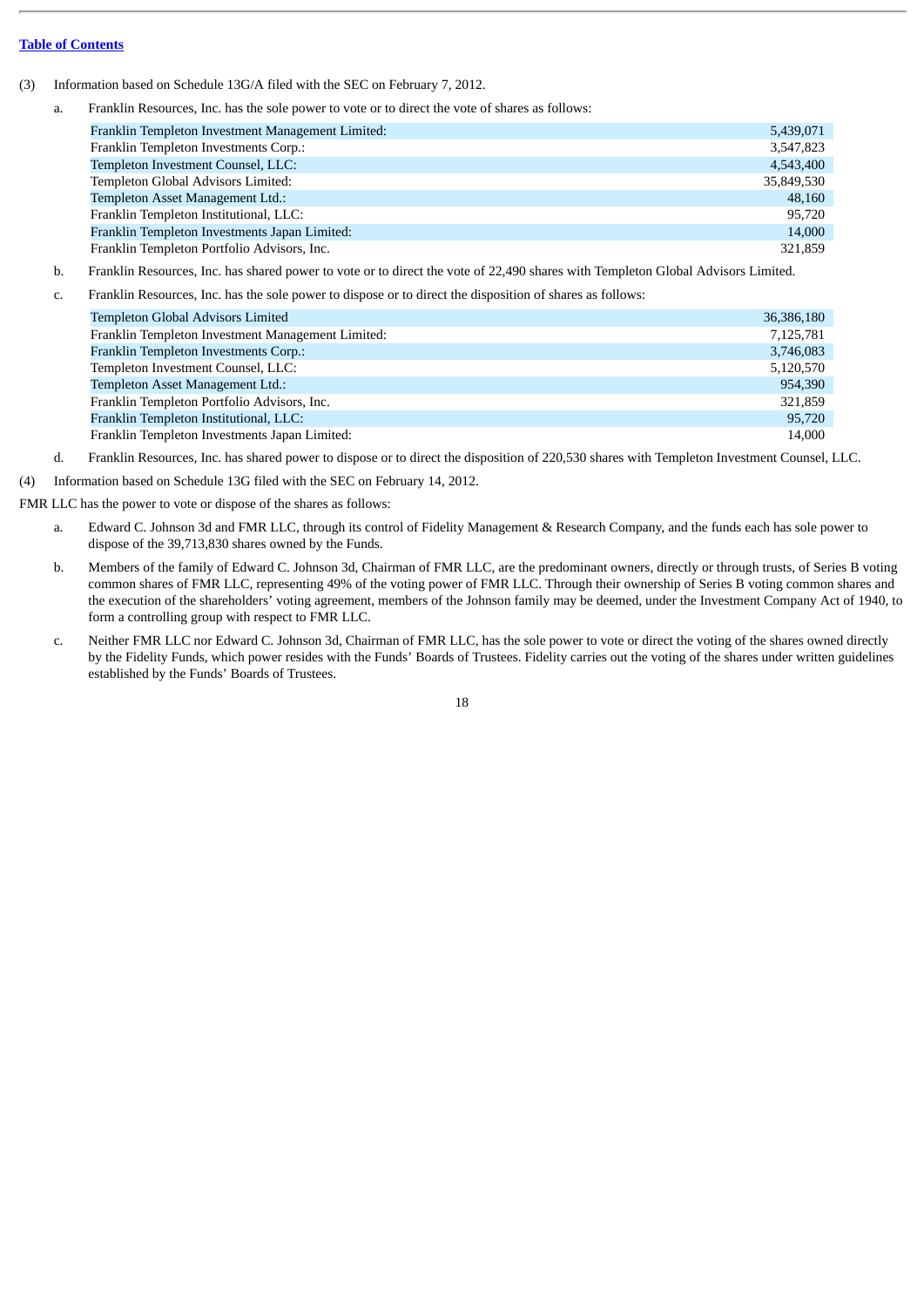[Table of Contents](#)

(3) Information based on Schedule 13G/A filed with the SEC on February 7, 2012.

a. Franklin Resources, Inc. has the sole power to vote or to direct the vote of shares as follows:

| | |
|---|---:|
| Franklin Templeton Investment Management Limited: | 5,439,071 |
| Franklin Templeton Investments Corp.: | 3,547,823 |
| Templeton Investment Counsel, LLC: | 4,543,400 |
| Templeton Global Advisors Limited: | 35,849,530 |
| Templeton Asset Management Ltd.: | 48,160 |
| Franklin Templeton Institutional, LLC: | 95,720 |
| Franklin Templeton Investments Japan Limited: | 14,000 |
| Franklin Templeton Portfolio Advisors, Inc. | 321,859 |

b. Franklin Resources, Inc. has shared power to vote or to direct the vote of 22,490 shares with Templeton Global Advisors Limited.

c. Franklin Resources, Inc. has the sole power to dispose or to direct the disposition of shares as follows:

| | |
|---|---:|
| Templeton Global Advisors Limited | 36,386,180 |
| Franklin Templeton Investment Management Limited: | 7,125,781 |
| Franklin Templeton Investments Corp.: | 3,746,083 |
| Templeton Investment Counsel, LLC: | 5,120,570 |
| Templeton Asset Management Ltd.: | 954,390 |
| Franklin Templeton Portfolio Advisors, Inc. | 321,859 |
| Franklin Templeton Institutional, LLC: | 95,720 |
| Franklin Templeton Investments Japan Limited: | 14,000 |

d. Franklin Resources, Inc. has shared power to dispose or to direct the disposition of 220,530 shares with Templeton Investment Counsel, LLC.

(4) Information based on Schedule 13G filed with the SEC on February 14, 2012.

FMR LLC has the power to vote or dispose of the shares as follows:

a. Edward C. Johnson 3d and FMR LLC, through its control of Fidelity Management & Research Company, and the funds each has sole power to dispose of the 39,713,830 shares owned by the Funds.

b. Members of the family of Edward C. Johnson 3d, Chairman of FMR LLC, are the predominant owners, directly or through trusts, of Series B voting common shares of FMR LLC, representing 49% of the voting power of FMR LLC. Through their ownership of Series B voting common shares and the execution of the shareholders' voting agreement, members of the Johnson family may be deemed, under the Investment Company Act of 1940, to form a controlling group with respect to FMR LLC.

c. Neither FMR LLC nor Edward C. Johnson 3d, Chairman of FMR LLC, has the sole power to vote or direct the voting of the shares owned directly by the Fidelity Funds, which power resides with the Funds' Boards of Trustees. Fidelity carries out the voting of the shares under written guidelines established by the Funds' Boards of Trustees.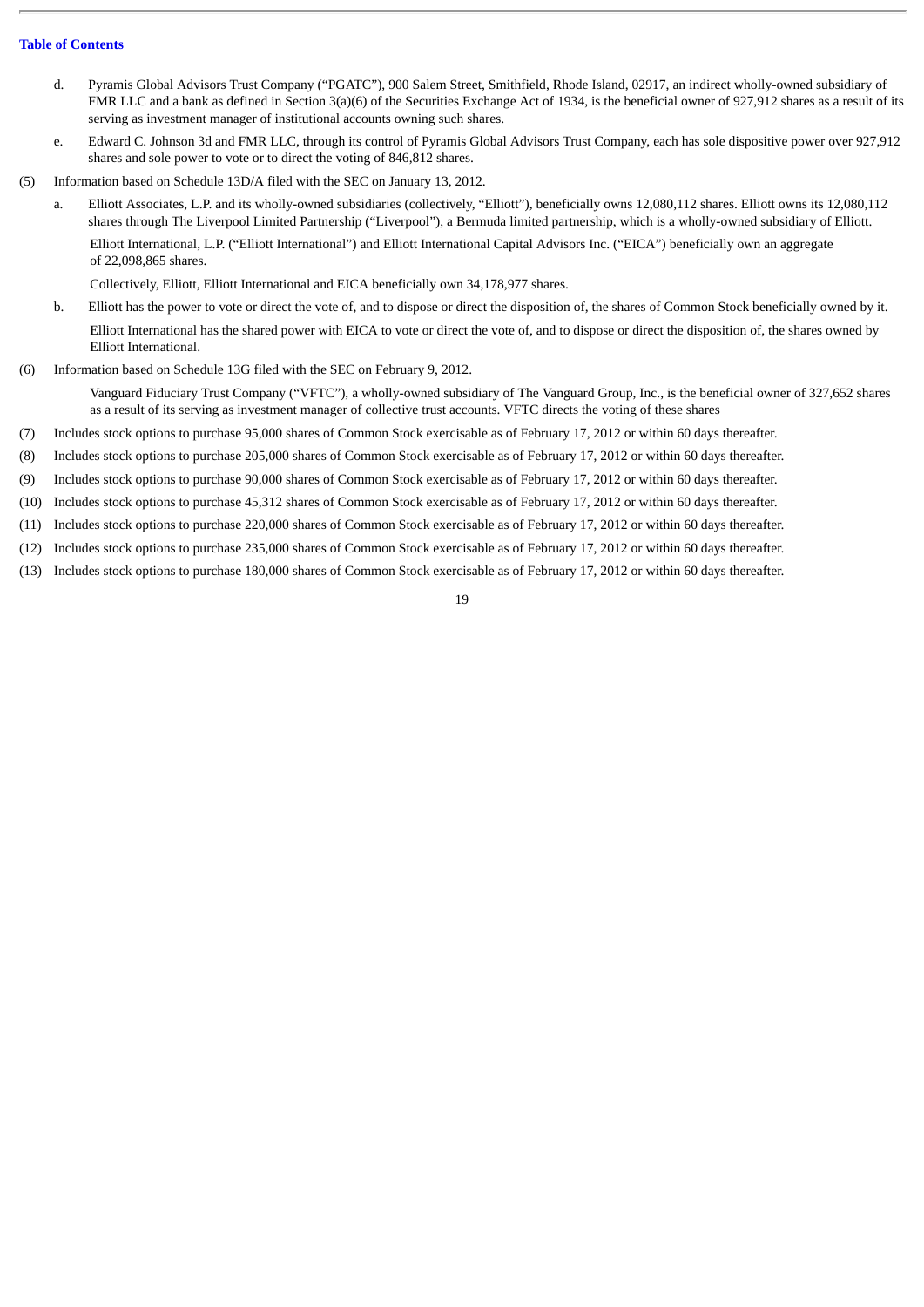[Table of Contents](#)

d. Pyramis Global Advisors Trust Company ("PGATC"), 900 Salem Street, Smithfield, Rhode Island, 02917, an indirect wholly-owned subsidiary of FMR LLC and a bank as defined in Section 3(a)(6) of the Securities Exchange Act of 1934, is the beneficial owner of 927,912 shares as a result of its serving as investment manager of institutional accounts owning such shares.

e. Edward C. Johnson 3d and FMR LLC, through its control of Pyramis Global Advisors Trust Company, each has sole dispositive power over 927,912 shares and sole power to vote or to direct the voting of 846,812 shares.

(5) Information based on Schedule 13D/A filed with the SEC on January 13, 2012.

a. Elliott Associates, L.P. and its wholly-owned subsidiaries (collectively, "Elliott"), beneficially owns 12,080,112 shares. Elliott owns its 12,080,112 shares through The Liverpool Limited Partnership ("Liverpool"), a Bermuda limited partnership, which is a wholly-owned subsidiary of Elliott.

Elliott International, L.P. ("Elliott International") and Elliott International Capital Advisors Inc. ("EICA") beneficially own an aggregate of 22,098,865 shares.

Collectively, Elliott, Elliott International and EICA beneficially own 34,178,977 shares.

b. Elliott has the power to vote or direct the vote of, and to dispose or direct the disposition of, the shares of Common Stock beneficially owned by it.

Elliott International has the shared power with EICA to vote or direct the vote of, and to dispose or direct the disposition of, the shares owned by Elliott International.

(6) Information based on Schedule 13G filed with the SEC on February 9, 2012.

Vanguard Fiduciary Trust Company ("VFTC"), a wholly-owned subsidiary of The Vanguard Group, Inc., is the beneficial owner of 327,652 shares as a result of its serving as investment manager of collective trust accounts. VFTC directs the voting of these shares

(7) Includes stock options to purchase 95,000 shares of Common Stock exercisable as of February 17, 2012 or within 60 days thereafter.

(8) Includes stock options to purchase 205,000 shares of Common Stock exercisable as of February 17, 2012 or within 60 days thereafter.

(9) Includes stock options to purchase 90,000 shares of Common Stock exercisable as of February 17, 2012 or within 60 days thereafter.

(10) Includes stock options to purchase 45,312 shares of Common Stock exercisable as of February 17, 2012 or within 60 days thereafter.

(11) Includes stock options to purchase 220,000 shares of Common Stock exercisable as of February 17, 2012 or within 60 days thereafter.

(12) Includes stock options to purchase 235,000 shares of Common Stock exercisable as of February 17, 2012 or within 60 days thereafter.

(13) Includes stock options to purchase 180,000 shares of Common Stock exercisable as of February 17, 2012 or within 60 days thereafter.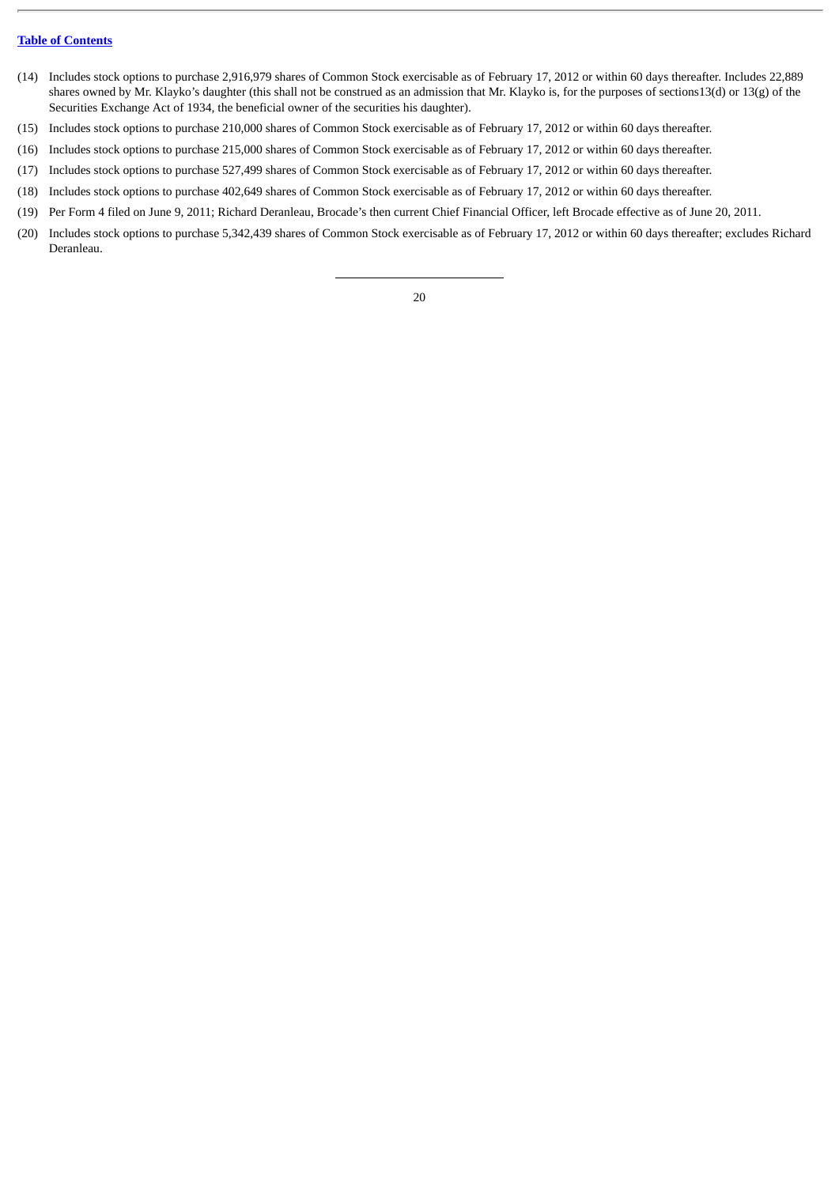(14) Includes stock options to purchase 2,916,979 shares of Common Stock exercisable as of February 17, 2012 or within 60 days thereafter. Includes 22,889 shares owned by Mr. Klayko's daughter (this shall not be construed as an admission that Mr. Klayko is, for the purposes of sections13(d) or 13(g) of the Securities Exchange Act of 1934, the beneficial owner of the securities his daughter).

(15) Includes stock options to purchase 210,000 shares of Common Stock exercisable as of February 17, 2012 or within 60 days thereafter.

(16) Includes stock options to purchase 215,000 shares of Common Stock exercisable as of February 17, 2012 or within 60 days thereafter.

(17) Includes stock options to purchase 527,499 shares of Common Stock exercisable as of February 17, 2012 or within 60 days thereafter.

(18) Includes stock options to purchase 402,649 shares of Common Stock exercisable as of February 17, 2012 or within 60 days thereafter.

(19) Per Form 4 filed on June 9, 2011; Richard Deranleau, Brocade's then current Chief Financial Officer, left Brocade effective as of June 20, 2011.

(20) Includes stock options to purchase 5,342,439 shares of Common Stock exercisable as of February 17, 2012 or within 60 days thereafter; excludes Richard Deranleau.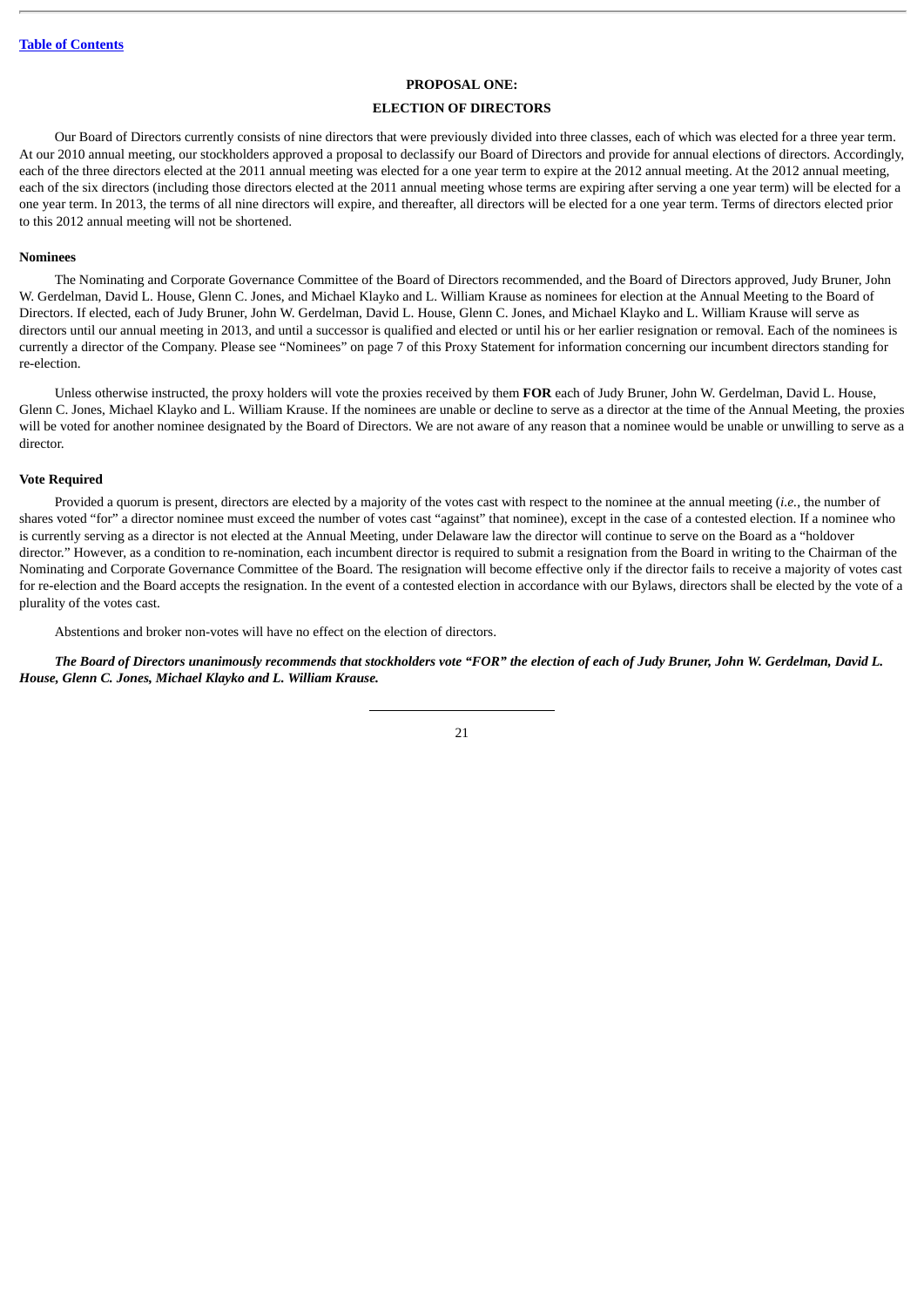## PROPOSAL ONE:

## ELECTION OF DIRECTORS

Our Board of Directors currently consists of nine directors that were previously divided into three classes, each of which was elected for a three year term. At our 2010 annual meeting, our stockholders approved a proposal to declassify our Board of Directors and provide for annual elections of directors. Accordingly, each of the three directors elected at the 2011 annual meeting was elected for a one year term to expire at the 2012 annual meeting. At the 2012 annual meeting, each of the six directors (including those directors elected at the 2011 annual meeting whose terms are expiring after serving a one year term) will be elected for a one year term. In 2013, the terms of all nine directors will expire, and thereafter, all directors will be elected for a one year term. Terms of directors elected prior to this 2012 annual meeting will not be shortened.

### Nominees

The Nominating and Corporate Governance Committee of the Board of Directors recommended, and the Board of Directors approved, Judy Bruner, John W. Gerdelman, David L. House, Glenn C. Jones, and Michael Klayko and L. William Krause as nominees for election at the Annual Meeting to the Board of Directors. If elected, each of Judy Bruner, John W. Gerdelman, David L. House, Glenn C. Jones, and Michael Klayko and L. William Krause will serve as directors until our annual meeting in 2013, and until a successor is qualified and elected or until his or her earlier resignation or removal. Each of the nominees is currently a director of the Company. Please see "Nominees" on page 7 of this Proxy Statement for information concerning our incumbent directors standing for re-election.

Unless otherwise instructed, the proxy holders will vote the proxies received by them **FOR** each of Judy Bruner, John W. Gerdelman, David L. House, Glenn C. Jones, Michael Klayko and L. William Krause. If the nominees are unable or decline to serve as a director at the time of the Annual Meeting, the proxies will be voted for another nominee designated by the Board of Directors. We are not aware of any reason that a nominee would be unable or unwilling to serve as a director.

### Vote Required

Provided a quorum is present, directors are elected by a majority of the votes cast with respect to the nominee at the annual meeting (*i.e.*, the number of shares voted "for" a director nominee must exceed the number of votes cast "against" that nominee), except in the case of a contested election. If a nominee who is currently serving as a director is not elected at the Annual Meeting, under Delaware law the director will continue to serve on the Board as a "holdover director." However, as a condition to re-nomination, each incumbent director is required to submit a resignation from the Board in writing to the Chairman of the Nominating and Corporate Governance Committee of the Board. The resignation will become effective only if the director fails to receive a majority of votes cast for re-election and the Board accepts the resignation. In the event of a contested election in accordance with our Bylaws, directors shall be elected by the vote of a plurality of the votes cast.

Abstentions and broker non-votes will have no effect on the election of directors.

***The Board of Directors unanimously recommends that stockholders vote "FOR" the election of each of Judy Bruner, John W. Gerdelman, David L. House, Glenn C. Jones, Michael Klayko and L. William Krause.***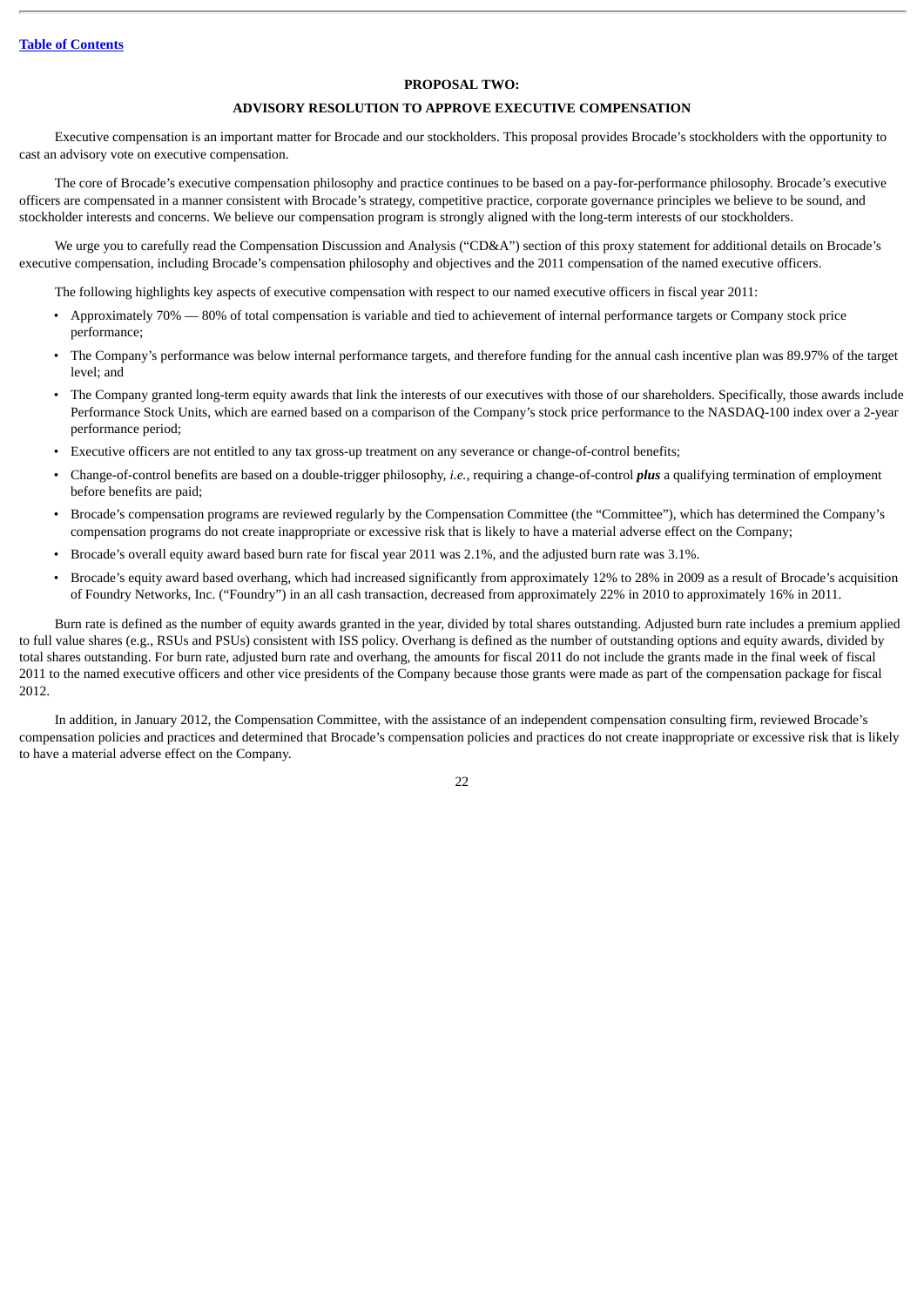[Table of Contents](#)

## PROPOSAL TWO:

## ADVISORY RESOLUTION TO APPROVE EXECUTIVE COMPENSATION

Executive compensation is an important matter for Brocade and our stockholders. This proposal provides Brocade's stockholders with the opportunity to cast an advisory vote on executive compensation.

The core of Brocade's executive compensation philosophy and practice continues to be based on a pay-for-performance philosophy. Brocade's executive officers are compensated in a manner consistent with Brocade's strategy, competitive practice, corporate governance principles we believe to be sound, and stockholder interests and concerns. We believe our compensation program is strongly aligned with the long-term interests of our stockholders.

We urge you to carefully read the Compensation Discussion and Analysis ("CD&A") section of this proxy statement for additional details on Brocade's executive compensation, including Brocade's compensation philosophy and objectives and the 2011 compensation of the named executive officers.

The following highlights key aspects of executive compensation with respect to our named executive officers in fiscal year 2011:

- Approximately 70% — 80% of total compensation is variable and tied to achievement of internal performance targets or Company stock price performance;
- The Company's performance was below internal performance targets, and therefore funding for the annual cash incentive plan was 89.97% of the target level; and
- The Company granted long-term equity awards that link the interests of our executives with those of our shareholders. Specifically, those awards include Performance Stock Units, which are earned based on a comparison of the Company's stock price performance to the NASDAQ-100 index over a 2-year performance period;
- Executive officers are not entitled to any tax gross-up treatment on any severance or change-of-control benefits;
- Change-of-control benefits are based on a double-trigger philosophy, *i.e.*, requiring a change-of-control ***plus*** a qualifying termination of employment before benefits are paid;
- Brocade's compensation programs are reviewed regularly by the Compensation Committee (the "Committee"), which has determined the Company's compensation programs do not create inappropriate or excessive risk that is likely to have a material adverse effect on the Company;
- Brocade's overall equity award based burn rate for fiscal year 2011 was 2.1%, and the adjusted burn rate was 3.1%.
- Brocade's equity award based overhang, which had increased significantly from approximately 12% to 28% in 2009 as a result of Brocade's acquisition of Foundry Networks, Inc. ("Foundry") in an all cash transaction, decreased from approximately 22% in 2010 to approximately 16% in 2011.

Burn rate is defined as the number of equity awards granted in the year, divided by total shares outstanding. Adjusted burn rate includes a premium applied to full value shares (e.g., RSUs and PSUs) consistent with ISS policy. Overhang is defined as the number of outstanding options and equity awards, divided by total shares outstanding. For burn rate, adjusted burn rate and overhang, the amounts for fiscal 2011 do not include the grants made in the final week of fiscal 2011 to the named executive officers and other vice presidents of the Company because those grants were made as part of the compensation package for fiscal 2012.

In addition, in January 2012, the Compensation Committee, with the assistance of an independent compensation consulting firm, reviewed Brocade's compensation policies and practices and determined that Brocade's compensation policies and practices do not create inappropriate or excessive risk that is likely to have a material adverse effect on the Company.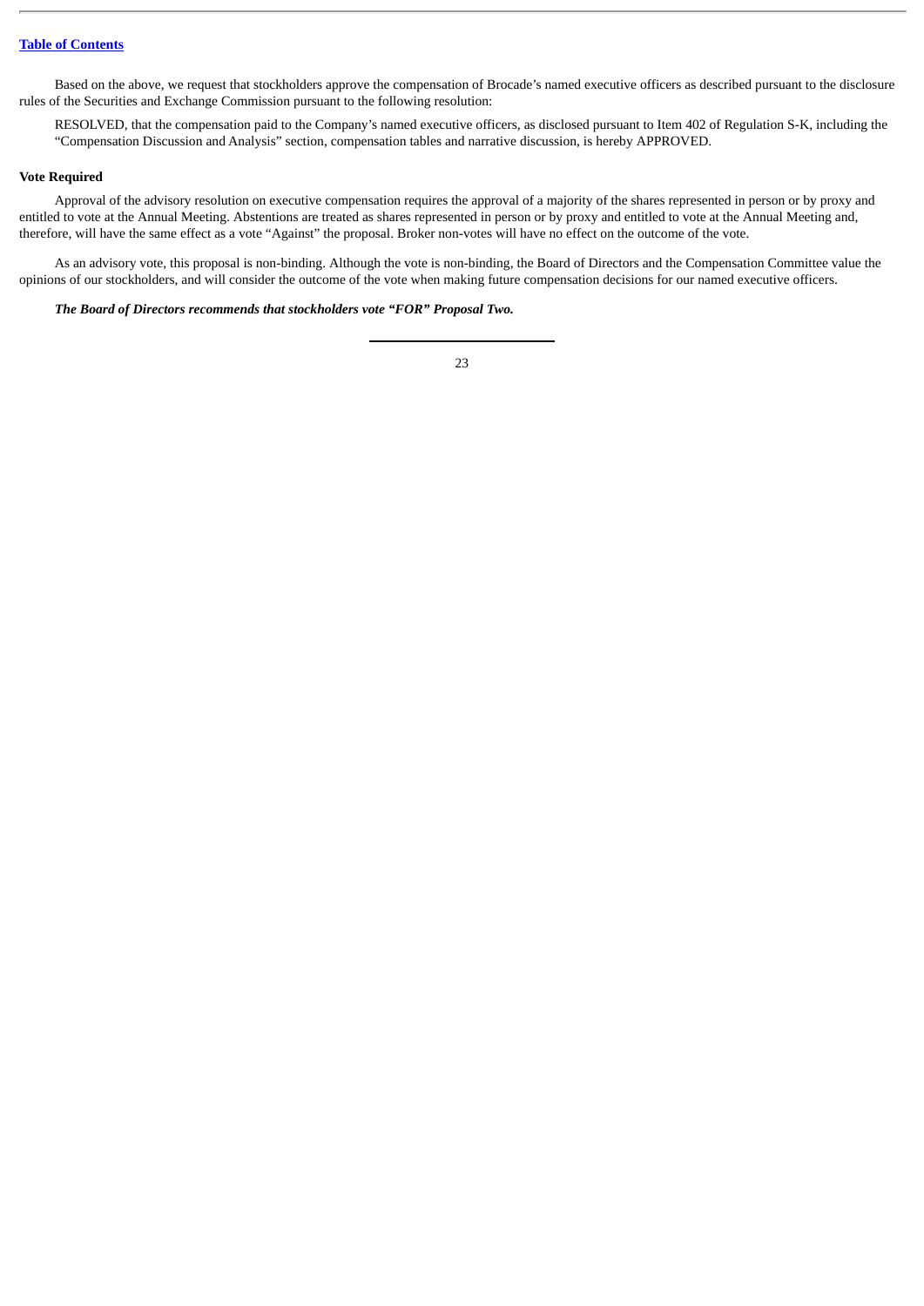Based on the above, we request that stockholders approve the compensation of Brocade's named executive officers as described pursuant to the disclosure rules of the Securities and Exchange Commission pursuant to the following resolution:

RESOLVED, that the compensation paid to the Company's named executive officers, as disclosed pursuant to Item 402 of Regulation S-K, including the "Compensation Discussion and Analysis" section, compensation tables and narrative discussion, is hereby APPROVED.

**Vote Required**

Approval of the advisory resolution on executive compensation requires the approval of a majority of the shares represented in person or by proxy and entitled to vote at the Annual Meeting. Abstentions are treated as shares represented in person or by proxy and entitled to vote at the Annual Meeting and, therefore, will have the same effect as a vote "Against" the proposal. Broker non-votes will have no effect on the outcome of the vote.

As an advisory vote, this proposal is non-binding. Although the vote is non-binding, the Board of Directors and the Compensation Committee value the opinions of our stockholders, and will consider the outcome of the vote when making future compensation decisions for our named executive officers.

***The Board of Directors recommends that stockholders vote "FOR" Proposal Two.***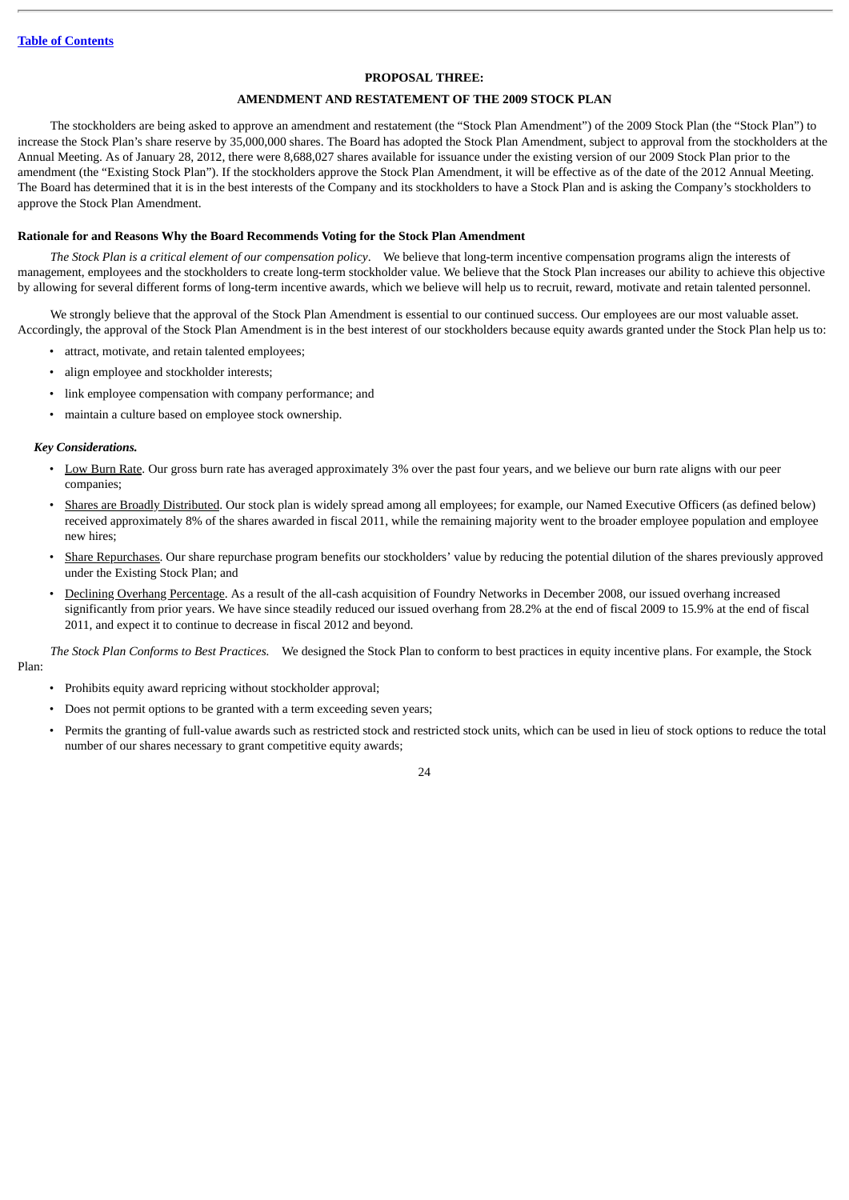## PROPOSAL THREE:

## AMENDMENT AND RESTATEMENT OF THE 2009 STOCK PLAN

The stockholders are being asked to approve an amendment and restatement (the "Stock Plan Amendment") of the 2009 Stock Plan (the "Stock Plan") to increase the Stock Plan's share reserve by 35,000,000 shares. The Board has adopted the Stock Plan Amendment, subject to approval from the stockholders at the Annual Meeting. As of January 28, 2012, there were 8,688,027 shares available for issuance under the existing version of our 2009 Stock Plan prior to the amendment (the "Existing Stock Plan"). If the stockholders approve the Stock Plan Amendment, it will be effective as of the date of the 2012 Annual Meeting. The Board has determined that it is in the best interests of the Company and its stockholders to have a Stock Plan and is asking the Company's stockholders to approve the Stock Plan Amendment.

**Rationale for and Reasons Why the Board Recommends Voting for the Stock Plan Amendment**

*The Stock Plan is a critical element of our compensation policy*. We believe that long-term incentive compensation programs align the interests of management, employees and the stockholders to create long-term stockholder value. We believe that the Stock Plan increases our ability to achieve this objective by allowing for several different forms of long-term incentive awards, which we believe will help us to recruit, reward, motivate and retain talented personnel.

We strongly believe that the approval of the Stock Plan Amendment is essential to our continued success. Our employees are our most valuable asset. Accordingly, the approval of the Stock Plan Amendment is in the best interest of our stockholders because equity awards granted under the Stock Plan help us to:

- attract, motivate, and retain talented employees;
- align employee and stockholder interests;
- link employee compensation with company performance; and
- maintain a culture based on employee stock ownership.

***Key Considerations.***

- Low Burn Rate. Our gross burn rate has averaged approximately 3% over the past four years, and we believe our burn rate aligns with our peer companies;
- Shares are Broadly Distributed. Our stock plan is widely spread among all employees; for example, our Named Executive Officers (as defined below) received approximately 8% of the shares awarded in fiscal 2011, while the remaining majority went to the broader employee population and employee new hires;
- Share Repurchases. Our share repurchase program benefits our stockholders' value by reducing the potential dilution of the shares previously approved under the Existing Stock Plan; and
- Declining Overhang Percentage. As a result of the all-cash acquisition of Foundry Networks in December 2008, our issued overhang increased significantly from prior years. We have since steadily reduced our issued overhang from 28.2% at the end of fiscal 2009 to 15.9% at the end of fiscal 2011, and expect it to continue to decrease in fiscal 2012 and beyond.

*The Stock Plan Conforms to Best Practices.* We designed the Stock Plan to conform to best practices in equity incentive plans. For example, the Stock Plan:

- Prohibits equity award repricing without stockholder approval;
- Does not permit options to be granted with a term exceeding seven years;
- Permits the granting of full-value awards such as restricted stock and restricted stock units, which can be used in lieu of stock options to reduce the total number of our shares necessary to grant competitive equity awards;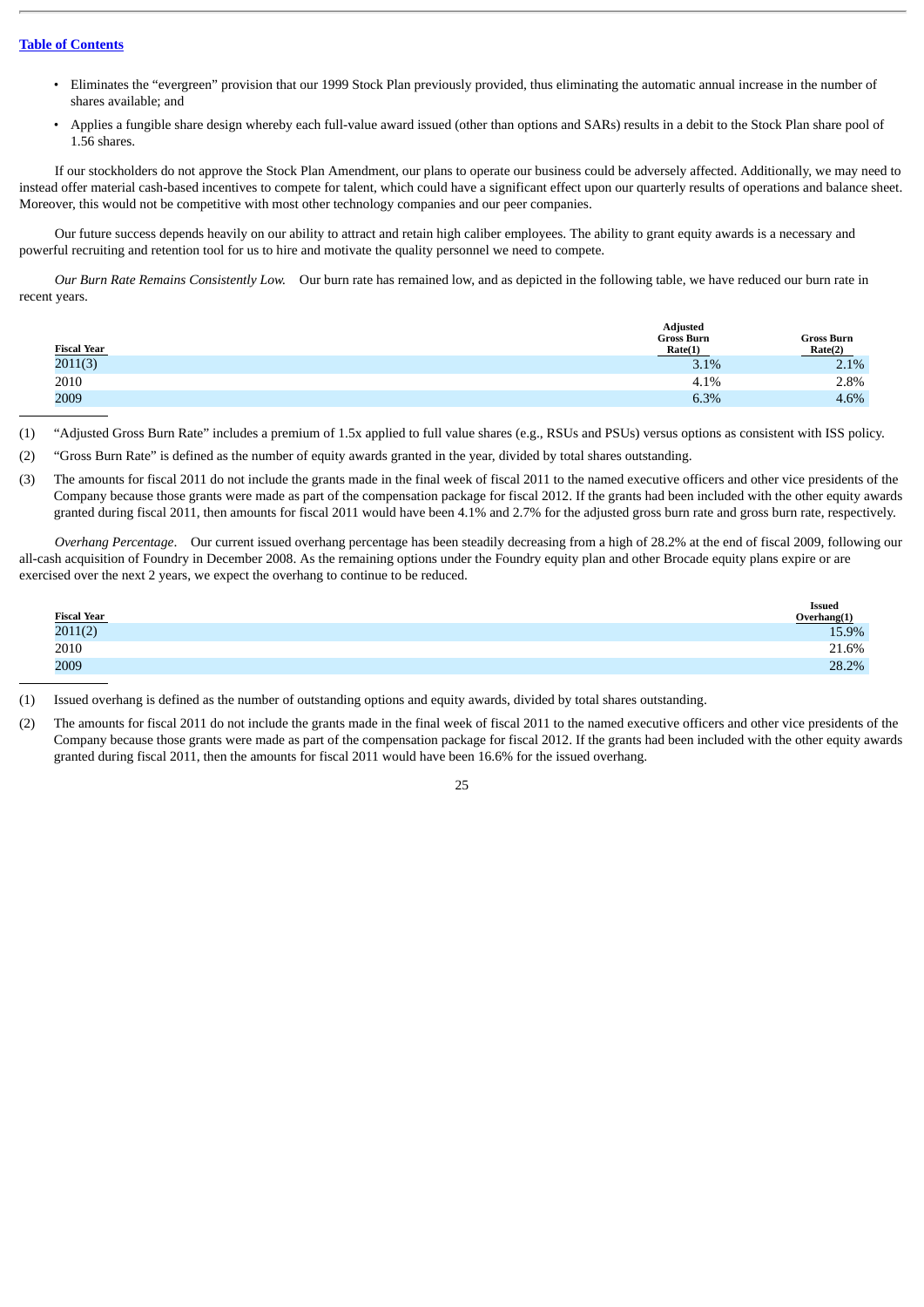- Eliminates the "evergreen" provision that our 1999 Stock Plan previously provided, thus eliminating the automatic annual increase in the number of shares available; and
- Applies a fungible share design whereby each full-value award issued (other than options and SARs) results in a debit to the Stock Plan share pool of 1.56 shares.

If our stockholders do not approve the Stock Plan Amendment, our plans to operate our business could be adversely affected. Additionally, we may need to instead offer material cash-based incentives to compete for talent, which could have a significant effect upon our quarterly results of operations and balance sheet. Moreover, this would not be competitive with most other technology companies and our peer companies.

Our future success depends heavily on our ability to attract and retain high caliber employees. The ability to grant equity awards is a necessary and powerful recruiting and retention tool for us to hire and motivate the quality personnel we need to compete.

*Our Burn Rate Remains Consistently Low.* Our burn rate has remained low, and as depicted in the following table, we have reduced our burn rate in recent years.

| Fiscal Year | Adjusted Gross Burn Rate(1) | Gross Burn Rate(2) |
|---|---|---|
| 2011(3) | 3.1% | 2.1% |
| 2010 | 4.1% | 2.8% |
| 2009 | 6.3% | 4.6% |

(1) "Adjusted Gross Burn Rate" includes a premium of 1.5x applied to full value shares (e.g., RSUs and PSUs) versus options as consistent with ISS policy.

(2) "Gross Burn Rate" is defined as the number of equity awards granted in the year, divided by total shares outstanding.

(3) The amounts for fiscal 2011 do not include the grants made in the final week of fiscal 2011 to the named executive officers and other vice presidents of the Company because those grants were made as part of the compensation package for fiscal 2012. If the grants had been included with the other equity awards granted during fiscal 2011, then amounts for fiscal 2011 would have been 4.1% and 2.7% for the adjusted gross burn rate and gross burn rate, respectively.

*Overhang Percentage*. Our current issued overhang percentage has been steadily decreasing from a high of 28.2% at the end of fiscal 2009, following our all-cash acquisition of Foundry in December 2008. As the remaining options under the Foundry equity plan and other Brocade equity plans expire or are exercised over the next 2 years, we expect the overhang to continue to be reduced.

| Fiscal Year | Issued Overhang(1) |
|---|---|
| 2011(2) | 15.9% |
| 2010 | 21.6% |
| 2009 | 28.2% |

(1) Issued overhang is defined as the number of outstanding options and equity awards, divided by total shares outstanding.

(2) The amounts for fiscal 2011 do not include the grants made in the final week of fiscal 2011 to the named executive officers and other vice presidents of the Company because those grants were made as part of the compensation package for fiscal 2012. If the grants had been included with the other equity awards granted during fiscal 2011, then the amounts for fiscal 2011 would have been 16.6% for the issued overhang.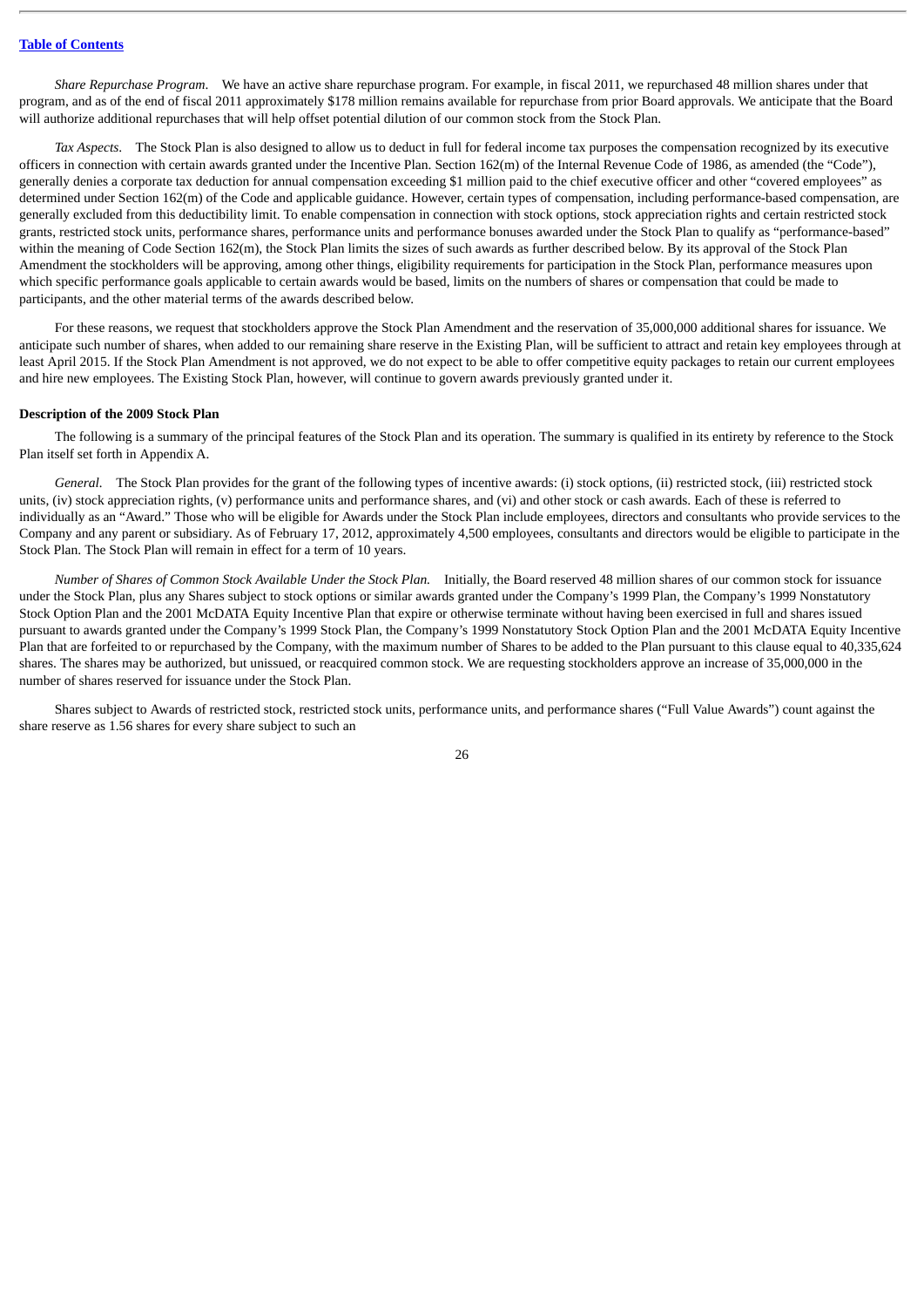*Share Repurchase Program*. We have an active share repurchase program. For example, in fiscal 2011, we repurchased 48 million shares under that program, and as of the end of fiscal 2011 approximately $178 million remains available for repurchase from prior Board approvals. We anticipate that the Board will authorize additional repurchases that will help offset potential dilution of our common stock from the Stock Plan.

*Tax Aspects*. The Stock Plan is also designed to allow us to deduct in full for federal income tax purposes the compensation recognized by its executive officers in connection with certain awards granted under the Incentive Plan. Section 162(m) of the Internal Revenue Code of 1986, as amended (the "Code"), generally denies a corporate tax deduction for annual compensation exceeding $1 million paid to the chief executive officer and other "covered employees" as determined under Section 162(m) of the Code and applicable guidance. However, certain types of compensation, including performance-based compensation, are generally excluded from this deductibility limit. To enable compensation in connection with stock options, stock appreciation rights and certain restricted stock grants, restricted stock units, performance shares, performance units and performance bonuses awarded under the Stock Plan to qualify as "performance-based" within the meaning of Code Section 162(m), the Stock Plan limits the sizes of such awards as further described below. By its approval of the Stock Plan Amendment the stockholders will be approving, among other things, eligibility requirements for participation in the Stock Plan, performance measures upon which specific performance goals applicable to certain awards would be based, limits on the numbers of shares or compensation that could be made to participants, and the other material terms of the awards described below.

For these reasons, we request that stockholders approve the Stock Plan Amendment and the reservation of 35,000,000 additional shares for issuance. We anticipate such number of shares, when added to our remaining share reserve in the Existing Plan, will be sufficient to attract and retain key employees through at least April 2015. If the Stock Plan Amendment is not approved, we do not expect to be able to offer competitive equity packages to retain our current employees and hire new employees. The Existing Stock Plan, however, will continue to govern awards previously granted under it.

**Description of the 2009 Stock Plan**

The following is a summary of the principal features of the Stock Plan and its operation. The summary is qualified in its entirety by reference to the Stock Plan itself set forth in Appendix A.

*General.* The Stock Plan provides for the grant of the following types of incentive awards: (i) stock options, (ii) restricted stock, (iii) restricted stock units, (iv) stock appreciation rights, (v) performance units and performance shares, and (vi) and other stock or cash awards. Each of these is referred to individually as an "Award." Those who will be eligible for Awards under the Stock Plan include employees, directors and consultants who provide services to the Company and any parent or subsidiary. As of February 17, 2012, approximately 4,500 employees, consultants and directors would be eligible to participate in the Stock Plan. The Stock Plan will remain in effect for a term of 10 years.

*Number of Shares of Common Stock Available Under the Stock Plan.* Initially, the Board reserved 48 million shares of our common stock for issuance under the Stock Plan, plus any Shares subject to stock options or similar awards granted under the Company's 1999 Plan, the Company's 1999 Nonstatutory Stock Option Plan and the 2001 McDATA Equity Incentive Plan that expire or otherwise terminate without having been exercised in full and shares issued pursuant to awards granted under the Company's 1999 Stock Plan, the Company's 1999 Nonstatutory Stock Option Plan and the 2001 McDATA Equity Incentive Plan that are forfeited to or repurchased by the Company, with the maximum number of Shares to be added to the Plan pursuant to this clause equal to 40,335,624 shares. The shares may be authorized, but unissued, or reacquired common stock. We are requesting stockholders approve an increase of 35,000,000 in the number of shares reserved for issuance under the Stock Plan.

Shares subject to Awards of restricted stock, restricted stock units, performance units, and performance shares ("Full Value Awards") count against the share reserve as 1.56 shares for every share subject to such an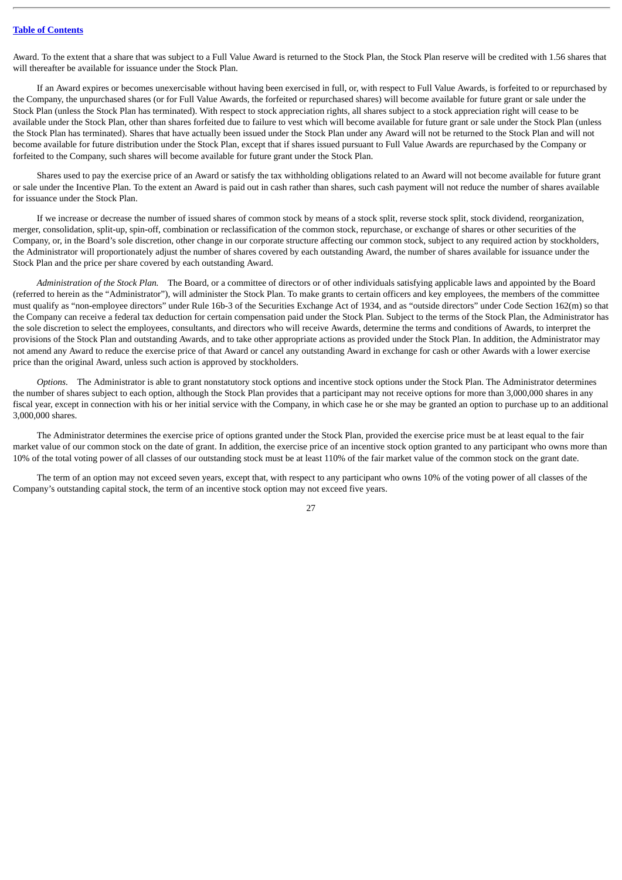Award. To the extent that a share that was subject to a Full Value Award is returned to the Stock Plan, the Stock Plan reserve will be credited with 1.56 shares that will thereafter be available for issuance under the Stock Plan.

If an Award expires or becomes unexercisable without having been exercised in full, or, with respect to Full Value Awards, is forfeited to or repurchased by the Company, the unpurchased shares (or for Full Value Awards, the forfeited or repurchased shares) will become available for future grant or sale under the Stock Plan (unless the Stock Plan has terminated). With respect to stock appreciation rights, all shares subject to a stock appreciation right will cease to be available under the Stock Plan, other than shares forfeited due to failure to vest which will become available for future grant or sale under the Stock Plan (unless the Stock Plan has terminated). Shares that have actually been issued under the Stock Plan under any Award will not be returned to the Stock Plan and will not become available for future distribution under the Stock Plan, except that if shares issued pursuant to Full Value Awards are repurchased by the Company or forfeited to the Company, such shares will become available for future grant under the Stock Plan.

Shares used to pay the exercise price of an Award or satisfy the tax withholding obligations related to an Award will not become available for future grant or sale under the Incentive Plan. To the extent an Award is paid out in cash rather than shares, such cash payment will not reduce the number of shares available for issuance under the Stock Plan.

If we increase or decrease the number of issued shares of common stock by means of a stock split, reverse stock split, stock dividend, reorganization, merger, consolidation, split-up, spin-off, combination or reclassification of the common stock, repurchase, or exchange of shares or other securities of the Company, or, in the Board's sole discretion, other change in our corporate structure affecting our common stock, subject to any required action by stockholders, the Administrator will proportionately adjust the number of shares covered by each outstanding Award, the number of shares available for issuance under the Stock Plan and the price per share covered by each outstanding Award.

*Administration of the Stock Plan.* The Board, or a committee of directors or of other individuals satisfying applicable laws and appointed by the Board (referred to herein as the "Administrator"), will administer the Stock Plan. To make grants to certain officers and key employees, the members of the committee must qualify as "non-employee directors" under Rule 16b-3 of the Securities Exchange Act of 1934, and as "outside directors" under Code Section 162(m) so that the Company can receive a federal tax deduction for certain compensation paid under the Stock Plan. Subject to the terms of the Stock Plan, the Administrator has the sole discretion to select the employees, consultants, and directors who will receive Awards, determine the terms and conditions of Awards, to interpret the provisions of the Stock Plan and outstanding Awards, and to take other appropriate actions as provided under the Stock Plan. In addition, the Administrator may not amend any Award to reduce the exercise price of that Award or cancel any outstanding Award in exchange for cash or other Awards with a lower exercise price than the original Award, unless such action is approved by stockholders.

*Options.* The Administrator is able to grant nonstatutory stock options and incentive stock options under the Stock Plan. The Administrator determines the number of shares subject to each option, although the Stock Plan provides that a participant may not receive options for more than 3,000,000 shares in any fiscal year, except in connection with his or her initial service with the Company, in which case he or she may be granted an option to purchase up to an additional 3,000,000 shares.

The Administrator determines the exercise price of options granted under the Stock Plan, provided the exercise price must be at least equal to the fair market value of our common stock on the date of grant. In addition, the exercise price of an incentive stock option granted to any participant who owns more than 10% of the total voting power of all classes of our outstanding stock must be at least 110% of the fair market value of the common stock on the grant date.

The term of an option may not exceed seven years, except that, with respect to any participant who owns 10% of the voting power of all classes of the Company's outstanding capital stock, the term of an incentive stock option may not exceed five years.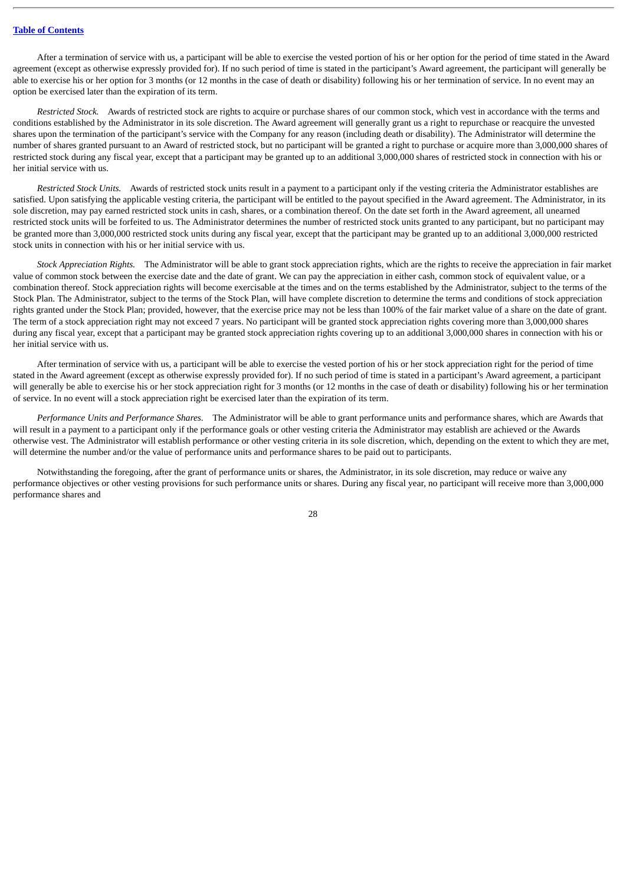After a termination of service with us, a participant will be able to exercise the vested portion of his or her option for the period of time stated in the Award agreement (except as otherwise expressly provided for). If no such period of time is stated in the participant's Award agreement, the participant will generally be able to exercise his or her option for 3 months (or 12 months in the case of death or disability) following his or her termination of service. In no event may an option be exercised later than the expiration of its term.

*Restricted Stock.* Awards of restricted stock are rights to acquire or purchase shares of our common stock, which vest in accordance with the terms and conditions established by the Administrator in its sole discretion. The Award agreement will generally grant us a right to repurchase or reacquire the unvested shares upon the termination of the participant's service with the Company for any reason (including death or disability). The Administrator will determine the number of shares granted pursuant to an Award of restricted stock, but no participant will be granted a right to purchase or acquire more than 3,000,000 shares of restricted stock during any fiscal year, except that a participant may be granted up to an additional 3,000,000 shares of restricted stock in connection with his or her initial service with us.

*Restricted Stock Units.* Awards of restricted stock units result in a payment to a participant only if the vesting criteria the Administrator establishes are satisfied. Upon satisfying the applicable vesting criteria, the participant will be entitled to the payout specified in the Award agreement. The Administrator, in its sole discretion, may pay earned restricted stock units in cash, shares, or a combination thereof. On the date set forth in the Award agreement, all unearned restricted stock units will be forfeited to us. The Administrator determines the number of restricted stock units granted to any participant, but no participant may be granted more than 3,000,000 restricted stock units during any fiscal year, except that the participant may be granted up to an additional 3,000,000 restricted stock units in connection with his or her initial service with us.

*Stock Appreciation Rights.* The Administrator will be able to grant stock appreciation rights, which are the rights to receive the appreciation in fair market value of common stock between the exercise date and the date of grant. We can pay the appreciation in either cash, common stock of equivalent value, or a combination thereof. Stock appreciation rights will become exercisable at the times and on the terms established by the Administrator, subject to the terms of the Stock Plan. The Administrator, subject to the terms of the Stock Plan, will have complete discretion to determine the terms and conditions of stock appreciation rights granted under the Stock Plan; provided, however, that the exercise price may not be less than 100% of the fair market value of a share on the date of grant. The term of a stock appreciation right may not exceed 7 years. No participant will be granted stock appreciation rights covering more than 3,000,000 shares during any fiscal year, except that a participant may be granted stock appreciation rights covering up to an additional 3,000,000 shares in connection with his or her initial service with us.

After termination of service with us, a participant will be able to exercise the vested portion of his or her stock appreciation right for the period of time stated in the Award agreement (except as otherwise expressly provided for). If no such period of time is stated in a participant's Award agreement, a participant will generally be able to exercise his or her stock appreciation right for 3 months (or 12 months in the case of death or disability) following his or her termination of service. In no event will a stock appreciation right be exercised later than the expiration of its term.

*Performance Units and Performance Shares.* The Administrator will be able to grant performance units and performance shares, which are Awards that will result in a payment to a participant only if the performance goals or other vesting criteria the Administrator may establish are achieved or the Awards otherwise vest. The Administrator will establish performance or other vesting criteria in its sole discretion, which, depending on the extent to which they are met, will determine the number and/or the value of performance units and performance shares to be paid out to participants.

Notwithstanding the foregoing, after the grant of performance units or shares, the Administrator, in its sole discretion, may reduce or waive any performance objectives or other vesting provisions for such performance units or shares. During any fiscal year, no participant will receive more than 3,000,000 performance shares and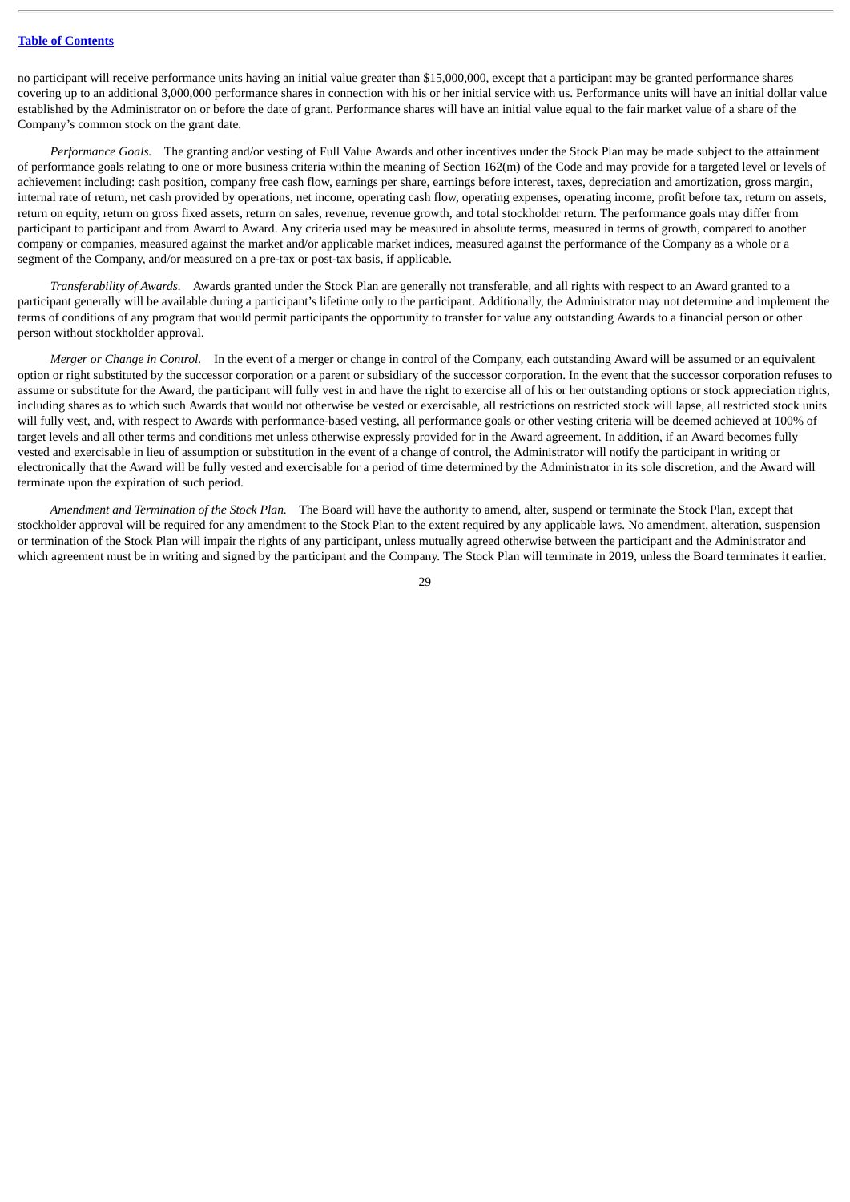no participant will receive performance units having an initial value greater than $15,000,000, except that a participant may be granted performance shares covering up to an additional 3,000,000 performance shares in connection with his or her initial service with us. Performance units will have an initial dollar value established by the Administrator on or before the date of grant. Performance shares will have an initial value equal to the fair market value of a share of the Company's common stock on the grant date.

*Performance Goals.* The granting and/or vesting of Full Value Awards and other incentives under the Stock Plan may be made subject to the attainment of performance goals relating to one or more business criteria within the meaning of Section 162(m) of the Code and may provide for a targeted level or levels of achievement including: cash position, company free cash flow, earnings per share, earnings before interest, taxes, depreciation and amortization, gross margin, internal rate of return, net cash provided by operations, net income, operating cash flow, operating expenses, operating income, profit before tax, return on assets, return on equity, return on gross fixed assets, return on sales, revenue, revenue growth, and total stockholder return. The performance goals may differ from participant to participant and from Award to Award. Any criteria used may be measured in absolute terms, measured in terms of growth, compared to another company or companies, measured against the market and/or applicable market indices, measured against the performance of the Company as a whole or a segment of the Company, and/or measured on a pre-tax or post-tax basis, if applicable.

*Transferability of Awards.* Awards granted under the Stock Plan are generally not transferable, and all rights with respect to an Award granted to a participant generally will be available during a participant's lifetime only to the participant. Additionally, the Administrator may not determine and implement the terms of conditions of any program that would permit participants the opportunity to transfer for value any outstanding Awards to a financial person or other person without stockholder approval.

*Merger or Change in Control.* In the event of a merger or change in control of the Company, each outstanding Award will be assumed or an equivalent option or right substituted by the successor corporation or a parent or subsidiary of the successor corporation. In the event that the successor corporation refuses to assume or substitute for the Award, the participant will fully vest in and have the right to exercise all of his or her outstanding options or stock appreciation rights, including shares as to which such Awards that would not otherwise be vested or exercisable, all restrictions on restricted stock will lapse, all restricted stock units will fully vest, and, with respect to Awards with performance-based vesting, all performance goals or other vesting criteria will be deemed achieved at 100% of target levels and all other terms and conditions met unless otherwise expressly provided for in the Award agreement. In addition, if an Award becomes fully vested and exercisable in lieu of assumption or substitution in the event of a change of control, the Administrator will notify the participant in writing or electronically that the Award will be fully vested and exercisable for a period of time determined by the Administrator in its sole discretion, and the Award will terminate upon the expiration of such period.

*Amendment and Termination of the Stock Plan.* The Board will have the authority to amend, alter, suspend or terminate the Stock Plan, except that stockholder approval will be required for any amendment to the Stock Plan to the extent required by any applicable laws. No amendment, alteration, suspension or termination of the Stock Plan will impair the rights of any participant, unless mutually agreed otherwise between the participant and the Administrator and which agreement must be in writing and signed by the participant and the Company. The Stock Plan will terminate in 2019, unless the Board terminates it earlier.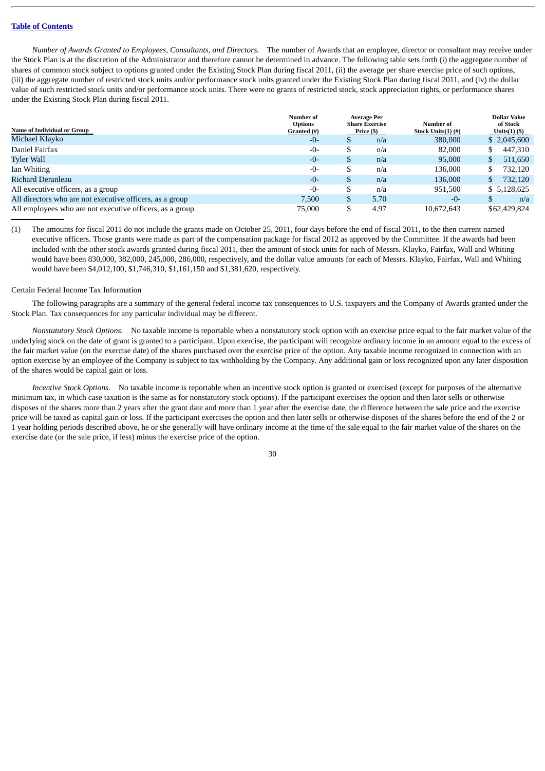[Table of Contents]

*Number of Awards Granted to Employees, Consultants, and Directors.* The number of Awards that an employee, director or consultant may receive under the Stock Plan is at the discretion of the Administrator and therefore cannot be determined in advance. The following table sets forth (i) the aggregate number of shares of common stock subject to options granted under the Existing Stock Plan during fiscal 2011, (ii) the average per share exercise price of such options, (iii) the aggregate number of restricted stock units and/or performance stock units granted under the Existing Stock Plan during fiscal 2011, and (iv) the dollar value of such restricted stock units and/or performance stock units. There were no grants of restricted stock, stock appreciation rights, or performance shares under the Existing Stock Plan during fiscal 2011.

| Name of Individual or Group | Number of Options Granted (#) | Average Per Share Exercise Price ($) | Number of Stock Units(1) (#) | Dollar Value of Stock Units(1) ($) |
|---|---|---|---|---|
| Michael Klayko | -0- | $ n/a | 380,000 | $ 2,045,600 |
| Daniel Fairfax | -0- | $ n/a | 82,000 | $ 447,310 |
| Tyler Wall | -0- | $ n/a | 95,000 | $ 511,650 |
| Ian Whiting | -0- | $ n/a | 136,000 | $ 732,120 |
| Richard Deranleau | -0- | $ n/a | 136,000 | $ 732,120 |
| All executive officers, as a group | -0- | $ n/a | 951,500 | $ 5,128,625 |
| All directors who are not executive officers, as a group | 7,500 | $ 5.70 | -0- | $ n/a |
| All employees who are not executive officers, as a group | 75,000 | $ 4.97 | 10,672,643 | $62,429,824 |

(1) The amounts for fiscal 2011 do not include the grants made on October 25, 2011, four days before the end of fiscal 2011, to the then current named executive officers. Those grants were made as part of the compensation package for fiscal 2012 as approved by the Committee. If the awards had been included with the other stock awards granted during fiscal 2011, then the amount of stock units for each of Messrs. Klayko, Fairfax, Wall and Whiting would have been 830,000, 382,000, 245,000, 286,000, respectively, and the dollar value amounts for each of Messrs. Klayko, Fairfax, Wall and Whiting would have been $4,012,100, $1,746,310, $1,161,150 and $1,381,620, respectively.

Certain Federal Income Tax Information

The following paragraphs are a summary of the general federal income tax consequences to U.S. taxpayers and the Company of Awards granted under the Stock Plan. Tax consequences for any particular individual may be different.

*Nonstatutory Stock Options.* No taxable income is reportable when a nonstatutory stock option with an exercise price equal to the fair market value of the underlying stock on the date of grant is granted to a participant. Upon exercise, the participant will recognize ordinary income in an amount equal to the excess of the fair market value (on the exercise date) of the shares purchased over the exercise price of the option. Any taxable income recognized in connection with an option exercise by an employee of the Company is subject to tax withholding by the Company. Any additional gain or loss recognized upon any later disposition of the shares would be capital gain or loss.

*Incentive Stock Options.* No taxable income is reportable when an incentive stock option is granted or exercised (except for purposes of the alternative minimum tax, in which case taxation is the same as for nonstatutory stock options). If the participant exercises the option and then later sells or otherwise disposes of the shares more than 2 years after the grant date and more than 1 year after the exercise date, the difference between the sale price and the exercise price will be taxed as capital gain or loss. If the participant exercises the option and then later sells or otherwise disposes of the shares before the end of the 2 or 1 year holding periods described above, he or she generally will have ordinary income at the time of the sale equal to the fair market value of the shares on the exercise date (or the sale price, if less) minus the exercise price of the option.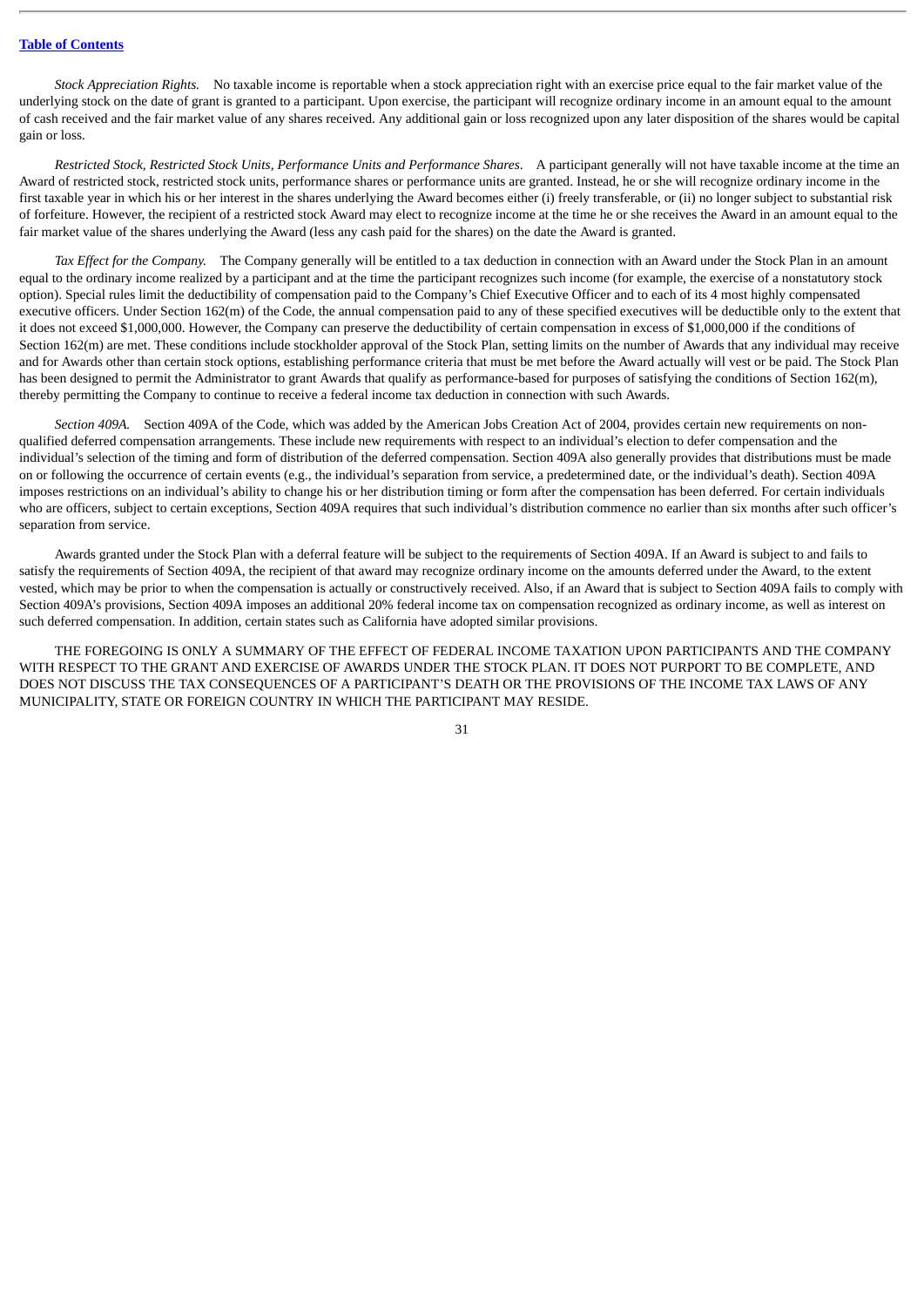*Stock Appreciation Rights.* No taxable income is reportable when a stock appreciation right with an exercise price equal to the fair market value of the underlying stock on the date of grant is granted to a participant. Upon exercise, the participant will recognize ordinary income in an amount equal to the amount of cash received and the fair market value of any shares received. Any additional gain or loss recognized upon any later disposition of the shares would be capital gain or loss.

*Restricted Stock, Restricted Stock Units, Performance Units and Performance Shares*. A participant generally will not have taxable income at the time an Award of restricted stock, restricted stock units, performance shares or performance units are granted. Instead, he or she will recognize ordinary income in the first taxable year in which his or her interest in the shares underlying the Award becomes either (i) freely transferable, or (ii) no longer subject to substantial risk of forfeiture. However, the recipient of a restricted stock Award may elect to recognize income at the time he or she receives the Award in an amount equal to the fair market value of the shares underlying the Award (less any cash paid for the shares) on the date the Award is granted.

*Tax Effect for the Company.* The Company generally will be entitled to a tax deduction in connection with an Award under the Stock Plan in an amount equal to the ordinary income realized by a participant and at the time the participant recognizes such income (for example, the exercise of a nonstatutory stock option). Special rules limit the deductibility of compensation paid to the Company's Chief Executive Officer and to each of its 4 most highly compensated executive officers. Under Section 162(m) of the Code, the annual compensation paid to any of these specified executives will be deductible only to the extent that it does not exceed $1,000,000. However, the Company can preserve the deductibility of certain compensation in excess of $1,000,000 if the conditions of Section 162(m) are met. These conditions include stockholder approval of the Stock Plan, setting limits on the number of Awards that any individual may receive and for Awards other than certain stock options, establishing performance criteria that must be met before the Award actually will vest or be paid. The Stock Plan has been designed to permit the Administrator to grant Awards that qualify as performance-based for purposes of satisfying the conditions of Section 162(m), thereby permitting the Company to continue to receive a federal income tax deduction in connection with such Awards.

*Section 409A.* Section 409A of the Code, which was added by the American Jobs Creation Act of 2004, provides certain new requirements on non-qualified deferred compensation arrangements. These include new requirements with respect to an individual's election to defer compensation and the individual's selection of the timing and form of distribution of the deferred compensation. Section 409A also generally provides that distributions must be made on or following the occurrence of certain events (e.g., the individual's separation from service, a predetermined date, or the individual's death). Section 409A imposes restrictions on an individual's ability to change his or her distribution timing or form after the compensation has been deferred. For certain individuals who are officers, subject to certain exceptions, Section 409A requires that such individual's distribution commence no earlier than six months after such officer's separation from service.

Awards granted under the Stock Plan with a deferral feature will be subject to the requirements of Section 409A. If an Award is subject to and fails to satisfy the requirements of Section 409A, the recipient of that award may recognize ordinary income on the amounts deferred under the Award, to the extent vested, which may be prior to when the compensation is actually or constructively received. Also, if an Award that is subject to Section 409A fails to comply with Section 409A's provisions, Section 409A imposes an additional 20% federal income tax on compensation recognized as ordinary income, as well as interest on such deferred compensation. In addition, certain states such as California have adopted similar provisions.

THE FOREGOING IS ONLY A SUMMARY OF THE EFFECT OF FEDERAL INCOME TAXATION UPON PARTICIPANTS AND THE COMPANY WITH RESPECT TO THE GRANT AND EXERCISE OF AWARDS UNDER THE STOCK PLAN. IT DOES NOT PURPORT TO BE COMPLETE, AND DOES NOT DISCUSS THE TAX CONSEQUENCES OF A PARTICIPANT'S DEATH OR THE PROVISIONS OF THE INCOME TAX LAWS OF ANY MUNICIPALITY, STATE OR FOREIGN COUNTRY IN WHICH THE PARTICIPANT MAY RESIDE.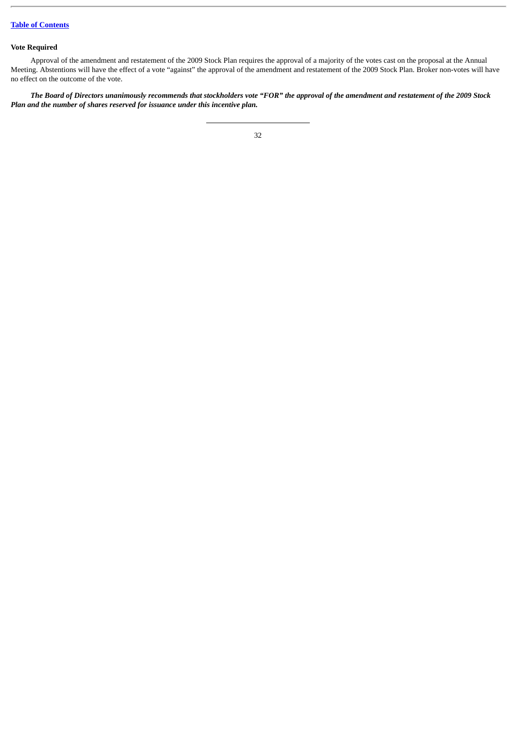**Vote Required**

Approval of the amendment and restatement of the 2009 Stock Plan requires the approval of a majority of the votes cast on the proposal at the Annual Meeting. Abstentions will have the effect of a vote "against" the approval of the amendment and restatement of the 2009 Stock Plan. Broker non-votes will have no effect on the outcome of the vote.

***The Board of Directors unanimously recommends that stockholders vote "FOR" the approval of the amendment and restatement of the 2009 Stock Plan and the number of shares reserved for issuance under this incentive plan.***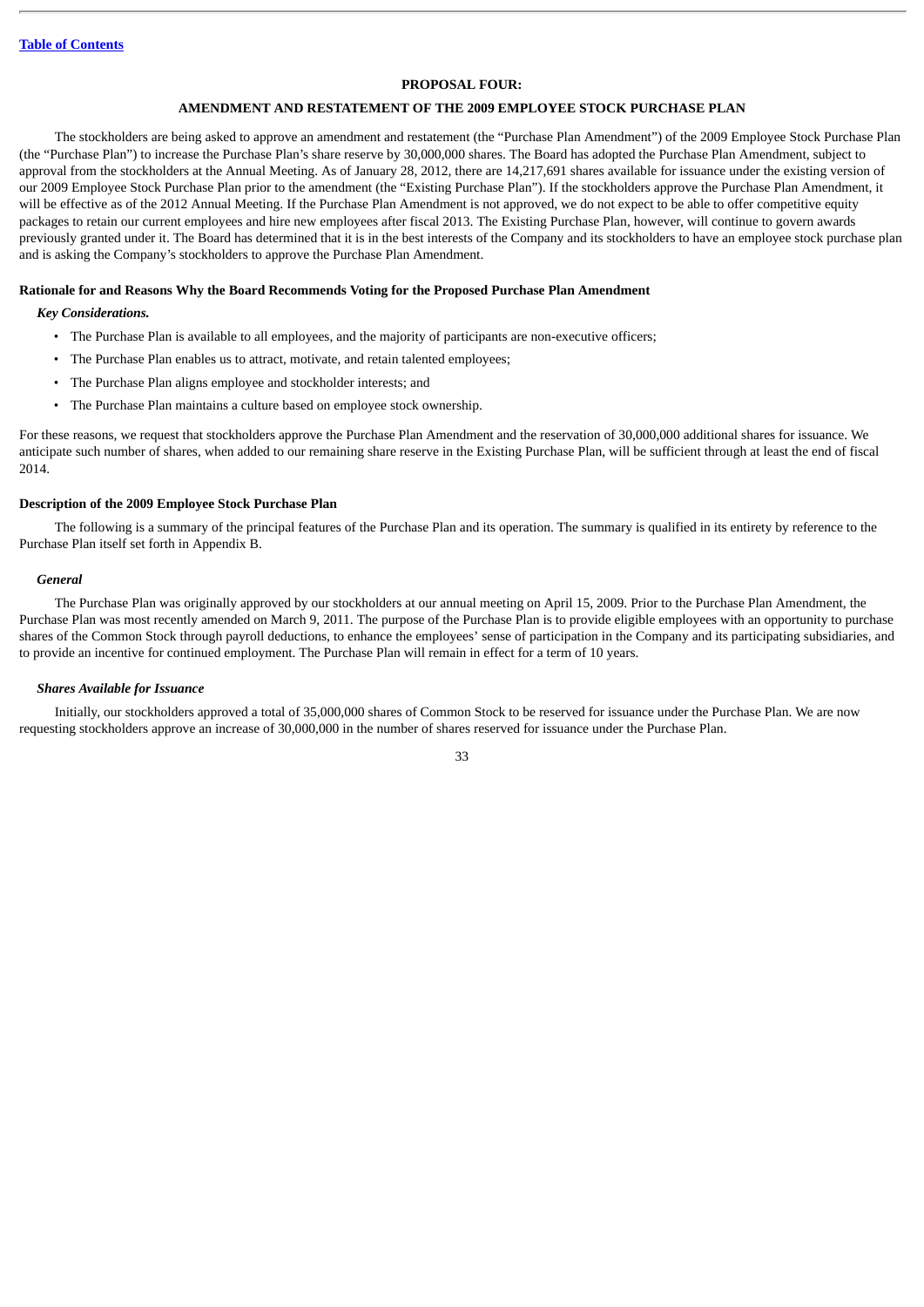[Table of Contents](#)

## PROPOSAL FOUR:

## AMENDMENT AND RESTATEMENT OF THE 2009 EMPLOYEE STOCK PURCHASE PLAN

The stockholders are being asked to approve an amendment and restatement (the "Purchase Plan Amendment") of the 2009 Employee Stock Purchase Plan (the "Purchase Plan") to increase the Purchase Plan's share reserve by 30,000,000 shares. The Board has adopted the Purchase Plan Amendment, subject to approval from the stockholders at the Annual Meeting. As of January 28, 2012, there are 14,217,691 shares available for issuance under the existing version of our 2009 Employee Stock Purchase Plan prior to the amendment (the "Existing Purchase Plan"). If the stockholders approve the Purchase Plan Amendment, it will be effective as of the 2012 Annual Meeting. If the Purchase Plan Amendment is not approved, we do not expect to be able to offer competitive equity packages to retain our current employees and hire new employees after fiscal 2013. The Existing Purchase Plan, however, will continue to govern awards previously granted under it. The Board has determined that it is in the best interests of the Company and its stockholders to have an employee stock purchase plan and is asking the Company's stockholders to approve the Purchase Plan Amendment.

### Rationale for and Reasons Why the Board Recommends Voting for the Proposed Purchase Plan Amendment

***Key Considerations.***

- The Purchase Plan is available to all employees, and the majority of participants are non-executive officers;
- The Purchase Plan enables us to attract, motivate, and retain talented employees;
- The Purchase Plan aligns employee and stockholder interests; and
- The Purchase Plan maintains a culture based on employee stock ownership.

For these reasons, we request that stockholders approve the Purchase Plan Amendment and the reservation of 30,000,000 additional shares for issuance. We anticipate such number of shares, when added to our remaining share reserve in the Existing Purchase Plan, will be sufficient through at least the end of fiscal 2014.

### Description of the 2009 Employee Stock Purchase Plan

The following is a summary of the principal features of the Purchase Plan and its operation. The summary is qualified in its entirety by reference to the Purchase Plan itself set forth in Appendix B.

***General***

The Purchase Plan was originally approved by our stockholders at our annual meeting on April 15, 2009. Prior to the Purchase Plan Amendment, the Purchase Plan was most recently amended on March 9, 2011. The purpose of the Purchase Plan is to provide eligible employees with an opportunity to purchase shares of the Common Stock through payroll deductions, to enhance the employees' sense of participation in the Company and its participating subsidiaries, and to provide an incentive for continued employment. The Purchase Plan will remain in effect for a term of 10 years.

***Shares Available for Issuance***

Initially, our stockholders approved a total of 35,000,000 shares of Common Stock to be reserved for issuance under the Purchase Plan. We are now requesting stockholders approve an increase of 30,000,000 in the number of shares reserved for issuance under the Purchase Plan.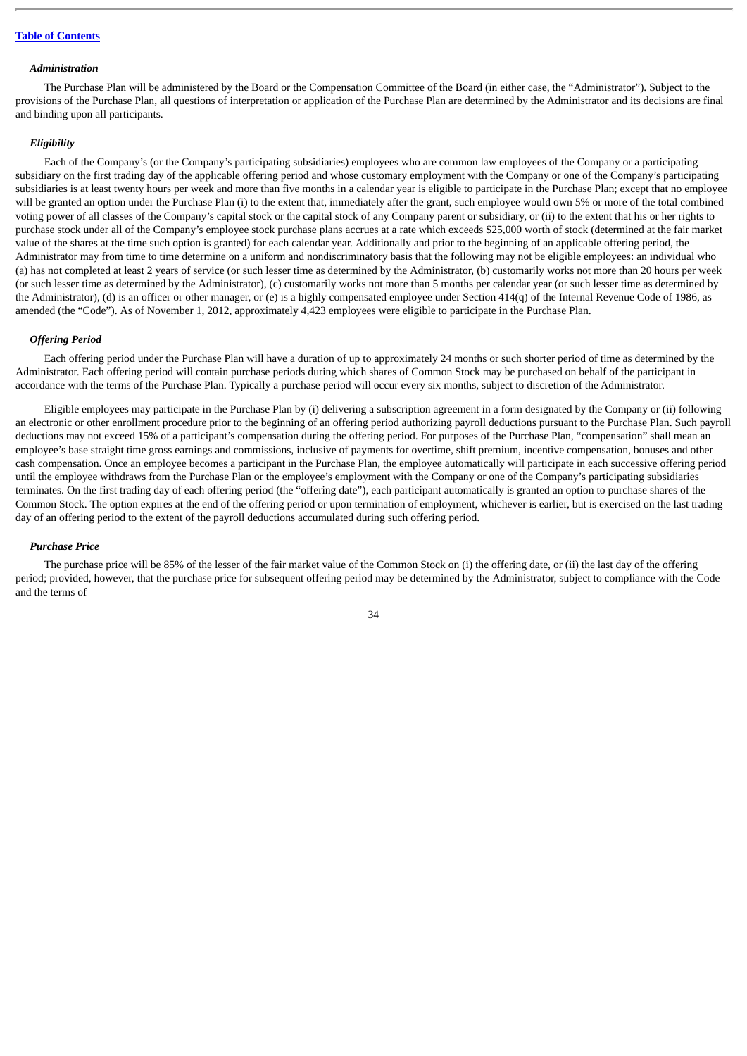### *Administration*

The Purchase Plan will be administered by the Board or the Compensation Committee of the Board (in either case, the "Administrator"). Subject to the provisions of the Purchase Plan, all questions of interpretation or application of the Purchase Plan are determined by the Administrator and its decisions are final and binding upon all participants.

### *Eligibility*

Each of the Company's (or the Company's participating subsidiaries) employees who are common law employees of the Company or a participating subsidiary on the first trading day of the applicable offering period and whose customary employment with the Company or one of the Company's participating subsidiaries is at least twenty hours per week and more than five months in a calendar year is eligible to participate in the Purchase Plan; except that no employee will be granted an option under the Purchase Plan (i) to the extent that, immediately after the grant, such employee would own 5% or more of the total combined voting power of all classes of the Company's capital stock or the capital stock of any Company parent or subsidiary, or (ii) to the extent that his or her rights to purchase stock under all of the Company's employee stock purchase plans accrues at a rate which exceeds $25,000 worth of stock (determined at the fair market value of the shares at the time such option is granted) for each calendar year. Additionally and prior to the beginning of an applicable offering period, the Administrator may from time to time determine on a uniform and nondiscriminatory basis that the following may not be eligible employees: an individual who (a) has not completed at least 2 years of service (or such lesser time as determined by the Administrator, (b) customarily works not more than 20 hours per week (or such lesser time as determined by the Administrator), (c) customarily works not more than 5 months per calendar year (or such lesser time as determined by the Administrator), (d) is an officer or other manager, or (e) is a highly compensated employee under Section 414(q) of the Internal Revenue Code of 1986, as amended (the "Code"). As of November 1, 2012, approximately 4,423 employees were eligible to participate in the Purchase Plan.

### *Offering Period*

Each offering period under the Purchase Plan will have a duration of up to approximately 24 months or such shorter period of time as determined by the Administrator. Each offering period will contain purchase periods during which shares of Common Stock may be purchased on behalf of the participant in accordance with the terms of the Purchase Plan. Typically a purchase period will occur every six months, subject to discretion of the Administrator.

Eligible employees may participate in the Purchase Plan by (i) delivering a subscription agreement in a form designated by the Company or (ii) following an electronic or other enrollment procedure prior to the beginning of an offering period authorizing payroll deductions pursuant to the Purchase Plan. Such payroll deductions may not exceed 15% of a participant's compensation during the offering period. For purposes of the Purchase Plan, "compensation" shall mean an employee's base straight time gross earnings and commissions, inclusive of payments for overtime, shift premium, incentive compensation, bonuses and other cash compensation. Once an employee becomes a participant in the Purchase Plan, the employee automatically will participate in each successive offering period until the employee withdraws from the Purchase Plan or the employee's employment with the Company or one of the Company's participating subsidiaries terminates. On the first trading day of each offering period (the "offering date"), each participant automatically is granted an option to purchase shares of the Common Stock. The option expires at the end of the offering period or upon termination of employment, whichever is earlier, but is exercised on the last trading day of an offering period to the extent of the payroll deductions accumulated during such offering period.

### *Purchase Price*

The purchase price will be 85% of the lesser of the fair market value of the Common Stock on (i) the offering date, or (ii) the last day of the offering period; provided, however, that the purchase price for subsequent offering period may be determined by the Administrator, subject to compliance with the Code and the terms of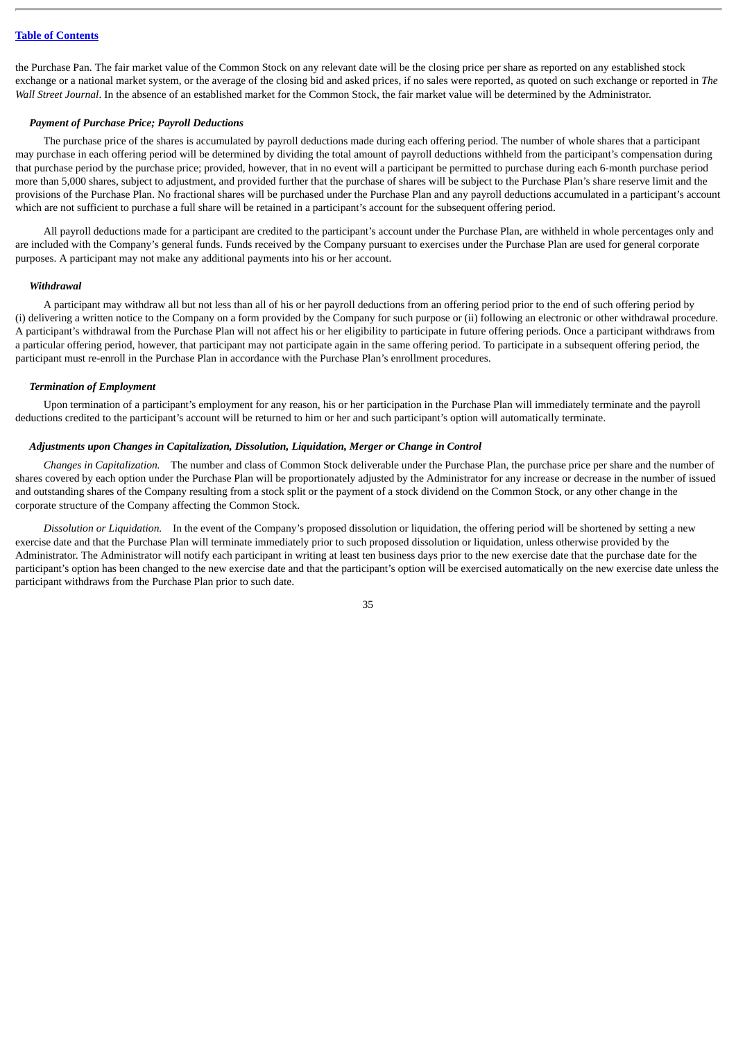the Purchase Pan. The fair market value of the Common Stock on any relevant date will be the closing price per share as reported on any established stock exchange or a national market system, or the average of the closing bid and asked prices, if no sales were reported, as quoted on such exchange or reported in *The Wall Street Journal*. In the absence of an established market for the Common Stock, the fair market value will be determined by the Administrator.

***Payment of Purchase Price; Payroll Deductions***

The purchase price of the shares is accumulated by payroll deductions made during each offering period. The number of whole shares that a participant may purchase in each offering period will be determined by dividing the total amount of payroll deductions withheld from the participant's compensation during that purchase period by the purchase price; provided, however, that in no event will a participant be permitted to purchase during each 6-month purchase period more than 5,000 shares, subject to adjustment, and provided further that the purchase of shares will be subject to the Purchase Plan's share reserve limit and the provisions of the Purchase Plan. No fractional shares will be purchased under the Purchase Plan and any payroll deductions accumulated in a participant's account which are not sufficient to purchase a full share will be retained in a participant's account for the subsequent offering period.

All payroll deductions made for a participant are credited to the participant's account under the Purchase Plan, are withheld in whole percentages only and are included with the Company's general funds. Funds received by the Company pursuant to exercises under the Purchase Plan are used for general corporate purposes. A participant may not make any additional payments into his or her account.

***Withdrawal***

A participant may withdraw all but not less than all of his or her payroll deductions from an offering period prior to the end of such offering period by (i) delivering a written notice to the Company on a form provided by the Company for such purpose or (ii) following an electronic or other withdrawal procedure. A participant's withdrawal from the Purchase Plan will not affect his or her eligibility to participate in future offering periods. Once a participant withdraws from a particular offering period, however, that participant may not participate again in the same offering period. To participate in a subsequent offering period, the participant must re-enroll in the Purchase Plan in accordance with the Purchase Plan's enrollment procedures.

***Termination of Employment***

Upon termination of a participant's employment for any reason, his or her participation in the Purchase Plan will immediately terminate and the payroll deductions credited to the participant's account will be returned to him or her and such participant's option will automatically terminate.

***Adjustments upon Changes in Capitalization, Dissolution, Liquidation, Merger or Change in Control***

*Changes in Capitalization.* The number and class of Common Stock deliverable under the Purchase Plan, the purchase price per share and the number of shares covered by each option under the Purchase Plan will be proportionately adjusted by the Administrator for any increase or decrease in the number of issued and outstanding shares of the Company resulting from a stock split or the payment of a stock dividend on the Common Stock, or any other change in the corporate structure of the Company affecting the Common Stock.

*Dissolution or Liquidation.* In the event of the Company's proposed dissolution or liquidation, the offering period will be shortened by setting a new exercise date and that the Purchase Plan will terminate immediately prior to such proposed dissolution or liquidation, unless otherwise provided by the Administrator. The Administrator will notify each participant in writing at least ten business days prior to the new exercise date that the purchase date for the participant's option has been changed to the new exercise date and that the participant's option will be exercised automatically on the new exercise date unless the participant withdraws from the Purchase Plan prior to such date.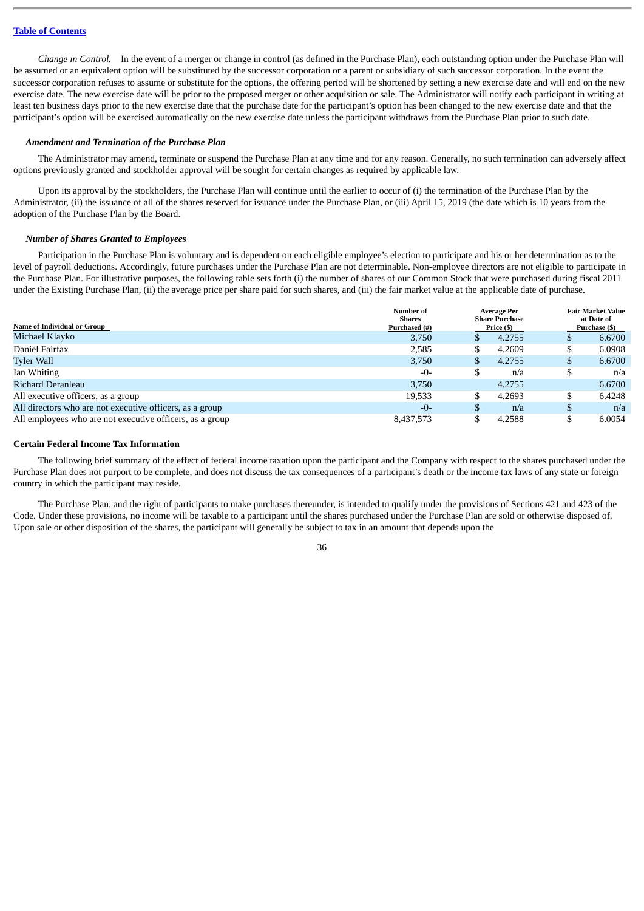*Change in Control.* In the event of a merger or change in control (as defined in the Purchase Plan), each outstanding option under the Purchase Plan will be assumed or an equivalent option will be substituted by the successor corporation or a parent or subsidiary of such successor corporation. In the event the successor corporation refuses to assume or substitute for the options, the offering period will be shortened by setting a new exercise date and will end on the new exercise date. The new exercise date will be prior to the proposed merger or other acquisition or sale. The Administrator will notify each participant in writing at least ten business days prior to the new exercise date that the purchase date for the participant's option has been changed to the new exercise date and that the participant's option will be exercised automatically on the new exercise date unless the participant withdraws from the Purchase Plan prior to such date.

***Amendment and Termination of the Purchase Plan***

The Administrator may amend, terminate or suspend the Purchase Plan at any time and for any reason. Generally, no such termination can adversely affect options previously granted and stockholder approval will be sought for certain changes as required by applicable law.

Upon its approval by the stockholders, the Purchase Plan will continue until the earlier to occur of (i) the termination of the Purchase Plan by the Administrator, (ii) the issuance of all of the shares reserved for issuance under the Purchase Plan, or (iii) April 15, 2019 (the date which is 10 years from the adoption of the Purchase Plan by the Board.

***Number of Shares Granted to Employees***

Participation in the Purchase Plan is voluntary and is dependent on each eligible employee's election to participate and his or her determination as to the level of payroll deductions. Accordingly, future purchases under the Purchase Plan are not determinable. Non-employee directors are not eligible to participate in the Purchase Plan. For illustrative purposes, the following table sets forth (i) the number of shares of our Common Stock that were purchased during fiscal 2011 under the Existing Purchase Plan, (ii) the average price per share paid for such shares, and (iii) the fair market value at the applicable date of purchase.

| Name of Individual or Group | Number of Shares Purchased (#) | Average Per Share Purchase Price ($) | Fair Market Value at Date of Purchase ($) |
|---|---|---|---|
| Michael Klayko | 3,750 | $ 4.2755 | $ 6.6700 |
| Daniel Fairfax | 2,585 | $ 4.2609 | $ 6.0908 |
| Tyler Wall | 3,750 | $ 4.2755 | $ 6.6700 |
| Ian Whiting | -0- | $ n/a | $ n/a |
| Richard Deranleau | 3,750 | 4.2755 | 6.6700 |
| All executive officers, as a group | 19,533 | $ 4.2693 | $ 6.4248 |
| All directors who are not executive officers, as a group | -0- | $ n/a | $ n/a |
| All employees who are not executive officers, as a group | 8,437,573 | $ 4.2588 | $ 6.0054 |

**Certain Federal Income Tax Information**

The following brief summary of the effect of federal income taxation upon the participant and the Company with respect to the shares purchased under the Purchase Plan does not purport to be complete, and does not discuss the tax consequences of a participant's death or the income tax laws of any state or foreign country in which the participant may reside.

The Purchase Plan, and the right of participants to make purchases thereunder, is intended to qualify under the provisions of Sections 421 and 423 of the Code. Under these provisions, no income will be taxable to a participant until the shares purchased under the Purchase Plan are sold or otherwise disposed of. Upon sale or other disposition of the shares, the participant will generally be subject to tax in an amount that depends upon the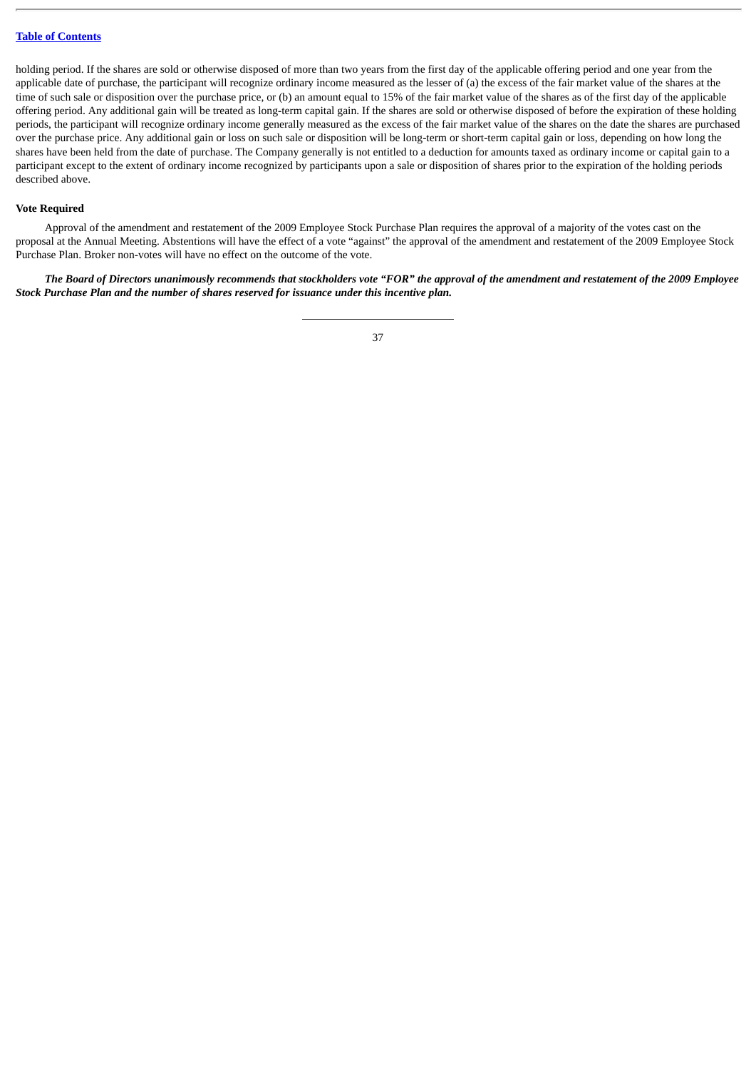holding period. If the shares are sold or otherwise disposed of more than two years from the first day of the applicable offering period and one year from the applicable date of purchase, the participant will recognize ordinary income measured as the lesser of (a) the excess of the fair market value of the shares at the time of such sale or disposition over the purchase price, or (b) an amount equal to 15% of the fair market value of the shares as of the first day of the applicable offering period. Any additional gain will be treated as long-term capital gain. If the shares are sold or otherwise disposed of before the expiration of these holding periods, the participant will recognize ordinary income generally measured as the excess of the fair market value of the shares on the date the shares are purchased over the purchase price. Any additional gain or loss on such sale or disposition will be long-term or short-term capital gain or loss, depending on how long the shares have been held from the date of purchase. The Company generally is not entitled to a deduction for amounts taxed as ordinary income or capital gain to a participant except to the extent of ordinary income recognized by participants upon a sale or disposition of shares prior to the expiration of the holding periods described above.

**Vote Required**

Approval of the amendment and restatement of the 2009 Employee Stock Purchase Plan requires the approval of a majority of the votes cast on the proposal at the Annual Meeting. Abstentions will have the effect of a vote "against" the approval of the amendment and restatement of the 2009 Employee Stock Purchase Plan. Broker non-votes will have no effect on the outcome of the vote.

***The Board of Directors unanimously recommends that stockholders vote "FOR" the approval of the amendment and restatement of the 2009 Employee Stock Purchase Plan and the number of shares reserved for issuance under this incentive plan.***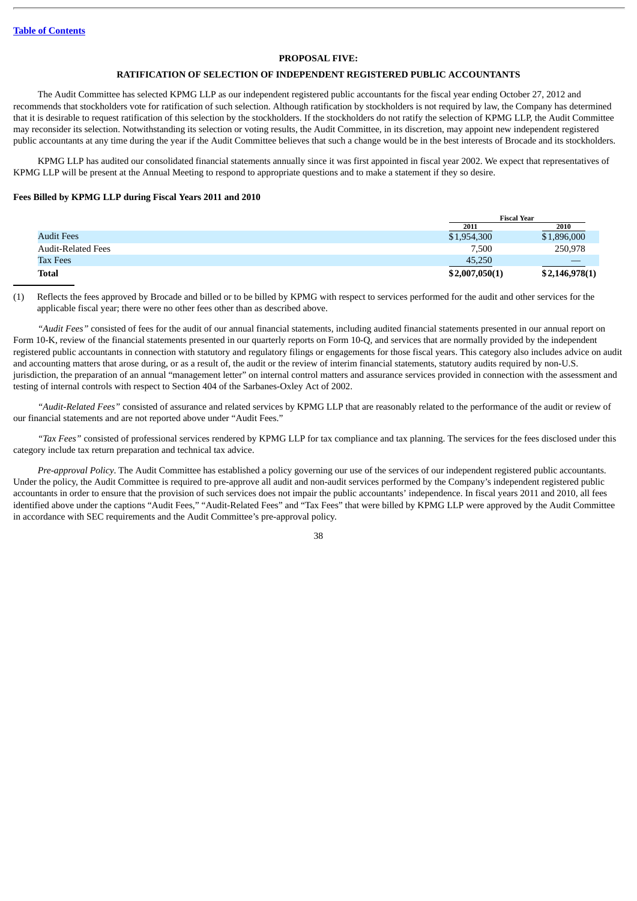[Table of Contents](#)

## PROPOSAL FIVE:

## RATIFICATION OF SELECTION OF INDEPENDENT REGISTERED PUBLIC ACCOUNTANTS

The Audit Committee has selected KPMG LLP as our independent registered public accountants for the fiscal year ending October 27, 2012 and recommends that stockholders vote for ratification of such selection. Although ratification by stockholders is not required by law, the Company has determined that it is desirable to request ratification of this selection by the stockholders. If the stockholders do not ratify the selection of KPMG LLP, the Audit Committee may reconsider its selection. Notwithstanding its selection or voting results, the Audit Committee, in its discretion, may appoint new independent registered public accountants at any time during the year if the Audit Committee believes that such a change would be in the best interests of Brocade and its stockholders.

KPMG LLP has audited our consolidated financial statements annually since it was first appointed in fiscal year 2002. We expect that representatives of KPMG LLP will be present at the Annual Meeting to respond to appropriate questions and to make a statement if they so desire.

**Fees Billed by KPMG LLP during Fiscal Years 2011 and 2010**

| | Fiscal Year | |
|---|---|---|
| | 2011 | 2010 |
| Audit Fees | $1,954,300 | $1,896,000 |
| Audit-Related Fees | 7,500 | 250,978 |
| Tax Fees | 45,250 | — |
| **Total** | **$2,007,050(1)** | **$2,146,978(1)** |

(1) Reflects the fees approved by Brocade and billed or to be billed by KPMG with respect to services performed for the audit and other services for the applicable fiscal year; there were no other fees other than as described above.

*"Audit Fees"* consisted of fees for the audit of our annual financial statements, including audited financial statements presented in our annual report on Form 10-K, review of the financial statements presented in our quarterly reports on Form 10-Q, and services that are normally provided by the independent registered public accountants in connection with statutory and regulatory filings or engagements for those fiscal years. This category also includes advice on audit and accounting matters that arose during, or as a result of, the audit or the review of interim financial statements, statutory audits required by non-U.S. jurisdiction, the preparation of an annual "management letter" on internal control matters and assurance services provided in connection with the assessment and testing of internal controls with respect to Section 404 of the Sarbanes-Oxley Act of 2002.

*"Audit-Related Fees"* consisted of assurance and related services by KPMG LLP that are reasonably related to the performance of the audit or review of our financial statements and are not reported above under "Audit Fees."

*"Tax Fees"* consisted of professional services rendered by KPMG LLP for tax compliance and tax planning. The services for the fees disclosed under this category include tax return preparation and technical tax advice.

*Pre-approval Policy*. The Audit Committee has established a policy governing our use of the services of our independent registered public accountants. Under the policy, the Audit Committee is required to pre-approve all audit and non-audit services performed by the Company's independent registered public accountants in order to ensure that the provision of such services does not impair the public accountants' independence. In fiscal years 2011 and 2010, all fees identified above under the captions "Audit Fees," "Audit-Related Fees" and "Tax Fees" that were billed by KPMG LLP were approved by the Audit Committee in accordance with SEC requirements and the Audit Committee's pre-approval policy.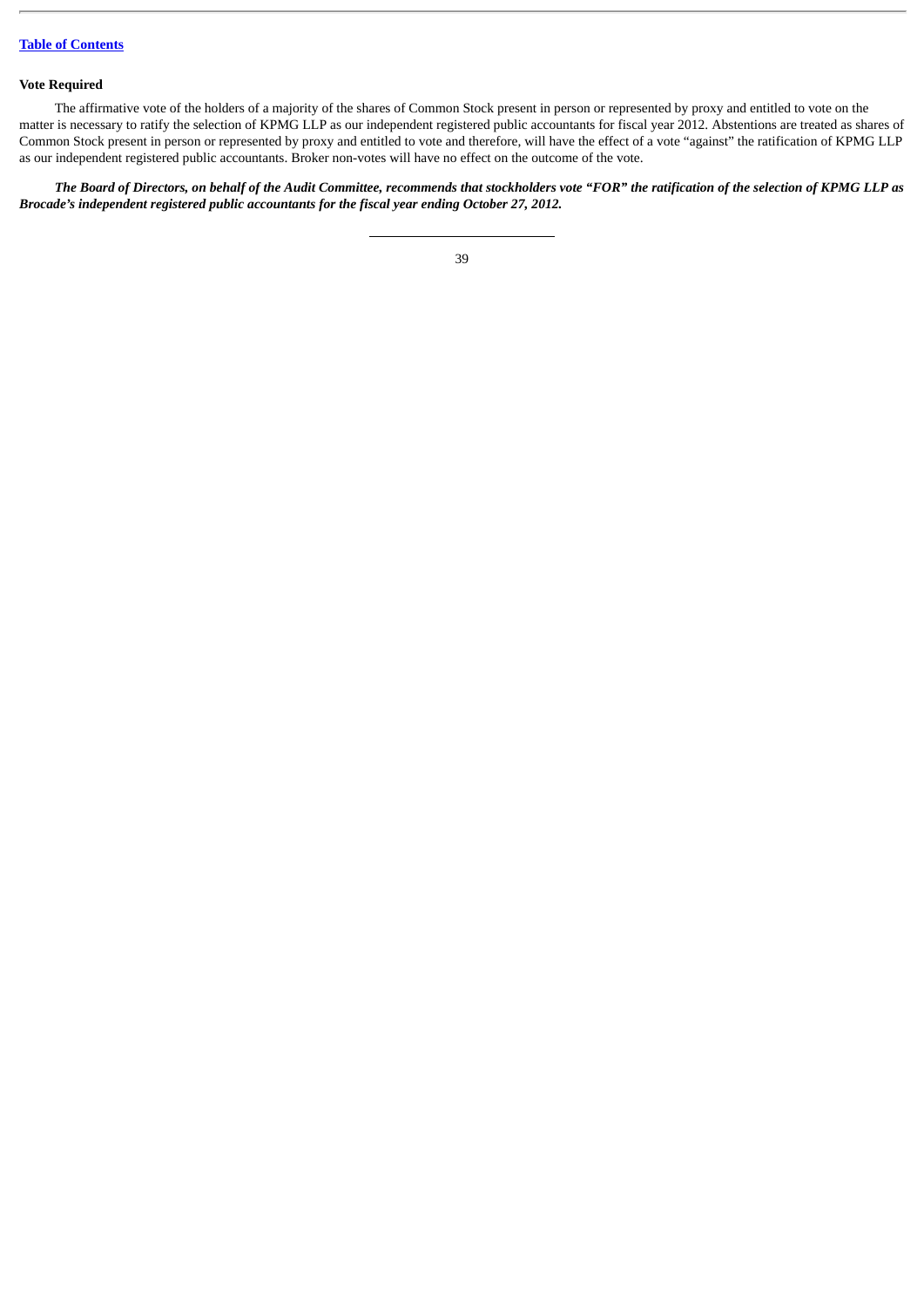**Vote Required**

The affirmative vote of the holders of a majority of the shares of Common Stock present in person or represented by proxy and entitled to vote on the matter is necessary to ratify the selection of KPMG LLP as our independent registered public accountants for fiscal year 2012. Abstentions are treated as shares of Common Stock present in person or represented by proxy and entitled to vote and therefore, will have the effect of a vote "against" the ratification of KPMG LLP as our independent registered public accountants. Broker non-votes will have no effect on the outcome of the vote.

***The Board of Directors, on behalf of the Audit Committee, recommends that stockholders vote "FOR" the ratification of the selection of KPMG LLP as Brocade's independent registered public accountants for the fiscal year ending October 27, 2012.***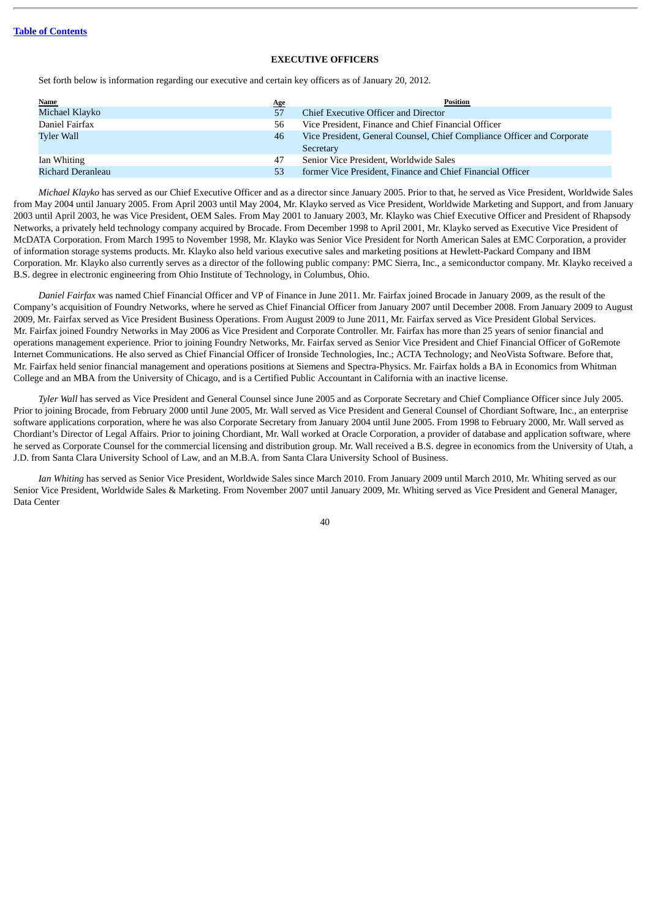## EXECUTIVE OFFICERS

Set forth below is information regarding our executive and certain key officers as of January 20, 2012.

| Name | Age | Position |
|---|---|---|
| Michael Klayko | 57 | Chief Executive Officer and Director |
| Daniel Fairfax | 56 | Vice President, Finance and Chief Financial Officer |
| Tyler Wall | 46 | Vice President, General Counsel, Chief Compliance Officer and Corporate Secretary |
| Ian Whiting | 47 | Senior Vice President, Worldwide Sales |
| Richard Deranleau | 53 | former Vice President, Finance and Chief Financial Officer |

*Michael Klayko* has served as our Chief Executive Officer and as a director since January 2005. Prior to that, he served as Vice President, Worldwide Sales from May 2004 until January 2005. From April 2003 until May 2004, Mr. Klayko served as Vice President, Worldwide Marketing and Support, and from January 2003 until April 2003, he was Vice President, OEM Sales. From May 2001 to January 2003, Mr. Klayko was Chief Executive Officer and President of Rhapsody Networks, a privately held technology company acquired by Brocade. From December 1998 to April 2001, Mr. Klayko served as Executive Vice President of McDATA Corporation. From March 1995 to November 1998, Mr. Klayko was Senior Vice President for North American Sales at EMC Corporation, a provider of information storage systems products. Mr. Klayko also held various executive sales and marketing positions at Hewlett-Packard Company and IBM Corporation. Mr. Klayko also currently serves as a director of the following public company: PMC Sierra, Inc., a semiconductor company. Mr. Klayko received a B.S. degree in electronic engineering from Ohio Institute of Technology, in Columbus, Ohio.

*Daniel Fairfax* was named Chief Financial Officer and VP of Finance in June 2011. Mr. Fairfax joined Brocade in January 2009, as the result of the Company's acquisition of Foundry Networks, where he served as Chief Financial Officer from January 2007 until December 2008. From January 2009 to August 2009, Mr. Fairfax served as Vice President Business Operations. From August 2009 to June 2011, Mr. Fairfax served as Vice President Global Services. Mr. Fairfax joined Foundry Networks in May 2006 as Vice President and Corporate Controller. Mr. Fairfax has more than 25 years of senior financial and operations management experience. Prior to joining Foundry Networks, Mr. Fairfax served as Senior Vice President and Chief Financial Officer of GoRemote Internet Communications. He also served as Chief Financial Officer of Ironside Technologies, Inc.; ACTA Technology; and NeoVista Software. Before that, Mr. Fairfax held senior financial management and operations positions at Siemens and Spectra-Physics. Mr. Fairfax holds a BA in Economics from Whitman College and an MBA from the University of Chicago, and is a Certified Public Accountant in California with an inactive license.

*Tyler Wall* has served as Vice President and General Counsel since June 2005 and as Corporate Secretary and Chief Compliance Officer since July 2005. Prior to joining Brocade, from February 2000 until June 2005, Mr. Wall served as Vice President and General Counsel of Chordiant Software, Inc., an enterprise software applications corporation, where he was also Corporate Secretary from January 2004 until June 2005. From 1998 to February 2000, Mr. Wall served as Chordiant's Director of Legal Affairs. Prior to joining Chordiant, Mr. Wall worked at Oracle Corporation, a provider of database and application software, where he served as Corporate Counsel for the commercial licensing and distribution group. Mr. Wall received a B.S. degree in economics from the University of Utah, a J.D. from Santa Clara University School of Law, and an M.B.A. from Santa Clara University School of Business.

*Ian Whiting* has served as Senior Vice President, Worldwide Sales since March 2010. From January 2009 until March 2010, Mr. Whiting served as our Senior Vice President, Worldwide Sales & Marketing. From November 2007 until January 2009, Mr. Whiting served as Vice President and General Manager, Data Center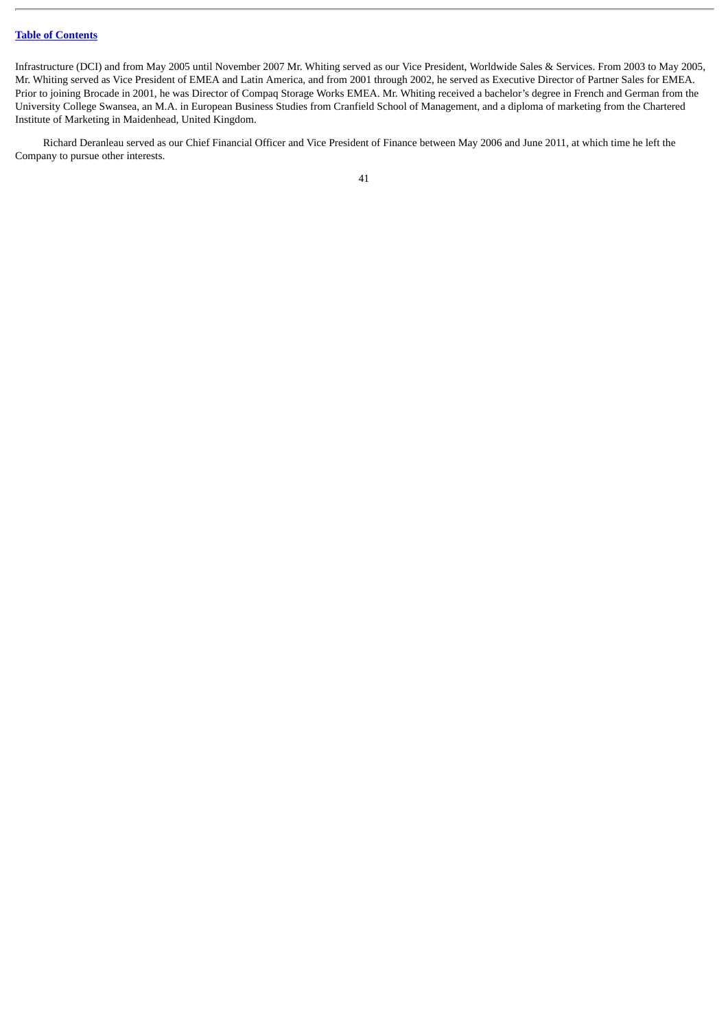Infrastructure (DCI) and from May 2005 until November 2007 Mr. Whiting served as our Vice President, Worldwide Sales & Services. From 2003 to May 2005, Mr. Whiting served as Vice President of EMEA and Latin America, and from 2001 through 2002, he served as Executive Director of Partner Sales for EMEA. Prior to joining Brocade in 2001, he was Director of Compaq Storage Works EMEA. Mr. Whiting received a bachelor's degree in French and German from the University College Swansea, an M.A. in European Business Studies from Cranfield School of Management, and a diploma of marketing from the Chartered Institute of Marketing in Maidenhead, United Kingdom.

Richard Deranleau served as our Chief Financial Officer and Vice President of Finance between May 2006 and June 2011, at which time he left the Company to pursue other interests.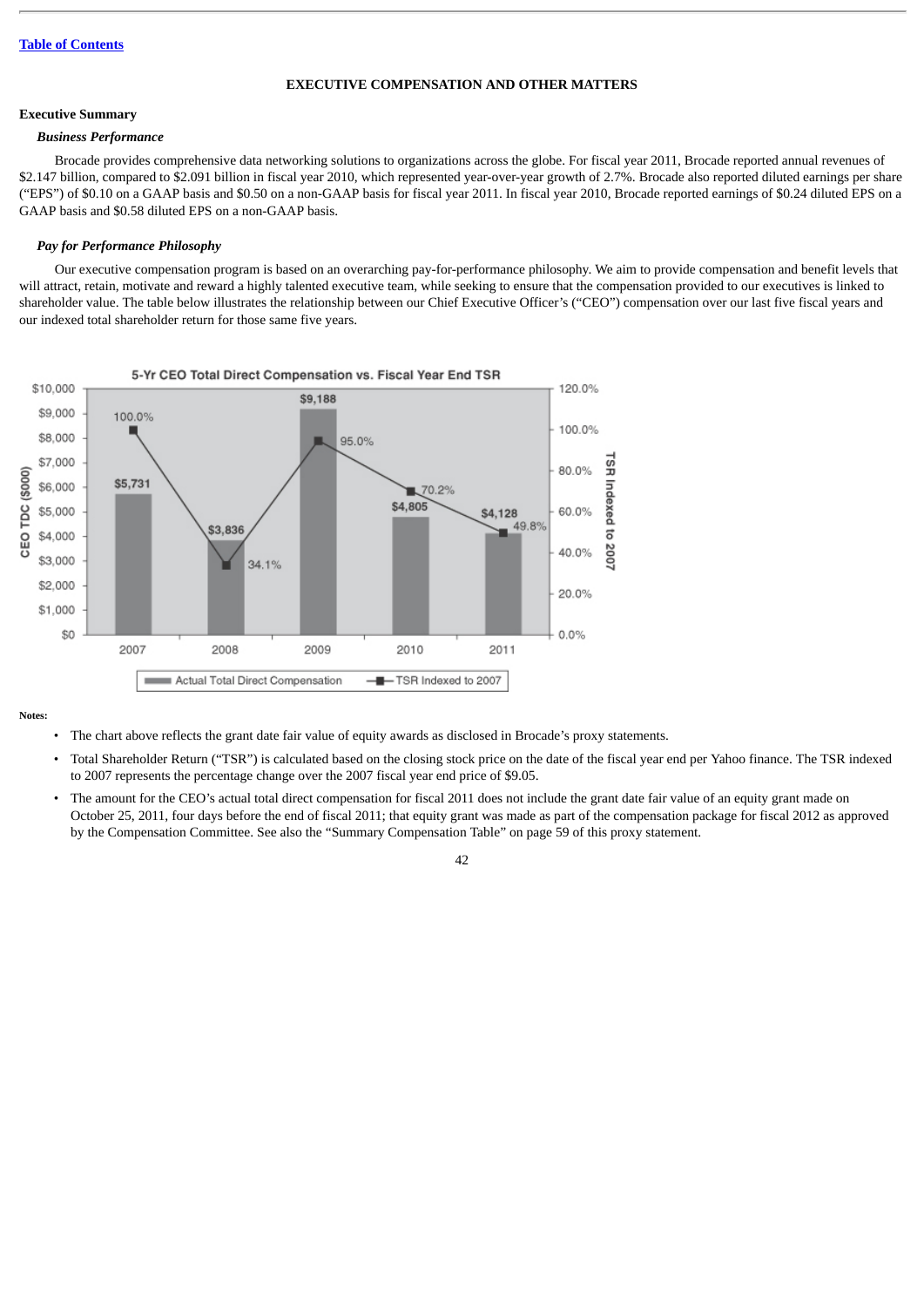## EXECUTIVE COMPENSATION AND OTHER MATTERS

### Executive Summary

***Business Performance***

Brocade provides comprehensive data networking solutions to organizations across the globe. For fiscal year 2011, Brocade reported annual revenues of $2.147 billion, compared to $2.091 billion in fiscal year 2010, which represented year-over-year growth of 2.7%. Brocade also reported diluted earnings per share ("EPS") of $0.10 on a GAAP basis and $0.50 on a non-GAAP basis for fiscal year 2011. In fiscal year 2010, Brocade reported earnings of $0.24 diluted EPS on a GAAP basis and $0.58 diluted EPS on a non-GAAP basis.

***Pay for Performance Philosophy***

Our executive compensation program is based on an overarching pay-for-performance philosophy. We aim to provide compensation and benefit levels that will attract, retain, motivate and reward a highly talented executive team, while seeking to ensure that the compensation provided to our executives is linked to shareholder value. The table below illustrates the relationship between our Chief Executive Officer's ("CEO") compensation over our last five fiscal years and our indexed total shareholder return for those same five years.

**5-Yr CEO Total Direct Compensation vs. Fiscal Year End TSR**

| | 2007 | 2008 | 2009 | 2010 | 2011 |
|---|---|---|---|---|---|
| Actual Total Direct Compensation (CEO TDC ($000)) | $5,731 | $3,836 | $9,188 | $4,805 | $4,128 |
| TSR Indexed to 2007 | 100.0% | 34.1% | 95.0% | 70.2% | 49.8% |

**Notes:**

- The chart above reflects the grant date fair value of equity awards as disclosed in Brocade's proxy statements.
- Total Shareholder Return ("TSR") is calculated based on the closing stock price on the date of the fiscal year end per Yahoo finance. The TSR indexed to 2007 represents the percentage change over the 2007 fiscal year end price of $9.05.
- The amount for the CEO's actual total direct compensation for fiscal 2011 does not include the grant date fair value of an equity grant made on October 25, 2011, four days before the end of fiscal 2011; that equity grant was made as part of the compensation package for fiscal 2012 as approved by the Compensation Committee. See also the "Summary Compensation Table" on page 59 of this proxy statement.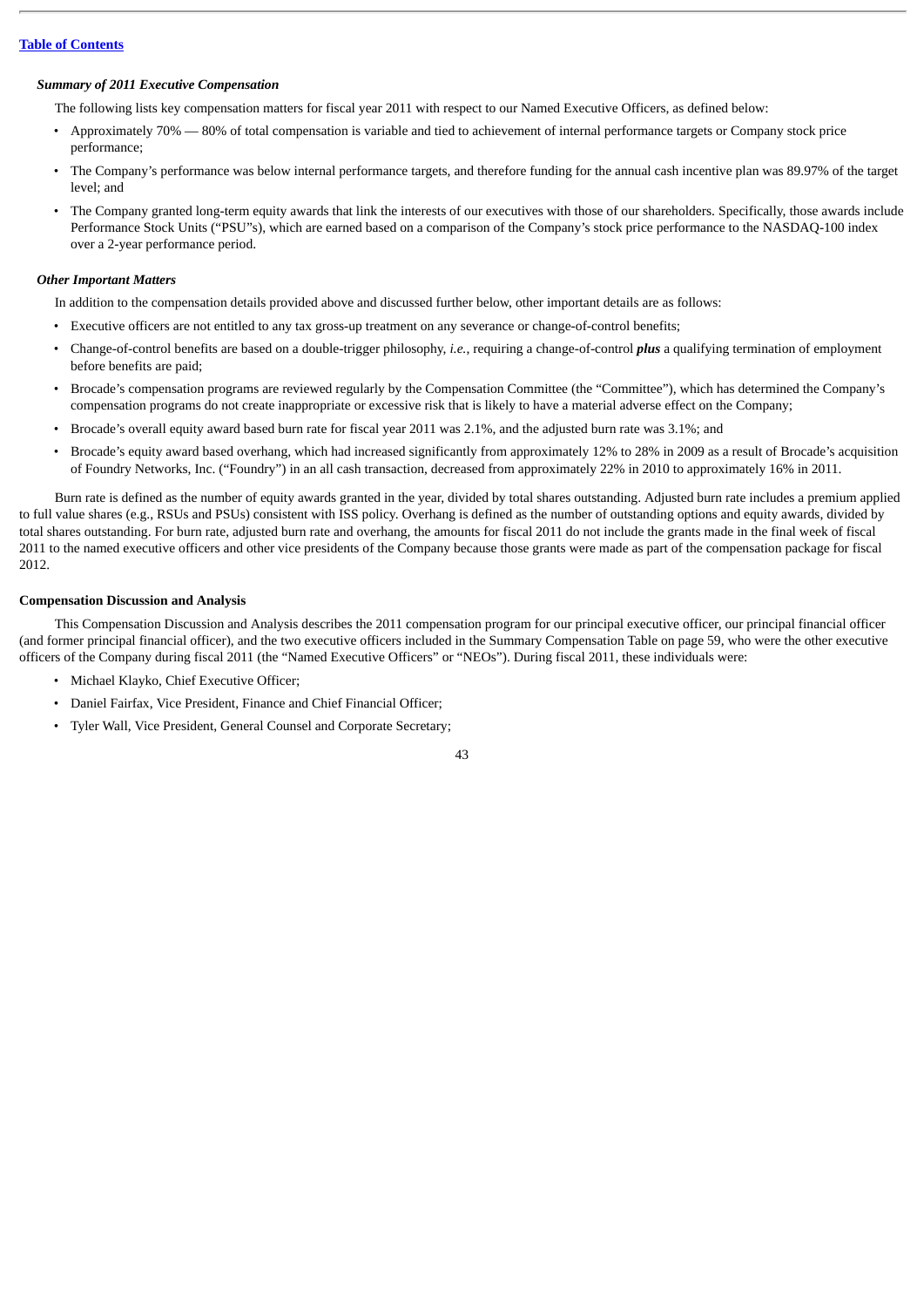***Summary of 2011 Executive Compensation***

The following lists key compensation matters for fiscal year 2011 with respect to our Named Executive Officers, as defined below:

- Approximately 70% — 80% of total compensation is variable and tied to achievement of internal performance targets or Company stock price performance;
- The Company's performance was below internal performance targets, and therefore funding for the annual cash incentive plan was 89.97% of the target level; and
- The Company granted long-term equity awards that link the interests of our executives with those of our shareholders. Specifically, those awards include Performance Stock Units ("PSU"s), which are earned based on a comparison of the Company's stock price performance to the NASDAQ-100 index over a 2-year performance period.

***Other Important Matters***

In addition to the compensation details provided above and discussed further below, other important details are as follows:

- Executive officers are not entitled to any tax gross-up treatment on any severance or change-of-control benefits;
- Change-of-control benefits are based on a double-trigger philosophy, *i.e.*, requiring a change-of-control ***plus*** a qualifying termination of employment before benefits are paid;
- Brocade's compensation programs are reviewed regularly by the Compensation Committee (the "Committee"), which has determined the Company's compensation programs do not create inappropriate or excessive risk that is likely to have a material adverse effect on the Company;
- Brocade's overall equity award based burn rate for fiscal year 2011 was 2.1%, and the adjusted burn rate was 3.1%; and
- Brocade's equity award based overhang, which had increased significantly from approximately 12% to 28% in 2009 as a result of Brocade's acquisition of Foundry Networks, Inc. ("Foundry") in an all cash transaction, decreased from approximately 22% in 2010 to approximately 16% in 2011.

Burn rate is defined as the number of equity awards granted in the year, divided by total shares outstanding. Adjusted burn rate includes a premium applied to full value shares (e.g., RSUs and PSUs) consistent with ISS policy. Overhang is defined as the number of outstanding options and equity awards, divided by total shares outstanding. For burn rate, adjusted burn rate and overhang, the amounts for fiscal 2011 do not include the grants made in the final week of fiscal 2011 to the named executive officers and other vice presidents of the Company because those grants were made as part of the compensation package for fiscal 2012.

**Compensation Discussion and Analysis**

This Compensation Discussion and Analysis describes the 2011 compensation program for our principal executive officer, our principal financial officer (and former principal financial officer), and the two executive officers included in the Summary Compensation Table on page 59, who were the other executive officers of the Company during fiscal 2011 (the "Named Executive Officers" or "NEOs"). During fiscal 2011, these individuals were:

- Michael Klayko, Chief Executive Officer;
- Daniel Fairfax, Vice President, Finance and Chief Financial Officer;
- Tyler Wall, Vice President, General Counsel and Corporate Secretary;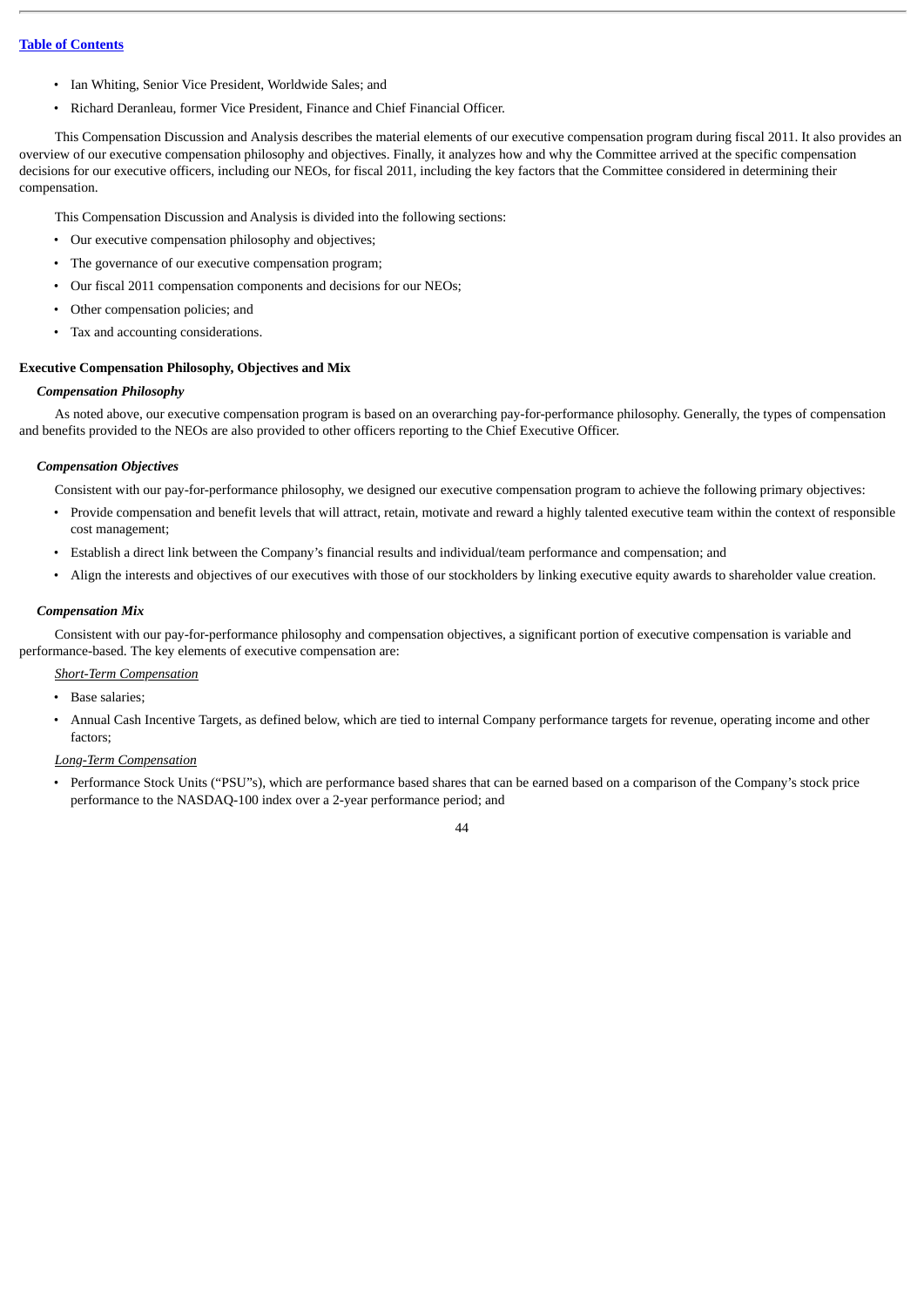- Ian Whiting, Senior Vice President, Worldwide Sales; and
- Richard Deranleau, former Vice President, Finance and Chief Financial Officer.

This Compensation Discussion and Analysis describes the material elements of our executive compensation program during fiscal 2011. It also provides an overview of our executive compensation philosophy and objectives. Finally, it analyzes how and why the Committee arrived at the specific compensation decisions for our executive officers, including our NEOs, for fiscal 2011, including the key factors that the Committee considered in determining their compensation.

This Compensation Discussion and Analysis is divided into the following sections:

- Our executive compensation philosophy and objectives;
- The governance of our executive compensation program;
- Our fiscal 2011 compensation components and decisions for our NEOs;
- Other compensation policies; and
- Tax and accounting considerations.

## Executive Compensation Philosophy, Objectives and Mix

### *Compensation Philosophy*

As noted above, our executive compensation program is based on an overarching pay-for-performance philosophy. Generally, the types of compensation and benefits provided to the NEOs are also provided to other officers reporting to the Chief Executive Officer.

### *Compensation Objectives*

Consistent with our pay-for-performance philosophy, we designed our executive compensation program to achieve the following primary objectives:

- Provide compensation and benefit levels that will attract, retain, motivate and reward a highly talented executive team within the context of responsible cost management;
- Establish a direct link between the Company's financial results and individual/team performance and compensation; and
- Align the interests and objectives of our executives with those of our stockholders by linking executive equity awards to shareholder value creation.

### *Compensation Mix*

Consistent with our pay-for-performance philosophy and compensation objectives, a significant portion of executive compensation is variable and performance-based. The key elements of executive compensation are:

*Short-Term Compensation*

- Base salaries;
- Annual Cash Incentive Targets, as defined below, which are tied to internal Company performance targets for revenue, operating income and other factors;

*Long-Term Compensation*

- Performance Stock Units ("PSU"s), which are performance based shares that can be earned based on a comparison of the Company's stock price performance to the NASDAQ-100 index over a 2-year performance period; and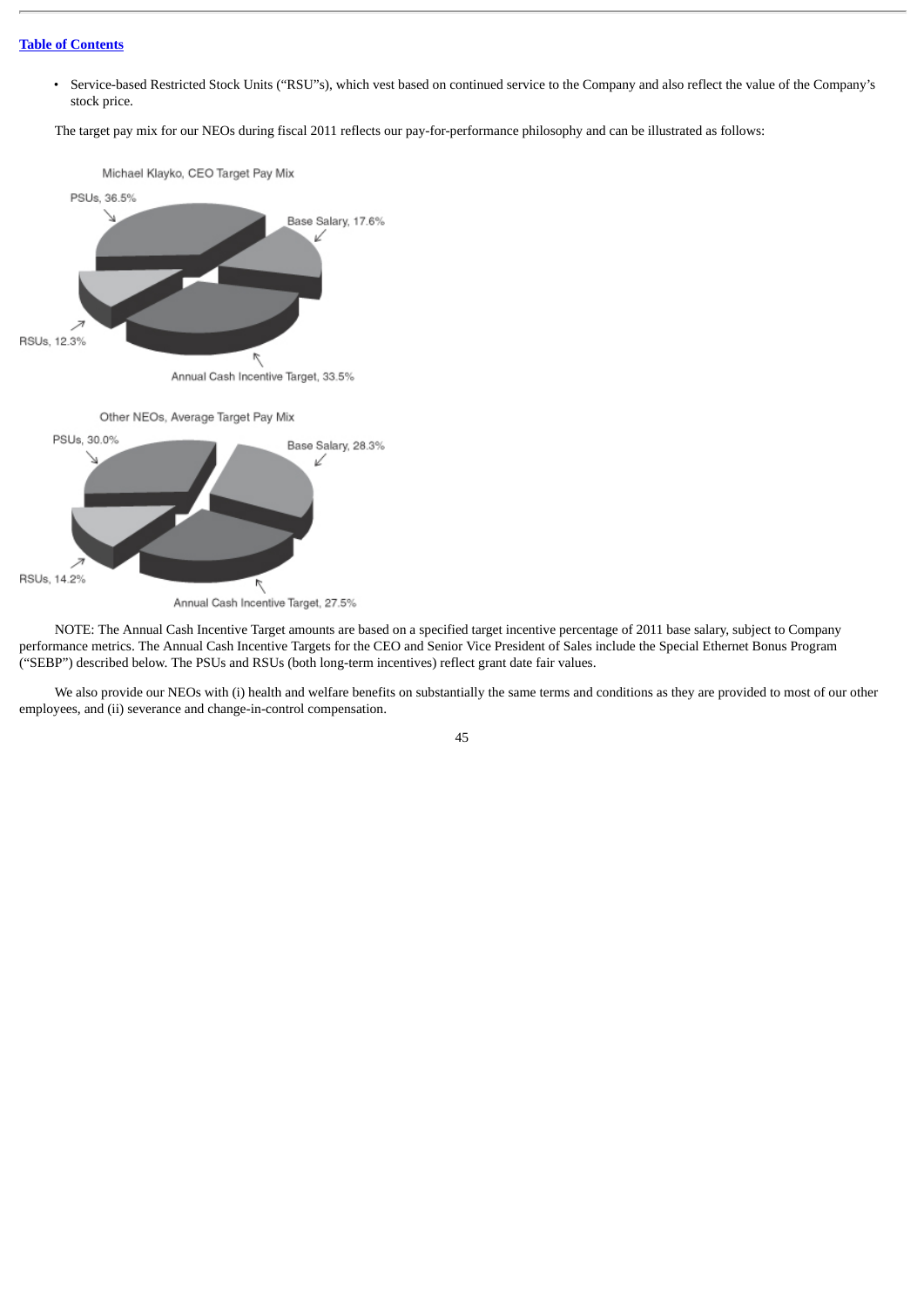- Service-based Restricted Stock Units ("RSU"s), which vest based on continued service to the Company and also reflect the value of the Company's stock price.

The target pay mix for our NEOs during fiscal 2011 reflects our pay-for-performance philosophy and can be illustrated as follows:

Michael Klayko, CEO Target Pay Mix

PSUs, 36.5%

Base Salary, 17.6%

RSUs, 12.3%

Annual Cash Incentive Target, 33.5%

Other NEOs, Average Target Pay Mix

PSUs, 30.0%

Base Salary, 28.3%

RSUs, 14.2%

Annual Cash Incentive Target, 27.5%

NOTE: The Annual Cash Incentive Target amounts are based on a specified target incentive percentage of 2011 base salary, subject to Company performance metrics. The Annual Cash Incentive Targets for the CEO and Senior Vice President of Sales include the Special Ethernet Bonus Program ("SEBP") described below. The PSUs and RSUs (both long-term incentives) reflect grant date fair values.

We also provide our NEOs with (i) health and welfare benefits on substantially the same terms and conditions as they are provided to most of our other employees, and (ii) severance and change-in-control compensation.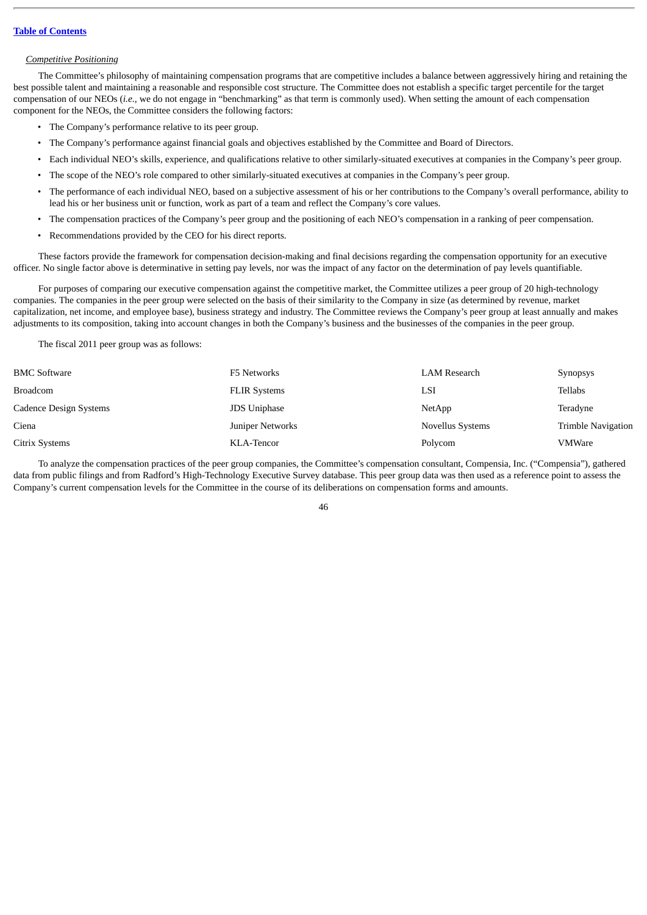*Competitive Positioning*

The Committee's philosophy of maintaining compensation programs that are competitive includes a balance between aggressively hiring and retaining the best possible talent and maintaining a reasonable and responsible cost structure. The Committee does not establish a specific target percentile for the target compensation of our NEOs (*i.e.*, we do not engage in "benchmarking" as that term is commonly used). When setting the amount of each compensation component for the NEOs, the Committee considers the following factors:

- The Company's performance relative to its peer group.
- The Company's performance against financial goals and objectives established by the Committee and Board of Directors.
- Each individual NEO's skills, experience, and qualifications relative to other similarly-situated executives at companies in the Company's peer group.
- The scope of the NEO's role compared to other similarly-situated executives at companies in the Company's peer group.
- The performance of each individual NEO, based on a subjective assessment of his or her contributions to the Company's overall performance, ability to lead his or her business unit or function, work as part of a team and reflect the Company's core values.
- The compensation practices of the Company's peer group and the positioning of each NEO's compensation in a ranking of peer compensation.
- Recommendations provided by the CEO for his direct reports.

These factors provide the framework for compensation decision-making and final decisions regarding the compensation opportunity for an executive officer. No single factor above is determinative in setting pay levels, nor was the impact of any factor on the determination of pay levels quantifiable.

For purposes of comparing our executive compensation against the competitive market, the Committee utilizes a peer group of 20 high-technology companies. The companies in the peer group were selected on the basis of their similarity to the Company in size (as determined by revenue, market capitalization, net income, and employee base), business strategy and industry. The Committee reviews the Company's peer group at least annually and makes adjustments to its composition, taking into account changes in both the Company's business and the businesses of the companies in the peer group.

The fiscal 2011 peer group was as follows:

| | | | |
|---|---|---|---|
| BMC Software | F5 Networks | LAM Research | Synopsys |
| Broadcom | FLIR Systems | LSI | Tellabs |
| Cadence Design Systems | JDS Uniphase | NetApp | Teradyne |
| Ciena | Juniper Networks | Novellus Systems | Trimble Navigation |
| Citrix Systems | KLA-Tencor | Polycom | VMWare |

To analyze the compensation practices of the peer group companies, the Committee's compensation consultant, Compensia, Inc. ("Compensia"), gathered data from public filings and from Radford's High-Technology Executive Survey database. This peer group data was then used as a reference point to assess the Company's current compensation levels for the Committee in the course of its deliberations on compensation forms and amounts.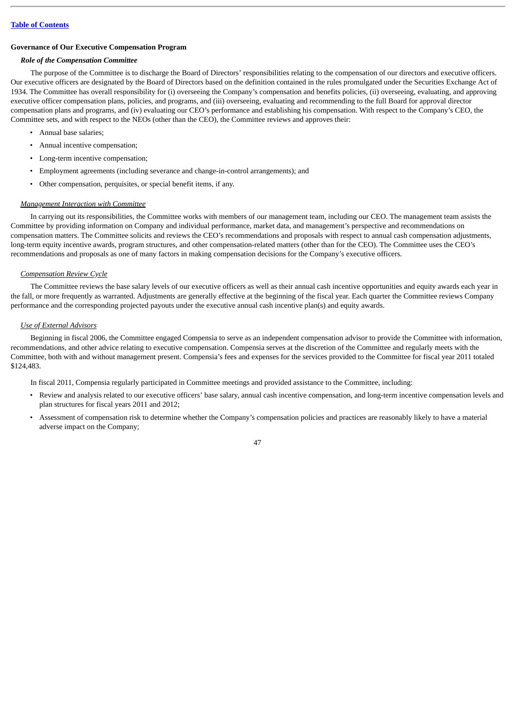**Governance of Our Executive Compensation Program**

***Role of the Compensation Committee***

The purpose of the Committee is to discharge the Board of Directors' responsibilities relating to the compensation of our directors and executive officers. Our executive officers are designated by the Board of Directors based on the definition contained in the rules promulgated under the Securities Exchange Act of 1934. The Committee has overall responsibility for (i) overseeing the Company's compensation and benefits policies, (ii) overseeing, evaluating, and approving executive officer compensation plans, policies, and programs, and (iii) overseeing, evaluating and recommending to the full Board for approval director compensation plans and programs, and (iv) evaluating our CEO's performance and establishing his compensation. With respect to the Company's CEO, the Committee sets, and with respect to the NEOs (other than the CEO), the Committee reviews and approves their:

- Annual base salaries;
- Annual incentive compensation;
- Long-term incentive compensation;
- Employment agreements (including severance and change-in-control arrangements); and
- Other compensation, perquisites, or special benefit items, if any.

*Management Interaction with Committee*

In carrying out its responsibilities, the Committee works with members of our management team, including our CEO. The management team assists the Committee by providing information on Company and individual performance, market data, and management's perspective and recommendations on compensation matters. The Committee solicits and reviews the CEO's recommendations and proposals with respect to annual cash compensation adjustments, long-term equity incentive awards, program structures, and other compensation-related matters (other than for the CEO). The Committee uses the CEO's recommendations and proposals as one of many factors in making compensation decisions for the Company's executive officers.

*Compensation Review Cycle*

The Committee reviews the base salary levels of our executive officers as well as their annual cash incentive opportunities and equity awards each year in the fall, or more frequently as warranted. Adjustments are generally effective at the beginning of the fiscal year. Each quarter the Committee reviews Company performance and the corresponding projected payouts under the executive annual cash incentive plan(s) and equity awards.

*Use of External Advisors*

Beginning in fiscal 2006, the Committee engaged Compensia to serve as an independent compensation advisor to provide the Committee with information, recommendations, and other advice relating to executive compensation. Compensia serves at the discretion of the Committee and regularly meets with the Committee, both with and without management present. Compensia's fees and expenses for the services provided to the Committee for fiscal year 2011 totaled $124,483.

In fiscal 2011, Compensia regularly participated in Committee meetings and provided assistance to the Committee, including:

- Review and analysis related to our executive officers' base salary, annual cash incentive compensation, and long-term incentive compensation levels and plan structures for fiscal years 2011 and 2012;
- Assessment of compensation risk to determine whether the Company's compensation policies and practices are reasonably likely to have a material adverse impact on the Company;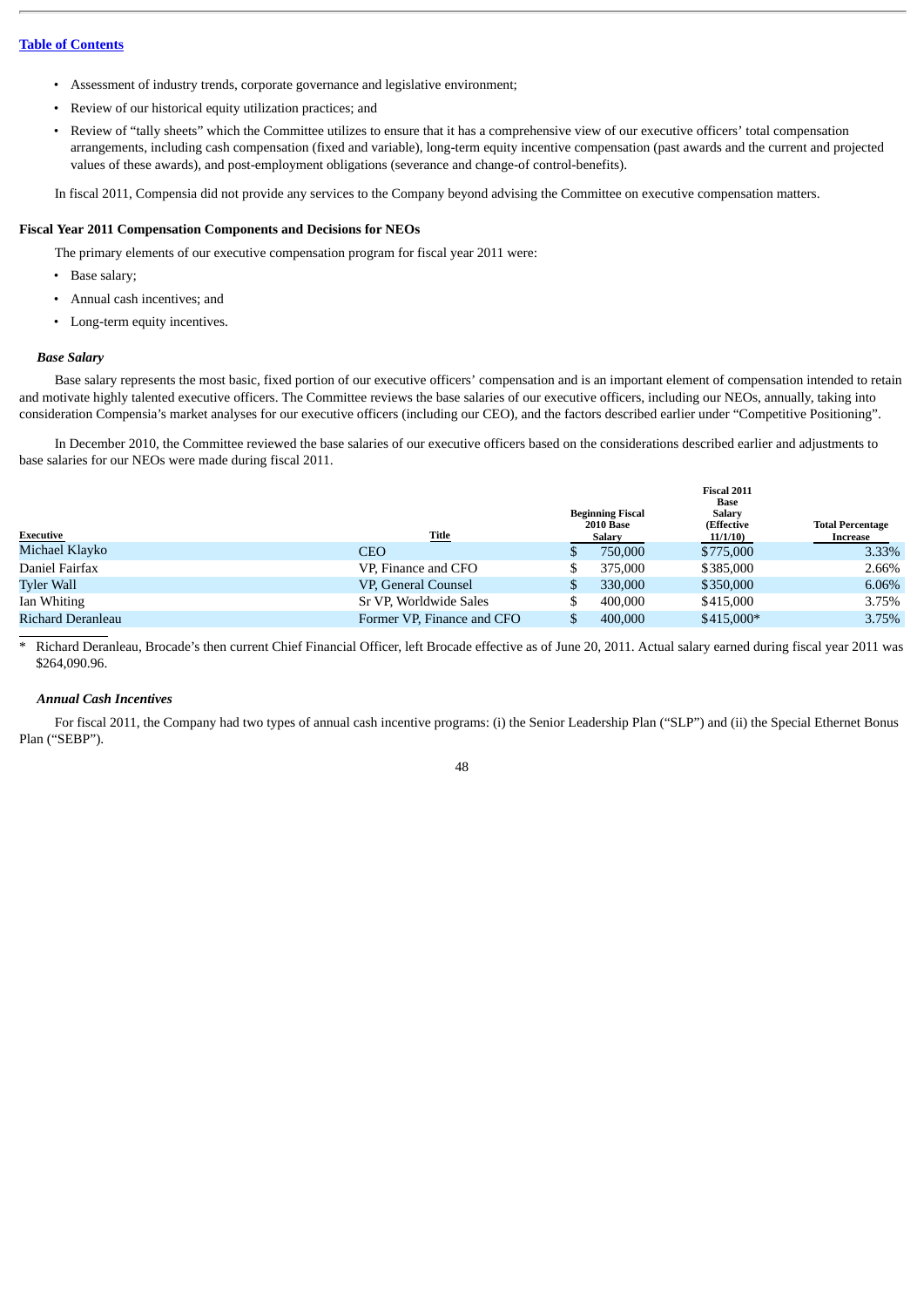- Assessment of industry trends, corporate governance and legislative environment;
- Review of our historical equity utilization practices; and
- Review of "tally sheets" which the Committee utilizes to ensure that it has a comprehensive view of our executive officers' total compensation arrangements, including cash compensation (fixed and variable), long-term equity incentive compensation (past awards and the current and projected values of these awards), and post-employment obligations (severance and change-of control-benefits).

In fiscal 2011, Compensia did not provide any services to the Company beyond advising the Committee on executive compensation matters.

**Fiscal Year 2011 Compensation Components and Decisions for NEOs**

The primary elements of our executive compensation program for fiscal year 2011 were:

- Base salary;
- Annual cash incentives; and
- Long-term equity incentives.

***Base Salary***

Base salary represents the most basic, fixed portion of our executive officers' compensation and is an important element of compensation intended to retain and motivate highly talented executive officers. The Committee reviews the base salaries of our executive officers, including our NEOs, annually, taking into consideration Compensia's market analyses for our executive officers (including our CEO), and the factors described earlier under "Competitive Positioning".

In December 2010, the Committee reviewed the base salaries of our executive officers based on the considerations described earlier and adjustments to base salaries for our NEOs were made during fiscal 2011.

| Executive | Title | Beginning Fiscal 2010 Base Salary | Fiscal 2011 Base Salary (Effective 11/1/10) | Total Percentage Increase |
|---|---|---|---|---|
| Michael Klayko | CEO | $ 750,000 | $775,000 | 3.33% |
| Daniel Fairfax | VP, Finance and CFO | $ 375,000 | $385,000 | 2.66% |
| Tyler Wall | VP, General Counsel | $ 330,000 | $350,000 | 6.06% |
| Ian Whiting | Sr VP, Worldwide Sales | $ 400,000 | $415,000 | 3.75% |
| Richard Deranleau | Former VP, Finance and CFO | $ 400,000 | $415,000* | 3.75% |

\* Richard Deranleau, Brocade's then current Chief Financial Officer, left Brocade effective as of June 20, 2011. Actual salary earned during fiscal year 2011 was $264,090.96.

***Annual Cash Incentives***

For fiscal 2011, the Company had two types of annual cash incentive programs: (i) the Senior Leadership Plan ("SLP") and (ii) the Special Ethernet Bonus Plan ("SEBP").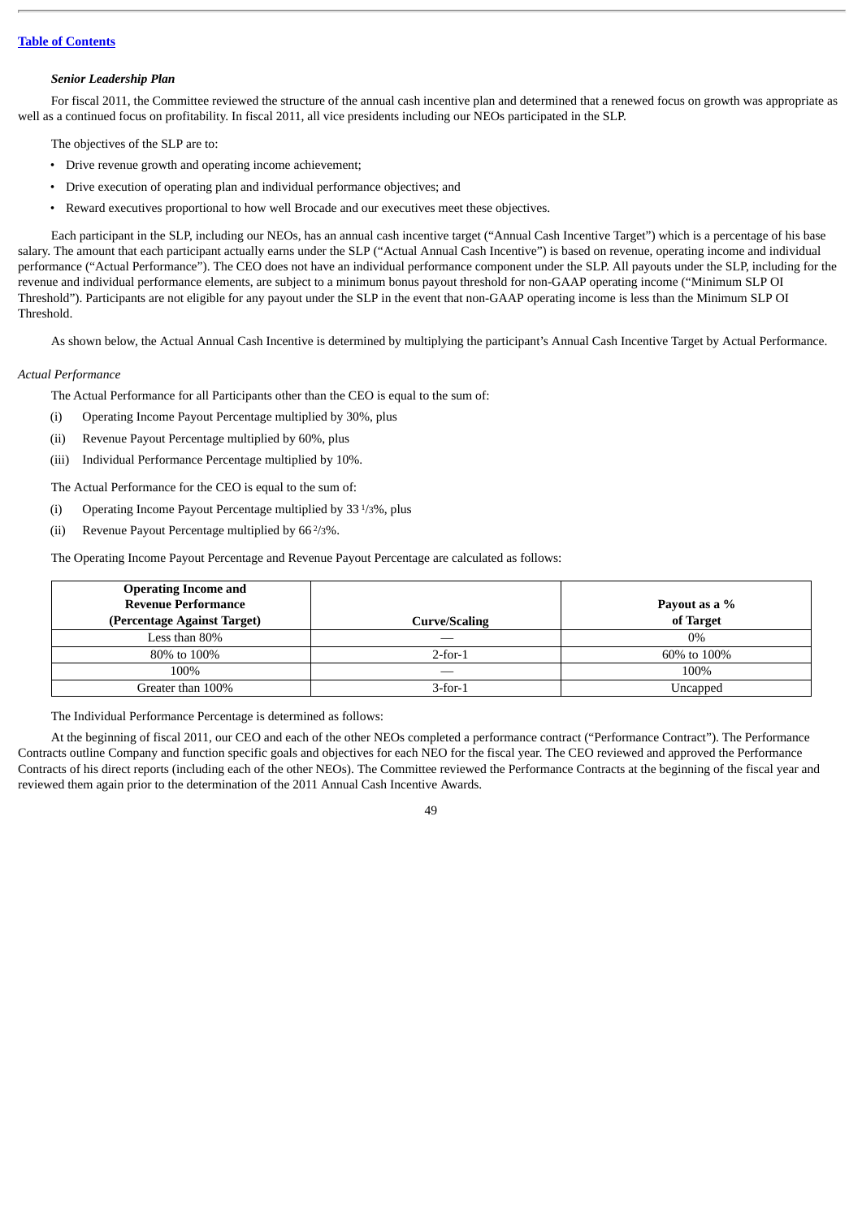***Senior Leadership Plan***

For fiscal 2011, the Committee reviewed the structure of the annual cash incentive plan and determined that a renewed focus on growth was appropriate as well as a continued focus on profitability. In fiscal 2011, all vice presidents including our NEOs participated in the SLP.

The objectives of the SLP are to:

- Drive revenue growth and operating income achievement;
- Drive execution of operating plan and individual performance objectives; and
- Reward executives proportional to how well Brocade and our executives meet these objectives.

Each participant in the SLP, including our NEOs, has an annual cash incentive target ("Annual Cash Incentive Target") which is a percentage of his base salary. The amount that each participant actually earns under the SLP ("Actual Annual Cash Incentive") is based on revenue, operating income and individual performance ("Actual Performance"). The CEO does not have an individual performance component under the SLP. All payouts under the SLP, including for the revenue and individual performance elements, are subject to a minimum bonus payout threshold for non-GAAP operating income ("Minimum SLP OI Threshold"). Participants are not eligible for any payout under the SLP in the event that non-GAAP operating income is less than the Minimum SLP OI Threshold.

As shown below, the Actual Annual Cash Incentive is determined by multiplying the participant's Annual Cash Incentive Target by Actual Performance.

*Actual Performance*

The Actual Performance for all Participants other than the CEO is equal to the sum of:

(i) Operating Income Payout Percentage multiplied by 30%, plus

(ii) Revenue Payout Percentage multiplied by 60%, plus

(iii) Individual Performance Percentage multiplied by 10%.

The Actual Performance for the CEO is equal to the sum of:

(i) Operating Income Payout Percentage multiplied by 33 1/3%, plus

(ii) Revenue Payout Percentage multiplied by 66 2/3%.

The Operating Income Payout Percentage and Revenue Payout Percentage are calculated as follows:

| Operating Income and Revenue Performance (Percentage Against Target) | Curve/Scaling | Payout as a % of Target |
|---|---|---|
| Less than 80% | — | 0% |
| 80% to 100% | 2-for-1 | 60% to 100% |
| 100% | — | 100% |
| Greater than 100% | 3-for-1 | Uncapped |

The Individual Performance Percentage is determined as follows:

At the beginning of fiscal 2011, our CEO and each of the other NEOs completed a performance contract ("Performance Contract"). The Performance Contracts outline Company and function specific goals and objectives for each NEO for the fiscal year. The CEO reviewed and approved the Performance Contracts of his direct reports (including each of the other NEOs). The Committee reviewed the Performance Contracts at the beginning of the fiscal year and reviewed them again prior to the determination of the 2011 Annual Cash Incentive Awards.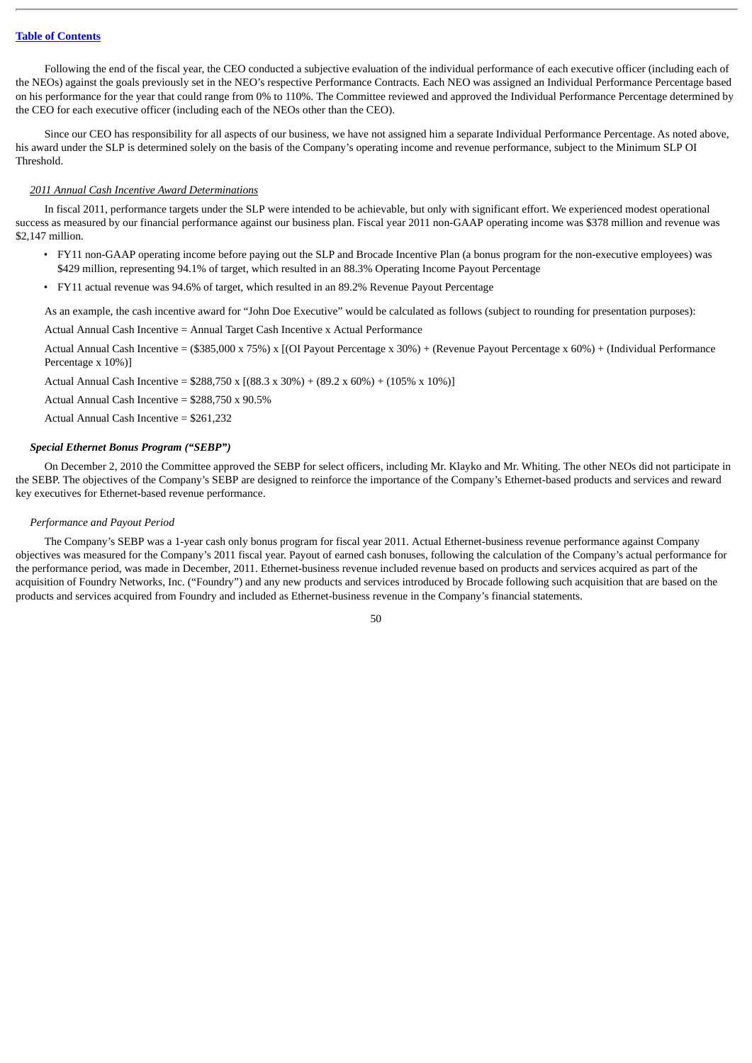Following the end of the fiscal year, the CEO conducted a subjective evaluation of the individual performance of each executive officer (including each of the NEOs) against the goals previously set in the NEO's respective Performance Contracts. Each NEO was assigned an Individual Performance Percentage based on his performance for the year that could range from 0% to 110%. The Committee reviewed and approved the Individual Performance Percentage determined by the CEO for each executive officer (including each of the NEOs other than the CEO).

Since our CEO has responsibility for all aspects of our business, we have not assigned him a separate Individual Performance Percentage. As noted above, his award under the SLP is determined solely on the basis of the Company's operating income and revenue performance, subject to the Minimum SLP OI Threshold.

*2011 Annual Cash Incentive Award Determinations*

In fiscal 2011, performance targets under the SLP were intended to be achievable, but only with significant effort. We experienced modest operational success as measured by our financial performance against our business plan. Fiscal year 2011 non-GAAP operating income was $378 million and revenue was $2,147 million.

- FY11 non-GAAP operating income before paying out the SLP and Brocade Incentive Plan (a bonus program for the non-executive employees) was $429 million, representing 94.1% of target, which resulted in an 88.3% Operating Income Payout Percentage
- FY11 actual revenue was 94.6% of target, which resulted in an 89.2% Revenue Payout Percentage

As an example, the cash incentive award for "John Doe Executive" would be calculated as follows (subject to rounding for presentation purposes):

Actual Annual Cash Incentive = Annual Target Cash Incentive x Actual Performance

Actual Annual Cash Incentive = ($385,000 x 75%) x [(OI Payout Percentage x 30%) + (Revenue Payout Percentage x 60%) + (Individual Performance Percentage x 10%)]

Actual Annual Cash Incentive = $288,750 x [(88.3 x 30%) + (89.2 x 60%) + (105% x 10%)]

Actual Annual Cash Incentive = $288,750 x 90.5%

Actual Annual Cash Incentive = $261,232

***Special Ethernet Bonus Program ("SEBP")***

On December 2, 2010 the Committee approved the SEBP for select officers, including Mr. Klayko and Mr. Whiting. The other NEOs did not participate in the SEBP. The objectives of the Company's SEBP are designed to reinforce the importance of the Company's Ethernet-based products and services and reward key executives for Ethernet-based revenue performance.

*Performance and Payout Period*

The Company's SEBP was a 1-year cash only bonus program for fiscal year 2011. Actual Ethernet-business revenue performance against Company objectives was measured for the Company's 2011 fiscal year. Payout of earned cash bonuses, following the calculation of the Company's actual performance for the performance period, was made in December, 2011. Ethernet-business revenue included revenue based on products and services acquired as part of the acquisition of Foundry Networks, Inc. ("Foundry") and any new products and services introduced by Brocade following such acquisition that are based on the products and services acquired from Foundry and included as Ethernet-business revenue in the Company's financial statements.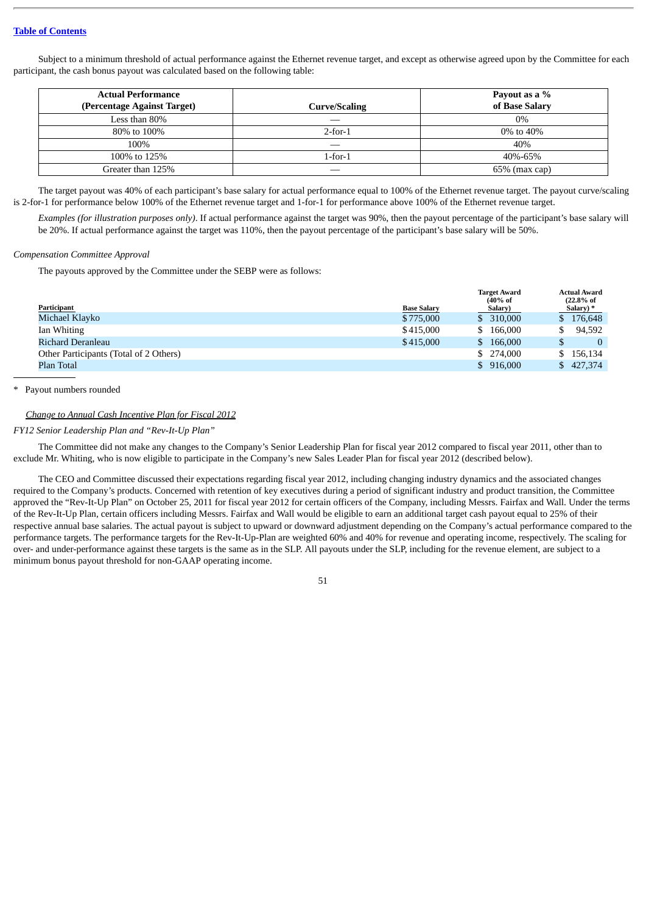Subject to a minimum threshold of actual performance against the Ethernet revenue target, and except as otherwise agreed upon by the Committee for each participant, the cash bonus payout was calculated based on the following table:

| Actual Performance (Percentage Against Target) | Curve/Scaling | Payout as a % of Base Salary |
|---|---|---|
| Less than 80% | — | 0% |
| 80% to 100% | 2-for-1 | 0% to 40% |
| 100% | — | 40% |
| 100% to 125% | 1-for-1 | 40%-65% |
| Greater than 125% | — | 65% (max cap) |

The target payout was 40% of each participant's base salary for actual performance equal to 100% of the Ethernet revenue target. The payout curve/scaling is 2-for-1 for performance below 100% of the Ethernet revenue target and 1-for-1 for performance above 100% of the Ethernet revenue target.

*Examples (for illustration purposes only)*. If actual performance against the target was 90%, then the payout percentage of the participant's base salary will be 20%. If actual performance against the target was 110%, then the payout percentage of the participant's base salary will be 50%.

*Compensation Committee Approval*

The payouts approved by the Committee under the SEBP were as follows:

| Participant | Base Salary | Target Award (40% of Salary) | Actual Award (22.8% of Salary) * |
|---|---|---|---|
| Michael Klayko | $775,000 | $ 310,000 | $ 176,648 |
| Ian Whiting | $415,000 | $ 166,000 | $ 94,592 |
| Richard Deranleau | $415,000 | $ 166,000 | $ 0 |
| Other Participants (Total of 2 Others) | | $ 274,000 | $ 156,134 |
| Plan Total | | $ 916,000 | $ 427,374 |

\* Payout numbers rounded

<u>*Change to Annual Cash Incentive Plan for Fiscal 2012*</u>

*FY12 Senior Leadership Plan and "Rev-It-Up Plan"*

The Committee did not make any changes to the Company's Senior Leadership Plan for fiscal year 2012 compared to fiscal year 2011, other than to exclude Mr. Whiting, who is now eligible to participate in the Company's new Sales Leader Plan for fiscal year 2012 (described below).

The CEO and Committee discussed their expectations regarding fiscal year 2012, including changing industry dynamics and the associated changes required to the Company's products. Concerned with retention of key executives during a period of significant industry and product transition, the Committee approved the "Rev-It-Up Plan" on October 25, 2011 for fiscal year 2012 for certain officers of the Company, including Messrs. Fairfax and Wall. Under the terms of the Rev-It-Up Plan, certain officers including Messrs. Fairfax and Wall would be eligible to earn an additional target cash payout equal to 25% of their respective annual base salaries. The actual payout is subject to upward or downward adjustment depending on the Company's actual performance compared to the performance targets. The performance targets for the Rev-It-Up-Plan are weighted 60% and 40% for revenue and operating income, respectively. The scaling for over- and under-performance against these targets is the same as in the SLP. All payouts under the SLP, including for the revenue element, are subject to a minimum bonus payout threshold for non-GAAP operating income.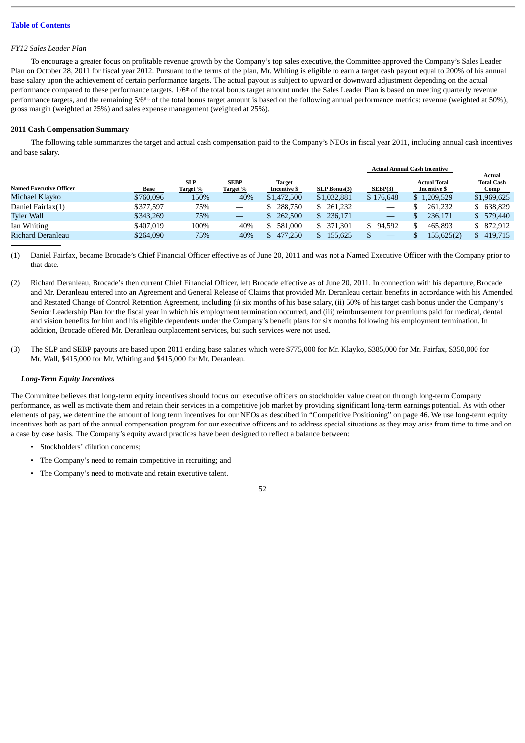*FY12 Sales Leader Plan*

To encourage a greater focus on profitable revenue growth by the Company's top sales executive, the Committee approved the Company's Sales Leader Plan on October 28, 2011 for fiscal year 2012. Pursuant to the terms of the plan, Mr. Whiting is eligible to earn a target cash payout equal to 200% of his annual base salary upon the achievement of certain performance targets. The actual payout is subject to upward or downward adjustment depending on the actual performance compared to these performance targets. 1/6th of the total bonus target amount under the Sales Leader Plan is based on meeting quarterly revenue performance targets, and the remaining 5/6ths of the total bonus target amount is based on the following annual performance metrics: revenue (weighted at 50%), gross margin (weighted at 25%) and sales expense management (weighted at 25%).

**2011 Cash Compensation Summary**

The following table summarizes the target and actual cash compensation paid to the Company's NEOs in fiscal year 2011, including annual cash incentives and base salary.

| | | | | | Actual Annual Cash Incentive | | | |
|---|---|---|---|---|---|---|---|---|
| Named Executive Officer | Base | SLP Target % | SEBP Target % | Target Incentive $ | SLP Bonus(3) | SEBP(3) | Actual Total Incentive $ | Actual Total Cash Comp |
| Michael Klayko | $760,096 | 150% | 40% | $1,472,500 | $1,032,881 | $ 176,648 | $ 1,209,529 | $1,969,625 |
| Daniel Fairfax(1) | $377,597 | 75% | — | $ 288,750 | $ 261,232 | — | $ 261,232 | $ 638,829 |
| Tyler Wall | $343,269 | 75% | — | $ 262,500 | $ 236,171 | — | $ 236,171 | $ 579,440 |
| Ian Whiting | $407,019 | 100% | 40% | $ 581,000 | $ 371,301 | $ 94,592 | $ 465,893 | $ 872,912 |
| Richard Deranleau | $264,090 | 75% | 40% | $ 477,250 | $ 155,625 | $ — | $ 155,625(2) | $ 419,715 |

(1) Daniel Fairfax, became Brocade's Chief Financial Officer effective as of June 20, 2011 and was not a Named Executive Officer with the Company prior to that date.

(2) Richard Deranleau, Brocade's then current Chief Financial Officer, left Brocade effective as of June 20, 2011. In connection with his departure, Brocade and Mr. Deranleau entered into an Agreement and General Release of Claims that provided Mr. Deranleau certain benefits in accordance with his Amended and Restated Change of Control Retention Agreement, including (i) six months of his base salary, (ii) 50% of his target cash bonus under the Company's Senior Leadership Plan for the fiscal year in which his employment termination occurred, and (iii) reimbursement for premiums paid for medical, dental and vision benefits for him and his eligible dependents under the Company's benefit plans for six months following his employment termination. In addition, Brocade offered Mr. Deranleau outplacement services, but such services were not used.

(3) The SLP and SEBP payouts are based upon 2011 ending base salaries which were $775,000 for Mr. Klayko, $385,000 for Mr. Fairfax, $350,000 for Mr. Wall, $415,000 for Mr. Whiting and $415,000 for Mr. Deranleau.

***Long-Term Equity Incentives***

The Committee believes that long-term equity incentives should focus our executive officers on stockholder value creation through long-term Company performance, as well as motivate them and retain their services in a competitive job market by providing significant long-term earnings potential. As with other elements of pay, we determine the amount of long term incentives for our NEOs as described in "Competitive Positioning" on page 46. We use long-term equity incentives both as part of the annual compensation program for our executive officers and to address special situations as they may arise from time to time and on a case by case basis. The Company's equity award practices have been designed to reflect a balance between:

- Stockholders' dilution concerns;
- The Company's need to remain competitive in recruiting; and
- The Company's need to motivate and retain executive talent.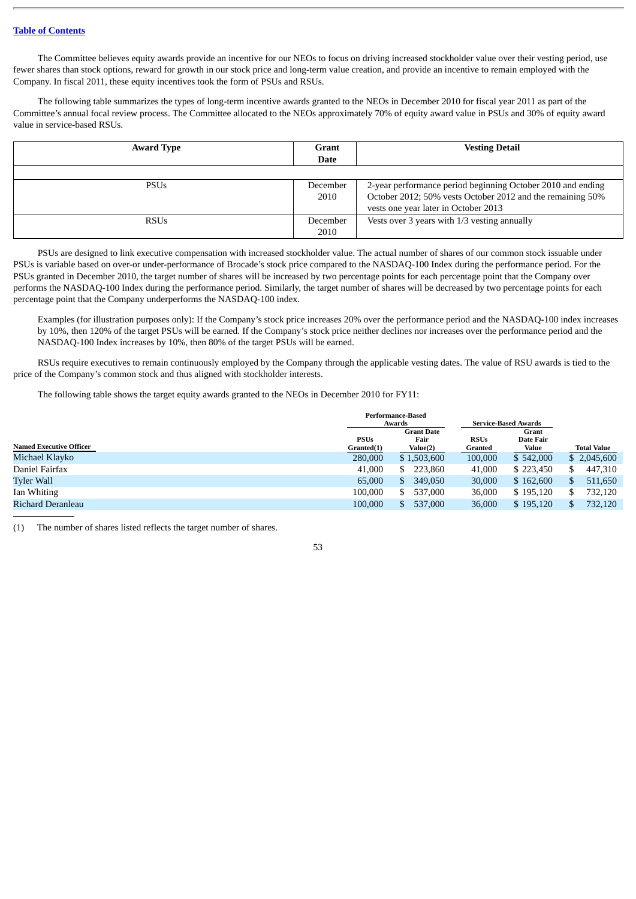[Table of Contents]

The Committee believes equity awards provide an incentive for our NEOs to focus on driving increased stockholder value over their vesting period, use fewer shares than stock options, reward for growth in our stock price and long-term value creation, and provide an incentive to remain employed with the Company. In fiscal 2011, these equity incentives took the form of PSUs and RSUs.

The following table summarizes the types of long-term incentive awards granted to the NEOs in December 2010 for fiscal year 2011 as part of the Committee's annual focal review process. The Committee allocated to the NEOs approximately 70% of equity award value in PSUs and 30% of equity award value in service-based RSUs.

| Award Type | Grant Date | Vesting Detail |
|---|---|---|
| PSUs | December 2010 | 2-year performance period beginning October 2010 and ending October 2012; 50% vests October 2012 and the remaining 50% vests one year later in October 2013 |
| RSUs | December 2010 | Vests over 3 years with 1/3 vesting annually |

PSUs are designed to link executive compensation with increased stockholder value. The actual number of shares of our common stock issuable under PSUs is variable based on over-or under-performance of Brocade's stock price compared to the NASDAQ-100 Index during the performance period. For the PSUs granted in December 2010, the target number of shares will be increased by two percentage points for each percentage point that the Company over performs the NASDAQ-100 Index during the performance period. Similarly, the target number of shares will be decreased by two percentage points for each percentage point that the Company underperforms the NASDAQ-100 index.

Examples (for illustration purposes only): If the Company's stock price increases 20% over the performance period and the NASDAQ-100 index increases by 10%, then 120% of the target PSUs will be earned. If the Company's stock price neither declines nor increases over the performance period and the NASDAQ-100 Index increases by 10%, then 80% of the target PSUs will be earned.

RSUs require executives to remain continuously employed by the Company through the applicable vesting dates. The value of RSU awards is tied to the price of the Company's common stock and thus aligned with stockholder interests.

The following table shows the target equity awards granted to the NEOs in December 2010 for FY11:

| | Performance-Based Awards | | Service-Based Awards | | |
|---|---|---|---|---|---|
| Named Executive Officer | PSUs Granted(1) | Grant Date Fair Value(2) | RSUs Granted | Grant Date Fair Value | Total Value |
| Michael Klayko | 280,000 | $ 1,503,600 | 100,000 | $ 542,000 | $ 2,045,600 |
| Daniel Fairfax | 41,000 | $ 223,860 | 41,000 | $ 223,450 | $ 447,310 |
| Tyler Wall | 65,000 | $ 349,050 | 30,000 | $ 162,600 | $ 511,650 |
| Ian Whiting | 100,000 | $ 537,000 | 36,000 | $ 195,120 | $ 732,120 |
| Richard Deranleau | 100,000 | $ 537,000 | 36,000 | $ 195,120 | $ 732,120 |

(1) The number of shares listed reflects the target number of shares.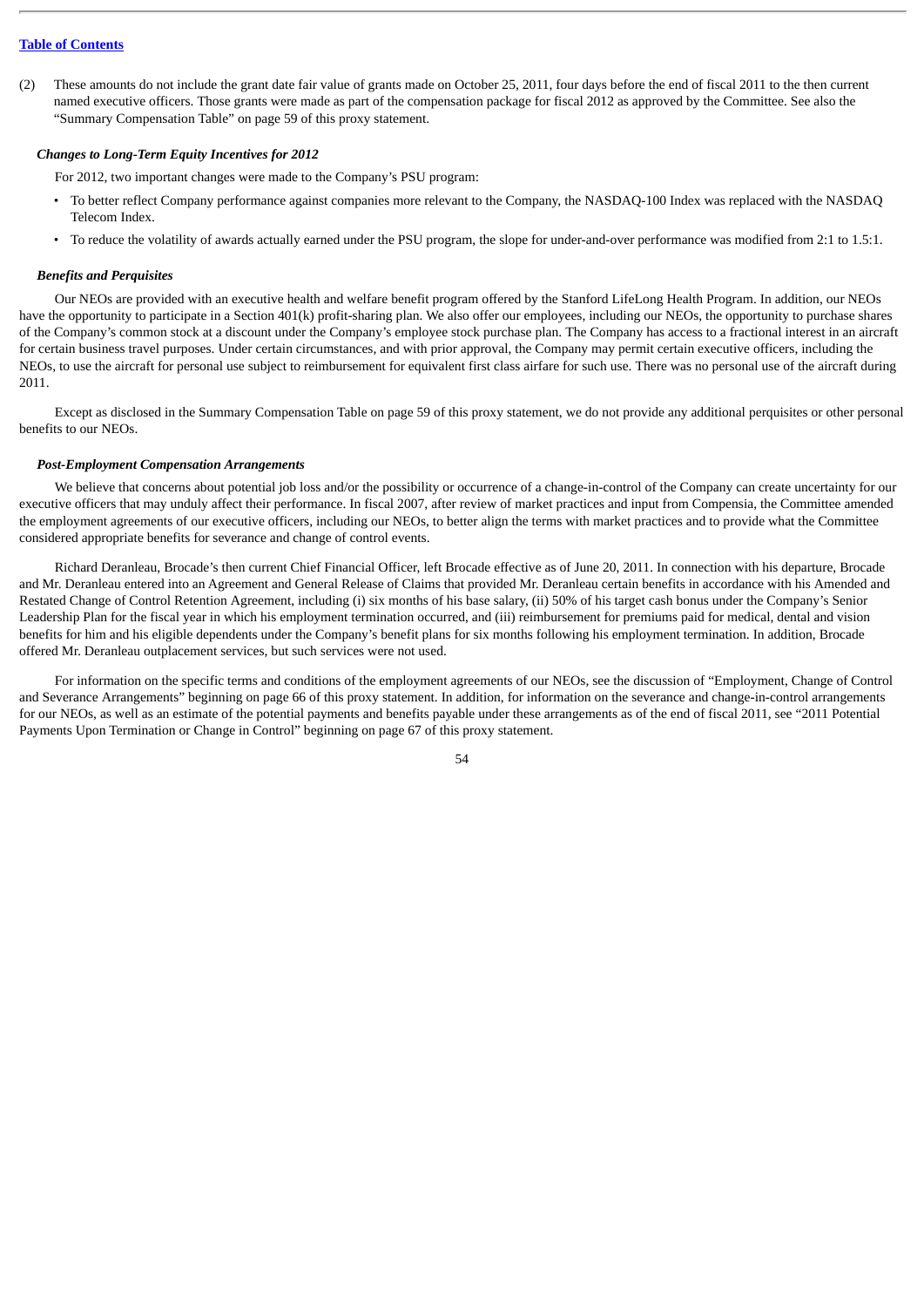(2) These amounts do not include the grant date fair value of grants made on October 25, 2011, four days before the end of fiscal 2011 to the then current named executive officers. Those grants were made as part of the compensation package for fiscal 2012 as approved by the Committee. See also the "Summary Compensation Table" on page 59 of this proxy statement.

***Changes to Long-Term Equity Incentives for 2012***

For 2012, two important changes were made to the Company's PSU program:

- To better reflect Company performance against companies more relevant to the Company, the NASDAQ-100 Index was replaced with the NASDAQ Telecom Index.
- To reduce the volatility of awards actually earned under the PSU program, the slope for under-and-over performance was modified from 2:1 to 1.5:1.

***Benefits and Perquisites***

Our NEOs are provided with an executive health and welfare benefit program offered by the Stanford LifeLong Health Program. In addition, our NEOs have the opportunity to participate in a Section 401(k) profit-sharing plan. We also offer our employees, including our NEOs, the opportunity to purchase shares of the Company's common stock at a discount under the Company's employee stock purchase plan. The Company has access to a fractional interest in an aircraft for certain business travel purposes. Under certain circumstances, and with prior approval, the Company may permit certain executive officers, including the NEOs, to use the aircraft for personal use subject to reimbursement for equivalent first class airfare for such use. There was no personal use of the aircraft during 2011.

Except as disclosed in the Summary Compensation Table on page 59 of this proxy statement, we do not provide any additional perquisites or other personal benefits to our NEOs.

***Post-Employment Compensation Arrangements***

We believe that concerns about potential job loss and/or the possibility or occurrence of a change-in-control of the Company can create uncertainty for our executive officers that may unduly affect their performance. In fiscal 2007, after review of market practices and input from Compensia, the Committee amended the employment agreements of our executive officers, including our NEOs, to better align the terms with market practices and to provide what the Committee considered appropriate benefits for severance and change of control events.

Richard Deranleau, Brocade's then current Chief Financial Officer, left Brocade effective as of June 20, 2011. In connection with his departure, Brocade and Mr. Deranleau entered into an Agreement and General Release of Claims that provided Mr. Deranleau certain benefits in accordance with his Amended and Restated Change of Control Retention Agreement, including (i) six months of his base salary, (ii) 50% of his target cash bonus under the Company's Senior Leadership Plan for the fiscal year in which his employment termination occurred, and (iii) reimbursement for premiums paid for medical, dental and vision benefits for him and his eligible dependents under the Company's benefit plans for six months following his employment termination. In addition, Brocade offered Mr. Deranleau outplacement services, but such services were not used.

For information on the specific terms and conditions of the employment agreements of our NEOs, see the discussion of "Employment, Change of Control and Severance Arrangements" beginning on page 66 of this proxy statement. In addition, for information on the severance and change-in-control arrangements for our NEOs, as well as an estimate of the potential payments and benefits payable under these arrangements as of the end of fiscal 2011, see "2011 Potential Payments Upon Termination or Change in Control" beginning on page 67 of this proxy statement.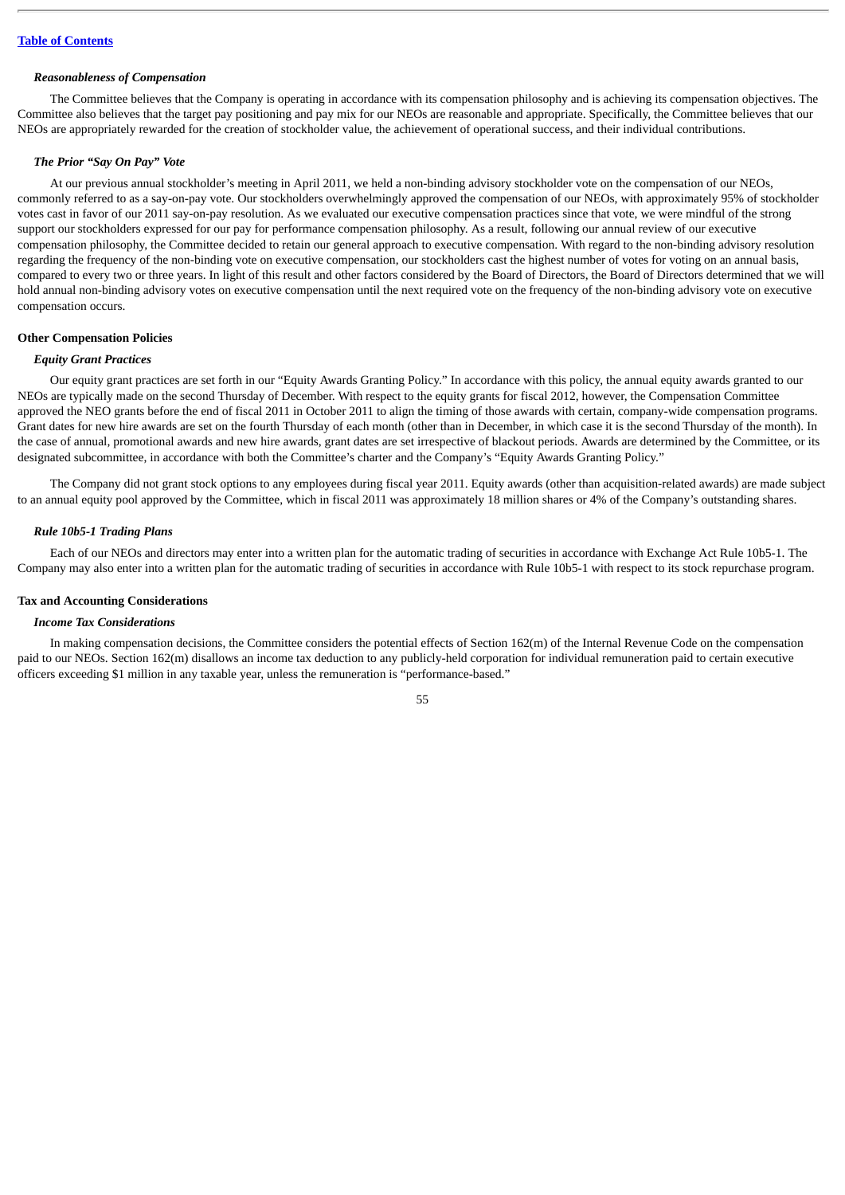### *Reasonableness of Compensation*

The Committee believes that the Company is operating in accordance with its compensation philosophy and is achieving its compensation objectives. The Committee also believes that the target pay positioning and pay mix for our NEOs are reasonable and appropriate. Specifically, the Committee believes that our NEOs are appropriately rewarded for the creation of stockholder value, the achievement of operational success, and their individual contributions.

### *The Prior "Say On Pay" Vote*

At our previous annual stockholder's meeting in April 2011, we held a non-binding advisory stockholder vote on the compensation of our NEOs, commonly referred to as a say-on-pay vote. Our stockholders overwhelmingly approved the compensation of our NEOs, with approximately 95% of stockholder votes cast in favor of our 2011 say-on-pay resolution. As we evaluated our executive compensation practices since that vote, we were mindful of the strong support our stockholders expressed for our pay for performance compensation philosophy. As a result, following our annual review of our executive compensation philosophy, the Committee decided to retain our general approach to executive compensation. With regard to the non-binding advisory resolution regarding the frequency of the non-binding vote on executive compensation, our stockholders cast the highest number of votes for voting on an annual basis, compared to every two or three years. In light of this result and other factors considered by the Board of Directors, the Board of Directors determined that we will hold annual non-binding advisory votes on executive compensation until the next required vote on the frequency of the non-binding advisory vote on executive compensation occurs.

## Other Compensation Policies

### *Equity Grant Practices*

Our equity grant practices are set forth in our "Equity Awards Granting Policy." In accordance with this policy, the annual equity awards granted to our NEOs are typically made on the second Thursday of December. With respect to the equity grants for fiscal 2012, however, the Compensation Committee approved the NEO grants before the end of fiscal 2011 in October 2011 to align the timing of those awards with certain, company-wide compensation programs. Grant dates for new hire awards are set on the fourth Thursday of each month (other than in December, in which case it is the second Thursday of the month). In the case of annual, promotional awards and new hire awards, grant dates are set irrespective of blackout periods. Awards are determined by the Committee, or its designated subcommittee, in accordance with both the Committee's charter and the Company's "Equity Awards Granting Policy."

The Company did not grant stock options to any employees during fiscal year 2011. Equity awards (other than acquisition-related awards) are made subject to an annual equity pool approved by the Committee, which in fiscal 2011 was approximately 18 million shares or 4% of the Company's outstanding shares.

### *Rule 10b5-1 Trading Plans*

Each of our NEOs and directors may enter into a written plan for the automatic trading of securities in accordance with Exchange Act Rule 10b5-1. The Company may also enter into a written plan for the automatic trading of securities in accordance with Rule 10b5-1 with respect to its stock repurchase program.

## Tax and Accounting Considerations

### *Income Tax Considerations*

In making compensation decisions, the Committee considers the potential effects of Section 162(m) of the Internal Revenue Code on the compensation paid to our NEOs. Section 162(m) disallows an income tax deduction to any publicly-held corporation for individual remuneration paid to certain executive officers exceeding $1 million in any taxable year, unless the remuneration is "performance-based."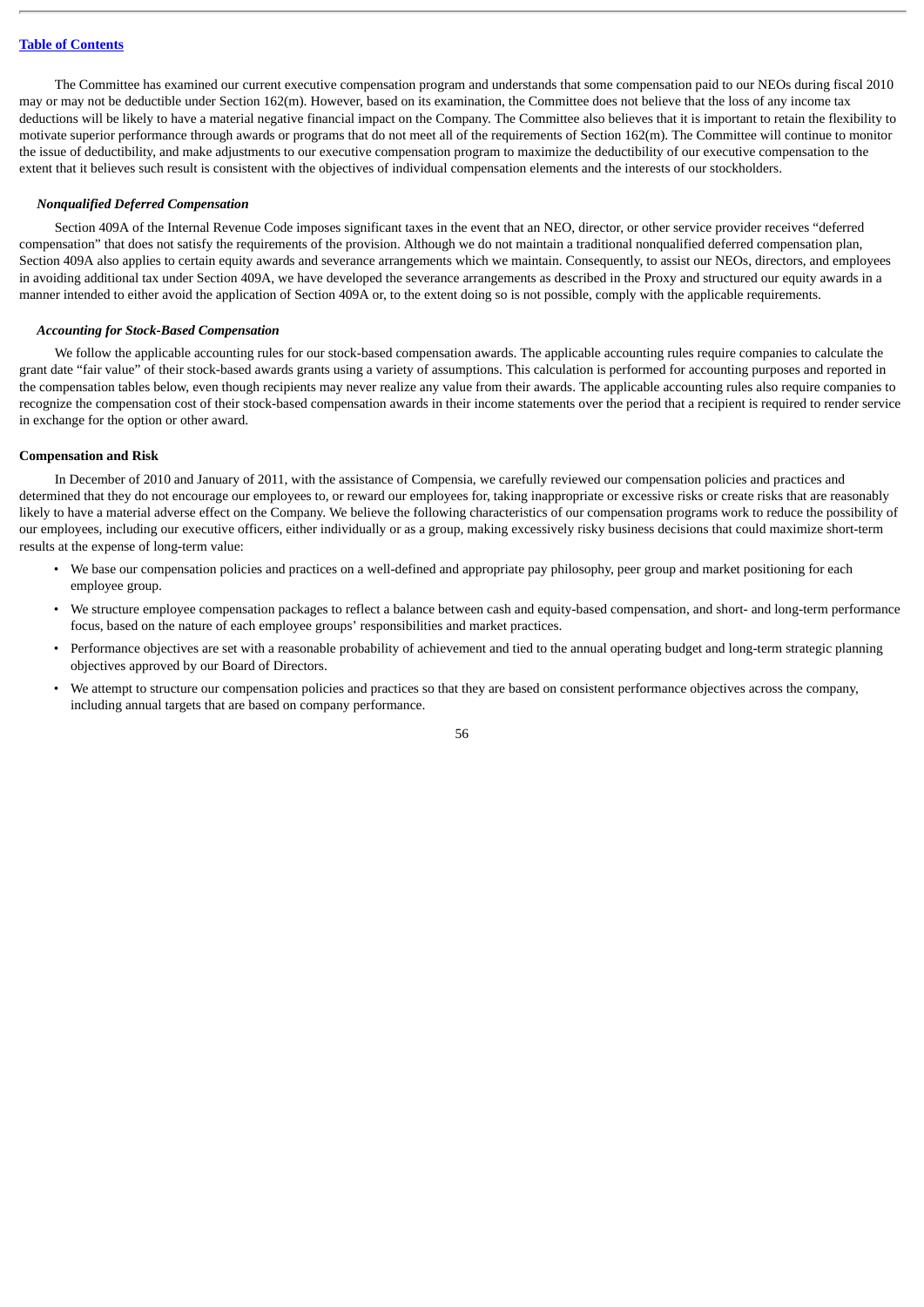The Committee has examined our current executive compensation program and understands that some compensation paid to our NEOs during fiscal 2010 may or may not be deductible under Section 162(m). However, based on its examination, the Committee does not believe that the loss of any income tax deductions will be likely to have a material negative financial impact on the Company. The Committee also believes that it is important to retain the flexibility to motivate superior performance through awards or programs that do not meet all of the requirements of Section 162(m). The Committee will continue to monitor the issue of deductibility, and make adjustments to our executive compensation program to maximize the deductibility of our executive compensation to the extent that it believes such result is consistent with the objectives of individual compensation elements and the interests of our stockholders.

***Nonqualified Deferred Compensation***

Section 409A of the Internal Revenue Code imposes significant taxes in the event that an NEO, director, or other service provider receives "deferred compensation" that does not satisfy the requirements of the provision. Although we do not maintain a traditional nonqualified deferred compensation plan, Section 409A also applies to certain equity awards and severance arrangements which we maintain. Consequently, to assist our NEOs, directors, and employees in avoiding additional tax under Section 409A, we have developed the severance arrangements as described in the Proxy and structured our equity awards in a manner intended to either avoid the application of Section 409A or, to the extent doing so is not possible, comply with the applicable requirements.

***Accounting for Stock-Based Compensation***

We follow the applicable accounting rules for our stock-based compensation awards. The applicable accounting rules require companies to calculate the grant date "fair value" of their stock-based awards grants using a variety of assumptions. This calculation is performed for accounting purposes and reported in the compensation tables below, even though recipients may never realize any value from their awards. The applicable accounting rules also require companies to recognize the compensation cost of their stock-based compensation awards in their income statements over the period that a recipient is required to render service in exchange for the option or other award.

**Compensation and Risk**

In December of 2010 and January of 2011, with the assistance of Compensia, we carefully reviewed our compensation policies and practices and determined that they do not encourage our employees to, or reward our employees for, taking inappropriate or excessive risks or create risks that are reasonably likely to have a material adverse effect on the Company. We believe the following characteristics of our compensation programs work to reduce the possibility of our employees, including our executive officers, either individually or as a group, making excessively risky business decisions that could maximize short-term results at the expense of long-term value:

- We base our compensation policies and practices on a well-defined and appropriate pay philosophy, peer group and market positioning for each employee group.
- We structure employee compensation packages to reflect a balance between cash and equity-based compensation, and short- and long-term performance focus, based on the nature of each employee groups' responsibilities and market practices.
- Performance objectives are set with a reasonable probability of achievement and tied to the annual operating budget and long-term strategic planning objectives approved by our Board of Directors.
- We attempt to structure our compensation policies and practices so that they are based on consistent performance objectives across the company, including annual targets that are based on company performance.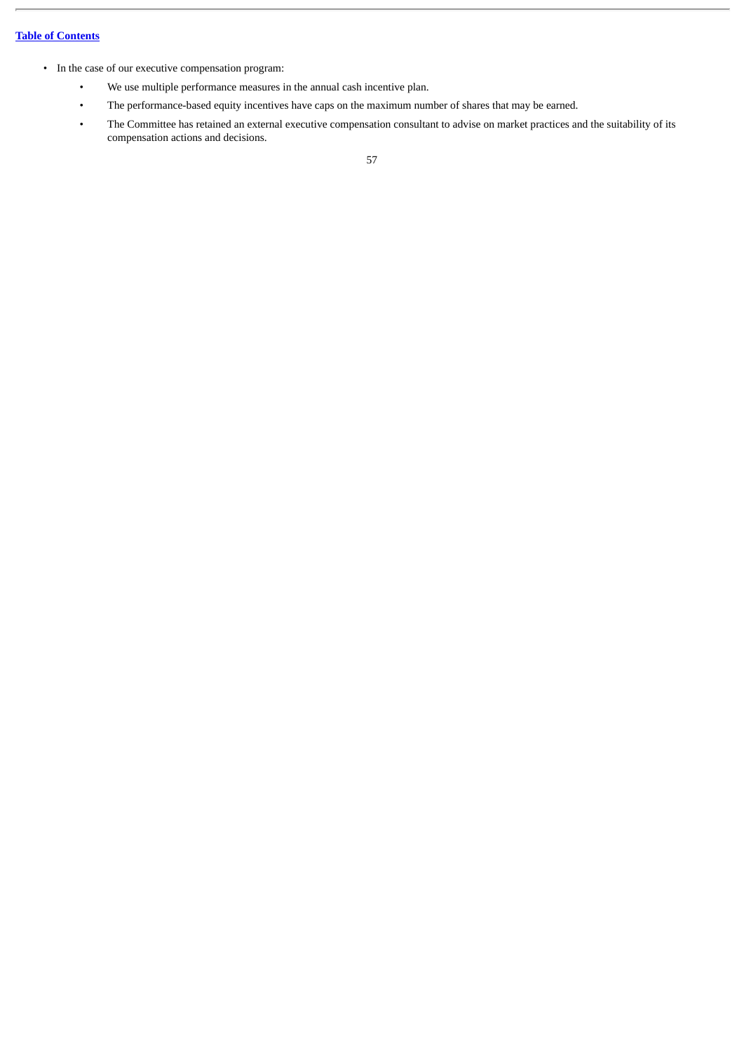- In the case of our executive compensation program:
  - We use multiple performance measures in the annual cash incentive plan.
  - The performance-based equity incentives have caps on the maximum number of shares that may be earned.
  - The Committee has retained an external executive compensation consultant to advise on market practices and the suitability of its compensation actions and decisions.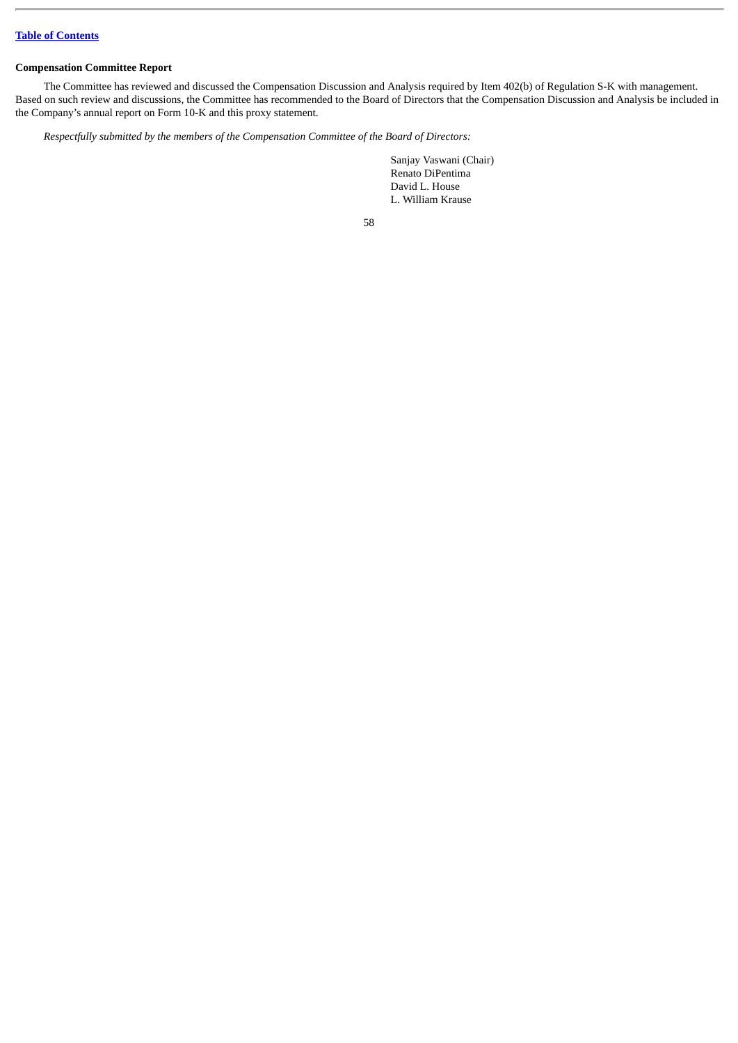### Compensation Committee Report

The Committee has reviewed and discussed the Compensation Discussion and Analysis required by Item 402(b) of Regulation S-K with management. Based on such review and discussions, the Committee has recommended to the Board of Directors that the Compensation Discussion and Analysis be included in the Company's annual report on Form 10-K and this proxy statement.

*Respectfully submitted by the members of the Compensation Committee of the Board of Directors:*

Sanjay Vaswani (Chair)
Renato DiPentima
David L. House
L. William Krause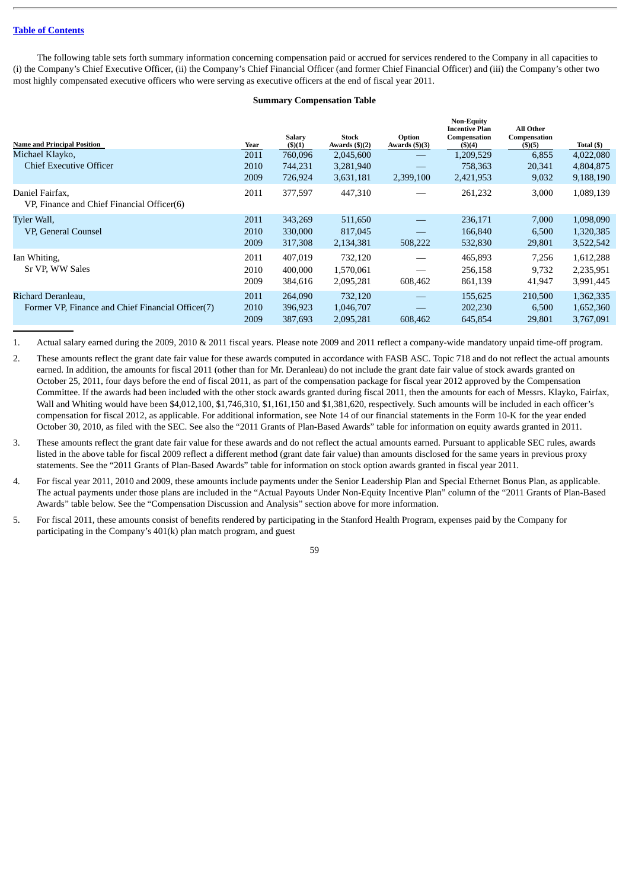[Table of Contents]

The following table sets forth summary information concerning compensation paid or accrued for services rendered to the Company in all capacities to (i) the Company's Chief Executive Officer, (ii) the Company's Chief Financial Officer (and former Chief Financial Officer) and (iii) the Company's other two most highly compensated executive officers who were serving as executive officers at the end of fiscal year 2011.

**Summary Compensation Table**

| Name and Principal Position | Year | Salary ($)(1) | Stock Awards ($)(2) | Option Awards ($)(3) | Non-Equity Incentive Plan Compensation ($)(4) | All Other Compensation ($)(5) | Total ($) |
|---|---|---|---|---|---|---|---|
| Michael Klayko, | 2011 | 760,096 | 2,045,600 | — | 1,209,529 | 6,855 | 4,022,080 |
| Chief Executive Officer | 2010 | 744,231 | 3,281,940 | — | 758,363 | 20,341 | 4,804,875 |
| | 2009 | 726,924 | 3,631,181 | 2,399,100 | 2,421,953 | 9,032 | 9,188,190 |
| Daniel Fairfax, VP, Finance and Chief Financial Officer(6) | 2011 | 377,597 | 447,310 | — | 261,232 | 3,000 | 1,089,139 |
| Tyler Wall, | 2011 | 343,269 | 511,650 | — | 236,171 | 7,000 | 1,098,090 |
| VP, General Counsel | 2010 | 330,000 | 817,045 | — | 166,840 | 6,500 | 1,320,385 |
| | 2009 | 317,308 | 2,134,381 | 508,222 | 532,830 | 29,801 | 3,522,542 |
| Ian Whiting, | 2011 | 407,019 | 732,120 | — | 465,893 | 7,256 | 1,612,288 |
| Sr VP, WW Sales | 2010 | 400,000 | 1,570,061 | — | 256,158 | 9,732 | 2,235,951 |
| | 2009 | 384,616 | 2,095,281 | 608,462 | 861,139 | 41,947 | 3,991,445 |
| Richard Deranleau, | 2011 | 264,090 | 732,120 | — | 155,625 | 210,500 | 1,362,335 |
| Former VP, Finance and Chief Financial Officer(7) | 2010 | 396,923 | 1,046,707 | — | 202,230 | 6,500 | 1,652,360 |
| | 2009 | 387,693 | 2,095,281 | 608,462 | 645,854 | 29,801 | 3,767,091 |

1. Actual salary earned during the 2009, 2010 & 2011 fiscal years. Please note 2009 and 2011 reflect a company-wide mandatory unpaid time-off program.

2. These amounts reflect the grant date fair value for these awards computed in accordance with FASB ASC. Topic 718 and do not reflect the actual amounts earned. In addition, the amounts for fiscal 2011 (other than for Mr. Deranleau) do not include the grant date fair value of stock awards granted on October 25, 2011, four days before the end of fiscal 2011, as part of the compensation package for fiscal year 2012 approved by the Compensation Committee. If the awards had been included with the other stock awards granted during fiscal 2011, then the amounts for each of Messrs. Klayko, Fairfax, Wall and Whiting would have been $4,012,100, $1,746,310, $1,161,150 and $1,381,620, respectively. Such amounts will be included in each officer's compensation for fiscal 2012, as applicable. For additional information, see Note 14 of our financial statements in the Form 10-K for the year ended October 30, 2010, as filed with the SEC. See also the "2011 Grants of Plan-Based Awards" table for information on equity awards granted in 2011.

3. These amounts reflect the grant date fair value for these awards and do not reflect the actual amounts earned. Pursuant to applicable SEC rules, awards listed in the above table for fiscal 2009 reflect a different method (grant date fair value) than amounts disclosed for the same years in previous proxy statements. See the "2011 Grants of Plan-Based Awards" table for information on stock option awards granted in fiscal year 2011.

4. For fiscal year 2011, 2010 and 2009, these amounts include payments under the Senior Leadership Plan and Special Ethernet Bonus Plan, as applicable. The actual payments under those plans are included in the "Actual Payouts Under Non-Equity Incentive Plan" column of the "2011 Grants of Plan-Based Awards" table below. See the "Compensation Discussion and Analysis" section above for more information.

5. For fiscal 2011, these amounts consist of benefits rendered by participating in the Stanford Health Program, expenses paid by the Company for participating in the Company's 401(k) plan match program, and guest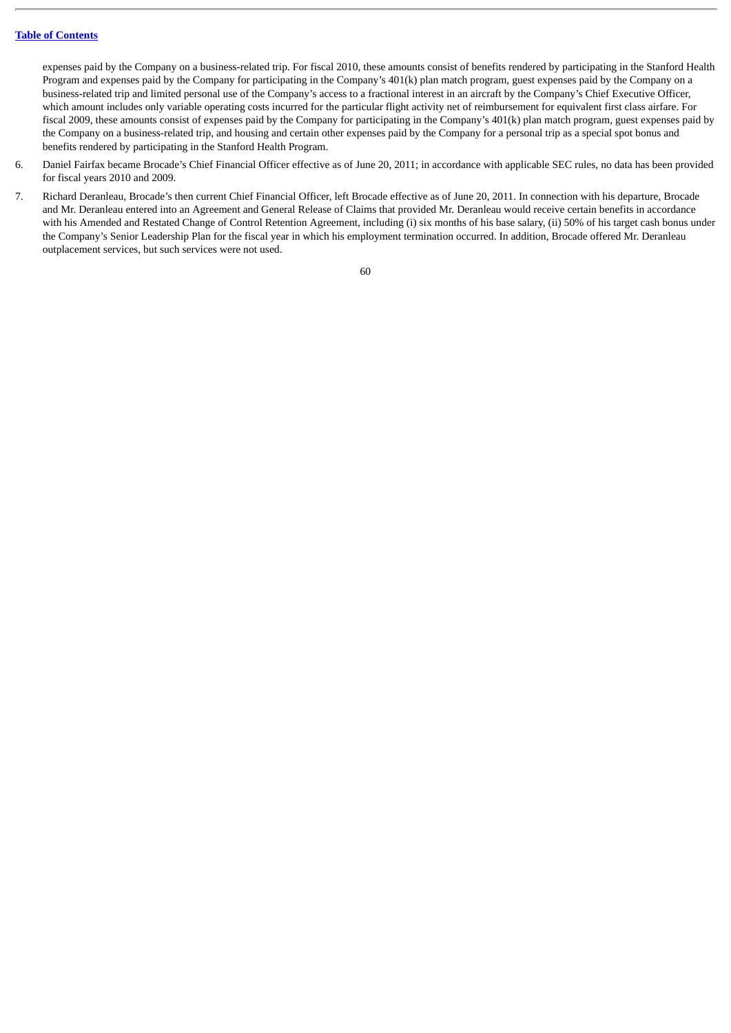expenses paid by the Company on a business-related trip. For fiscal 2010, these amounts consist of benefits rendered by participating in the Stanford Health Program and expenses paid by the Company for participating in the Company's 401(k) plan match program, guest expenses paid by the Company on a business-related trip and limited personal use of the Company's access to a fractional interest in an aircraft by the Company's Chief Executive Officer, which amount includes only variable operating costs incurred for the particular flight activity net of reimbursement for equivalent first class airfare. For fiscal 2009, these amounts consist of expenses paid by the Company for participating in the Company's 401(k) plan match program, guest expenses paid by the Company on a business-related trip, and housing and certain other expenses paid by the Company for a personal trip as a special spot bonus and benefits rendered by participating in the Stanford Health Program.

6. Daniel Fairfax became Brocade's Chief Financial Officer effective as of June 20, 2011; in accordance with applicable SEC rules, no data has been provided for fiscal years 2010 and 2009.

7. Richard Deranleau, Brocade's then current Chief Financial Officer, left Brocade effective as of June 20, 2011. In connection with his departure, Brocade and Mr. Deranleau entered into an Agreement and General Release of Claims that provided Mr. Deranleau would receive certain benefits in accordance with his Amended and Restated Change of Control Retention Agreement, including (i) six months of his base salary, (ii) 50% of his target cash bonus under the Company's Senior Leadership Plan for the fiscal year in which his employment termination occurred. In addition, Brocade offered Mr. Deranleau outplacement services, but such services were not used.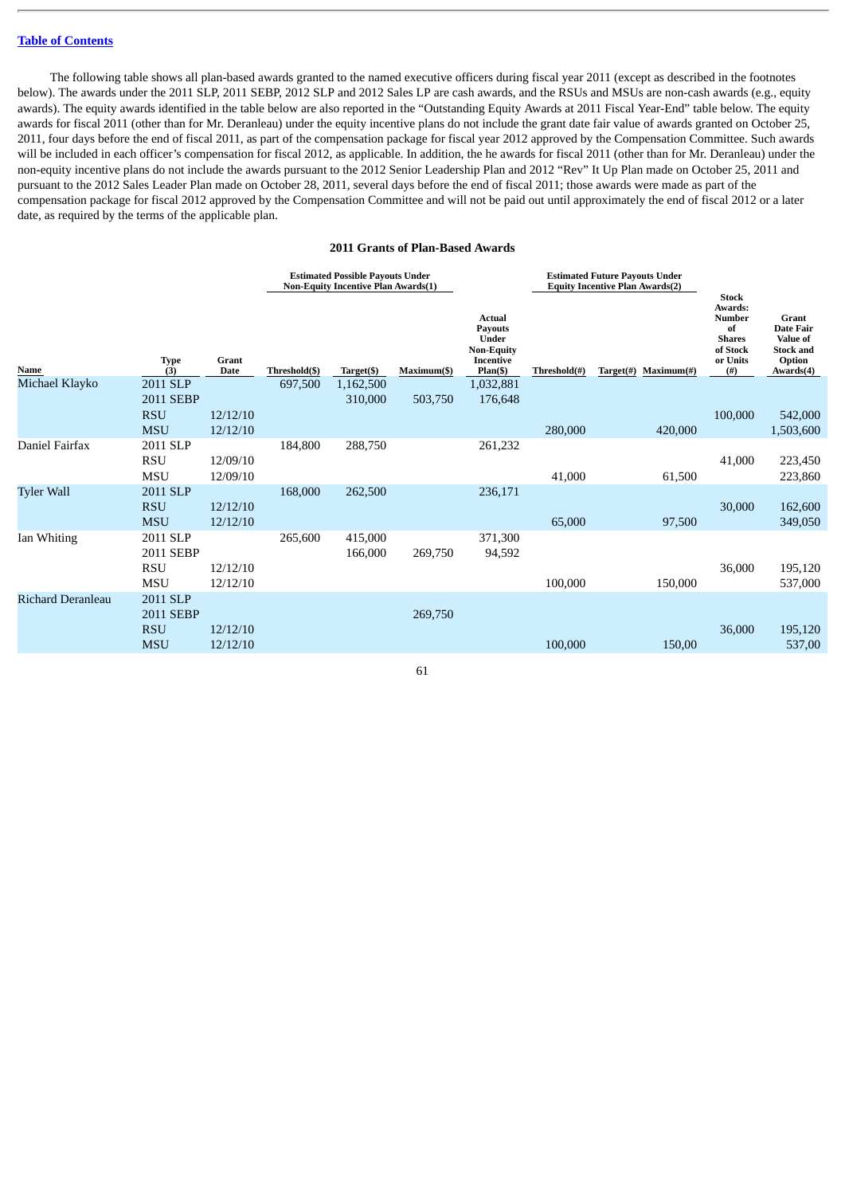The following table shows all plan-based awards granted to the named executive officers during fiscal year 2011 (except as described in the footnotes below). The awards under the 2011 SLP, 2011 SEBP, 2012 SLP and 2012 Sales LP are cash awards, and the RSUs and MSUs are non-cash awards (e.g., equity awards). The equity awards identified in the table below are also reported in the "Outstanding Equity Awards at 2011 Fiscal Year-End" table below. The equity awards for fiscal 2011 (other than for Mr. Deranleau) under the equity incentive plans do not include the grant date fair value of awards granted on October 25, 2011, four days before the end of fiscal 2011, as part of the compensation package for fiscal year 2012 approved by the Compensation Committee. Such awards will be included in each officer's compensation for fiscal 2012, as applicable. In addition, the he awards for fiscal 2011 (other than for Mr. Deranleau) under the non-equity incentive plans do not include the awards pursuant to the 2012 Senior Leadership Plan and 2012 "Rev" It Up Plan made on October 25, 2011 and pursuant to the 2012 Sales Leader Plan made on October 28, 2011, several days before the end of fiscal 2011; those awards were made as part of the compensation package for fiscal 2012 approved by the Compensation Committee and will not be paid out until approximately the end of fiscal 2012 or a later date, as required by the terms of the applicable plan.

**2011 Grants of Plan-Based Awards**

| | | | Estimated Possible Payouts Under Non-Equity Incentive Plan Awards(1) | | | | Estimated Future Payouts Under Equity Incentive Plan Awards(2) | | | | |
|---|---|---|---|---|---|---|---|---|---|---|---|
| Name | Type (3) | Grant Date | Threshold($) | Target($) | Maximum($) | Actual Payouts Under Non-Equity Incentive Plan($) | Threshold(#) | Target(#) | Maximum(#) | Stock Awards: Number of Shares of Stock or Units (#) | Grant Date Fair Value of Stock and Option Awards(4) |
| Michael Klayko | 2011 SLP | | 697,500 | 1,162,500 | | 1,032,881 | | | | | |
| | 2011 SEBP | | | 310,000 | 503,750 | 176,648 | | | | | |
| | RSU | 12/12/10 | | | | | | | | 100,000 | 542,000 |
| | MSU | 12/12/10 | | | | | 280,000 | | 420,000 | | 1,503,600 |
| Daniel Fairfax | 2011 SLP | | 184,800 | 288,750 | | 261,232 | | | | | |
| | RSU | 12/09/10 | | | | | | | | 41,000 | 223,450 |
| | MSU | 12/09/10 | | | | | 41,000 | | 61,500 | | 223,860 |
| Tyler Wall | 2011 SLP | | 168,000 | 262,500 | | 236,171 | | | | | |
| | RSU | 12/12/10 | | | | | | | | 30,000 | 162,600 |
| | MSU | 12/12/10 | | | | | 65,000 | | 97,500 | | 349,050 |
| Ian Whiting | 2011 SLP | | 265,600 | 415,000 | | 371,300 | | | | | |
| | 2011 SEBP | | | 166,000 | 269,750 | 94,592 | | | | | |
| | RSU | 12/12/10 | | | | | | | | 36,000 | 195,120 |
| | MSU | 12/12/10 | | | | | 100,000 | | 150,000 | | 537,000 |
| Richard Deranleau | 2011 SLP | | | | | | | | | | |
| | 2011 SEBP | | | | 269,750 | | | | | | |
| | RSU | 12/12/10 | | | | | | | | 36,000 | 195,120 |
| | MSU | 12/12/10 | | | | | 100,000 | | 150,00 | | 537,00 |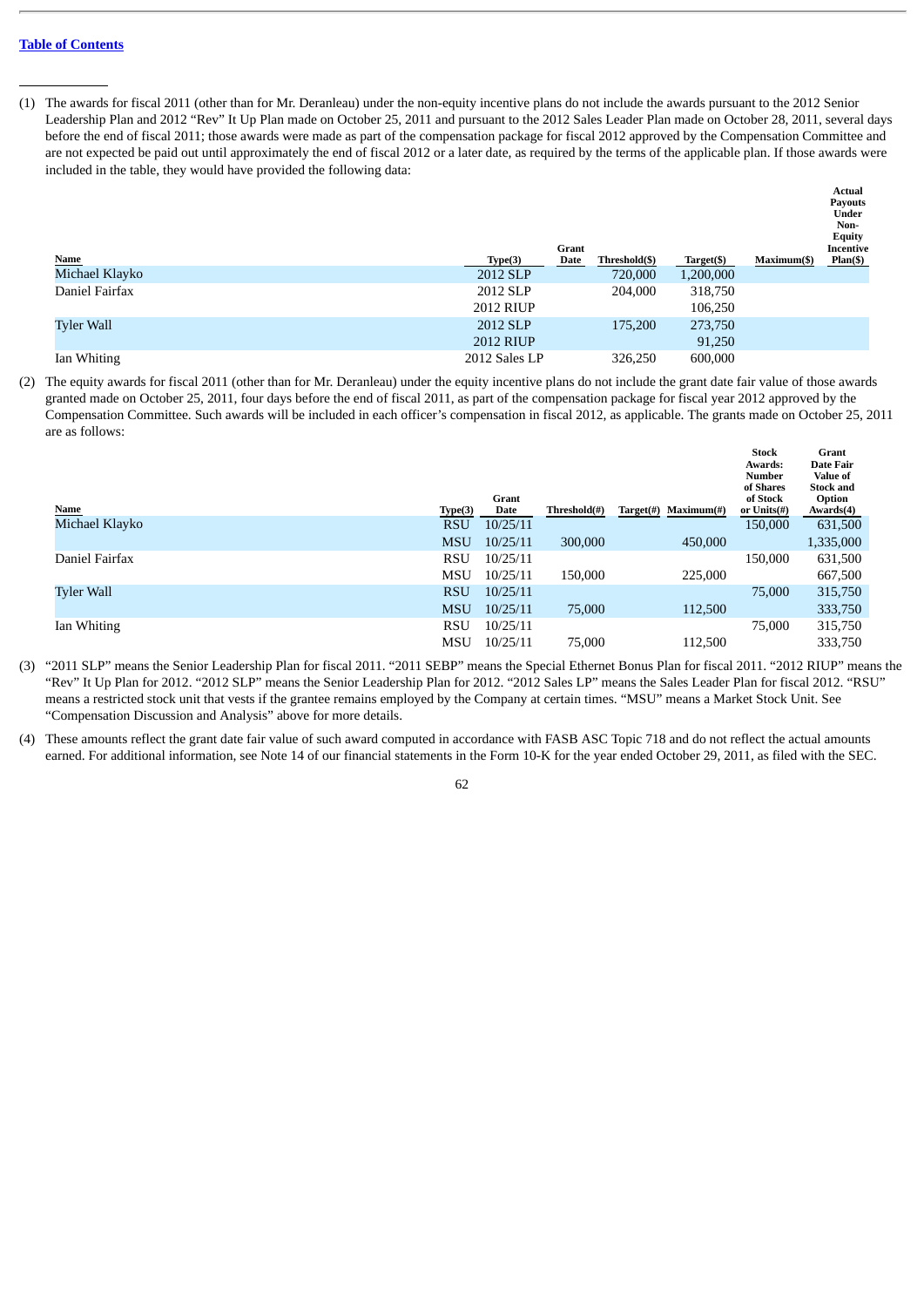[Table of Contents](#)

---

(1) The awards for fiscal 2011 (other than for Mr. Deranleau) under the non-equity incentive plans do not include the awards pursuant to the 2012 Senior Leadership Plan and 2012 "Rev" It Up Plan made on October 25, 2011 and pursuant to the 2012 Sales Leader Plan made on October 28, 2011, several days before the end of fiscal 2011; those awards were made as part of the compensation package for fiscal 2012 approved by the Compensation Committee and are not expected to be paid out until approximately the end of fiscal 2012 or a later date, as required by the terms of the applicable plan. If those awards were included in the table, they would have provided the following data:

| Name | Type(3) | Grant Date | Threshold($) | Target($) | Maximum($) | Actual Payouts Under Non-Equity Incentive Plan($) |
|---|---|---|---|---|---|---|
| Michael Klayko | 2012 SLP | | 720,000 | 1,200,000 | | |
| Daniel Fairfax | 2012 SLP | | 204,000 | 318,750 | | |
| | 2012 RIUP | | | 106,250 | | |
| Tyler Wall | 2012 SLP | | 175,200 | 273,750 | | |
| | 2012 RIUP | | | 91,250 | | |
| Ian Whiting | 2012 Sales LP | | 326,250 | 600,000 | | |

(2) The equity awards for fiscal 2011 (other than for Mr. Deranleau) under the equity incentive plans do not include the grant date fair value of those awards granted made on October 25, 2011, four days before the end of fiscal 2011, as part of the compensation package for fiscal year 2012 approved by the Compensation Committee. Such awards will be included in each officer's compensation in fiscal 2012, as applicable. The grants made on October 25, 2011 are as follows:

| Name | Type(3) | Grant Date | Threshold(#) | Target(#) | Maximum(#) | Stock Awards: Number of Shares of Stock or Units(#) | Grant Date Fair Value of Stock and Option Awards(4) |
|---|---|---|---|---|---|---|---|
| Michael Klayko | RSU | 10/25/11 | | | | 150,000 | 631,500 |
| | MSU | 10/25/11 | 300,000 | | 450,000 | | 1,335,000 |
| Daniel Fairfax | RSU | 10/25/11 | | | | 150,000 | 631,500 |
| | MSU | 10/25/11 | 150,000 | | 225,000 | | 667,500 |
| Tyler Wall | RSU | 10/25/11 | | | | 75,000 | 315,750 |
| | MSU | 10/25/11 | 75,000 | | 112,500 | | 333,750 |
| Ian Whiting | RSU | 10/25/11 | | | | 75,000 | 315,750 |
| | MSU | 10/25/11 | 75,000 | | 112,500 | | 333,750 |

(3) "2011 SLP" means the Senior Leadership Plan for fiscal 2011. "2011 SEBP" means the Special Ethernet Bonus Plan for fiscal 2011. "2012 RIUP" means the "Rev" It Up Plan for 2012. "2012 SLP" means the Senior Leadership Plan for 2012. "2012 Sales LP" means the Sales Leader Plan for fiscal 2012. "RSU" means a restricted stock unit that vests if the grantee remains employed by the Company at certain times. "MSU" means a Market Stock Unit. See "Compensation Discussion and Analysis" above for more details.

(4) These amounts reflect the grant date fair value of such award computed in accordance with FASB ASC Topic 718 and do not reflect the actual amounts earned. For additional information, see Note 14 of our financial statements in the Form 10-K for the year ended October 29, 2011, as filed with the SEC.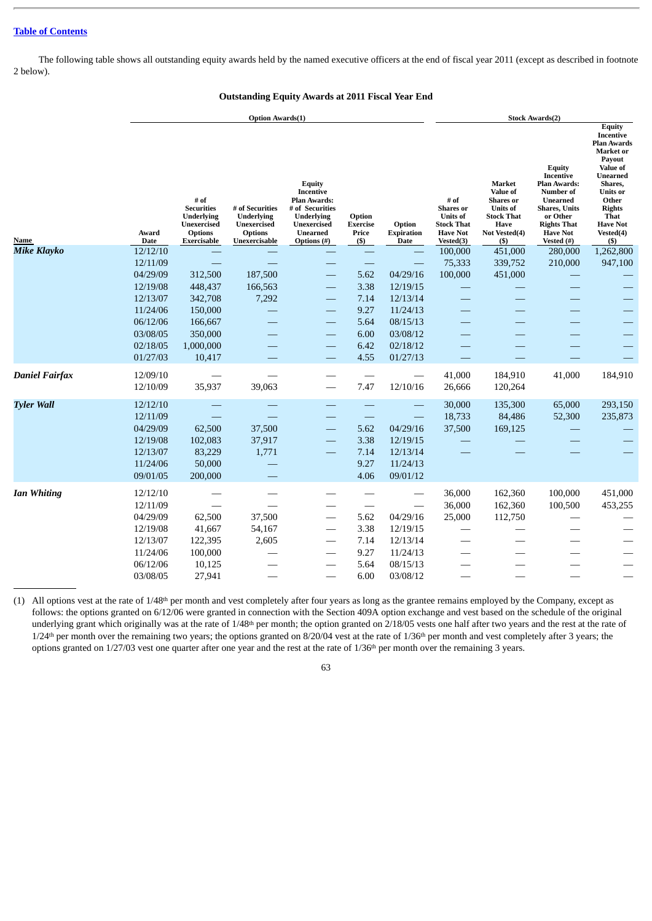[Table of Contents](#)

The following table shows all outstanding equity awards held by the named executive officers at the end of fiscal year 2011 (except as described in footnote 2 below).

**Outstanding Equity Awards at 2011 Fiscal Year End**

| | | Option Awards(1) | | | | | Stock Awards(2) | | | |
|---|---|---|---|---|---|---|---|---|---|---|
| Name | Award Date | # of Securities Underlying Unexercised Options Exercisable | # of Securities Underlying Unexercised Options Unexercisable | Equity Incentive Plan Awards: # of Securities Underlying Unexercised Unearned Options (#) | Option Exercise Price ($) | Option Expiration Date | # of Shares or Units of Stock That Have Not Vested(3) | Market Value of Shares or Units of Stock That Have Not Vested(4) ($) | Equity Incentive Plan Awards: Number of Unearned Shares, Units or Other Rights That Have Not Vested (#) | Equity Incentive Plan Awards Market or Payout Value of Unearned Shares, Units or Other Rights That Have Not Vested(4) ($) |
| ***Mike Klayko*** | 12/12/10 | — | — | — | — | — | 100,000 | 451,000 | 280,000 | 1,262,800 |
| | 12/11/09 | — | — | — | — | — | 75,333 | 339,752 | 210,000 | 947,100 |
| | 04/29/09 | 312,500 | 187,500 | — | 5.62 | 04/29/16 | 100,000 | 451,000 | — | — |
| | 12/19/08 | 448,437 | 166,563 | — | 3.38 | 12/19/15 | — | — | — | — |
| | 12/13/07 | 342,708 | 7,292 | — | 7.14 | 12/13/14 | — | — | — | — |
| | 11/24/06 | 150,000 | — | — | 9.27 | 11/24/13 | — | — | — | — |
| | 06/12/06 | 166,667 | — | — | 5.64 | 08/15/13 | — | — | — | — |
| | 03/08/05 | 350,000 | — | — | 6.00 | 03/08/12 | — | — | — | — |
| | 02/18/05 | 1,000,000 | — | — | 6.42 | 02/18/12 | — | — | — | — |
| | 01/27/03 | 10,417 | — | — | 4.55 | 01/27/13 | — | — | — | — |
| ***Daniel Fairfax*** | 12/09/10 | — | — | — | — | — | 41,000 | 184,910 | 41,000 | 184,910 |
| | 12/10/09 | 35,937 | 39,063 | — | 7.47 | 12/10/16 | 26,666 | 120,264 | | |
| ***Tyler Wall*** | 12/12/10 | — | — | — | — | — | 30,000 | 135,300 | 65,000 | 293,150 |
| | 12/11/09 | — | — | — | — | — | 18,733 | 84,486 | 52,300 | 235,873 |
| | 04/29/09 | 62,500 | 37,500 | — | 5.62 | 04/29/16 | 37,500 | 169,125 | — | — |
| | 12/19/08 | 102,083 | 37,917 | — | 3.38 | 12/19/15 | — | — | — | — |
| | 12/13/07 | 83,229 | 1,771 | — | 7.14 | 12/13/14 | — | — | — | — |
| | 11/24/06 | 50,000 | — | | 9.27 | 11/24/13 | | | | |
| | 09/01/05 | 200,000 | — | | 4.06 | 09/01/12 | | | | |
| ***Ian Whiting*** | 12/12/10 | — | — | — | — | — | 36,000 | 162,360 | 100,000 | 451,000 |
| | 12/11/09 | — | — | — | — | — | 36,000 | 162,360 | 100,500 | 453,255 |
| | 04/29/09 | 62,500 | 37,500 | — | 5.62 | 04/29/16 | 25,000 | 112,750 | — | — |
| | 12/19/08 | 41,667 | 54,167 | — | 3.38 | 12/19/15 | — | — | — | — |
| | 12/13/07 | 122,395 | 2,605 | — | 7.14 | 12/13/14 | — | — | — | — |
| | 11/24/06 | 100,000 | — | — | 9.27 | 11/24/13 | — | — | — | — |
| | 06/12/06 | 10,125 | — | — | 5.64 | 08/15/13 | — | — | — | — |
| | 03/08/05 | 27,941 | — | — | 6.00 | 03/08/12 | — | — | — | — |

(1) All options vest at the rate of 1/48th per month and vest completely after four years as long as the grantee remains employed by the Company, except as follows: the options granted on 6/12/06 were granted in connection with the Section 409A option exchange and vest based on the schedule of the original underlying grant which originally was at the rate of 1/48th per month; the option granted on 2/18/05 vests one half after two years and the rest at the rate of 1/24th per month over the remaining two years; the options granted on 8/20/04 vest at the rate of 1/36th per month and vest completely after 3 years; the options granted on 1/27/03 vest one quarter after one year and the rest at the rate of 1/36th per month over the remaining 3 years.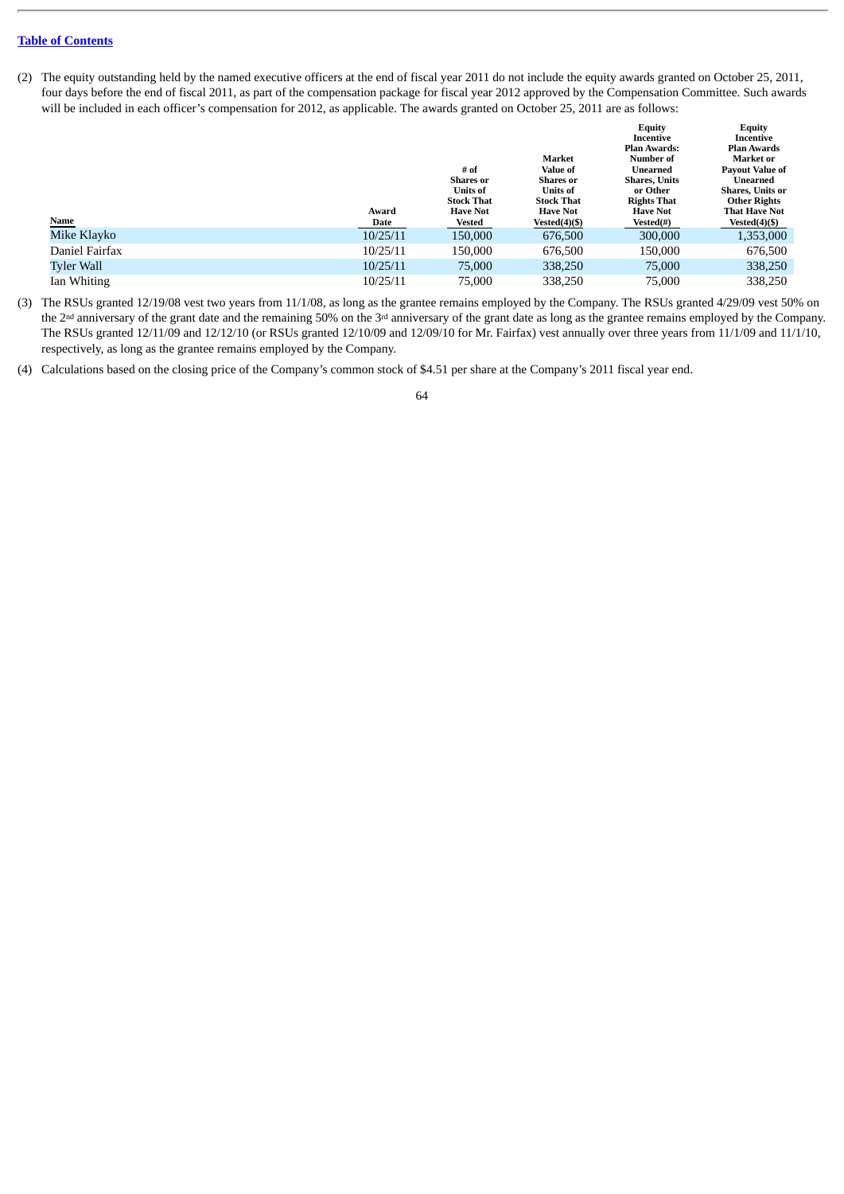[Table of Contents](#)

(2) The equity outstanding held by the named executive officers at the end of fiscal year 2011 do not include the equity awards granted on October 25, 2011, four days before the end of fiscal 2011, as part of the compensation package for fiscal year 2012 approved by the Compensation Committee. Such awards will be included in each officer's compensation for 2012, as applicable. The awards granted on October 25, 2011 are as follows:

| Name | Award Date | # of Shares or Units of Stock That Have Not Vested | Market Value of Shares or Units of Stock That Have Not Vested(4)($) | Equity Incentive Plan Awards: Number of Unearned Shares, Units or Other Rights That Have Not Vested(#) | Equity Incentive Plan Awards Market or Payout Value of Unearned Shares, Units or Other Rights That Have Not Vested(4)($) |
|---|---|---|---|---|---|
| Mike Klayko | 10/25/11 | 150,000 | 676,500 | 300,000 | 1,353,000 |
| Daniel Fairfax | 10/25/11 | 150,000 | 676,500 | 150,000 | 676,500 |
| Tyler Wall | 10/25/11 | 75,000 | 338,250 | 75,000 | 338,250 |
| Ian Whiting | 10/25/11 | 75,000 | 338,250 | 75,000 | 338,250 |

(3) The RSUs granted 12/19/08 vest two years from 11/1/08, as long as the grantee remains employed by the Company. The RSUs granted 4/29/09 vest 50% on the 2nd anniversary of the grant date and the remaining 50% on the 3rd anniversary of the grant date as long as the grantee remains employed by the Company. The RSUs granted 12/11/09 and 12/12/10 (or RSUs granted 12/10/09 and 12/09/10 for Mr. Fairfax) vest annually over three years from 11/1/09 and 11/1/10, respectively, as long as the grantee remains employed by the Company.

(4) Calculations based on the closing price of the Company's common stock of $4.51 per share at the Company's 2011 fiscal year end.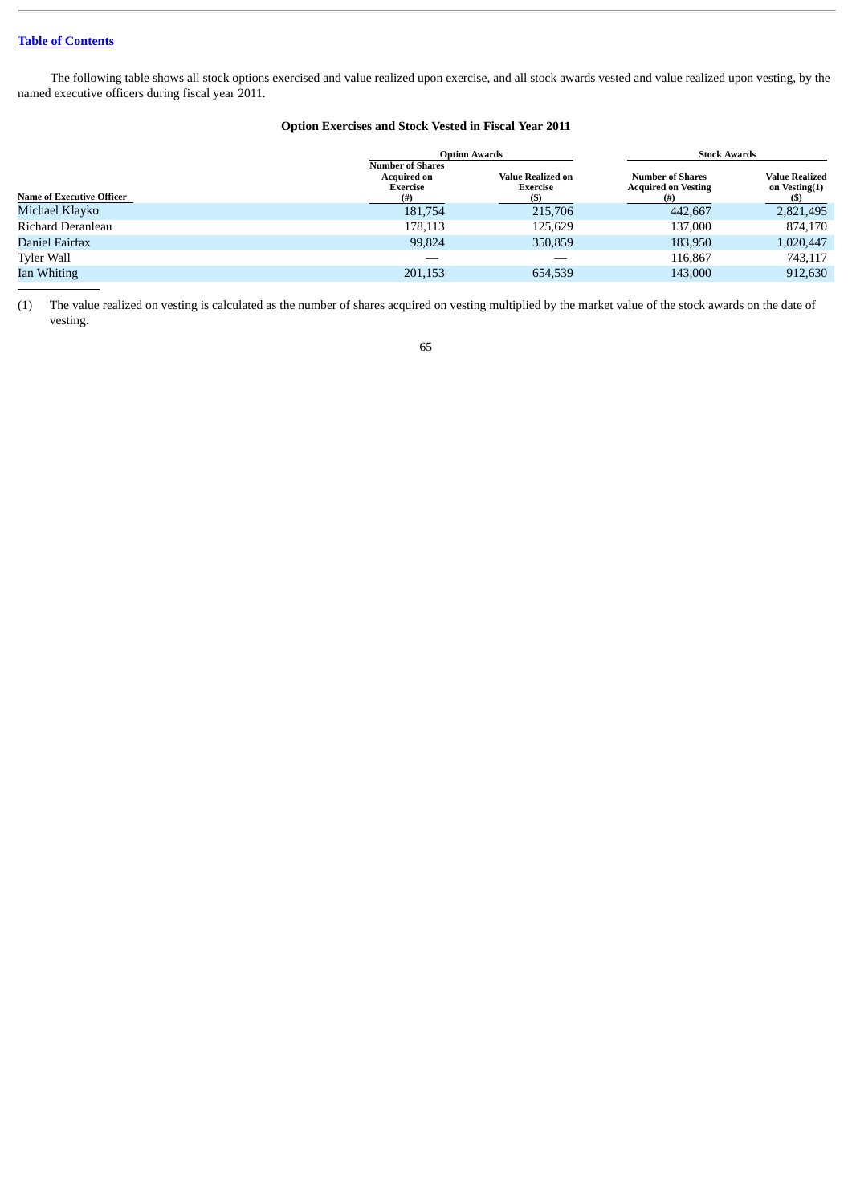[Table of Contents](#)

The following table shows all stock options exercised and value realized upon exercise, and all stock awards vested and value realized upon vesting, by the named executive officers during fiscal year 2011.

**Option Exercises and Stock Vested in Fiscal Year 2011**

| | Option Awards | | Stock Awards | |
|---|---|---|---|---|
| **Name of Executive Officer** | **Number of Shares Acquired on Exercise (#)** | **Value Realized on Exercise ($)** | **Number of Shares Acquired on Vesting (#)** | **Value Realized on Vesting(1) ($)** |
| Michael Klayko | 181,754 | 215,706 | 442,667 | 2,821,495 |
| Richard Deranleau | 178,113 | 125,629 | 137,000 | 874,170 |
| Daniel Fairfax | 99,824 | 350,859 | 183,950 | 1,020,447 |
| Tyler Wall | — | — | 116,867 | 743,117 |
| Ian Whiting | 201,153 | 654,539 | 143,000 | 912,630 |

(1) The value realized on vesting is calculated as the number of shares acquired on vesting multiplied by the market value of the stock awards on the date of vesting.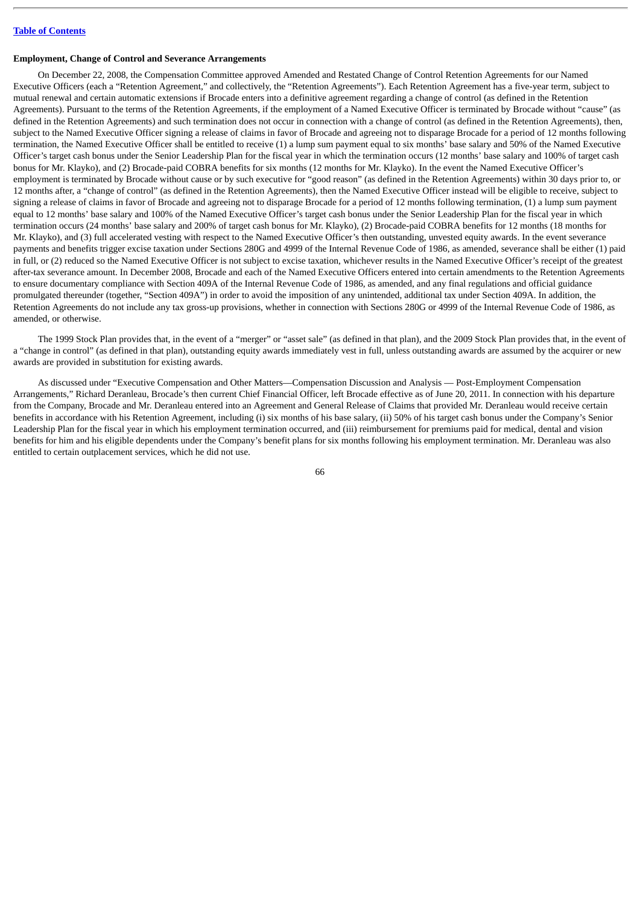**Employment, Change of Control and Severance Arrangements**

On December 22, 2008, the Compensation Committee approved Amended and Restated Change of Control Retention Agreements for our Named Executive Officers (each a "Retention Agreement," and collectively, the "Retention Agreements"). Each Retention Agreement has a five-year term, subject to mutual renewal and certain automatic extensions if Brocade enters into a definitive agreement regarding a change of control (as defined in the Retention Agreements). Pursuant to the terms of the Retention Agreements, if the employment of a Named Executive Officer is terminated by Brocade without "cause" (as defined in the Retention Agreements) and such termination does not occur in connection with a change of control (as defined in the Retention Agreements), then, subject to the Named Executive Officer signing a release of claims in favor of Brocade and agreeing not to disparage Brocade for a period of 12 months following termination, the Named Executive Officer shall be entitled to receive (1) a lump sum payment equal to six months' base salary and 50% of the Named Executive Officer's target cash bonus under the Senior Leadership Plan for the fiscal year in which the termination occurs (12 months' base salary and 100% of target cash bonus for Mr. Klayko), and (2) Brocade-paid COBRA benefits for six months (12 months for Mr. Klayko). In the event the Named Executive Officer's employment is terminated by Brocade without cause or by such executive for "good reason" (as defined in the Retention Agreements) within 30 days prior to, or 12 months after, a "change of control" (as defined in the Retention Agreements), then the Named Executive Officer instead will be eligible to receive, subject to signing a release of claims in favor of Brocade and agreeing not to disparage Brocade for a period of 12 months following termination, (1) a lump sum payment equal to 12 months' base salary and 100% of the Named Executive Officer's target cash bonus under the Senior Leadership Plan for the fiscal year in which termination occurs (24 months' base salary and 200% of target cash bonus for Mr. Klayko), (2) Brocade-paid COBRA benefits for 12 months (18 months for Mr. Klayko), and (3) full accelerated vesting with respect to the Named Executive Officer's then outstanding, unvested equity awards. In the event severance payments and benefits trigger excise taxation under Sections 280G and 4999 of the Internal Revenue Code of 1986, as amended, severance shall be either (1) paid in full, or (2) reduced so the Named Executive Officer is not subject to excise taxation, whichever results in the Named Executive Officer's receipt of the greatest after-tax severance amount. In December 2008, Brocade and each of the Named Executive Officers entered into certain amendments to the Retention Agreements to ensure documentary compliance with Section 409A of the Internal Revenue Code of 1986, as amended, and any final regulations and official guidance promulgated thereunder (together, "Section 409A") in order to avoid the imposition of any unintended, additional tax under Section 409A. In addition, the Retention Agreements do not include any tax gross-up provisions, whether in connection with Sections 280G or 4999 of the Internal Revenue Code of 1986, as amended, or otherwise.

The 1999 Stock Plan provides that, in the event of a "merger" or "asset sale" (as defined in that plan), and the 2009 Stock Plan provides that, in the event of a "change in control" (as defined in that plan), outstanding equity awards immediately vest in full, unless outstanding awards are assumed by the acquirer or new awards are provided in substitution for existing awards.

As discussed under "Executive Compensation and Other Matters—Compensation Discussion and Analysis — Post-Employment Compensation Arrangements," Richard Deranleau, Brocade's then current Chief Financial Officer, left Brocade effective as of June 20, 2011. In connection with his departure from the Company, Brocade and Mr. Deranleau entered into an Agreement and General Release of Claims that provided Mr. Deranleau would receive certain benefits in accordance with his Retention Agreement, including (i) six months of his base salary, (ii) 50% of his target cash bonus under the Company's Senior Leadership Plan for the fiscal year in which his employment termination occurred, and (iii) reimbursement for premiums paid for medical, dental and vision benefits for him and his eligible dependents under the Company's benefit plans for six months following his employment termination. Mr. Deranleau was also entitled to certain outplacement services, which he did not use.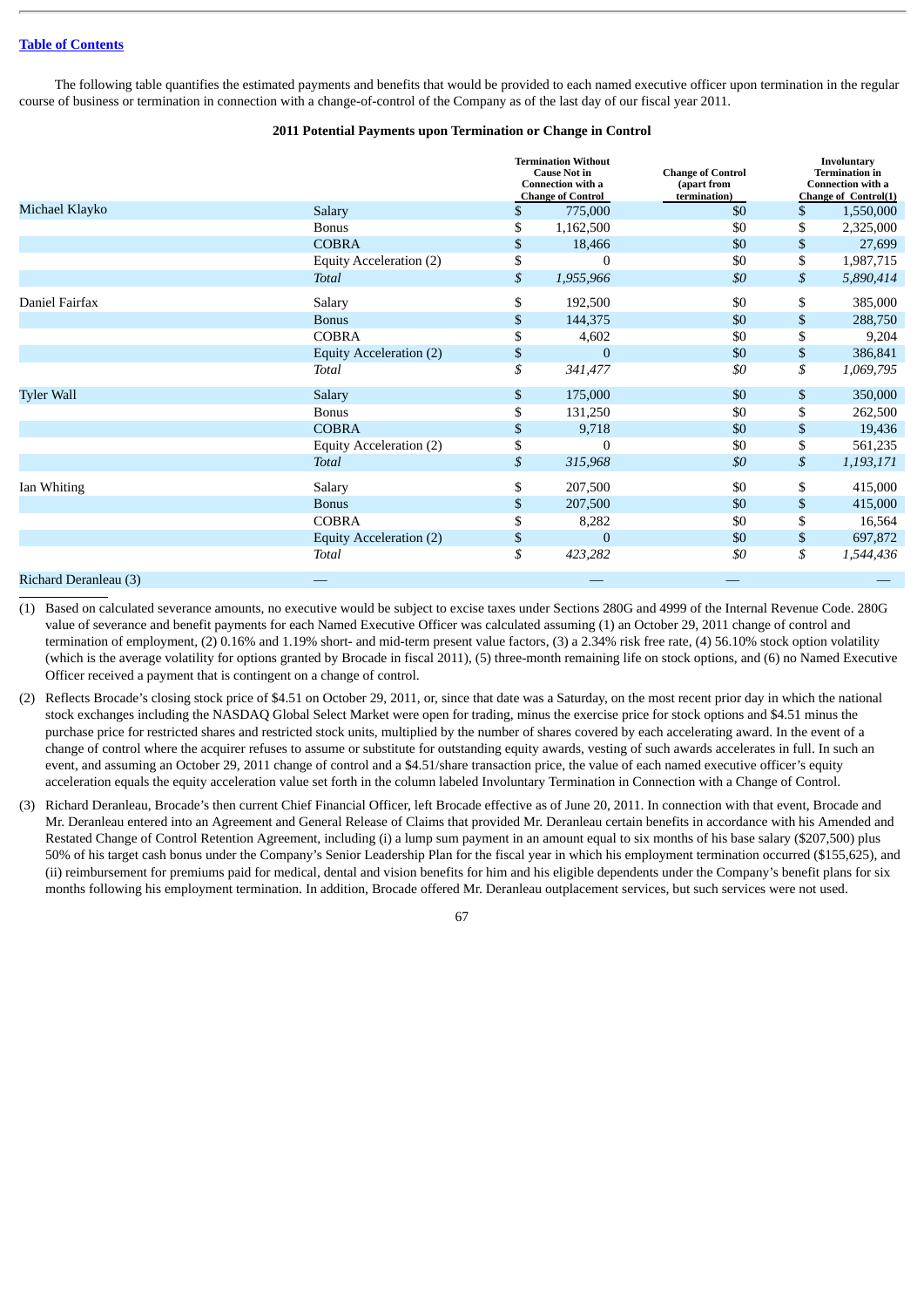[Table of Contents](#)

The following table quantifies the estimated payments and benefits that would be provided to each named executive officer upon termination in the regular course of business or termination in connection with a change-of-control of the Company as of the last day of our fiscal year 2011.

**2011 Potential Payments upon Termination or Change in Control**

| | | Termination Without Cause Not in Connection with a Change of Control | Change of Control (apart from termination) | Involuntary Termination in Connection with a Change of Control(1) |
|---|---|---|---|---|
| Michael Klayko | Salary | $ 775,000 | $0 | $ 1,550,000 |
| | Bonus | $ 1,162,500 | $0 | $ 2,325,000 |
| | COBRA | $ 18,466 | $0 | $ 27,699 |
| | Equity Acceleration (2) | $ 0 | $0 | $ 1,987,715 |
| | *Total* | *$ 1,955,966* | *$0* | *$ 5,890,414* |
| Daniel Fairfax | Salary | $ 192,500 | $0 | $ 385,000 |
| | Bonus | $ 144,375 | $0 | $ 288,750 |
| | COBRA | $ 4,602 | $0 | $ 9,204 |
| | Equity Acceleration (2) | $ 0 | $0 | $ 386,841 |
| | *Total* | *$ 341,477* | *$0* | *$ 1,069,795* |
| Tyler Wall | Salary | $ 175,000 | $0 | $ 350,000 |
| | Bonus | $ 131,250 | $0 | $ 262,500 |
| | COBRA | $ 9,718 | $0 | $ 19,436 |
| | Equity Acceleration (2) | $ 0 | $0 | $ 561,235 |
| | *Total* | *$ 315,968* | *$0* | *$ 1,193,171* |
| Ian Whiting | Salary | $ 207,500 | $0 | $ 415,000 |
| | Bonus | $ 207,500 | $0 | $ 415,000 |
| | COBRA | $ 8,282 | $0 | $ 16,564 |
| | Equity Acceleration (2) | $ 0 | $0 | $ 697,872 |
| | *Total* | *$ 423,282* | *$0* | *$ 1,544,436* |
| Richard Deranleau (3) | — | — | — | — |

(1) Based on calculated severance amounts, no executive would be subject to excise taxes under Sections 280G and 4999 of the Internal Revenue Code. 280G value of severance and benefit payments for each Named Executive Officer was calculated assuming (1) an October 29, 2011 change of control and termination of employment, (2) 0.16% and 1.19% short- and mid-term present value factors, (3) a 2.34% risk free rate, (4) 56.10% stock option volatility (which is the average volatility for options granted by Brocade in fiscal 2011), (5) three-month remaining life on stock options, and (6) no Named Executive Officer received a payment that is contingent on a change of control.

(2) Reflects Brocade's closing stock price of $4.51 on October 29, 2011, or, since that date was a Saturday, on the most recent prior day in which the national stock exchanges including the NASDAQ Global Select Market were open for trading, minus the exercise price for stock options and $4.51 minus the purchase price for restricted shares and restricted stock units, multiplied by the number of shares covered by each accelerating award. In the event of a change of control where the acquirer refuses to assume or substitute for outstanding equity awards, vesting of such awards accelerates in full. In such an event, and assuming an October 29, 2011 change of control and a $4.51/share transaction price, the value of each named executive officer's equity acceleration equals the equity acceleration value set forth in the column labeled Involuntary Termination in Connection with a Change of Control.

(3) Richard Deranleau, Brocade's then current Chief Financial Officer, left Brocade effective as of June 20, 2011. In connection with that event, Brocade and Mr. Deranleau entered into an Agreement and General Release of Claims that provided Mr. Deranleau certain benefits in accordance with his Amended and Restated Change of Control Retention Agreement, including (i) a lump sum payment in an amount equal to six months of his base salary ($207,500) plus 50% of his target cash bonus under the Company's Senior Leadership Plan for the fiscal year in which his employment termination occurred ($155,625), and (ii) reimbursement for premiums paid for medical, dental and vision benefits for him and his eligible dependents under the Company's benefit plans for six months following his employment termination. In addition, Brocade offered Mr. Deranleau outplacement services, but such services were not used.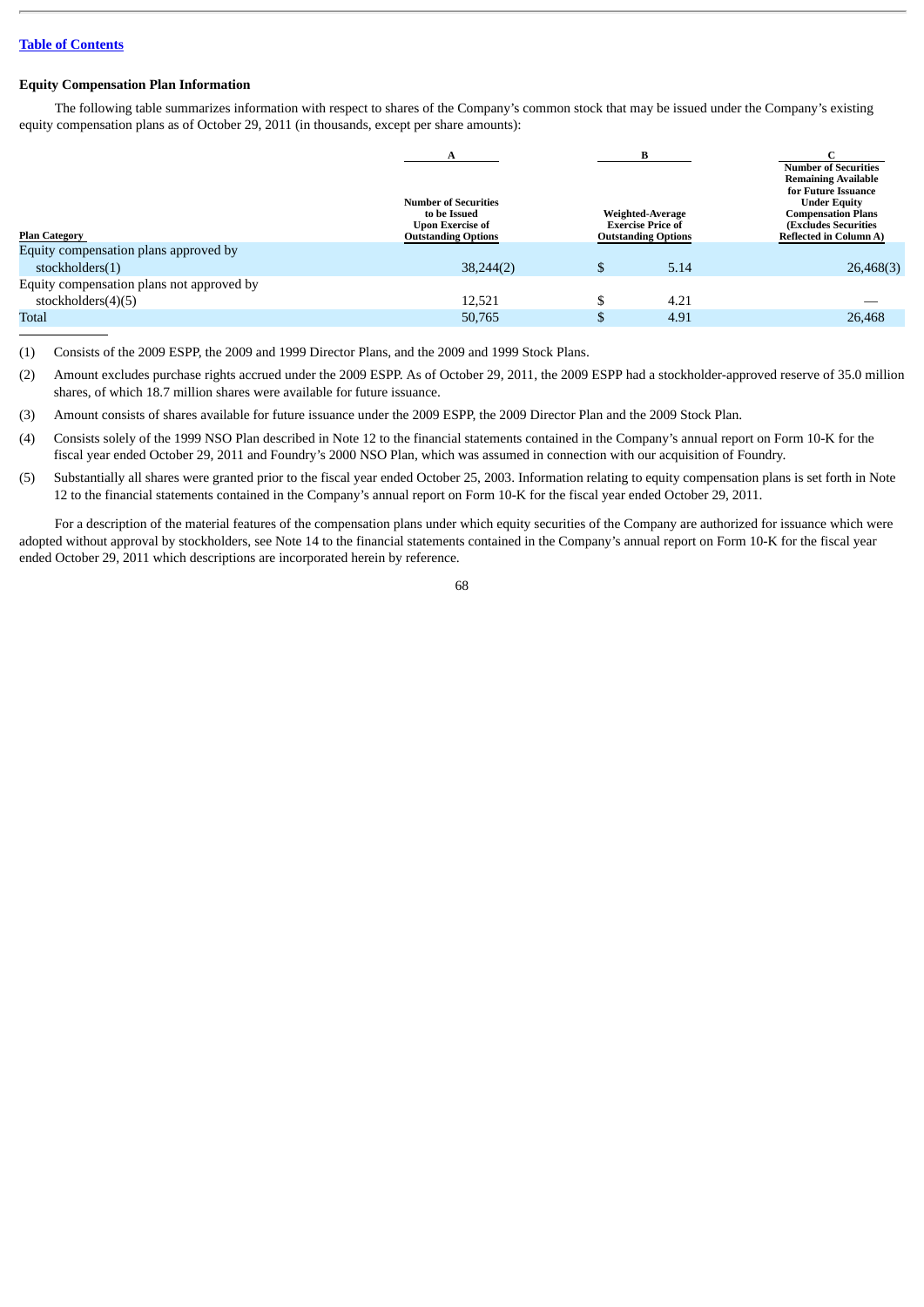## Equity Compensation Plan Information

The following table summarizes information with respect to shares of the Company's common stock that may be issued under the Company's existing equity compensation plans as of October 29, 2011 (in thousands, except per share amounts):

| | A | B | C |
|---|---|---|---|
| Plan Category | Number of Securities to be Issued Upon Exercise of Outstanding Options | Weighted-Average Exercise Price of Outstanding Options | Number of Securities Remaining Available for Future Issuance Under Equity Compensation Plans (Excludes Securities Reflected in Column A) |
| Equity compensation plans approved by stockholders(1) | 38,244(2) | $ 5.14 | 26,468(3) |
| Equity compensation plans not approved by stockholders(4)(5) | 12,521 | $ 4.21 | — |
| Total | 50,765 | $ 4.91 | 26,468 |

(1) Consists of the 2009 ESPP, the 2009 and 1999 Director Plans, and the 2009 and 1999 Stock Plans.

(2) Amount excludes purchase rights accrued under the 2009 ESPP. As of October 29, 2011, the 2009 ESPP had a stockholder-approved reserve of 35.0 million shares, of which 18.7 million shares were available for future issuance.

(3) Amount consists of shares available for future issuance under the 2009 ESPP, the 2009 Director Plan and the 2009 Stock Plan.

(4) Consists solely of the 1999 NSO Plan described in Note 12 to the financial statements contained in the Company's annual report on Form 10-K for the fiscal year ended October 29, 2011 and Foundry's 2000 NSO Plan, which was assumed in connection with our acquisition of Foundry.

(5) Substantially all shares were granted prior to the fiscal year ended October 25, 2003. Information relating to equity compensation plans is set forth in Note 12 to the financial statements contained in the Company's annual report on Form 10-K for the fiscal year ended October 29, 2011.

For a description of the material features of the compensation plans under which equity securities of the Company are authorized for issuance which were adopted without approval by stockholders, see Note 14 to the financial statements contained in the Company's annual report on Form 10-K for the fiscal year ended October 29, 2011 which descriptions are incorporated herein by reference.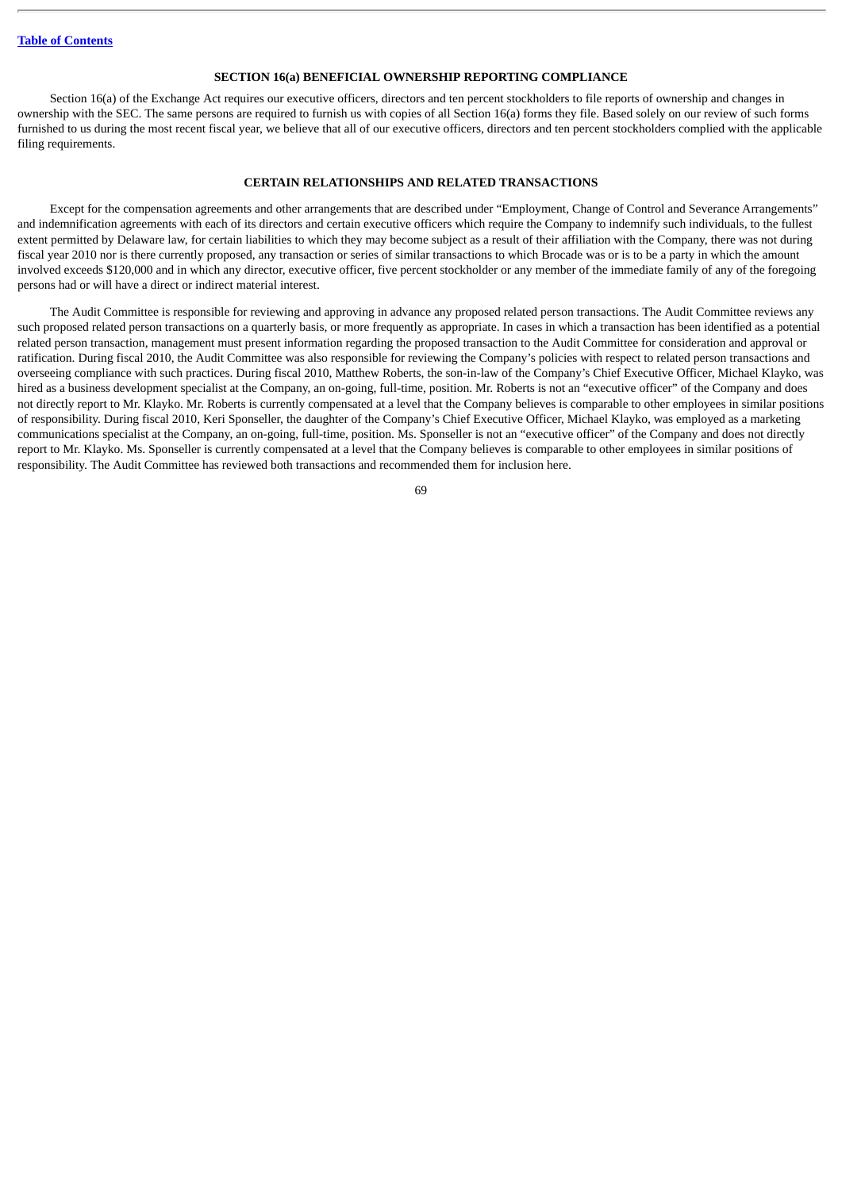## SECTION 16(a) BENEFICIAL OWNERSHIP REPORTING COMPLIANCE

Section 16(a) of the Exchange Act requires our executive officers, directors and ten percent stockholders to file reports of ownership and changes in ownership with the SEC. The same persons are required to furnish us with copies of all Section 16(a) forms they file. Based solely on our review of such forms furnished to us during the most recent fiscal year, we believe that all of our executive officers, directors and ten percent stockholders complied with the applicable filing requirements.

## CERTAIN RELATIONSHIPS AND RELATED TRANSACTIONS

Except for the compensation agreements and other arrangements that are described under "Employment, Change of Control and Severance Arrangements" and indemnification agreements with each of its directors and certain executive officers which require the Company to indemnify such individuals, to the fullest extent permitted by Delaware law, for certain liabilities to which they may become subject as a result of their affiliation with the Company, there was not during fiscal year 2010 nor is there currently proposed, any transaction or series of similar transactions to which Brocade was or is to be a party in which the amount involved exceeds $120,000 and in which any director, executive officer, five percent stockholder or any member of the immediate family of any of the foregoing persons had or will have a direct or indirect material interest.

The Audit Committee is responsible for reviewing and approving in advance any proposed related person transactions. The Audit Committee reviews any such proposed related person transactions on a quarterly basis, or more frequently as appropriate. In cases in which a transaction has been identified as a potential related person transaction, management must present information regarding the proposed transaction to the Audit Committee for consideration and approval or ratification. During fiscal 2010, the Audit Committee was also responsible for reviewing the Company's policies with respect to related person transactions and overseeing compliance with such practices. During fiscal 2010, Matthew Roberts, the son-in-law of the Company's Chief Executive Officer, Michael Klayko, was hired as a business development specialist at the Company, an on-going, full-time, position. Mr. Roberts is not an "executive officer" of the Company and does not directly report to Mr. Klayko. Mr. Roberts is currently compensated at a level that the Company believes is comparable to other employees in similar positions of responsibility. During fiscal 2010, Keri Sponseller, the daughter of the Company's Chief Executive Officer, Michael Klayko, was employed as a marketing communications specialist at the Company, an on-going, full-time, position. Ms. Sponseller is not an "executive officer" of the Company and does not directly report to Mr. Klayko. Ms. Sponseller is currently compensated at a level that the Company believes is comparable to other employees in similar positions of responsibility. The Audit Committee has reviewed both transactions and recommended them for inclusion here.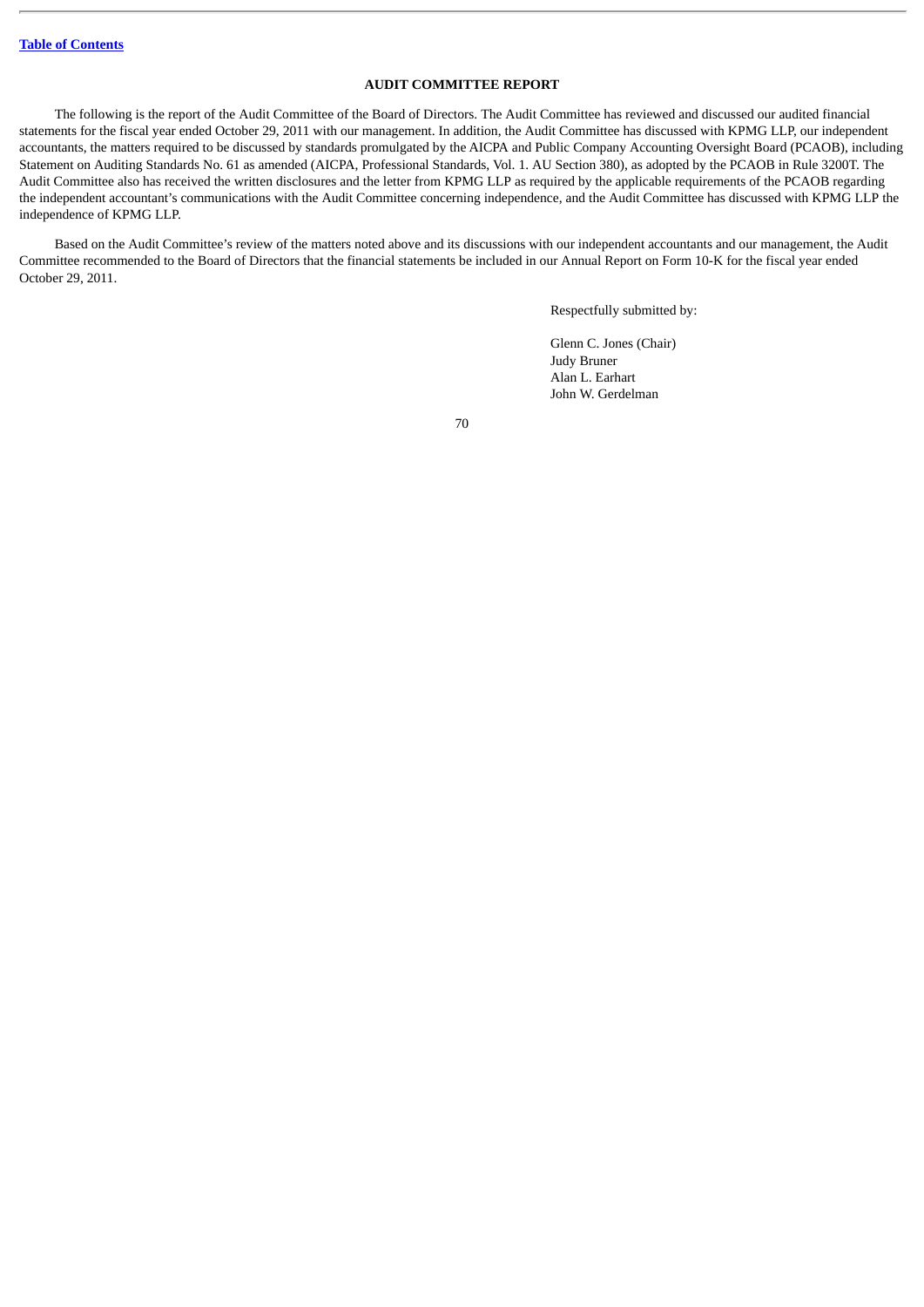## AUDIT COMMITTEE REPORT

The following is the report of the Audit Committee of the Board of Directors. The Audit Committee has reviewed and discussed our audited financial statements for the fiscal year ended October 29, 2011 with our management. In addition, the Audit Committee has discussed with KPMG LLP, our independent accountants, the matters required to be discussed by standards promulgated by the AICPA and Public Company Accounting Oversight Board (PCAOB), including Statement on Auditing Standards No. 61 as amended (AICPA, Professional Standards, Vol. 1. AU Section 380), as adopted by the PCAOB in Rule 3200T. The Audit Committee also has received the written disclosures and the letter from KPMG LLP as required by the applicable requirements of the PCAOB regarding the independent accountant's communications with the Audit Committee concerning independence, and the Audit Committee has discussed with KPMG LLP the independence of KPMG LLP.

Based on the Audit Committee's review of the matters noted above and its discussions with our independent accountants and our management, the Audit Committee recommended to the Board of Directors that the financial statements be included in our Annual Report on Form 10-K for the fiscal year ended October 29, 2011.

Respectfully submitted by:

Glenn C. Jones (Chair)
Judy Bruner
Alan L. Earhart
John W. Gerdelman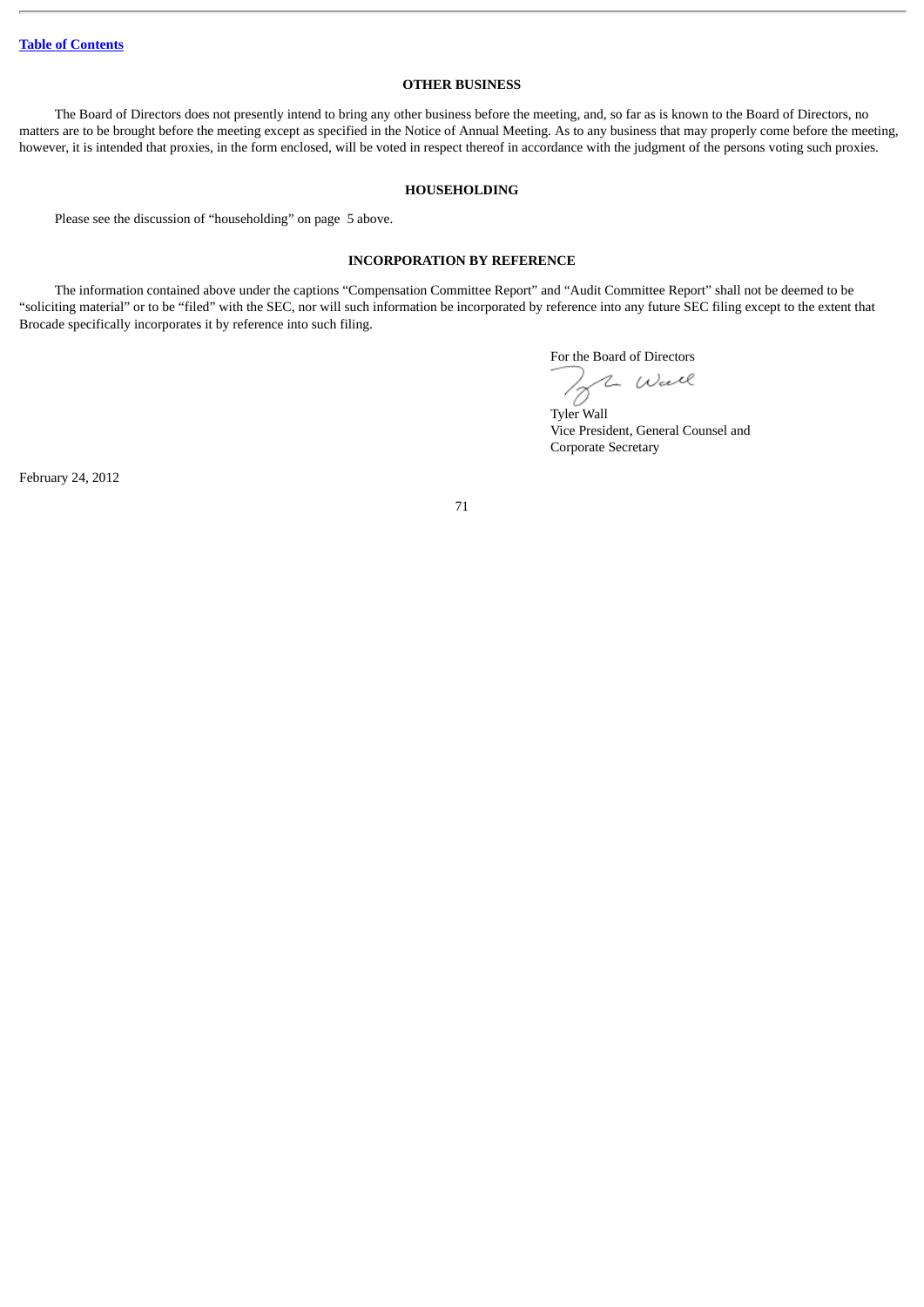[Table of Contents](#)

## OTHER BUSINESS

The Board of Directors does not presently intend to bring any other business before the meeting, and, so far as is known to the Board of Directors, no matters are to be brought before the meeting except as specified in the Notice of Annual Meeting. As to any business that may properly come before the meeting, however, it is intended that proxies, in the form enclosed, will be voted in respect thereof in accordance with the judgment of the persons voting such proxies.

## HOUSEHOLDING

Please see the discussion of "householding" on page 5 above.

## INCORPORATION BY REFERENCE

The information contained above under the captions "Compensation Committee Report" and "Audit Committee Report" shall not be deemed to be "soliciting material" or to be "filed" with the SEC, nor will such information be incorporated by reference into any future SEC filing except to the extent that Brocade specifically incorporates it by reference into such filing.

For the Board of Directors

Tyler Wall
Vice President, General Counsel and
Corporate Secretary

February 24, 2012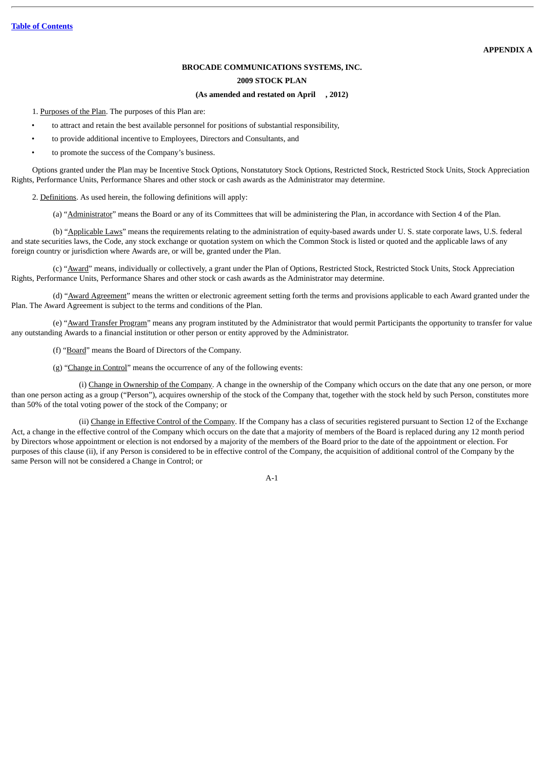**APPENDIX A**

**BROCADE COMMUNICATIONS SYSTEMS, INC.**

**2009 STOCK PLAN**

**(As amended and restated on April     , 2012)**

1. Purposes of the Plan. The purposes of this Plan are:

- to attract and retain the best available personnel for positions of substantial responsibility,
- to provide additional incentive to Employees, Directors and Consultants, and
- to promote the success of the Company's business.

Options granted under the Plan may be Incentive Stock Options, Nonstatutory Stock Options, Restricted Stock, Restricted Stock Units, Stock Appreciation Rights, Performance Units, Performance Shares and other stock or cash awards as the Administrator may determine.

2. Definitions. As used herein, the following definitions will apply:

(a) "Administrator" means the Board or any of its Committees that will be administering the Plan, in accordance with Section 4 of the Plan.

(b) "Applicable Laws" means the requirements relating to the administration of equity-based awards under U. S. state corporate laws, U.S. federal and state securities laws, the Code, any stock exchange or quotation system on which the Common Stock is listed or quoted and the applicable laws of any foreign country or jurisdiction where Awards are, or will be, granted under the Plan.

(c) "Award" means, individually or collectively, a grant under the Plan of Options, Restricted Stock, Restricted Stock Units, Stock Appreciation Rights, Performance Units, Performance Shares and other stock or cash awards as the Administrator may determine.

(d) "Award Agreement" means the written or electronic agreement setting forth the terms and provisions applicable to each Award granted under the Plan. The Award Agreement is subject to the terms and conditions of the Plan.

(e) "Award Transfer Program" means any program instituted by the Administrator that would permit Participants the opportunity to transfer for value any outstanding Awards to a financial institution or other person or entity approved by the Administrator.

(f) "Board" means the Board of Directors of the Company.

(g) "Change in Control" means the occurrence of any of the following events:

(i) Change in Ownership of the Company. A change in the ownership of the Company which occurs on the date that any one person, or more than one person acting as a group ("Person"), acquires ownership of the stock of the Company that, together with the stock held by such Person, constitutes more than 50% of the total voting power of the stock of the Company; or

(ii) Change in Effective Control of the Company. If the Company has a class of securities registered pursuant to Section 12 of the Exchange Act, a change in the effective control of the Company which occurs on the date that a majority of members of the Board is replaced during any 12 month period by Directors whose appointment or election is not endorsed by a majority of the members of the Board prior to the date of the appointment or election. For purposes of this clause (ii), if any Person is considered to be in effective control of the Company, the acquisition of additional control of the Company by the same Person will not be considered a Change in Control; or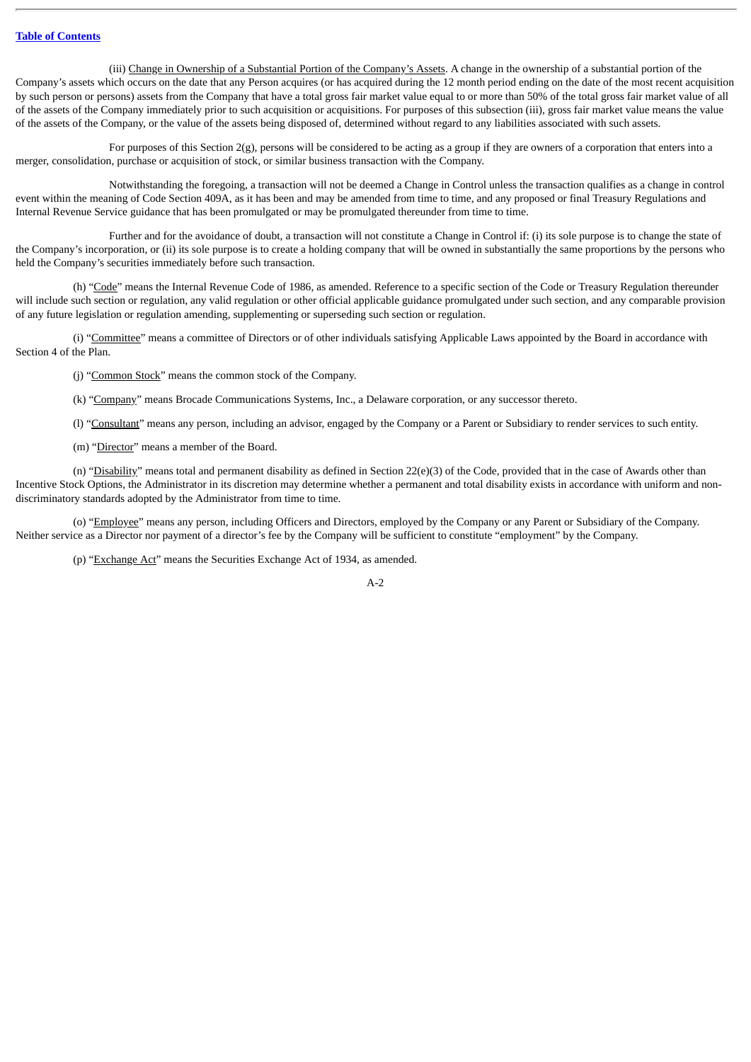(iii) Change in Ownership of a Substantial Portion of the Company's Assets. A change in the ownership of a substantial portion of the Company's assets which occurs on the date that any Person acquires (or has acquired during the 12 month period ending on the date of the most recent acquisition by such person or persons) assets from the Company that have a total gross fair market value equal to or more than 50% of the total gross fair market value of all of the assets of the Company immediately prior to such acquisition or acquisitions. For purposes of this subsection (iii), gross fair market value means the value of the assets of the Company, or the value of the assets being disposed of, determined without regard to any liabilities associated with such assets.

For purposes of this Section 2(g), persons will be considered to be acting as a group if they are owners of a corporation that enters into a merger, consolidation, purchase or acquisition of stock, or similar business transaction with the Company.

Notwithstanding the foregoing, a transaction will not be deemed a Change in Control unless the transaction qualifies as a change in control event within the meaning of Code Section 409A, as it has been and may be amended from time to time, and any proposed or final Treasury Regulations and Internal Revenue Service guidance that has been promulgated or may be promulgated thereunder from time to time.

Further and for the avoidance of doubt, a transaction will not constitute a Change in Control if: (i) its sole purpose is to change the state of the Company's incorporation, or (ii) its sole purpose is to create a holding company that will be owned in substantially the same proportions by the persons who held the Company's securities immediately before such transaction.

(h) "Code" means the Internal Revenue Code of 1986, as amended. Reference to a specific section of the Code or Treasury Regulation thereunder will include such section or regulation, any valid regulation or other official applicable guidance promulgated under such section, and any comparable provision of any future legislation or regulation amending, supplementing or superseding such section or regulation.

(i) "Committee" means a committee of Directors or of other individuals satisfying Applicable Laws appointed by the Board in accordance with Section 4 of the Plan.

(j) "Common Stock" means the common stock of the Company.

(k) "Company" means Brocade Communications Systems, Inc., a Delaware corporation, or any successor thereto.

(l) "Consultant" means any person, including an advisor, engaged by the Company or a Parent or Subsidiary to render services to such entity.

(m) "Director" means a member of the Board.

(n) "Disability" means total and permanent disability as defined in Section 22(e)(3) of the Code, provided that in the case of Awards other than Incentive Stock Options, the Administrator in its discretion may determine whether a permanent and total disability exists in accordance with uniform and non-discriminatory standards adopted by the Administrator from time to time.

(o) "Employee" means any person, including Officers and Directors, employed by the Company or any Parent or Subsidiary of the Company. Neither service as a Director nor payment of a director's fee by the Company will be sufficient to constitute "employment" by the Company.

(p) "Exchange Act" means the Securities Exchange Act of 1934, as amended.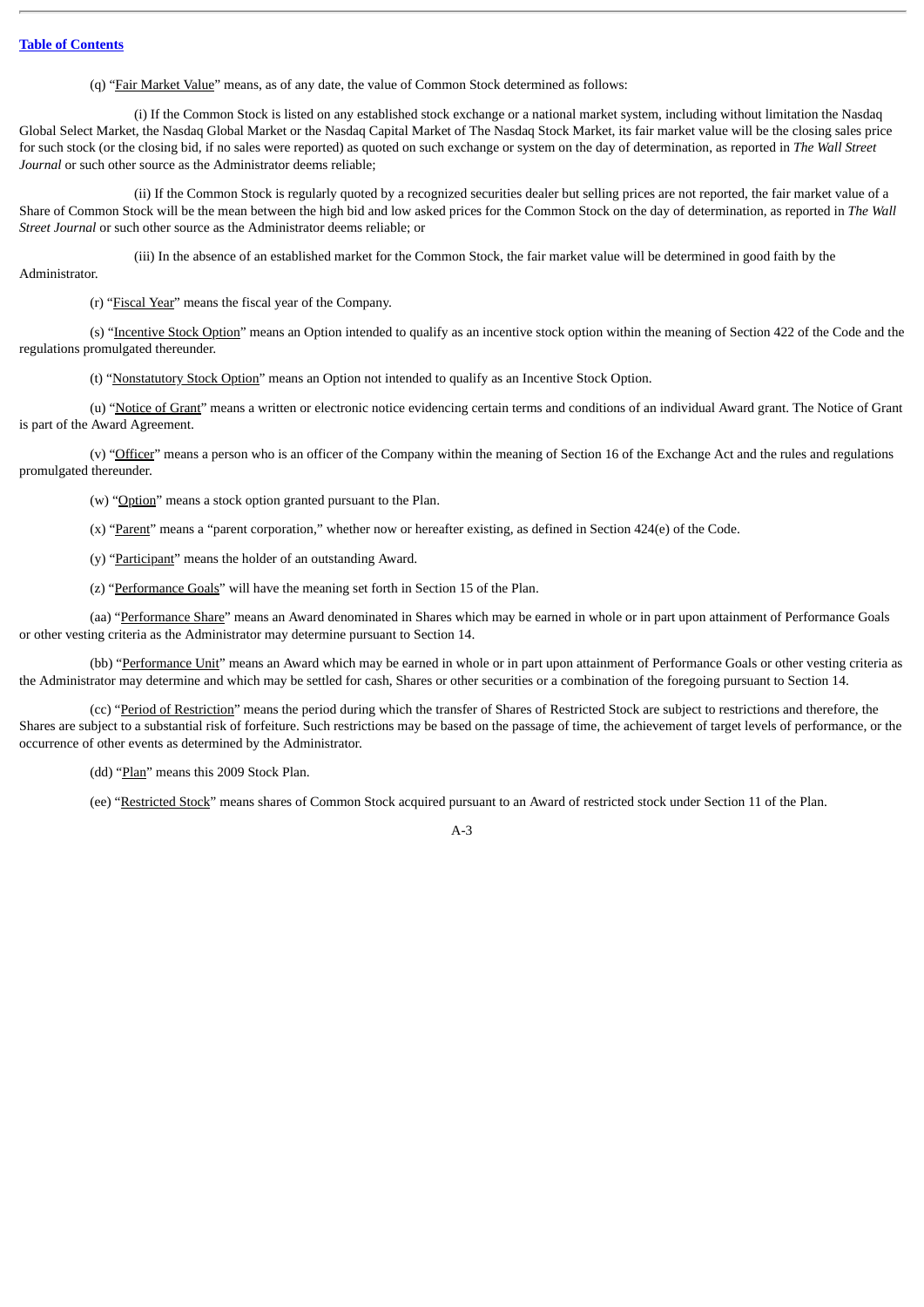(q) "Fair Market Value" means, as of any date, the value of Common Stock determined as follows:

(i) If the Common Stock is listed on any established stock exchange or a national market system, including without limitation the Nasdaq Global Select Market, the Nasdaq Global Market or the Nasdaq Capital Market of The Nasdaq Stock Market, its fair market value will be the closing sales price for such stock (or the closing bid, if no sales were reported) as quoted on such exchange or system on the day of determination, as reported in *The Wall Street Journal* or such other source as the Administrator deems reliable;

(ii) If the Common Stock is regularly quoted by a recognized securities dealer but selling prices are not reported, the fair market value of a Share of Common Stock will be the mean between the high bid and low asked prices for the Common Stock on the day of determination, as reported in *The Wall Street Journal* or such other source as the Administrator deems reliable; or

(iii) In the absence of an established market for the Common Stock, the fair market value will be determined in good faith by the Administrator.

(r) "Fiscal Year" means the fiscal year of the Company.

(s) "Incentive Stock Option" means an Option intended to qualify as an incentive stock option within the meaning of Section 422 of the Code and the regulations promulgated thereunder.

(t) "Nonstatutory Stock Option" means an Option not intended to qualify as an Incentive Stock Option.

(u) "Notice of Grant" means a written or electronic notice evidencing certain terms and conditions of an individual Award grant. The Notice of Grant is part of the Award Agreement.

(v) "Officer" means a person who is an officer of the Company within the meaning of Section 16 of the Exchange Act and the rules and regulations promulgated thereunder.

(w) "Option" means a stock option granted pursuant to the Plan.

(x) "Parent" means a "parent corporation," whether now or hereafter existing, as defined in Section 424(e) of the Code.

(y) "Participant" means the holder of an outstanding Award.

(z) "Performance Goals" will have the meaning set forth in Section 15 of the Plan.

(aa) "Performance Share" means an Award denominated in Shares which may be earned in whole or in part upon attainment of Performance Goals or other vesting criteria as the Administrator may determine pursuant to Section 14.

(bb) "Performance Unit" means an Award which may be earned in whole or in part upon attainment of Performance Goals or other vesting criteria as the Administrator may determine and which may be settled for cash, Shares or other securities or a combination of the foregoing pursuant to Section 14.

(cc) "Period of Restriction" means the period during which the transfer of Shares of Restricted Stock are subject to restrictions and therefore, the Shares are subject to a substantial risk of forfeiture. Such restrictions may be based on the passage of time, the achievement of target levels of performance, or the occurrence of other events as determined by the Administrator.

(dd) "Plan" means this 2009 Stock Plan.

(ee) "Restricted Stock" means shares of Common Stock acquired pursuant to an Award of restricted stock under Section 11 of the Plan.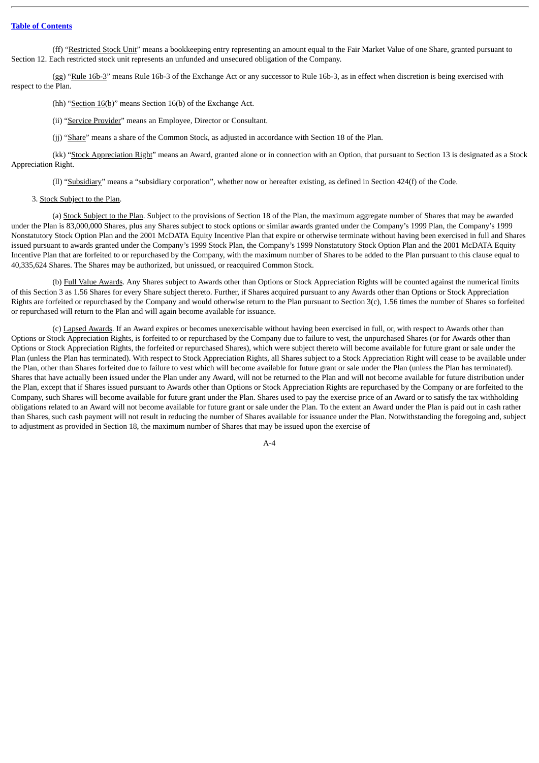(ff) "Restricted Stock Unit" means a bookkeeping entry representing an amount equal to the Fair Market Value of one Share, granted pursuant to Section 12. Each restricted stock unit represents an unfunded and unsecured obligation of the Company.

(gg) "Rule 16b-3" means Rule 16b-3 of the Exchange Act or any successor to Rule 16b-3, as in effect when discretion is being exercised with respect to the Plan.

(hh) "Section 16(b)" means Section 16(b) of the Exchange Act.

(ii) "Service Provider" means an Employee, Director or Consultant.

(jj) "Share" means a share of the Common Stock, as adjusted in accordance with Section 18 of the Plan.

(kk) "Stock Appreciation Right" means an Award, granted alone or in connection with an Option, that pursuant to Section 13 is designated as a Stock Appreciation Right.

(ll) "Subsidiary" means a "subsidiary corporation", whether now or hereafter existing, as defined in Section 424(f) of the Code.

3. Stock Subject to the Plan.

(a) Stock Subject to the Plan. Subject to the provisions of Section 18 of the Plan, the maximum aggregate number of Shares that may be awarded under the Plan is 83,000,000 Shares, plus any Shares subject to stock options or similar awards granted under the Company's 1999 Plan, the Company's 1999 Nonstatutory Stock Option Plan and the 2001 McDATA Equity Incentive Plan that expire or otherwise terminate without having been exercised in full and Shares issued pursuant to awards granted under the Company's 1999 Stock Plan, the Company's 1999 Nonstatutory Stock Option Plan and the 2001 McDATA Equity Incentive Plan that are forfeited to or repurchased by the Company, with the maximum number of Shares to be added to the Plan pursuant to this clause equal to 40,335,624 Shares. The Shares may be authorized, but unissued, or reacquired Common Stock.

(b) Full Value Awards. Any Shares subject to Awards other than Options or Stock Appreciation Rights will be counted against the numerical limits of this Section 3 as 1.56 Shares for every Share subject thereto. Further, if Shares acquired pursuant to any Awards other than Options or Stock Appreciation Rights are forfeited or repurchased by the Company and would otherwise return to the Plan pursuant to Section 3(c), 1.56 times the number of Shares so forfeited or repurchased will return to the Plan and will again become available for issuance.

(c) Lapsed Awards. If an Award expires or becomes unexercisable without having been exercised in full, or, with respect to Awards other than Options or Stock Appreciation Rights, is forfeited to or repurchased by the Company due to failure to vest, the unpurchased Shares (or for Awards other than Options or Stock Appreciation Rights, the forfeited or repurchased Shares), which were subject thereto will become available for future grant or sale under the Plan (unless the Plan has terminated). With respect to Stock Appreciation Rights, all Shares subject to a Stock Appreciation Right will cease to be available under the Plan, other than Shares forfeited due to failure to vest which will become available for future grant or sale under the Plan (unless the Plan has terminated). Shares that have actually been issued under the Plan under any Award, will not be returned to the Plan and will not become available for future distribution under the Plan, except that if Shares issued pursuant to Awards other than Options or Stock Appreciation Rights are repurchased by the Company or are forfeited to the Company, such Shares will become available for future grant under the Plan. Shares used to pay the exercise price of an Award or to satisfy the tax withholding obligations related to an Award will not become available for future grant or sale under the Plan. To the extent an Award under the Plan is paid out in cash rather than Shares, such cash payment will not result in reducing the number of Shares available for issuance under the Plan. Notwithstanding the foregoing and, subject to adjustment as provided in Section 18, the maximum number of Shares that may be issued upon the exercise of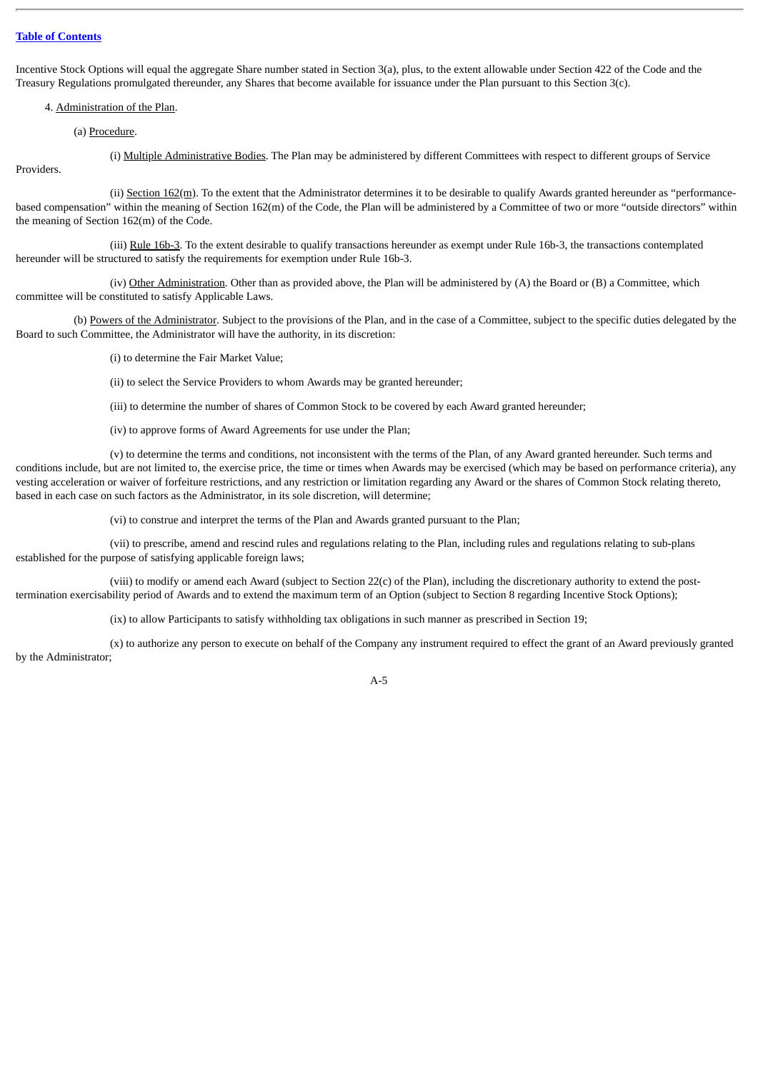Incentive Stock Options will equal the aggregate Share number stated in Section 3(a), plus, to the extent allowable under Section 422 of the Code and the Treasury Regulations promulgated thereunder, any Shares that become available for issuance under the Plan pursuant to this Section 3(c).

4. Administration of the Plan.

(a) Procedure.

(i) Multiple Administrative Bodies. The Plan may be administered by different Committees with respect to different groups of Service Providers.

(ii) Section 162(m). To the extent that the Administrator determines it to be desirable to qualify Awards granted hereunder as "performance-based compensation" within the meaning of Section 162(m) of the Code, the Plan will be administered by a Committee of two or more "outside directors" within the meaning of Section 162(m) of the Code.

(iii) Rule 16b-3. To the extent desirable to qualify transactions hereunder as exempt under Rule 16b-3, the transactions contemplated hereunder will be structured to satisfy the requirements for exemption under Rule 16b-3.

(iv) Other Administration. Other than as provided above, the Plan will be administered by (A) the Board or (B) a Committee, which committee will be constituted to satisfy Applicable Laws.

(b) Powers of the Administrator. Subject to the provisions of the Plan, and in the case of a Committee, subject to the specific duties delegated by the Board to such Committee, the Administrator will have the authority, in its discretion:

(i) to determine the Fair Market Value;

(ii) to select the Service Providers to whom Awards may be granted hereunder;

(iii) to determine the number of shares of Common Stock to be covered by each Award granted hereunder;

(iv) to approve forms of Award Agreements for use under the Plan;

(v) to determine the terms and conditions, not inconsistent with the terms of the Plan, of any Award granted hereunder. Such terms and conditions include, but are not limited to, the exercise price, the time or times when Awards may be exercised (which may be based on performance criteria), any vesting acceleration or waiver of forfeiture restrictions, and any restriction or limitation regarding any Award or the shares of Common Stock relating thereto, based in each case on such factors as the Administrator, in its sole discretion, will determine;

(vi) to construe and interpret the terms of the Plan and Awards granted pursuant to the Plan;

(vii) to prescribe, amend and rescind rules and regulations relating to the Plan, including rules and regulations relating to sub-plans established for the purpose of satisfying applicable foreign laws;

(viii) to modify or amend each Award (subject to Section 22(c) of the Plan), including the discretionary authority to extend the post-termination exercisability period of Awards and to extend the maximum term of an Option (subject to Section 8 regarding Incentive Stock Options);

(ix) to allow Participants to satisfy withholding tax obligations in such manner as prescribed in Section 19;

(x) to authorize any person to execute on behalf of the Company any instrument required to effect the grant of an Award previously granted by the Administrator;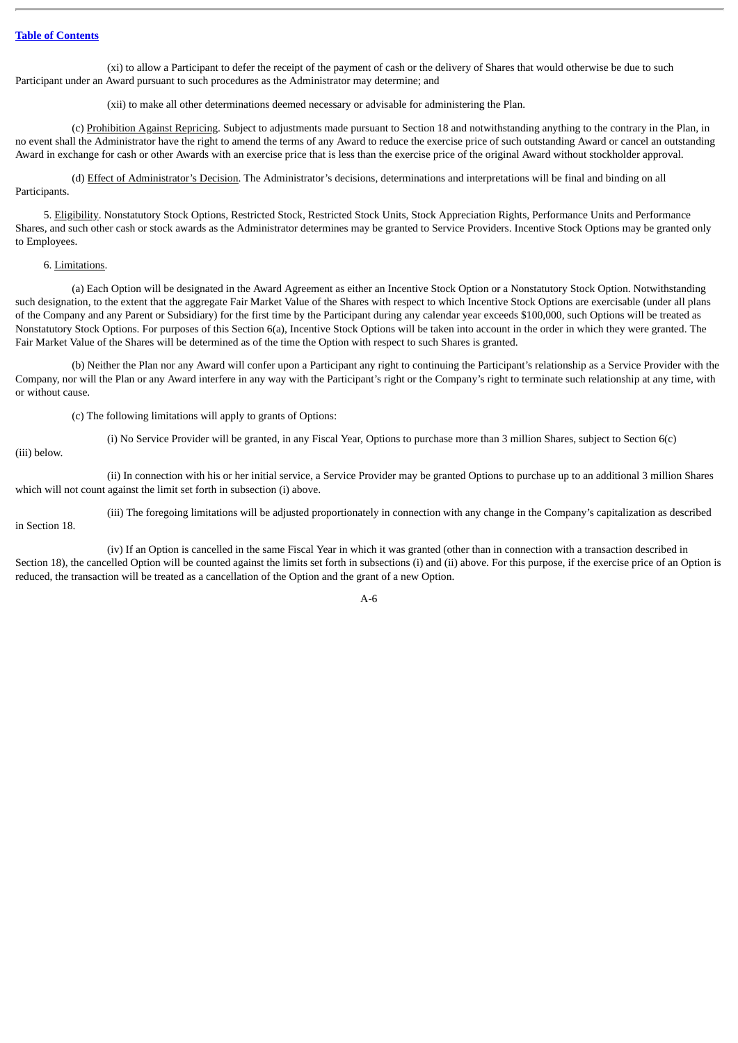(xi) to allow a Participant to defer the receipt of the payment of cash or the delivery of Shares that would otherwise be due to such Participant under an Award pursuant to such procedures as the Administrator may determine; and

(xii) to make all other determinations deemed necessary or advisable for administering the Plan.

(c) Prohibition Against Repricing. Subject to adjustments made pursuant to Section 18 and notwithstanding anything to the contrary in the Plan, in no event shall the Administrator have the right to amend the terms of any Award to reduce the exercise price of such outstanding Award or cancel an outstanding Award in exchange for cash or other Awards with an exercise price that is less than the exercise price of the original Award without stockholder approval.

(d) Effect of Administrator's Decision. The Administrator's decisions, determinations and interpretations will be final and binding on all Participants.

5. Eligibility. Nonstatutory Stock Options, Restricted Stock, Restricted Stock Units, Stock Appreciation Rights, Performance Units and Performance Shares, and such other cash or stock awards as the Administrator determines may be granted to Service Providers. Incentive Stock Options may be granted only to Employees.

6. Limitations.

(a) Each Option will be designated in the Award Agreement as either an Incentive Stock Option or a Nonstatutory Stock Option. Notwithstanding such designation, to the extent that the aggregate Fair Market Value of the Shares with respect to which Incentive Stock Options are exercisable (under all plans of the Company and any Parent or Subsidiary) for the first time by the Participant during any calendar year exceeds $100,000, such Options will be treated as Nonstatutory Stock Options. For purposes of this Section 6(a), Incentive Stock Options will be taken into account in the order in which they were granted. The Fair Market Value of the Shares will be determined as of the time the Option with respect to such Shares is granted.

(b) Neither the Plan nor any Award will confer upon a Participant any right to continuing the Participant's relationship as a Service Provider with the Company, nor will the Plan or any Award interfere in any way with the Participant's right or the Company's right to terminate such relationship at any time, with or without cause.

(c) The following limitations will apply to grants of Options:

(i) No Service Provider will be granted, in any Fiscal Year, Options to purchase more than 3 million Shares, subject to Section 6(c)(iii) below.

(ii) In connection with his or her initial service, a Service Provider may be granted Options to purchase up to an additional 3 million Shares which will not count against the limit set forth in subsection (i) above.

(iii) The foregoing limitations will be adjusted proportionately in connection with any change in the Company's capitalization as described in Section 18.

(iv) If an Option is cancelled in the same Fiscal Year in which it was granted (other than in connection with a transaction described in Section 18), the cancelled Option will be counted against the limits set forth in subsections (i) and (ii) above. For this purpose, if the exercise price of an Option is reduced, the transaction will be treated as a cancellation of the Option and the grant of a new Option.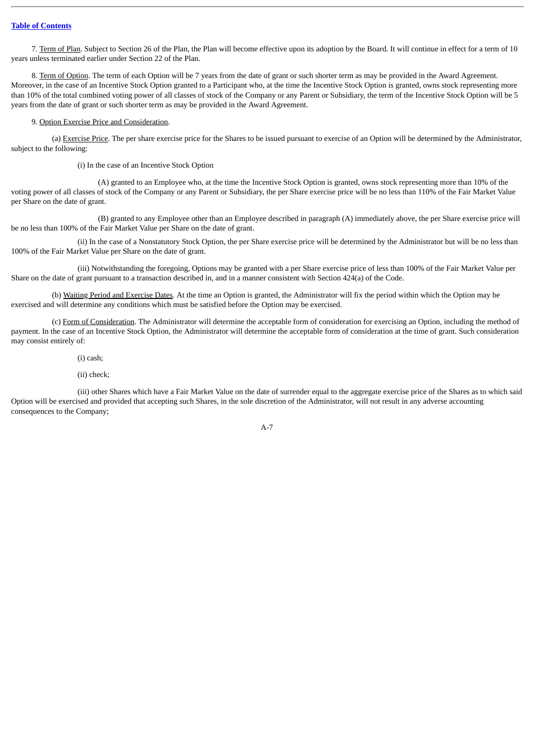7. Term of Plan. Subject to Section 26 of the Plan, the Plan will become effective upon its adoption by the Board. It will continue in effect for a term of 10 years unless terminated earlier under Section 22 of the Plan.

8. Term of Option. The term of each Option will be 7 years from the date of grant or such shorter term as may be provided in the Award Agreement. Moreover, in the case of an Incentive Stock Option granted to a Participant who, at the time the Incentive Stock Option is granted, owns stock representing more than 10% of the total combined voting power of all classes of stock of the Company or any Parent or Subsidiary, the term of the Incentive Stock Option will be 5 years from the date of grant or such shorter term as may be provided in the Award Agreement.

9. Option Exercise Price and Consideration.

(a) Exercise Price. The per share exercise price for the Shares to be issued pursuant to exercise of an Option will be determined by the Administrator, subject to the following:

(i) In the case of an Incentive Stock Option

(A) granted to an Employee who, at the time the Incentive Stock Option is granted, owns stock representing more than 10% of the voting power of all classes of stock of the Company or any Parent or Subsidiary, the per Share exercise price will be no less than 110% of the Fair Market Value per Share on the date of grant.

(B) granted to any Employee other than an Employee described in paragraph (A) immediately above, the per Share exercise price will be no less than 100% of the Fair Market Value per Share on the date of grant.

(ii) In the case of a Nonstatutory Stock Option, the per Share exercise price will be determined by the Administrator but will be no less than 100% of the Fair Market Value per Share on the date of grant.

(iii) Notwithstanding the foregoing, Options may be granted with a per Share exercise price of less than 100% of the Fair Market Value per Share on the date of grant pursuant to a transaction described in, and in a manner consistent with Section 424(a) of the Code.

(b) Waiting Period and Exercise Dates. At the time an Option is granted, the Administrator will fix the period within which the Option may be exercised and will determine any conditions which must be satisfied before the Option may be exercised.

(c) Form of Consideration. The Administrator will determine the acceptable form of consideration for exercising an Option, including the method of payment. In the case of an Incentive Stock Option, the Administrator will determine the acceptable form of consideration at the time of grant. Such consideration may consist entirely of:

(i) cash;

(ii) check;

(iii) other Shares which have a Fair Market Value on the date of surrender equal to the aggregate exercise price of the Shares as to which said Option will be exercised and provided that accepting such Shares, in the sole discretion of the Administrator, will not result in any adverse accounting consequences to the Company;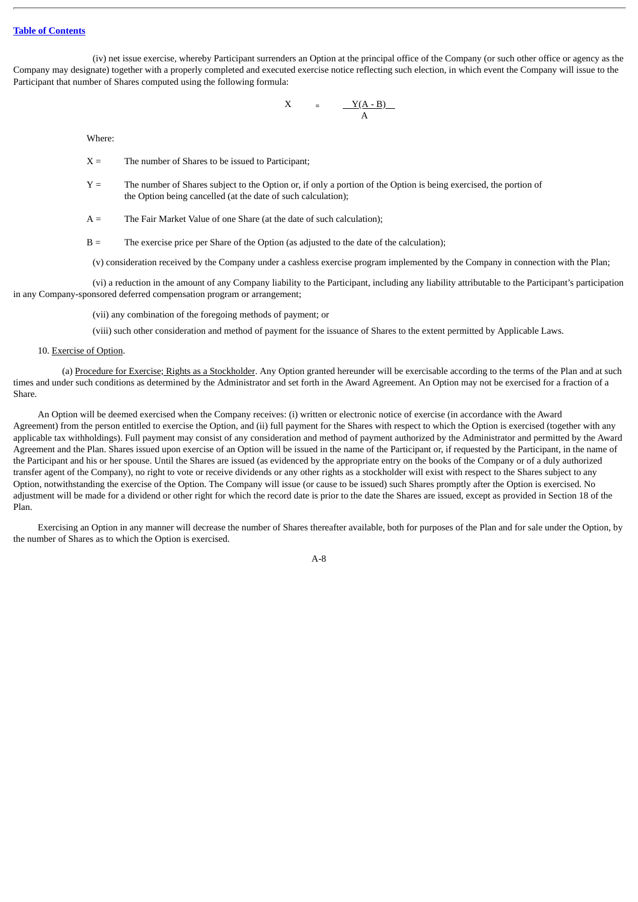(iv) net issue exercise, whereby Participant surrenders an Option at the principal office of the Company (or such other office or agency as the Company may designate) together with a properly completed and executed exercise notice reflecting such election, in which event the Company will issue to the Participant that number of Shares computed using the following formula:

$$X = \frac{Y(A - B)}{A}$$

Where:

$X$ = The number of Shares to be issued to Participant;

$Y$ = The number of Shares subject to the Option or, if only a portion of the Option is being exercised, the portion of the Option being cancelled (at the date of such calculation);

$A$ = The Fair Market Value of one Share (at the date of such calculation);

$B$ = The exercise price per Share of the Option (as adjusted to the date of the calculation);

(v) consideration received by the Company under a cashless exercise program implemented by the Company in connection with the Plan;

(vi) a reduction in the amount of any Company liability to the Participant, including any liability attributable to the Participant's participation in any Company-sponsored deferred compensation program or arrangement;

(vii) any combination of the foregoing methods of payment; or

(viii) such other consideration and method of payment for the issuance of Shares to the extent permitted by Applicable Laws.

10. Exercise of Option.

(a) Procedure for Exercise; Rights as a Stockholder. Any Option granted hereunder will be exercisable according to the terms of the Plan and at such times and under such conditions as determined by the Administrator and set forth in the Award Agreement. An Option may not be exercised for a fraction of a Share.

An Option will be deemed exercised when the Company receives: (i) written or electronic notice of exercise (in accordance with the Award Agreement) from the person entitled to exercise the Option, and (ii) full payment for the Shares with respect to which the Option is exercised (together with any applicable tax withholdings). Full payment may consist of any consideration and method of payment authorized by the Administrator and permitted by the Award Agreement and the Plan. Shares issued upon exercise of an Option will be issued in the name of the Participant or, if requested by the Participant, in the name of the Participant and his or her spouse. Until the Shares are issued (as evidenced by the appropriate entry on the books of the Company or of a duly authorized transfer agent of the Company), no right to vote or receive dividends or any other rights as a stockholder will exist with respect to the Shares subject to any Option, notwithstanding the exercise of the Option. The Company will issue (or cause to be issued) such Shares promptly after the Option is exercised. No adjustment will be made for a dividend or other right for which the record date is prior to the date the Shares are issued, except as provided in Section 18 of the Plan.

Exercising an Option in any manner will decrease the number of Shares thereafter available, both for purposes of the Plan and for sale under the Option, by the number of Shares as to which the Option is exercised.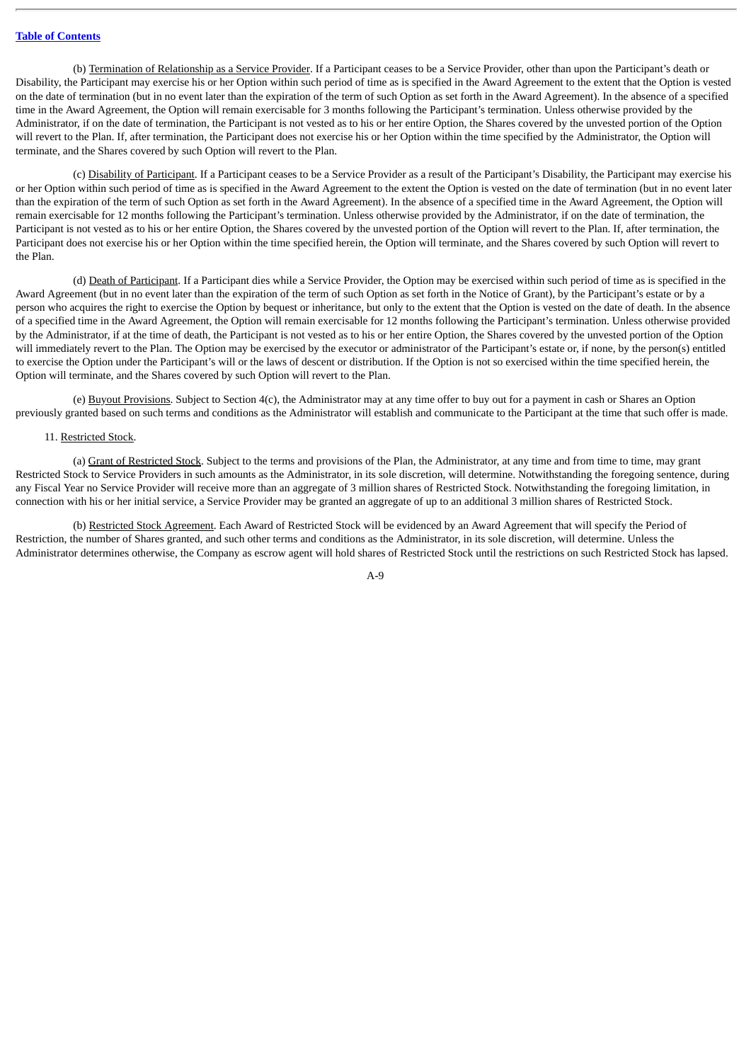(b) Termination of Relationship as a Service Provider. If a Participant ceases to be a Service Provider, other than upon the Participant's death or Disability, the Participant may exercise his or her Option within such period of time as is specified in the Award Agreement to the extent that the Option is vested on the date of termination (but in no event later than the expiration of the term of such Option as set forth in the Award Agreement). In the absence of a specified time in the Award Agreement, the Option will remain exercisable for 3 months following the Participant's termination. Unless otherwise provided by the Administrator, if on the date of termination, the Participant is not vested as to his or her entire Option, the Shares covered by the unvested portion of the Option will revert to the Plan. If, after termination, the Participant does not exercise his or her Option within the time specified by the Administrator, the Option will terminate, and the Shares covered by such Option will revert to the Plan.

(c) Disability of Participant. If a Participant ceases to be a Service Provider as a result of the Participant's Disability, the Participant may exercise his or her Option within such period of time as is specified in the Award Agreement to the extent the Option is vested on the date of termination (but in no event later than the expiration of the term of such Option as set forth in the Award Agreement). In the absence of a specified time in the Award Agreement, the Option will remain exercisable for 12 months following the Participant's termination. Unless otherwise provided by the Administrator, if on the date of termination, the Participant is not vested as to his or her entire Option, the Shares covered by the unvested portion of the Option will revert to the Plan. If, after termination, the Participant does not exercise his or her Option within the time specified herein, the Option will terminate, and the Shares covered by such Option will revert to the Plan.

(d) Death of Participant. If a Participant dies while a Service Provider, the Option may be exercised within such period of time as is specified in the Award Agreement (but in no event later than the expiration of the term of such Option as set forth in the Notice of Grant), by the Participant's estate or by a person who acquires the right to exercise the Option by bequest or inheritance, but only to the extent that the Option is vested on the date of death. In the absence of a specified time in the Award Agreement, the Option will remain exercisable for 12 months following the Participant's termination. Unless otherwise provided by the Administrator, if at the time of death, the Participant is not vested as to his or her entire Option, the Shares covered by the unvested portion of the Option will immediately revert to the Plan. The Option may be exercised by the executor or administrator of the Participant's estate or, if none, by the person(s) entitled to exercise the Option under the Participant's will or the laws of descent or distribution. If the Option is not so exercised within the time specified herein, the Option will terminate, and the Shares covered by such Option will revert to the Plan.

(e) Buyout Provisions. Subject to Section 4(c), the Administrator may at any time offer to buy out for a payment in cash or Shares an Option previously granted based on such terms and conditions as the Administrator will establish and communicate to the Participant at the time that such offer is made.

11. Restricted Stock.

(a) Grant of Restricted Stock. Subject to the terms and provisions of the Plan, the Administrator, at any time and from time to time, may grant Restricted Stock to Service Providers in such amounts as the Administrator, in its sole discretion, will determine. Notwithstanding the foregoing sentence, during any Fiscal Year no Service Provider will receive more than an aggregate of 3 million shares of Restricted Stock. Notwithstanding the foregoing limitation, in connection with his or her initial service, a Service Provider may be granted an aggregate of up to an additional 3 million shares of Restricted Stock.

(b) Restricted Stock Agreement. Each Award of Restricted Stock will be evidenced by an Award Agreement that will specify the Period of Restriction, the number of Shares granted, and such other terms and conditions as the Administrator, in its sole discretion, will determine. Unless the Administrator determines otherwise, the Company as escrow agent will hold shares of Restricted Stock until the restrictions on such Restricted Stock has lapsed.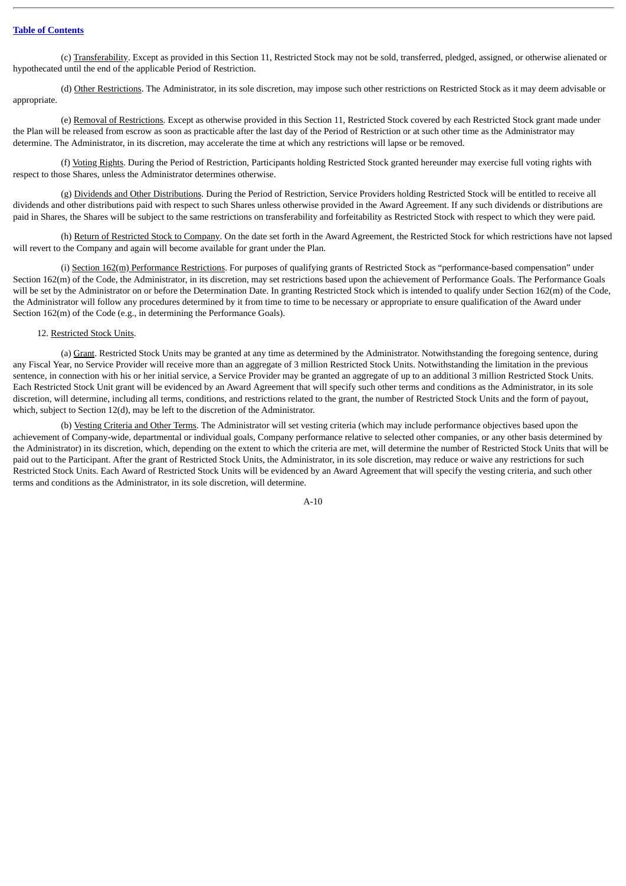(c) Transferability. Except as provided in this Section 11, Restricted Stock may not be sold, transferred, pledged, assigned, or otherwise alienated or hypothecated until the end of the applicable Period of Restriction.

(d) Other Restrictions. The Administrator, in its sole discretion, may impose such other restrictions on Restricted Stock as it may deem advisable or appropriate.

(e) Removal of Restrictions. Except as otherwise provided in this Section 11, Restricted Stock covered by each Restricted Stock grant made under the Plan will be released from escrow as soon as practicable after the last day of the Period of Restriction or at such other time as the Administrator may determine. The Administrator, in its discretion, may accelerate the time at which any restrictions will lapse or be removed.

(f) Voting Rights. During the Period of Restriction, Participants holding Restricted Stock granted hereunder may exercise full voting rights with respect to those Shares, unless the Administrator determines otherwise.

(g) Dividends and Other Distributions. During the Period of Restriction, Service Providers holding Restricted Stock will be entitled to receive all dividends and other distributions paid with respect to such Shares unless otherwise provided in the Award Agreement. If any such dividends or distributions are paid in Shares, the Shares will be subject to the same restrictions on transferability and forfeitability as Restricted Stock with respect to which they were paid.

(h) Return of Restricted Stock to Company. On the date set forth in the Award Agreement, the Restricted Stock for which restrictions have not lapsed will revert to the Company and again will become available for grant under the Plan.

(i) Section 162(m) Performance Restrictions. For purposes of qualifying grants of Restricted Stock as "performance-based compensation" under Section 162(m) of the Code, the Administrator, in its discretion, may set restrictions based upon the achievement of Performance Goals. The Performance Goals will be set by the Administrator on or before the Determination Date. In granting Restricted Stock which is intended to qualify under Section 162(m) of the Code, the Administrator will follow any procedures determined by it from time to time to be necessary or appropriate to ensure qualification of the Award under Section 162(m) of the Code (e.g., in determining the Performance Goals).

12. Restricted Stock Units.

(a) Grant. Restricted Stock Units may be granted at any time as determined by the Administrator. Notwithstanding the foregoing sentence, during any Fiscal Year, no Service Provider will receive more than an aggregate of 3 million Restricted Stock Units. Notwithstanding the limitation in the previous sentence, in connection with his or her initial service, a Service Provider may be granted an aggregate of up to an additional 3 million Restricted Stock Units. Each Restricted Stock Unit grant will be evidenced by an Award Agreement that will specify such other terms and conditions as the Administrator, in its sole discretion, will determine, including all terms, conditions, and restrictions related to the grant, the number of Restricted Stock Units and the form of payout, which, subject to Section 12(d), may be left to the discretion of the Administrator.

(b) Vesting Criteria and Other Terms. The Administrator will set vesting criteria (which may include performance objectives based upon the achievement of Company-wide, departmental or individual goals, Company performance relative to selected other companies, or any other basis determined by the Administrator) in its discretion, which, depending on the extent to which the criteria are met, will determine the number of Restricted Stock Units that will be paid out to the Participant. After the grant of Restricted Stock Units, the Administrator, in its sole discretion, may reduce or waive any restrictions for such Restricted Stock Units. Each Award of Restricted Stock Units will be evidenced by an Award Agreement that will specify the vesting criteria, and such other terms and conditions as the Administrator, in its sole discretion, will determine.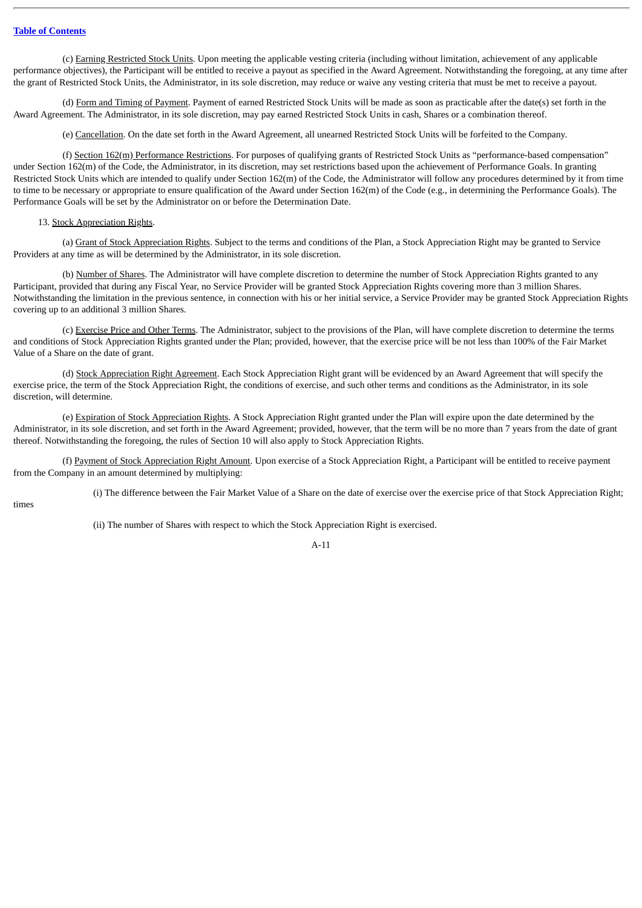(c) Earning Restricted Stock Units. Upon meeting the applicable vesting criteria (including without limitation, achievement of any applicable performance objectives), the Participant will be entitled to receive a payout as specified in the Award Agreement. Notwithstanding the foregoing, at any time after the grant of Restricted Stock Units, the Administrator, in its sole discretion, may reduce or waive any vesting criteria that must be met to receive a payout.

(d) Form and Timing of Payment. Payment of earned Restricted Stock Units will be made as soon as practicable after the date(s) set forth in the Award Agreement. The Administrator, in its sole discretion, may pay earned Restricted Stock Units in cash, Shares or a combination thereof.

(e) Cancellation. On the date set forth in the Award Agreement, all unearned Restricted Stock Units will be forfeited to the Company.

(f) Section 162(m) Performance Restrictions. For purposes of qualifying grants of Restricted Stock Units as "performance-based compensation" under Section 162(m) of the Code, the Administrator, in its discretion, may set restrictions based upon the achievement of Performance Goals. In granting Restricted Stock Units which are intended to qualify under Section 162(m) of the Code, the Administrator will follow any procedures determined by it from time to time to be necessary or appropriate to ensure qualification of the Award under Section 162(m) of the Code (e.g., in determining the Performance Goals). The Performance Goals will be set by the Administrator on or before the Determination Date.

13. Stock Appreciation Rights.

(a) Grant of Stock Appreciation Rights. Subject to the terms and conditions of the Plan, a Stock Appreciation Right may be granted to Service Providers at any time as will be determined by the Administrator, in its sole discretion.

(b) Number of Shares. The Administrator will have complete discretion to determine the number of Stock Appreciation Rights granted to any Participant, provided that during any Fiscal Year, no Service Provider will be granted Stock Appreciation Rights covering more than 3 million Shares. Notwithstanding the limitation in the previous sentence, in connection with his or her initial service, a Service Provider may be granted Stock Appreciation Rights covering up to an additional 3 million Shares.

(c) Exercise Price and Other Terms. The Administrator, subject to the provisions of the Plan, will have complete discretion to determine the terms and conditions of Stock Appreciation Rights granted under the Plan; provided, however, that the exercise price will be not less than 100% of the Fair Market Value of a Share on the date of grant.

(d) Stock Appreciation Right Agreement. Each Stock Appreciation Right grant will be evidenced by an Award Agreement that will specify the exercise price, the term of the Stock Appreciation Right, the conditions of exercise, and such other terms and conditions as the Administrator, in its sole discretion, will determine.

(e) Expiration of Stock Appreciation Rights. A Stock Appreciation Right granted under the Plan will expire upon the date determined by the Administrator, in its sole discretion, and set forth in the Award Agreement; provided, however, that the term will be no more than 7 years from the date of grant thereof. Notwithstanding the foregoing, the rules of Section 10 will also apply to Stock Appreciation Rights.

(f) Payment of Stock Appreciation Right Amount. Upon exercise of a Stock Appreciation Right, a Participant will be entitled to receive payment from the Company in an amount determined by multiplying:

(i) The difference between the Fair Market Value of a Share on the date of exercise over the exercise price of that Stock Appreciation Right;

times

(ii) The number of Shares with respect to which the Stock Appreciation Right is exercised.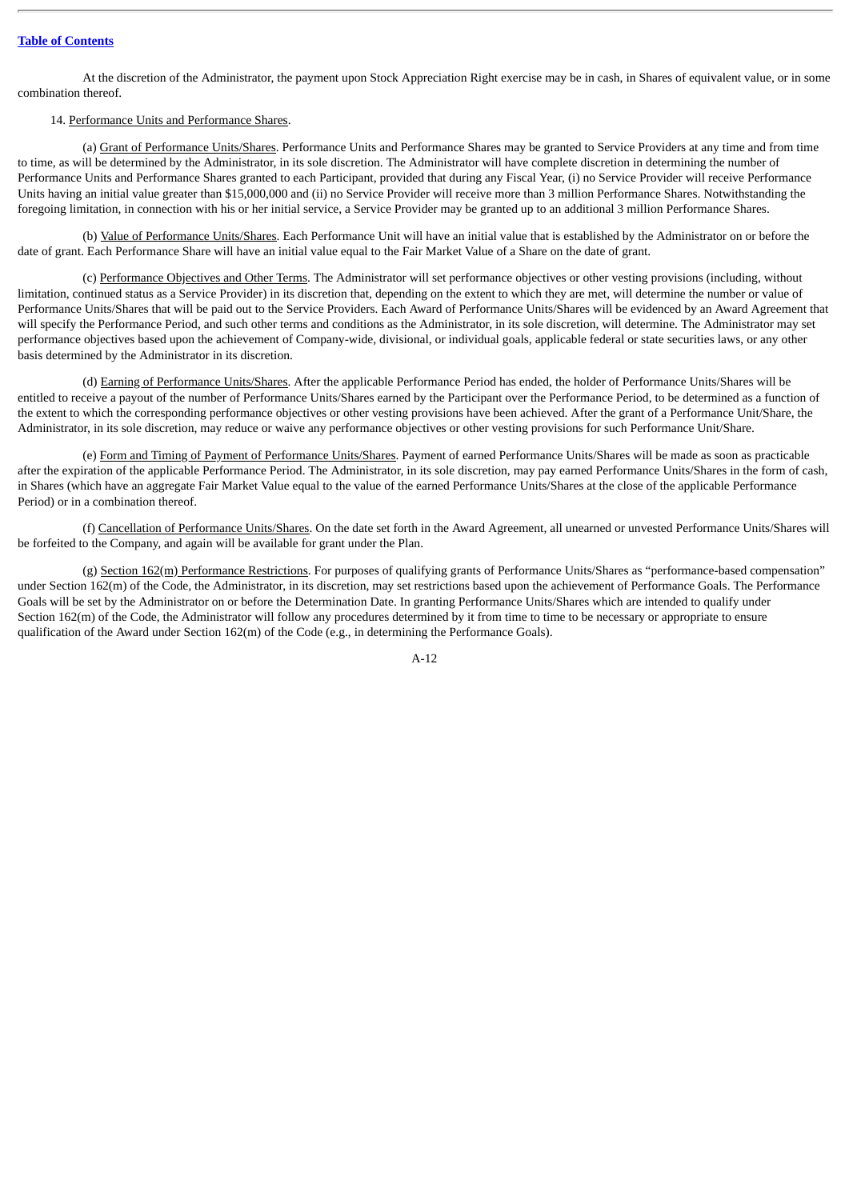At the discretion of the Administrator, the payment upon Stock Appreciation Right exercise may be in cash, in Shares of equivalent value, or in some combination thereof.

14. Performance Units and Performance Shares.

(a) Grant of Performance Units/Shares. Performance Units and Performance Shares may be granted to Service Providers at any time and from time to time, as will be determined by the Administrator, in its sole discretion. The Administrator will have complete discretion in determining the number of Performance Units and Performance Shares granted to each Participant, provided that during any Fiscal Year, (i) no Service Provider will receive Performance Units having an initial value greater than $15,000,000 and (ii) no Service Provider will receive more than 3 million Performance Shares. Notwithstanding the foregoing limitation, in connection with his or her initial service, a Service Provider may be granted up to an additional 3 million Performance Shares.

(b) Value of Performance Units/Shares. Each Performance Unit will have an initial value that is established by the Administrator on or before the date of grant. Each Performance Share will have an initial value equal to the Fair Market Value of a Share on the date of grant.

(c) Performance Objectives and Other Terms. The Administrator will set performance objectives or other vesting provisions (including, without limitation, continued status as a Service Provider) in its discretion that, depending on the extent to which they are met, will determine the number or value of Performance Units/Shares that will be paid out to the Service Providers. Each Award of Performance Units/Shares will be evidenced by an Award Agreement that will specify the Performance Period, and such other terms and conditions as the Administrator, in its sole discretion, will determine. The Administrator may set performance objectives based upon the achievement of Company-wide, divisional, or individual goals, applicable federal or state securities laws, or any other basis determined by the Administrator in its discretion.

(d) Earning of Performance Units/Shares. After the applicable Performance Period has ended, the holder of Performance Units/Shares will be entitled to receive a payout of the number of Performance Units/Shares earned by the Participant over the Performance Period, to be determined as a function of the extent to which the corresponding performance objectives or other vesting provisions have been achieved. After the grant of a Performance Unit/Share, the Administrator, in its sole discretion, may reduce or waive any performance objectives or other vesting provisions for such Performance Unit/Share.

(e) Form and Timing of Payment of Performance Units/Shares. Payment of earned Performance Units/Shares will be made as soon as practicable after the expiration of the applicable Performance Period. The Administrator, in its sole discretion, may pay earned Performance Units/Shares in the form of cash, in Shares (which have an aggregate Fair Market Value equal to the value of the earned Performance Units/Shares at the close of the applicable Performance Period) or in a combination thereof.

(f) Cancellation of Performance Units/Shares. On the date set forth in the Award Agreement, all unearned or unvested Performance Units/Shares will be forfeited to the Company, and again will be available for grant under the Plan.

(g) Section 162(m) Performance Restrictions. For purposes of qualifying grants of Performance Units/Shares as "performance-based compensation" under Section 162(m) of the Code, the Administrator, in its discretion, may set restrictions based upon the achievement of Performance Goals. The Performance Goals will be set by the Administrator on or before the Determination Date. In granting Performance Units/Shares which are intended to qualify under Section 162(m) of the Code, the Administrator will follow any procedures determined by it from time to time to be necessary or appropriate to ensure qualification of the Award under Section 162(m) of the Code (e.g., in determining the Performance Goals).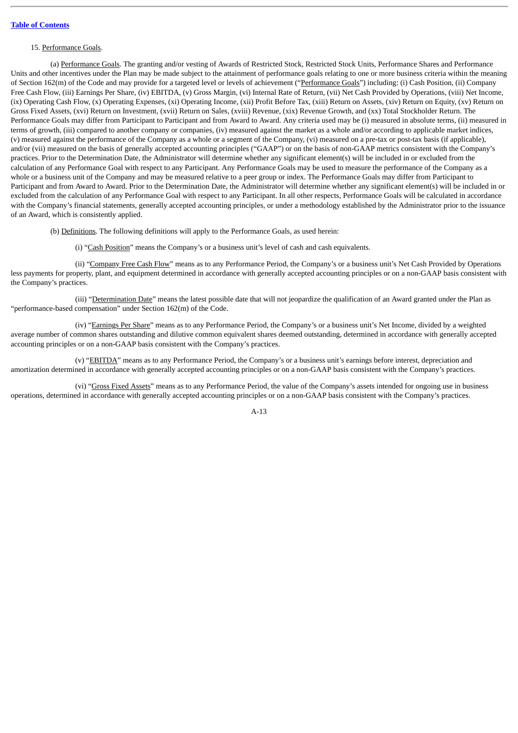15. Performance Goals.

(a) Performance Goals. The granting and/or vesting of Awards of Restricted Stock, Restricted Stock Units, Performance Shares and Performance Units and other incentives under the Plan may be made subject to the attainment of performance goals relating to one or more business criteria within the meaning of Section 162(m) of the Code and may provide for a targeted level or levels of achievement ("Performance Goals") including: (i) Cash Position, (ii) Company Free Cash Flow, (iii) Earnings Per Share, (iv) EBITDA, (v) Gross Margin, (vi) Internal Rate of Return, (vii) Net Cash Provided by Operations, (viii) Net Income, (ix) Operating Cash Flow, (x) Operating Expenses, (xi) Operating Income, (xii) Profit Before Tax, (xiii) Return on Assets, (xiv) Return on Equity, (xv) Return on Gross Fixed Assets, (xvi) Return on Investment, (xvii) Return on Sales, (xviii) Revenue, (xix) Revenue Growth, and (xx) Total Stockholder Return. The Performance Goals may differ from Participant to Participant and from Award to Award. Any criteria used may be (i) measured in absolute terms, (ii) measured in terms of growth, (iii) compared to another company or companies, (iv) measured against the market as a whole and/or according to applicable market indices, (v) measured against the performance of the Company as a whole or a segment of the Company, (vi) measured on a pre-tax or post-tax basis (if applicable), and/or (vii) measured on the basis of generally accepted accounting principles ("GAAP") or on the basis of non-GAAP metrics consistent with the Company's practices. Prior to the Determination Date, the Administrator will determine whether any significant element(s) will be included in or excluded from the calculation of any Performance Goal with respect to any Participant. Any Performance Goals may be used to measure the performance of the Company as a whole or a business unit of the Company and may be measured relative to a peer group or index. The Performance Goals may differ from Participant to Participant and from Award to Award. Prior to the Determination Date, the Administrator will determine whether any significant element(s) will be included in or excluded from the calculation of any Performance Goal with respect to any Participant. In all other respects, Performance Goals will be calculated in accordance with the Company's financial statements, generally accepted accounting principles, or under a methodology established by the Administrator prior to the issuance of an Award, which is consistently applied.

(b) Definitions. The following definitions will apply to the Performance Goals, as used herein:

(i) "Cash Position" means the Company's or a business unit's level of cash and cash equivalents.

(ii) "Company Free Cash Flow" means as to any Performance Period, the Company's or a business unit's Net Cash Provided by Operations less payments for property, plant, and equipment determined in accordance with generally accepted accounting principles or on a non-GAAP basis consistent with the Company's practices.

(iii) "Determination Date" means the latest possible date that will not jeopardize the qualification of an Award granted under the Plan as "performance-based compensation" under Section 162(m) of the Code.

(iv) "Earnings Per Share" means as to any Performance Period, the Company's or a business unit's Net Income, divided by a weighted average number of common shares outstanding and dilutive common equivalent shares deemed outstanding, determined in accordance with generally accepted accounting principles or on a non-GAAP basis consistent with the Company's practices.

(v) "EBITDA" means as to any Performance Period, the Company's or a business unit's earnings before interest, depreciation and amortization determined in accordance with generally accepted accounting principles or on a non-GAAP basis consistent with the Company's practices.

(vi) "Gross Fixed Assets" means as to any Performance Period, the value of the Company's assets intended for ongoing use in business operations, determined in accordance with generally accepted accounting principles or on a non-GAAP basis consistent with the Company's practices.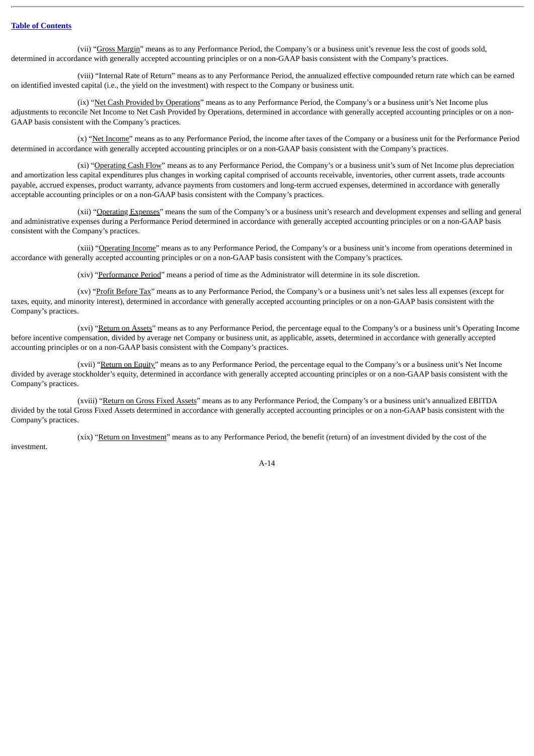(vii) "Gross Margin" means as to any Performance Period, the Company's or a business unit's revenue less the cost of goods sold, determined in accordance with generally accepted accounting principles or on a non-GAAP basis consistent with the Company's practices.

(viii) "Internal Rate of Return" means as to any Performance Period, the annualized effective compounded return rate which can be earned on identified invested capital (i.e., the yield on the investment) with respect to the Company or business unit.

(ix) "Net Cash Provided by Operations" means as to any Performance Period, the Company's or a business unit's Net Income plus adjustments to reconcile Net Income to Net Cash Provided by Operations, determined in accordance with generally accepted accounting principles or on a non-GAAP basis consistent with the Company's practices.

(x) "Net Income" means as to any Performance Period, the income after taxes of the Company or a business unit for the Performance Period determined in accordance with generally accepted accounting principles or on a non-GAAP basis consistent with the Company's practices.

(xi) "Operating Cash Flow" means as to any Performance Period, the Company's or a business unit's sum of Net Income plus depreciation and amortization less capital expenditures plus changes in working capital comprised of accounts receivable, inventories, other current assets, trade accounts payable, accrued expenses, product warranty, advance payments from customers and long-term accrued expenses, determined in accordance with generally acceptable accounting principles or on a non-GAAP basis consistent with the Company's practices.

(xii) "Operating Expenses" means the sum of the Company's or a business unit's research and development expenses and selling and general and administrative expenses during a Performance Period determined in accordance with generally accepted accounting principles or on a non-GAAP basis consistent with the Company's practices.

(xiii) "Operating Income" means as to any Performance Period, the Company's or a business unit's income from operations determined in accordance with generally accepted accounting principles or on a non-GAAP basis consistent with the Company's practices.

(xiv) "Performance Period" means a period of time as the Administrator will determine in its sole discretion.

(xv) "Profit Before Tax" means as to any Performance Period, the Company's or a business unit's net sales less all expenses (except for taxes, equity, and minority interest), determined in accordance with generally accepted accounting principles or on a non-GAAP basis consistent with the Company's practices.

(xvi) "Return on Assets" means as to any Performance Period, the percentage equal to the Company's or a business unit's Operating Income before incentive compensation, divided by average net Company or business unit, as applicable, assets, determined in accordance with generally accepted accounting principles or on a non-GAAP basis consistent with the Company's practices.

(xvii) "Return on Equity" means as to any Performance Period, the percentage equal to the Company's or a business unit's Net Income divided by average stockholder's equity, determined in accordance with generally accepted accounting principles or on a non-GAAP basis consistent with the Company's practices.

(xviii) "Return on Gross Fixed Assets" means as to any Performance Period, the Company's or a business unit's annualized EBITDA divided by the total Gross Fixed Assets determined in accordance with generally accepted accounting principles or on a non-GAAP basis consistent with the Company's practices.

(xix) "Return on Investment" means as to any Performance Period, the benefit (return) of an investment divided by the cost of the investment.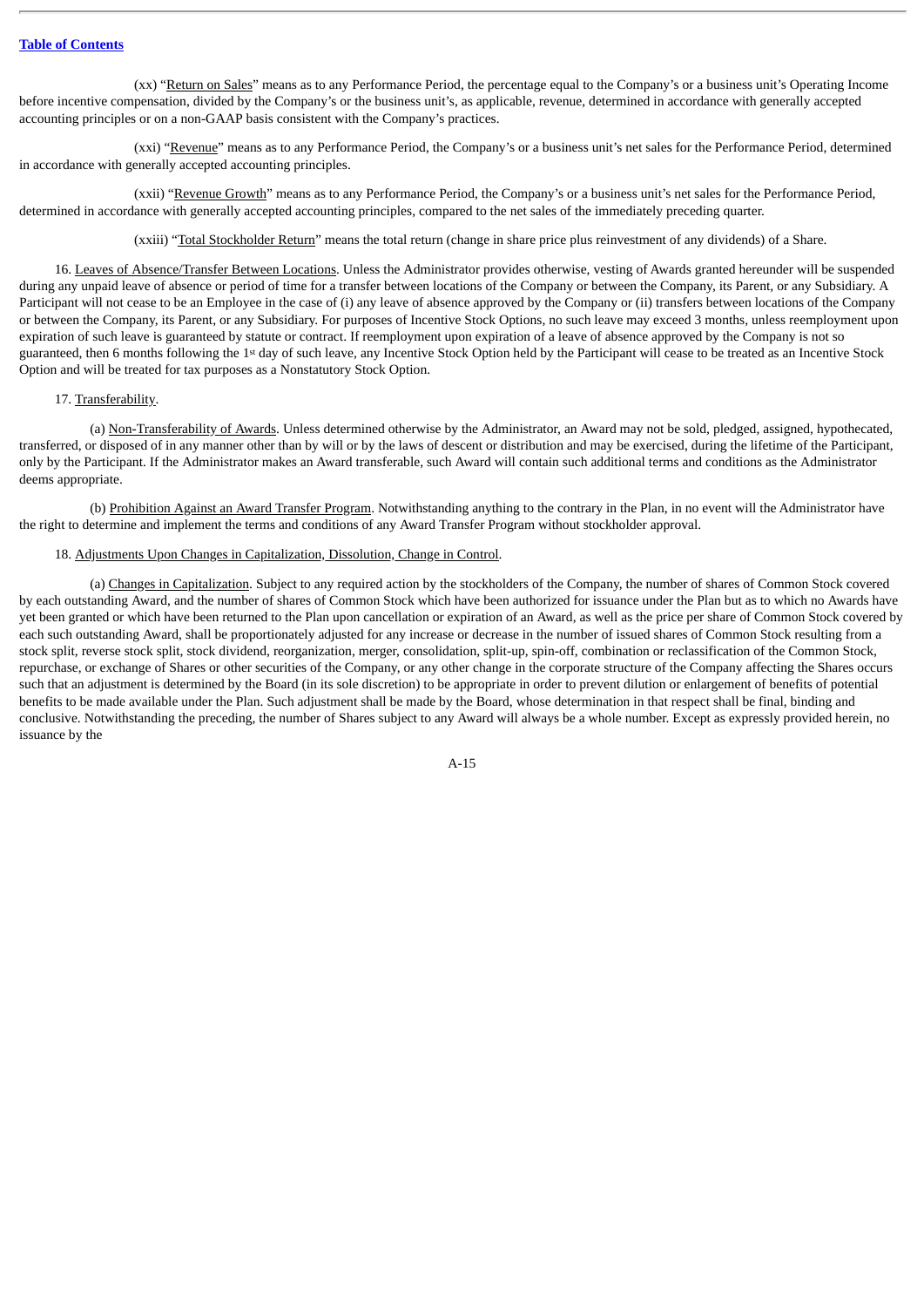(xx) "Return on Sales" means as to any Performance Period, the percentage equal to the Company's or a business unit's Operating Income before incentive compensation, divided by the Company's or the business unit's, as applicable, revenue, determined in accordance with generally accepted accounting principles or on a non-GAAP basis consistent with the Company's practices.

(xxi) "Revenue" means as to any Performance Period, the Company's or a business unit's net sales for the Performance Period, determined in accordance with generally accepted accounting principles.

(xxii) "Revenue Growth" means as to any Performance Period, the Company's or a business unit's net sales for the Performance Period, determined in accordance with generally accepted accounting principles, compared to the net sales of the immediately preceding quarter.

(xxiii) "Total Stockholder Return" means the total return (change in share price plus reinvestment of any dividends) of a Share.

16. Leaves of Absence/Transfer Between Locations. Unless the Administrator provides otherwise, vesting of Awards granted hereunder will be suspended during any unpaid leave of absence or period of time for a transfer between locations of the Company or between the Company, its Parent, or any Subsidiary. A Participant will not cease to be an Employee in the case of (i) any leave of absence approved by the Company or (ii) transfers between locations of the Company or between the Company, its Parent, or any Subsidiary. For purposes of Incentive Stock Options, no such leave may exceed 3 months, unless reemployment upon expiration of such leave is guaranteed by statute or contract. If reemployment upon expiration of a leave of absence approved by the Company is not so guaranteed, then 6 months following the 1st day of such leave, any Incentive Stock Option held by the Participant will cease to be treated as an Incentive Stock Option and will be treated for tax purposes as a Nonstatutory Stock Option.

17. Transferability.

(a) Non-Transferability of Awards. Unless determined otherwise by the Administrator, an Award may not be sold, pledged, assigned, hypothecated, transferred, or disposed of in any manner other than by will or by the laws of descent or distribution and may be exercised, during the lifetime of the Participant, only by the Participant. If the Administrator makes an Award transferable, such Award will contain such additional terms and conditions as the Administrator deems appropriate.

(b) Prohibition Against an Award Transfer Program. Notwithstanding anything to the contrary in the Plan, in no event will the Administrator have the right to determine and implement the terms and conditions of any Award Transfer Program without stockholder approval.

18. Adjustments Upon Changes in Capitalization, Dissolution, Change in Control.

(a) Changes in Capitalization. Subject to any required action by the stockholders of the Company, the number of shares of Common Stock covered by each outstanding Award, and the number of shares of Common Stock which have been authorized for issuance under the Plan but as to which no Awards have yet been granted or which have been returned to the Plan upon cancellation or expiration of an Award, as well as the price per share of Common Stock covered by each such outstanding Award, shall be proportionately adjusted for any increase or decrease in the number of issued shares of Common Stock resulting from a stock split, reverse stock split, stock dividend, reorganization, merger, consolidation, split-up, spin-off, combination or reclassification of the Common Stock, repurchase, or exchange of Shares or other securities of the Company, or any other change in the corporate structure of the Company affecting the Shares occurs such that an adjustment is determined by the Board (in its sole discretion) to be appropriate in order to prevent dilution or enlargement of benefits of potential benefits to be made available under the Plan. Such adjustment shall be made by the Board, whose determination in that respect shall be final, binding and conclusive. Notwithstanding the preceding, the number of Shares subject to any Award will always be a whole number. Except as expressly provided herein, no issuance by the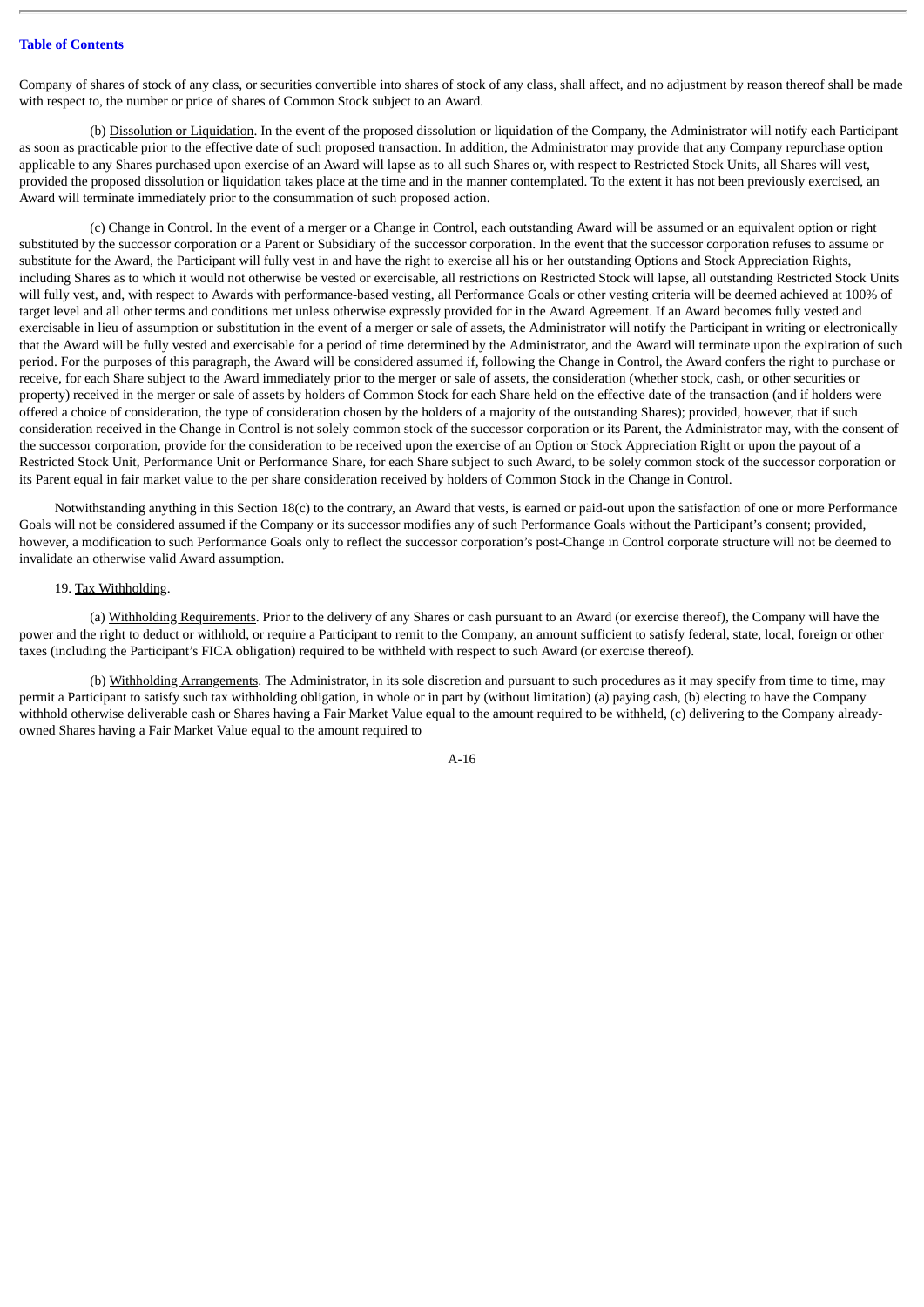Company of shares of stock of any class, or securities convertible into shares of stock of any class, shall affect, and no adjustment by reason thereof shall be made with respect to, the number or price of shares of Common Stock subject to an Award.

(b) Dissolution or Liquidation. In the event of the proposed dissolution or liquidation of the Company, the Administrator will notify each Participant as soon as practicable prior to the effective date of such proposed transaction. In addition, the Administrator may provide that any Company repurchase option applicable to any Shares purchased upon exercise of an Award will lapse as to all such Shares or, with respect to Restricted Stock Units, all Shares will vest, provided the proposed dissolution or liquidation takes place at the time and in the manner contemplated. To the extent it has not been previously exercised, an Award will terminate immediately prior to the consummation of such proposed action.

(c) Change in Control. In the event of a merger or a Change in Control, each outstanding Award will be assumed or an equivalent option or right substituted by the successor corporation or a Parent or Subsidiary of the successor corporation. In the event that the successor corporation refuses to assume or substitute for the Award, the Participant will fully vest in and have the right to exercise all his or her outstanding Options and Stock Appreciation Rights, including Shares as to which it would not otherwise be vested or exercisable, all restrictions on Restricted Stock will lapse, all outstanding Restricted Stock Units will fully vest, and, with respect to Awards with performance-based vesting, all Performance Goals or other vesting criteria will be deemed achieved at 100% of target level and all other terms and conditions met unless otherwise expressly provided for in the Award Agreement. If an Award becomes fully vested and exercisable in lieu of assumption or substitution in the event of a merger or sale of assets, the Administrator will notify the Participant in writing or electronically that the Award will be fully vested and exercisable for a period of time determined by the Administrator, and the Award will terminate upon the expiration of such period. For the purposes of this paragraph, the Award will be considered assumed if, following the Change in Control, the Award confers the right to purchase or receive, for each Share subject to the Award immediately prior to the merger or sale of assets, the consideration (whether stock, cash, or other securities or property) received in the merger or sale of assets by holders of Common Stock for each Share held on the effective date of the transaction (and if holders were offered a choice of consideration, the type of consideration chosen by the holders of a majority of the outstanding Shares); provided, however, that if such consideration received in the Change in Control is not solely common stock of the successor corporation or its Parent, the Administrator may, with the consent of the successor corporation, provide for the consideration to be received upon the exercise of an Option or Stock Appreciation Right or upon the payout of a Restricted Stock Unit, Performance Unit or Performance Share, for each Share subject to such Award, to be solely common stock of the successor corporation or its Parent equal in fair market value to the per share consideration received by holders of Common Stock in the Change in Control.

Notwithstanding anything in this Section 18(c) to the contrary, an Award that vests, is earned or paid-out upon the satisfaction of one or more Performance Goals will not be considered assumed if the Company or its successor modifies any of such Performance Goals without the Participant's consent; provided, however, a modification to such Performance Goals only to reflect the successor corporation's post-Change in Control corporate structure will not be deemed to invalidate an otherwise valid Award assumption.

19. Tax Withholding.

(a) Withholding Requirements. Prior to the delivery of any Shares or cash pursuant to an Award (or exercise thereof), the Company will have the power and the right to deduct or withhold, or require a Participant to remit to the Company, an amount sufficient to satisfy federal, state, local, foreign or other taxes (including the Participant's FICA obligation) required to be withheld with respect to such Award (or exercise thereof).

(b) Withholding Arrangements. The Administrator, in its sole discretion and pursuant to such procedures as it may specify from time to time, may permit a Participant to satisfy such tax withholding obligation, in whole or in part by (without limitation) (a) paying cash, (b) electing to have the Company withhold otherwise deliverable cash or Shares having a Fair Market Value equal to the amount required to be withheld, (c) delivering to the Company already-owned Shares having a Fair Market Value equal to the amount required to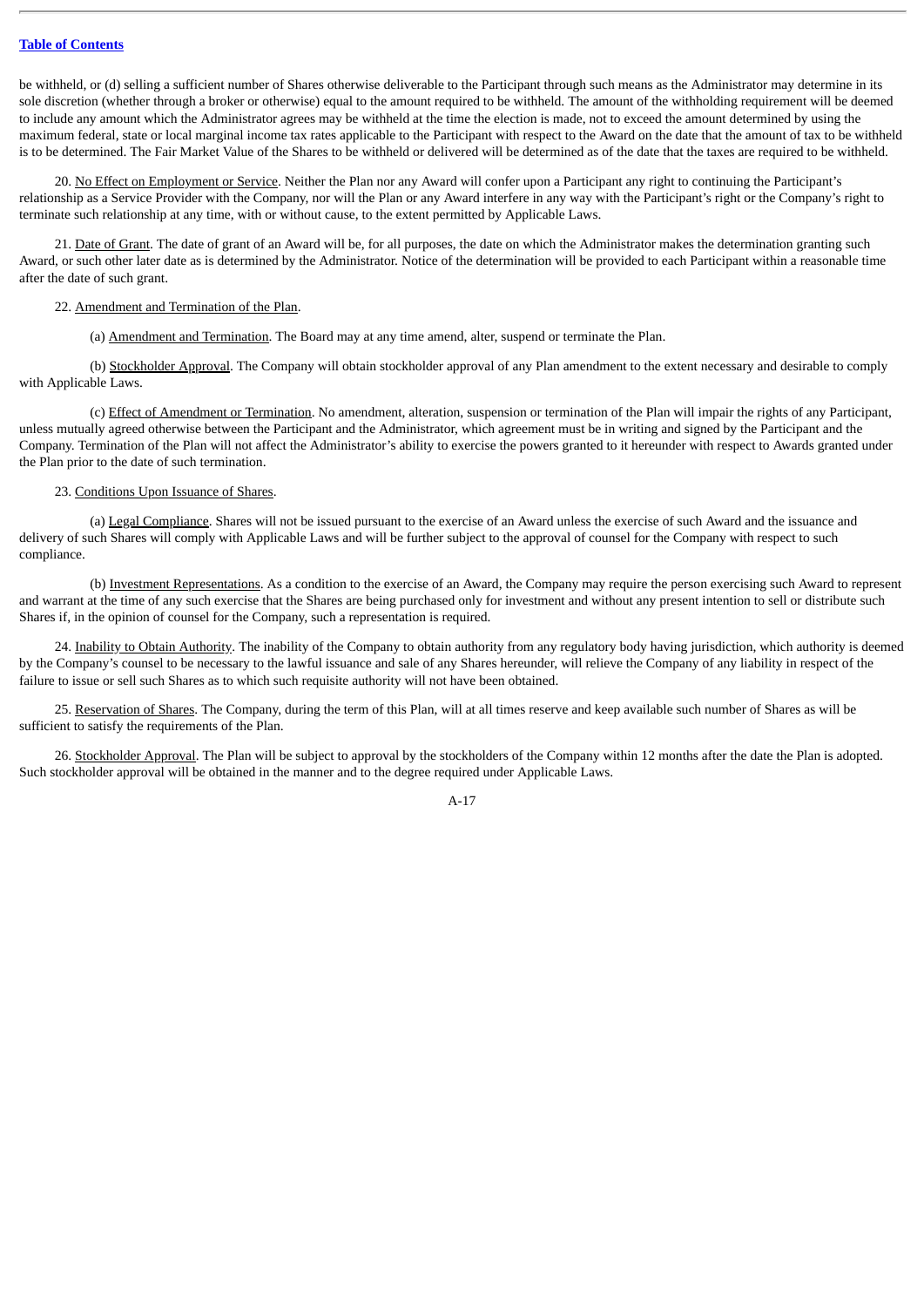be withheld, or (d) selling a sufficient number of Shares otherwise deliverable to the Participant through such means as the Administrator may determine in its sole discretion (whether through a broker or otherwise) equal to the amount required to be withheld. The amount of the withholding requirement will be deemed to include any amount which the Administrator agrees may be withheld at the time the election is made, not to exceed the amount determined by using the maximum federal, state or local marginal income tax rates applicable to the Participant with respect to the Award on the date that the amount of tax to be withheld is to be determined. The Fair Market Value of the Shares to be withheld or delivered will be determined as of the date that the taxes are required to be withheld.

20. No Effect on Employment or Service. Neither the Plan nor any Award will confer upon a Participant any right to continuing the Participant's relationship as a Service Provider with the Company, nor will the Plan or any Award interfere in any way with the Participant's right or the Company's right to terminate such relationship at any time, with or without cause, to the extent permitted by Applicable Laws.

21. Date of Grant. The date of grant of an Award will be, for all purposes, the date on which the Administrator makes the determination granting such Award, or such other later date as is determined by the Administrator. Notice of the determination will be provided to each Participant within a reasonable time after the date of such grant.

22. Amendment and Termination of the Plan.

(a) Amendment and Termination. The Board may at any time amend, alter, suspend or terminate the Plan.

(b) Stockholder Approval. The Company will obtain stockholder approval of any Plan amendment to the extent necessary and desirable to comply with Applicable Laws.

(c) Effect of Amendment or Termination. No amendment, alteration, suspension or termination of the Plan will impair the rights of any Participant, unless mutually agreed otherwise between the Participant and the Administrator, which agreement must be in writing and signed by the Participant and the Company. Termination of the Plan will not affect the Administrator's ability to exercise the powers granted to it hereunder with respect to Awards granted under the Plan prior to the date of such termination.

23. Conditions Upon Issuance of Shares.

(a) Legal Compliance. Shares will not be issued pursuant to the exercise of an Award unless the exercise of such Award and the issuance and delivery of such Shares will comply with Applicable Laws and will be further subject to the approval of counsel for the Company with respect to such compliance.

(b) Investment Representations. As a condition to the exercise of an Award, the Company may require the person exercising such Award to represent and warrant at the time of any such exercise that the Shares are being purchased only for investment and without any present intention to sell or distribute such Shares if, in the opinion of counsel for the Company, such a representation is required.

24. Inability to Obtain Authority. The inability of the Company to obtain authority from any regulatory body having jurisdiction, which authority is deemed by the Company's counsel to be necessary to the lawful issuance and sale of any Shares hereunder, will relieve the Company of any liability in respect of the failure to issue or sell such Shares as to which such requisite authority will not have been obtained.

25. Reservation of Shares. The Company, during the term of this Plan, will at all times reserve and keep available such number of Shares as will be sufficient to satisfy the requirements of the Plan.

26. Stockholder Approval. The Plan will be subject to approval by the stockholders of the Company within 12 months after the date the Plan is adopted. Such stockholder approval will be obtained in the manner and to the degree required under Applicable Laws.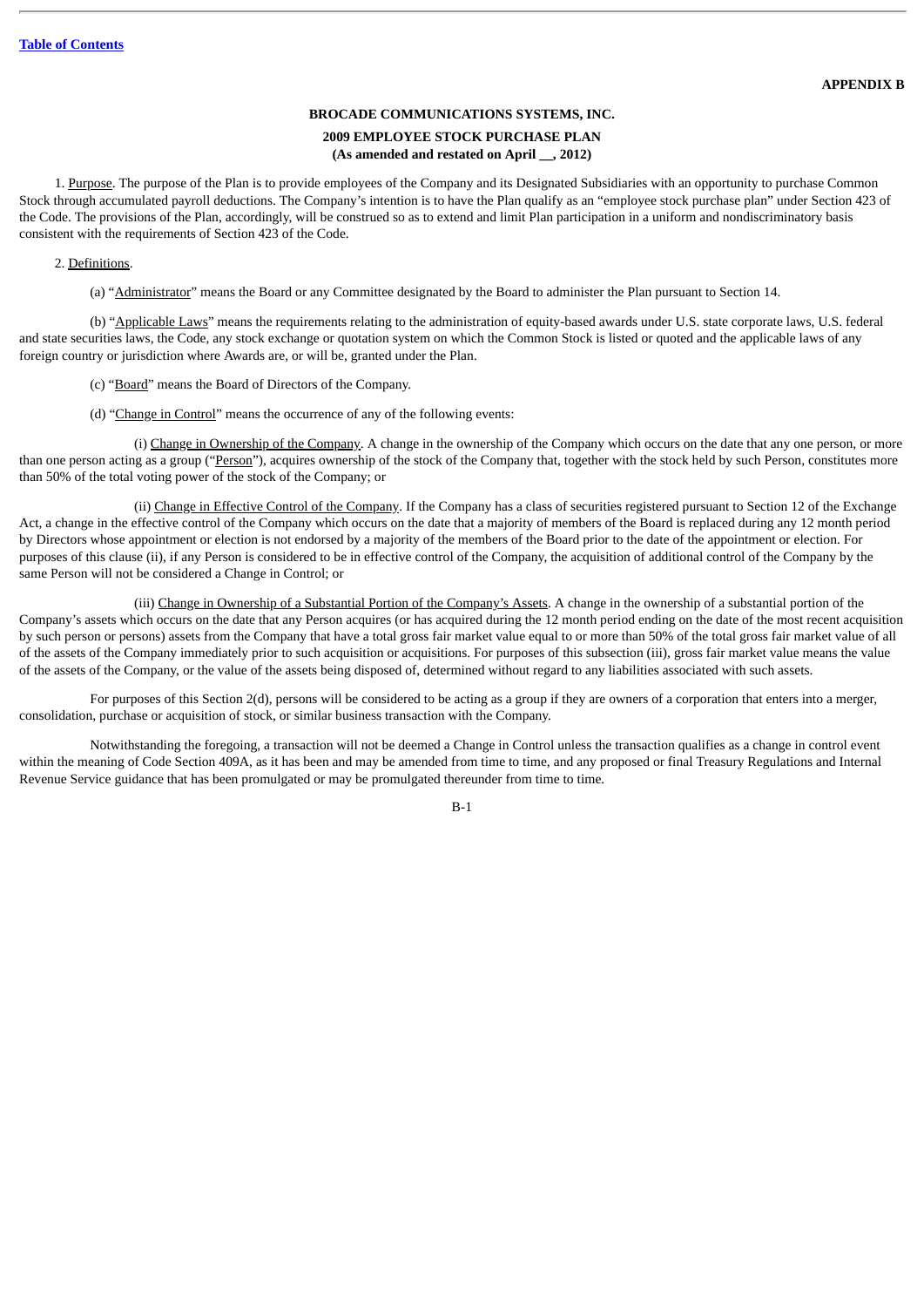**APPENDIX B**

**BROCADE COMMUNICATIONS SYSTEMS, INC.**

**2009 EMPLOYEE STOCK PURCHASE PLAN**

**(As amended and restated on April __, 2012)**

1. Purpose. The purpose of the Plan is to provide employees of the Company and its Designated Subsidiaries with an opportunity to purchase Common Stock through accumulated payroll deductions. The Company's intention is to have the Plan qualify as an "employee stock purchase plan" under Section 423 of the Code. The provisions of the Plan, accordingly, will be construed so as to extend and limit Plan participation in a uniform and nondiscriminatory basis consistent with the requirements of Section 423 of the Code.

2. Definitions.

(a) "Administrator" means the Board or any Committee designated by the Board to administer the Plan pursuant to Section 14.

(b) "Applicable Laws" means the requirements relating to the administration of equity-based awards under U.S. state corporate laws, U.S. federal and state securities laws, the Code, any stock exchange or quotation system on which the Common Stock is listed or quoted and the applicable laws of any foreign country or jurisdiction where Awards are, or will be, granted under the Plan.

(c) "Board" means the Board of Directors of the Company.

(d) "Change in Control" means the occurrence of any of the following events:

(i) Change in Ownership of the Company. A change in the ownership of the Company which occurs on the date that any one person, or more than one person acting as a group ("Person"), acquires ownership of the stock of the Company that, together with the stock held by such Person, constitutes more than 50% of the total voting power of the stock of the Company; or

(ii) Change in Effective Control of the Company. If the Company has a class of securities registered pursuant to Section 12 of the Exchange Act, a change in the effective control of the Company which occurs on the date that a majority of members of the Board is replaced during any 12 month period by Directors whose appointment or election is not endorsed by a majority of the members of the Board prior to the date of the appointment or election. For purposes of this clause (ii), if any Person is considered to be in effective control of the Company, the acquisition of additional control of the Company by the same Person will not be considered a Change in Control; or

(iii) Change in Ownership of a Substantial Portion of the Company's Assets. A change in the ownership of a substantial portion of the Company's assets which occurs on the date that any Person acquires (or has acquired during the 12 month period ending on the date of the most recent acquisition by such person or persons) assets from the Company that have a total gross fair market value equal to or more than 50% of the total gross fair market value of all of the assets of the Company immediately prior to such acquisition or acquisitions. For purposes of this subsection (iii), gross fair market value means the value of the assets of the Company, or the value of the assets being disposed of, determined without regard to any liabilities associated with such assets.

For purposes of this Section 2(d), persons will be considered to be acting as a group if they are owners of a corporation that enters into a merger, consolidation, purchase or acquisition of stock, or similar business transaction with the Company.

Notwithstanding the foregoing, a transaction will not be deemed a Change in Control unless the transaction qualifies as a change in control event within the meaning of Code Section 409A, as it has been and may be amended from time to time, and any proposed or final Treasury Regulations and Internal Revenue Service guidance that has been promulgated or may be promulgated thereunder from time to time.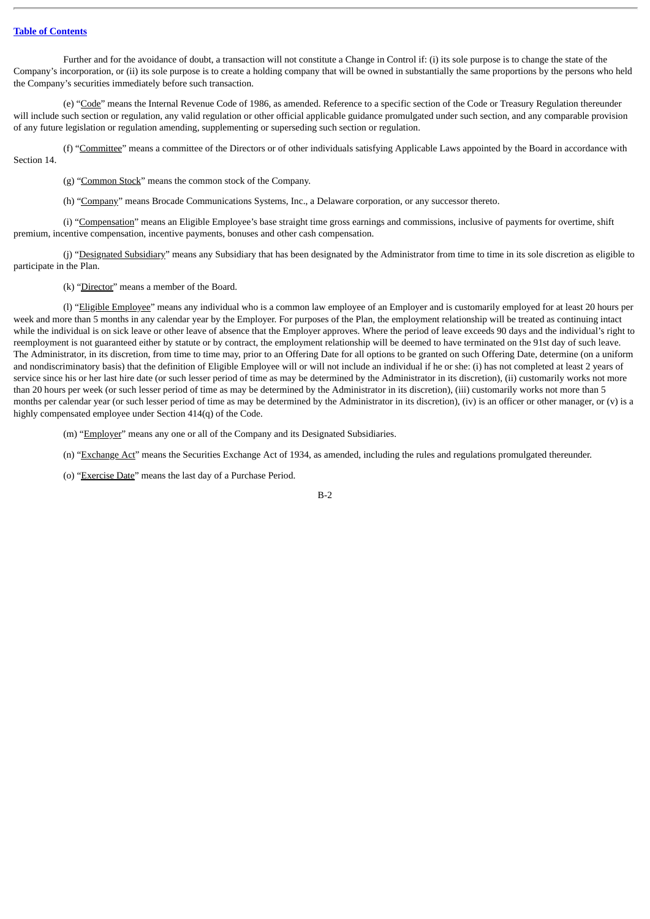Further and for the avoidance of doubt, a transaction will not constitute a Change in Control if: (i) its sole purpose is to change the state of the Company's incorporation, or (ii) its sole purpose is to create a holding company that will be owned in substantially the same proportions by the persons who held the Company's securities immediately before such transaction.

(e) "Code" means the Internal Revenue Code of 1986, as amended. Reference to a specific section of the Code or Treasury Regulation thereunder will include such section or regulation, any valid regulation or other official applicable guidance promulgated under such section, and any comparable provision of any future legislation or regulation amending, supplementing or superseding such section or regulation.

(f) "Committee" means a committee of the Directors or of other individuals satisfying Applicable Laws appointed by the Board in accordance with Section 14.

(g) "Common Stock" means the common stock of the Company.

(h) "Company" means Brocade Communications Systems, Inc., a Delaware corporation, or any successor thereto.

(i) "Compensation" means an Eligible Employee's base straight time gross earnings and commissions, inclusive of payments for overtime, shift premium, incentive compensation, incentive payments, bonuses and other cash compensation.

(j) "Designated Subsidiary" means any Subsidiary that has been designated by the Administrator from time to time in its sole discretion as eligible to participate in the Plan.

(k) "Director" means a member of the Board.

(l) "Eligible Employee" means any individual who is a common law employee of an Employer and is customarily employed for at least 20 hours per week and more than 5 months in any calendar year by the Employer. For purposes of the Plan, the employment relationship will be treated as continuing intact while the individual is on sick leave or other leave of absence that the Employer approves. Where the period of leave exceeds 90 days and the individual's right to reemployment is not guaranteed either by statute or by contract, the employment relationship will be deemed to have terminated on the 91st day of such leave. The Administrator, in its discretion, from time to time may, prior to an Offering Date for all options to be granted on such Offering Date, determine (on a uniform and nondiscriminatory basis) that the definition of Eligible Employee will or will not include an individual if he or she: (i) has not completed at least 2 years of service since his or her last hire date (or such lesser period of time as may be determined by the Administrator in its discretion), (ii) customarily works not more than 20 hours per week (or such lesser period of time as may be determined by the Administrator in its discretion), (iii) customarily works not more than 5 months per calendar year (or such lesser period of time as may be determined by the Administrator in its discretion), (iv) is an officer or other manager, or (v) is a highly compensated employee under Section 414(q) of the Code.

(m) "Employer" means any one or all of the Company and its Designated Subsidiaries.

(n) "Exchange Act" means the Securities Exchange Act of 1934, as amended, including the rules and regulations promulgated thereunder.

(o) "Exercise Date" means the last day of a Purchase Period.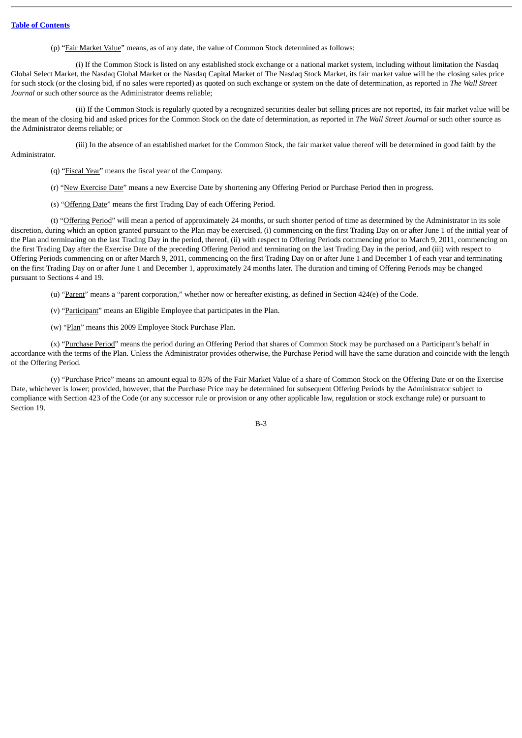(p) "Fair Market Value" means, as of any date, the value of Common Stock determined as follows:

(i) If the Common Stock is listed on any established stock exchange or a national market system, including without limitation the Nasdaq Global Select Market, the Nasdaq Global Market or the Nasdaq Capital Market of The Nasdaq Stock Market, its fair market value will be the closing sales price for such stock (or the closing bid, if no sales were reported) as quoted on such exchange or system on the date of determination, as reported in *The Wall Street Journal* or such other source as the Administrator deems reliable;

(ii) If the Common Stock is regularly quoted by a recognized securities dealer but selling prices are not reported, its fair market value will be the mean of the closing bid and asked prices for the Common Stock on the date of determination, as reported in *The Wall Street Journal* or such other source as the Administrator deems reliable; or

(iii) In the absence of an established market for the Common Stock, the fair market value thereof will be determined in good faith by the Administrator.

(q) "Fiscal Year" means the fiscal year of the Company.

(r) "New Exercise Date" means a new Exercise Date by shortening any Offering Period or Purchase Period then in progress.

(s) "Offering Date" means the first Trading Day of each Offering Period.

(t) "Offering Period" will mean a period of approximately 24 months, or such shorter period of time as determined by the Administrator in its sole discretion, during which an option granted pursuant to the Plan may be exercised, (i) commencing on the first Trading Day on or after June 1 of the initial year of the Plan and terminating on the last Trading Day in the period, thereof, (ii) with respect to Offering Periods commencing prior to March 9, 2011, commencing on the first Trading Day after the Exercise Date of the preceding Offering Period and terminating on the last Trading Day in the period, and (iii) with respect to Offering Periods commencing on or after March 9, 2011, commencing on the first Trading Day on or after June 1 and December 1 of each year and terminating on the first Trading Day on or after June 1 and December 1, approximately 24 months later. The duration and timing of Offering Periods may be changed pursuant to Sections 4 and 19.

(u) "Parent" means a "parent corporation," whether now or hereafter existing, as defined in Section 424(e) of the Code.

(v) "Participant" means an Eligible Employee that participates in the Plan.

(w) "Plan" means this 2009 Employee Stock Purchase Plan.

(x) "Purchase Period" means the period during an Offering Period that shares of Common Stock may be purchased on a Participant's behalf in accordance with the terms of the Plan. Unless the Administrator provides otherwise, the Purchase Period will have the same duration and coincide with the length of the Offering Period.

(y) "Purchase Price" means an amount equal to 85% of the Fair Market Value of a share of Common Stock on the Offering Date or on the Exercise Date, whichever is lower; provided, however, that the Purchase Price may be determined for subsequent Offering Periods by the Administrator subject to compliance with Section 423 of the Code (or any successor rule or provision or any other applicable law, regulation or stock exchange rule) or pursuant to Section 19.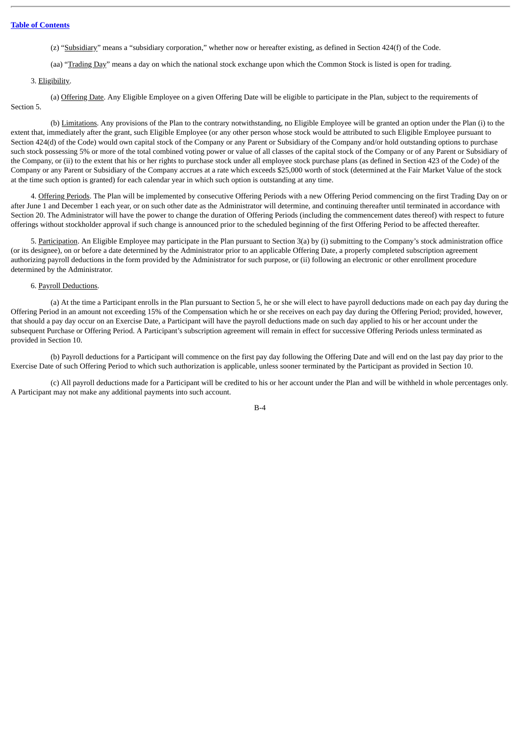(z) "Subsidiary" means a "subsidiary corporation," whether now or hereafter existing, as defined in Section 424(f) of the Code.

(aa) "Trading Day" means a day on which the national stock exchange upon which the Common Stock is listed is open for trading.

3. Eligibility.

(a) Offering Date. Any Eligible Employee on a given Offering Date will be eligible to participate in the Plan, subject to the requirements of Section 5.

(b) Limitations. Any provisions of the Plan to the contrary notwithstanding, no Eligible Employee will be granted an option under the Plan (i) to the extent that, immediately after the grant, such Eligible Employee (or any other person whose stock would be attributed to such Eligible Employee pursuant to Section 424(d) of the Code) would own capital stock of the Company or any Parent or Subsidiary of the Company and/or hold outstanding options to purchase such stock possessing 5% or more of the total combined voting power or value of all classes of the capital stock of the Company or of any Parent or Subsidiary of the Company, or (ii) to the extent that his or her rights to purchase stock under all employee stock purchase plans (as defined in Section 423 of the Code) of the Company or any Parent or Subsidiary of the Company accrues at a rate which exceeds $25,000 worth of stock (determined at the Fair Market Value of the stock at the time such option is granted) for each calendar year in which such option is outstanding at any time.

4. Offering Periods. The Plan will be implemented by consecutive Offering Periods with a new Offering Period commencing on the first Trading Day on or after June 1 and December 1 each year, or on such other date as the Administrator will determine, and continuing thereafter until terminated in accordance with Section 20. The Administrator will have the power to change the duration of Offering Periods (including the commencement dates thereof) with respect to future offerings without stockholder approval if such change is announced prior to the scheduled beginning of the first Offering Period to be affected thereafter.

5. Participation. An Eligible Employee may participate in the Plan pursuant to Section 3(a) by (i) submitting to the Company's stock administration office (or its designee), on or before a date determined by the Administrator prior to an applicable Offering Date, a properly completed subscription agreement authorizing payroll deductions in the form provided by the Administrator for such purpose, or (ii) following an electronic or other enrollment procedure determined by the Administrator.

6. Payroll Deductions.

(a) At the time a Participant enrolls in the Plan pursuant to Section 5, he or she will elect to have payroll deductions made on each pay day during the Offering Period in an amount not exceeding 15% of the Compensation which he or she receives on each pay day during the Offering Period; provided, however, that should a pay day occur on an Exercise Date, a Participant will have the payroll deductions made on such day applied to his or her account under the subsequent Purchase or Offering Period. A Participant's subscription agreement will remain in effect for successive Offering Periods unless terminated as provided in Section 10.

(b) Payroll deductions for a Participant will commence on the first pay day following the Offering Date and will end on the last pay day prior to the Exercise Date of such Offering Period to which such authorization is applicable, unless sooner terminated by the Participant as provided in Section 10.

(c) All payroll deductions made for a Participant will be credited to his or her account under the Plan and will be withheld in whole percentages only. A Participant may not make any additional payments into such account.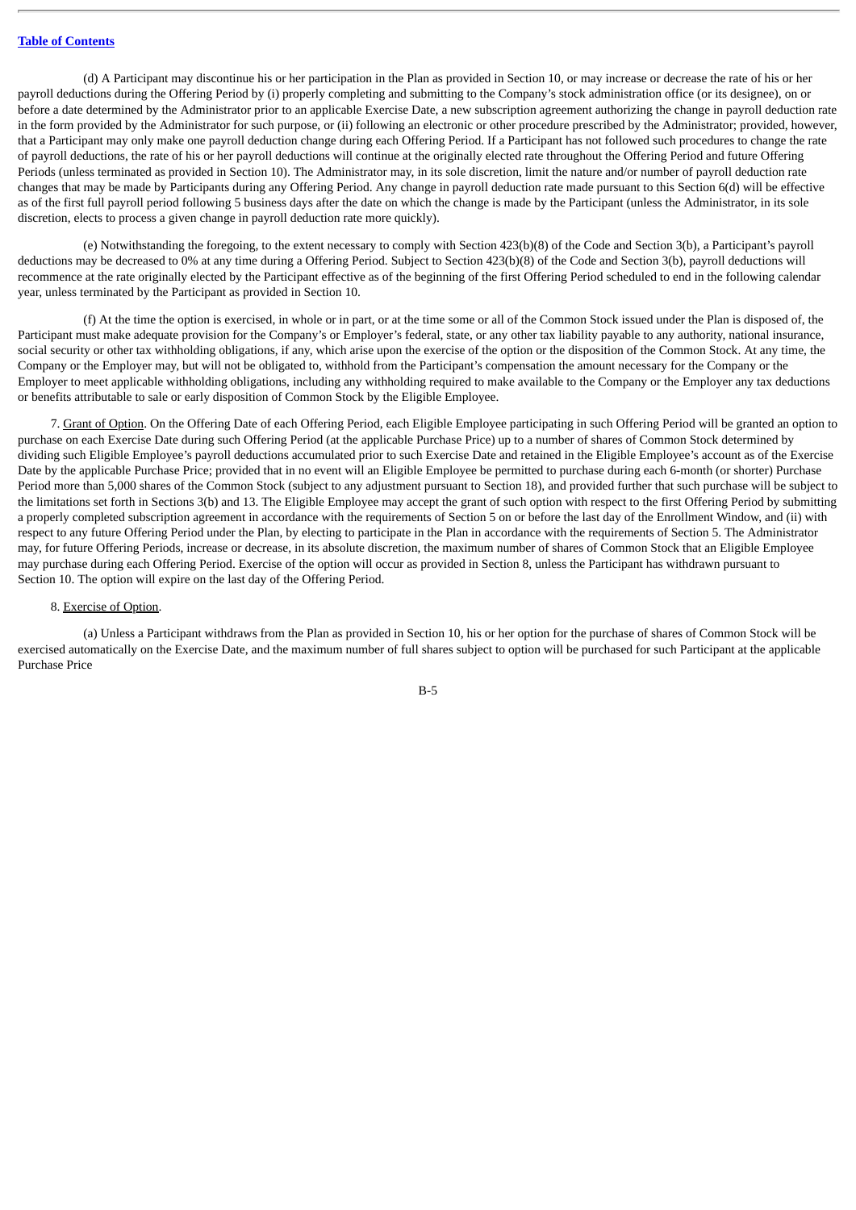(d) A Participant may discontinue his or her participation in the Plan as provided in Section 10, or may increase or decrease the rate of his or her payroll deductions during the Offering Period by (i) properly completing and submitting to the Company's stock administration office (or its designee), on or before a date determined by the Administrator prior to an applicable Exercise Date, a new subscription agreement authorizing the change in payroll deduction rate in the form provided by the Administrator for such purpose, or (ii) following an electronic or other procedure prescribed by the Administrator; provided, however, that a Participant may only make one payroll deduction change during each Offering Period. If a Participant has not followed such procedures to change the rate of payroll deductions, the rate of his or her payroll deductions will continue at the originally elected rate throughout the Offering Period and future Offering Periods (unless terminated as provided in Section 10). The Administrator may, in its sole discretion, limit the nature and/or number of payroll deduction rate changes that may be made by Participants during any Offering Period. Any change in payroll deduction rate made pursuant to this Section 6(d) will be effective as of the first full payroll period following 5 business days after the date on which the change is made by the Participant (unless the Administrator, in its sole discretion, elects to process a given change in payroll deduction rate more quickly).

(e) Notwithstanding the foregoing, to the extent necessary to comply with Section 423(b)(8) of the Code and Section 3(b), a Participant's payroll deductions may be decreased to 0% at any time during a Offering Period. Subject to Section 423(b)(8) of the Code and Section 3(b), payroll deductions will recommence at the rate originally elected by the Participant effective as of the beginning of the first Offering Period scheduled to end in the following calendar year, unless terminated by the Participant as provided in Section 10.

(f) At the time the option is exercised, in whole or in part, or at the time some or all of the Common Stock issued under the Plan is disposed of, the Participant must make adequate provision for the Company's or Employer's federal, state, or any other tax liability payable to any authority, national insurance, social security or other tax withholding obligations, if any, which arise upon the exercise of the option or the disposition of the Common Stock. At any time, the Company or the Employer may, but will not be obligated to, withhold from the Participant's compensation the amount necessary for the Company or the Employer to meet applicable withholding obligations, including any withholding required to make available to the Company or the Employer any tax deductions or benefits attributable to sale or early disposition of Common Stock by the Eligible Employee.

7. Grant of Option. On the Offering Date of each Offering Period, each Eligible Employee participating in such Offering Period will be granted an option to purchase on each Exercise Date during such Offering Period (at the applicable Purchase Price) up to a number of shares of Common Stock determined by dividing such Eligible Employee's payroll deductions accumulated prior to such Exercise Date and retained in the Eligible Employee's account as of the Exercise Date by the applicable Purchase Price; provided that in no event will an Eligible Employee be permitted to purchase during each 6-month (or shorter) Purchase Period more than 5,000 shares of the Common Stock (subject to any adjustment pursuant to Section 18), and provided further that such purchase will be subject to the limitations set forth in Sections 3(b) and 13. The Eligible Employee may accept the grant of such option with respect to the first Offering Period by submitting a properly completed subscription agreement in accordance with the requirements of Section 5 on or before the last day of the Enrollment Window, and (ii) with respect to any future Offering Period under the Plan, by electing to participate in the Plan in accordance with the requirements of Section 5. The Administrator may, for future Offering Periods, increase or decrease, in its absolute discretion, the maximum number of shares of Common Stock that an Eligible Employee may purchase during each Offering Period. Exercise of the option will occur as provided in Section 8, unless the Participant has withdrawn pursuant to Section 10. The option will expire on the last day of the Offering Period.

8. Exercise of Option.

(a) Unless a Participant withdraws from the Plan as provided in Section 10, his or her option for the purchase of shares of Common Stock will be exercised automatically on the Exercise Date, and the maximum number of full shares subject to option will be purchased for such Participant at the applicable Purchase Price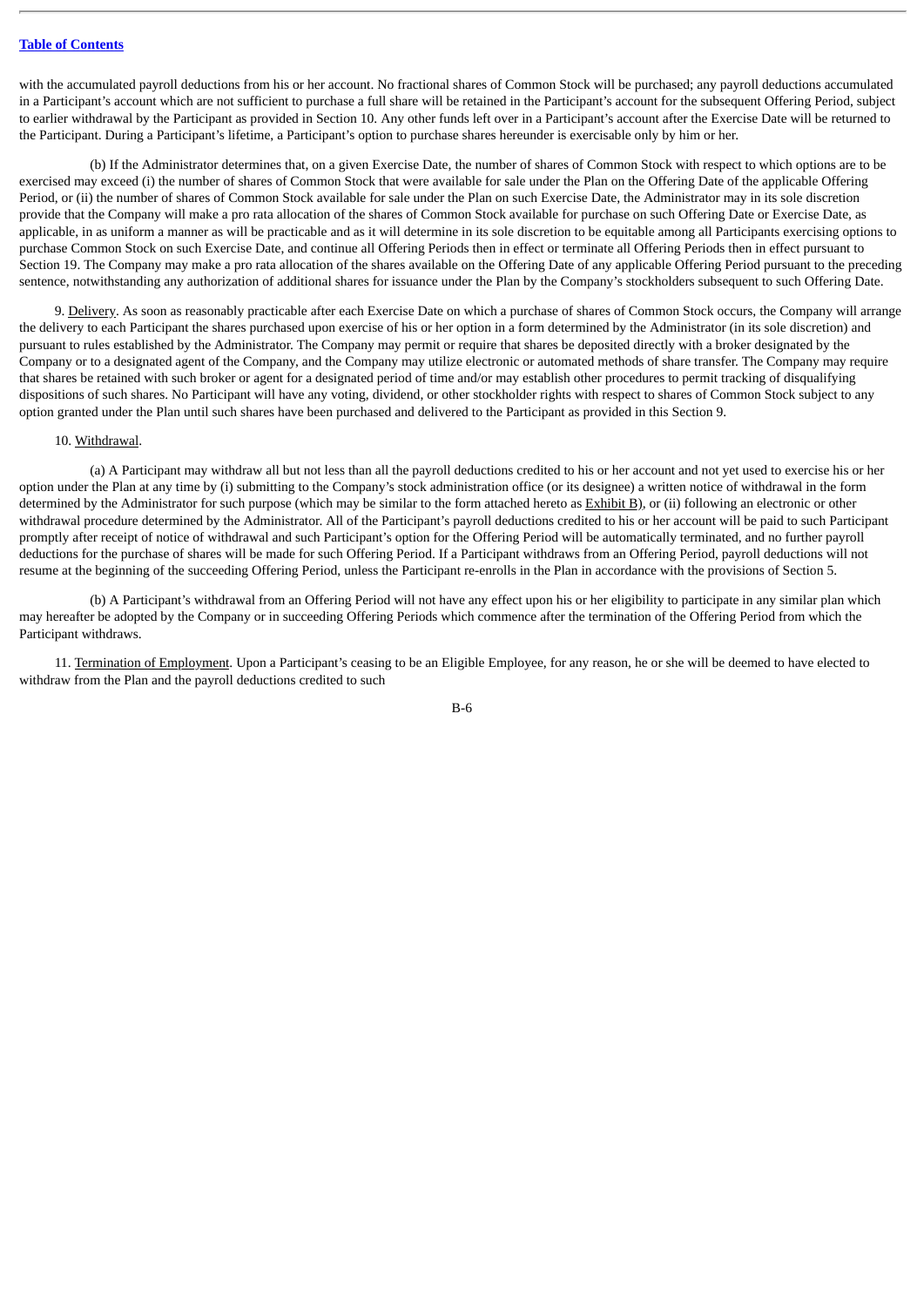with the accumulated payroll deductions from his or her account. No fractional shares of Common Stock will be purchased; any payroll deductions accumulated in a Participant's account which are not sufficient to purchase a full share will be retained in the Participant's account for the subsequent Offering Period, subject to earlier withdrawal by the Participant as provided in Section 10. Any other funds left over in a Participant's account after the Exercise Date will be returned to the Participant. During a Participant's lifetime, a Participant's option to purchase shares hereunder is exercisable only by him or her.

(b) If the Administrator determines that, on a given Exercise Date, the number of shares of Common Stock with respect to which options are to be exercised may exceed (i) the number of shares of Common Stock that were available for sale under the Plan on the Offering Date of the applicable Offering Period, or (ii) the number of shares of Common Stock available for sale under the Plan on such Exercise Date, the Administrator may in its sole discretion provide that the Company will make a pro rata allocation of the shares of Common Stock available for purchase on such Offering Date or Exercise Date, as applicable, in as uniform a manner as will be practicable and as it will determine in its sole discretion to be equitable among all Participants exercising options to purchase Common Stock on such Exercise Date, and continue all Offering Periods then in effect or terminate all Offering Periods then in effect pursuant to Section 19. The Company may make a pro rata allocation of the shares available on the Offering Date of any applicable Offering Period pursuant to the preceding sentence, notwithstanding any authorization of additional shares for issuance under the Plan by the Company's stockholders subsequent to such Offering Date.

9. Delivery. As soon as reasonably practicable after each Exercise Date on which a purchase of shares of Common Stock occurs, the Company will arrange the delivery to each Participant the shares purchased upon exercise of his or her option in a form determined by the Administrator (in its sole discretion) and pursuant to rules established by the Administrator. The Company may permit or require that shares be deposited directly with a broker designated by the Company or to a designated agent of the Company, and the Company may utilize electronic or automated methods of share transfer. The Company may require that shares be retained with such broker or agent for a designated period of time and/or may establish other procedures to permit tracking of disqualifying dispositions of such shares. No Participant will have any voting, dividend, or other stockholder rights with respect to shares of Common Stock subject to any option granted under the Plan until such shares have been purchased and delivered to the Participant as provided in this Section 9.

10. Withdrawal.

(a) A Participant may withdraw all but not less than all the payroll deductions credited to his or her account and not yet used to exercise his or her option under the Plan at any time by (i) submitting to the Company's stock administration office (or its designee) a written notice of withdrawal in the form determined by the Administrator for such purpose (which may be similar to the form attached hereto as Exhibit B), or (ii) following an electronic or other withdrawal procedure determined by the Administrator. All of the Participant's payroll deductions credited to his or her account will be paid to such Participant promptly after receipt of notice of withdrawal and such Participant's option for the Offering Period will be automatically terminated, and no further payroll deductions for the purchase of shares will be made for such Offering Period. If a Participant withdraws from an Offering Period, payroll deductions will not resume at the beginning of the succeeding Offering Period, unless the Participant re-enrolls in the Plan in accordance with the provisions of Section 5.

(b) A Participant's withdrawal from an Offering Period will not have any effect upon his or her eligibility to participate in any similar plan which may hereafter be adopted by the Company or in succeeding Offering Periods which commence after the termination of the Offering Period from which the Participant withdraws.

11. Termination of Employment. Upon a Participant's ceasing to be an Eligible Employee, for any reason, he or she will be deemed to have elected to withdraw from the Plan and the payroll deductions credited to such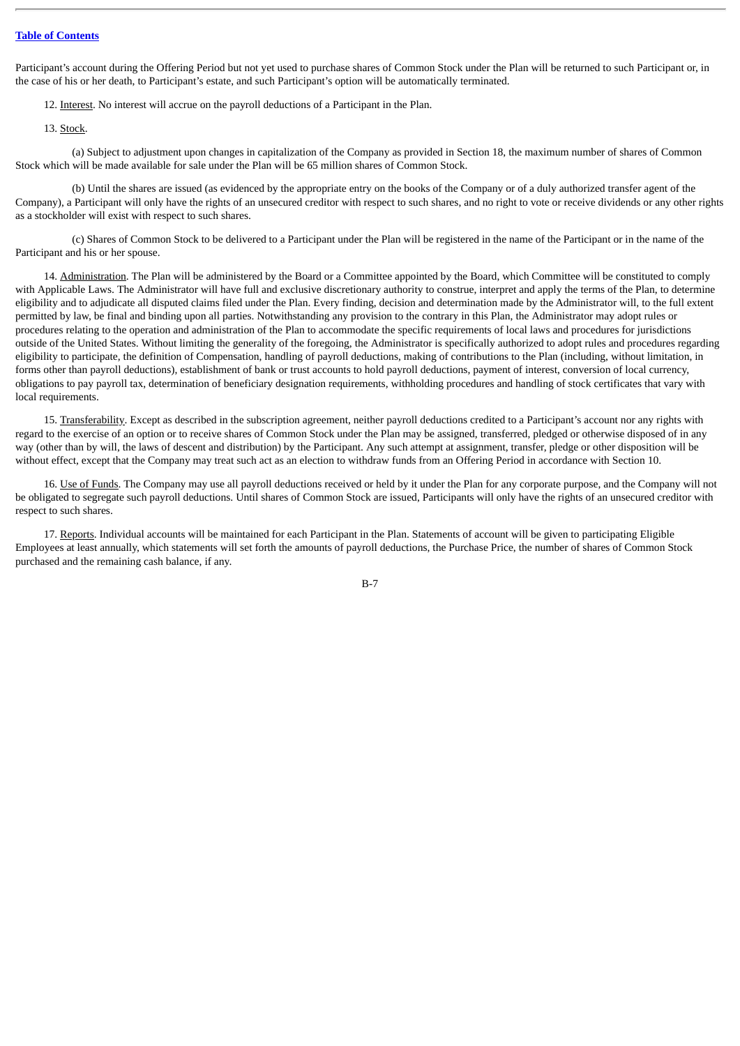Participant's account during the Offering Period but not yet used to purchase shares of Common Stock under the Plan will be returned to such Participant or, in the case of his or her death, to Participant's estate, and such Participant's option will be automatically terminated.

12. Interest. No interest will accrue on the payroll deductions of a Participant in the Plan.

13. Stock.

(a) Subject to adjustment upon changes in capitalization of the Company as provided in Section 18, the maximum number of shares of Common Stock which will be made available for sale under the Plan will be 65 million shares of Common Stock.

(b) Until the shares are issued (as evidenced by the appropriate entry on the books of the Company or of a duly authorized transfer agent of the Company), a Participant will only have the rights of an unsecured creditor with respect to such shares, and no right to vote or receive dividends or any other rights as a stockholder will exist with respect to such shares.

(c) Shares of Common Stock to be delivered to a Participant under the Plan will be registered in the name of the Participant or in the name of the Participant and his or her spouse.

14. Administration. The Plan will be administered by the Board or a Committee appointed by the Board, which Committee will be constituted to comply with Applicable Laws. The Administrator will have full and exclusive discretionary authority to construe, interpret and apply the terms of the Plan, to determine eligibility and to adjudicate all disputed claims filed under the Plan. Every finding, decision and determination made by the Administrator will, to the full extent permitted by law, be final and binding upon all parties. Notwithstanding any provision to the contrary in this Plan, the Administrator may adopt rules or procedures relating to the operation and administration of the Plan to accommodate the specific requirements of local laws and procedures for jurisdictions outside of the United States. Without limiting the generality of the foregoing, the Administrator is specifically authorized to adopt rules and procedures regarding eligibility to participate, the definition of Compensation, handling of payroll deductions, making of contributions to the Plan (including, without limitation, in forms other than payroll deductions), establishment of bank or trust accounts to hold payroll deductions, payment of interest, conversion of local currency, obligations to pay payroll tax, determination of beneficiary designation requirements, withholding procedures and handling of stock certificates that vary with local requirements.

15. Transferability. Except as described in the subscription agreement, neither payroll deductions credited to a Participant's account nor any rights with regard to the exercise of an option or to receive shares of Common Stock under the Plan may be assigned, transferred, pledged or otherwise disposed of in any way (other than by will, the laws of descent and distribution) by the Participant. Any such attempt at assignment, transfer, pledge or other disposition will be without effect, except that the Company may treat such act as an election to withdraw funds from an Offering Period in accordance with Section 10.

16. Use of Funds. The Company may use all payroll deductions received or held by it under the Plan for any corporate purpose, and the Company will not be obligated to segregate such payroll deductions. Until shares of Common Stock are issued, Participants will only have the rights of an unsecured creditor with respect to such shares.

17. Reports. Individual accounts will be maintained for each Participant in the Plan. Statements of account will be given to participating Eligible Employees at least annually, which statements will set forth the amounts of payroll deductions, the Purchase Price, the number of shares of Common Stock purchased and the remaining cash balance, if any.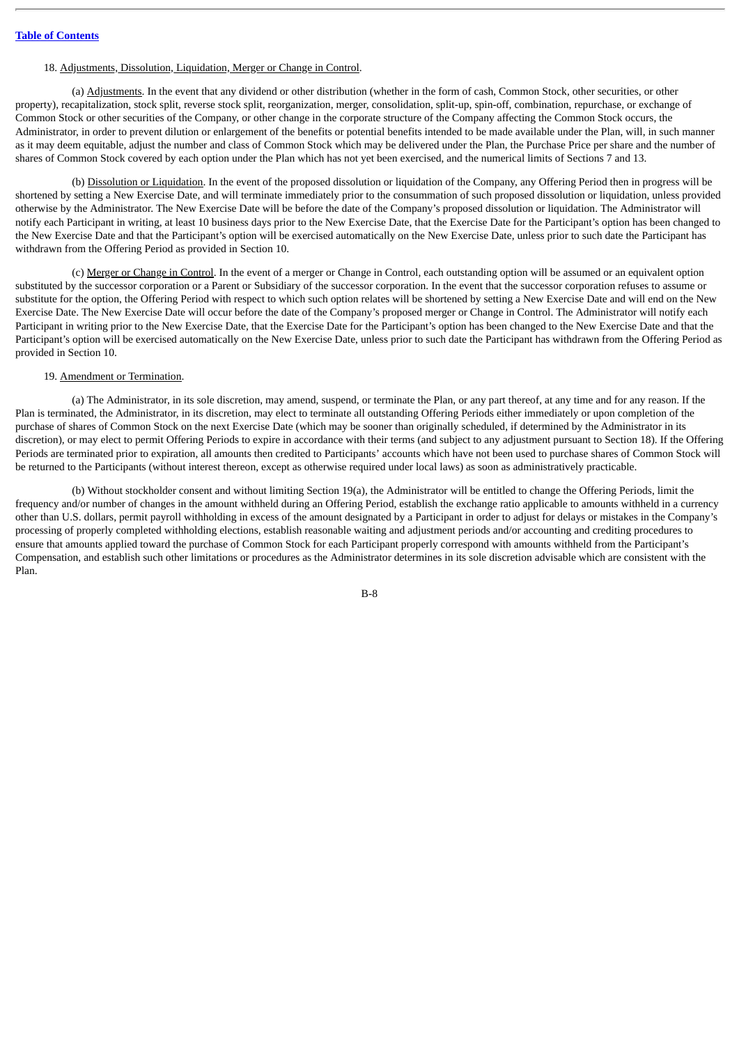18. Adjustments, Dissolution, Liquidation, Merger or Change in Control.

(a) Adjustments. In the event that any dividend or other distribution (whether in the form of cash, Common Stock, other securities, or other property), recapitalization, stock split, reverse stock split, reorganization, merger, consolidation, split-up, spin-off, combination, repurchase, or exchange of Common Stock or other securities of the Company, or other change in the corporate structure of the Company affecting the Common Stock occurs, the Administrator, in order to prevent dilution or enlargement of the benefits or potential benefits intended to be made available under the Plan, will, in such manner as it may deem equitable, adjust the number and class of Common Stock which may be delivered under the Plan, the Purchase Price per share and the number of shares of Common Stock covered by each option under the Plan which has not yet been exercised, and the numerical limits of Sections 7 and 13.

(b) Dissolution or Liquidation. In the event of the proposed dissolution or liquidation of the Company, any Offering Period then in progress will be shortened by setting a New Exercise Date, and will terminate immediately prior to the consummation of such proposed dissolution or liquidation, unless provided otherwise by the Administrator. The New Exercise Date will be before the date of the Company's proposed dissolution or liquidation. The Administrator will notify each Participant in writing, at least 10 business days prior to the New Exercise Date, that the Exercise Date for the Participant's option has been changed to the New Exercise Date and that the Participant's option will be exercised automatically on the New Exercise Date, unless prior to such date the Participant has withdrawn from the Offering Period as provided in Section 10.

(c) Merger or Change in Control. In the event of a merger or Change in Control, each outstanding option will be assumed or an equivalent option substituted by the successor corporation or a Parent or Subsidiary of the successor corporation. In the event that the successor corporation refuses to assume or substitute for the option, the Offering Period with respect to which such option relates will be shortened by setting a New Exercise Date and will end on the New Exercise Date. The New Exercise Date will occur before the date of the Company's proposed merger or Change in Control. The Administrator will notify each Participant in writing prior to the New Exercise Date, that the Exercise Date for the Participant's option has been changed to the New Exercise Date and that the Participant's option will be exercised automatically on the New Exercise Date, unless prior to such date the Participant has withdrawn from the Offering Period as provided in Section 10.

19. Amendment or Termination.

(a) The Administrator, in its sole discretion, may amend, suspend, or terminate the Plan, or any part thereof, at any time and for any reason. If the Plan is terminated, the Administrator, in its discretion, may elect to terminate all outstanding Offering Periods either immediately or upon completion of the purchase of shares of Common Stock on the next Exercise Date (which may be sooner than originally scheduled, if determined by the Administrator in its discretion), or may elect to permit Offering Periods to expire in accordance with their terms (and subject to any adjustment pursuant to Section 18). If the Offering Periods are terminated prior to expiration, all amounts then credited to Participants' accounts which have not been used to purchase shares of Common Stock will be returned to the Participants (without interest thereon, except as otherwise required under local laws) as soon as administratively practicable.

(b) Without stockholder consent and without limiting Section 19(a), the Administrator will be entitled to change the Offering Periods, limit the frequency and/or number of changes in the amount withheld during an Offering Period, establish the exchange ratio applicable to amounts withheld in a currency other than U.S. dollars, permit payroll withholding in excess of the amount designated by a Participant in order to adjust for delays or mistakes in the Company's processing of properly completed withholding elections, establish reasonable waiting and adjustment periods and/or accounting and crediting procedures to ensure that amounts applied toward the purchase of Common Stock for each Participant properly correspond with amounts withheld from the Participant's Compensation, and establish such other limitations or procedures as the Administrator determines in its sole discretion advisable which are consistent with the Plan.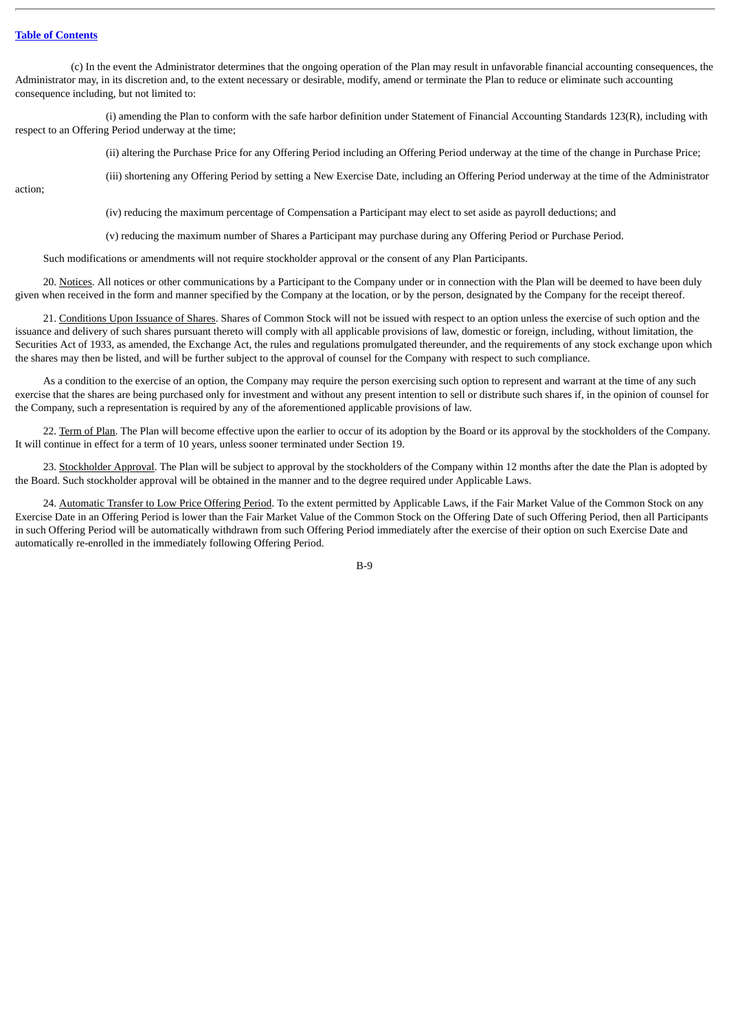(c) In the event the Administrator determines that the ongoing operation of the Plan may result in unfavorable financial accounting consequences, the Administrator may, in its discretion and, to the extent necessary or desirable, modify, amend or terminate the Plan to reduce or eliminate such accounting consequence including, but not limited to:

(i) amending the Plan to conform with the safe harbor definition under Statement of Financial Accounting Standards 123(R), including with respect to an Offering Period underway at the time;

(ii) altering the Purchase Price for any Offering Period including an Offering Period underway at the time of the change in Purchase Price;

(iii) shortening any Offering Period by setting a New Exercise Date, including an Offering Period underway at the time of the Administrator action;

(iv) reducing the maximum percentage of Compensation a Participant may elect to set aside as payroll deductions; and

(v) reducing the maximum number of Shares a Participant may purchase during any Offering Period or Purchase Period.

Such modifications or amendments will not require stockholder approval or the consent of any Plan Participants.

20. Notices. All notices or other communications by a Participant to the Company under or in connection with the Plan will be deemed to have been duly given when received in the form and manner specified by the Company at the location, or by the person, designated by the Company for the receipt thereof.

21. Conditions Upon Issuance of Shares. Shares of Common Stock will not be issued with respect to an option unless the exercise of such option and the issuance and delivery of such shares pursuant thereto will comply with all applicable provisions of law, domestic or foreign, including, without limitation, the Securities Act of 1933, as amended, the Exchange Act, the rules and regulations promulgated thereunder, and the requirements of any stock exchange upon which the shares may then be listed, and will be further subject to the approval of counsel for the Company with respect to such compliance.

As a condition to the exercise of an option, the Company may require the person exercising such option to represent and warrant at the time of any such exercise that the shares are being purchased only for investment and without any present intention to sell or distribute such shares if, in the opinion of counsel for the Company, such a representation is required by any of the aforementioned applicable provisions of law.

22. Term of Plan. The Plan will become effective upon the earlier to occur of its adoption by the Board or its approval by the stockholders of the Company. It will continue in effect for a term of 10 years, unless sooner terminated under Section 19.

23. Stockholder Approval. The Plan will be subject to approval by the stockholders of the Company within 12 months after the date the Plan is adopted by the Board. Such stockholder approval will be obtained in the manner and to the degree required under Applicable Laws.

24. Automatic Transfer to Low Price Offering Period. To the extent permitted by Applicable Laws, if the Fair Market Value of the Common Stock on any Exercise Date in an Offering Period is lower than the Fair Market Value of the Common Stock on the Offering Date of such Offering Period, then all Participants in such Offering Period will be automatically withdrawn from such Offering Period immediately after the exercise of their option on such Exercise Date and automatically re-enrolled in the immediately following Offering Period.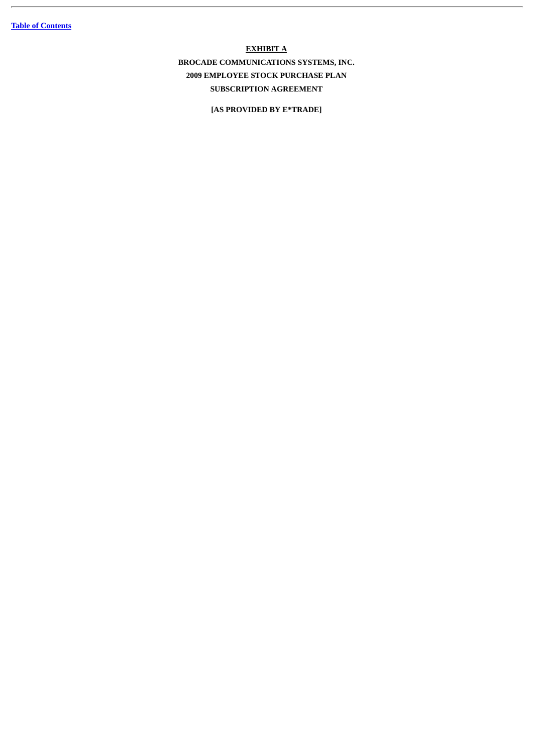**EXHIBIT A**

**BROCADE COMMUNICATIONS SYSTEMS, INC.**

**2009 EMPLOYEE STOCK PURCHASE PLAN**

**SUBSCRIPTION AGREEMENT**

**[AS PROVIDED BY E*TRADE]**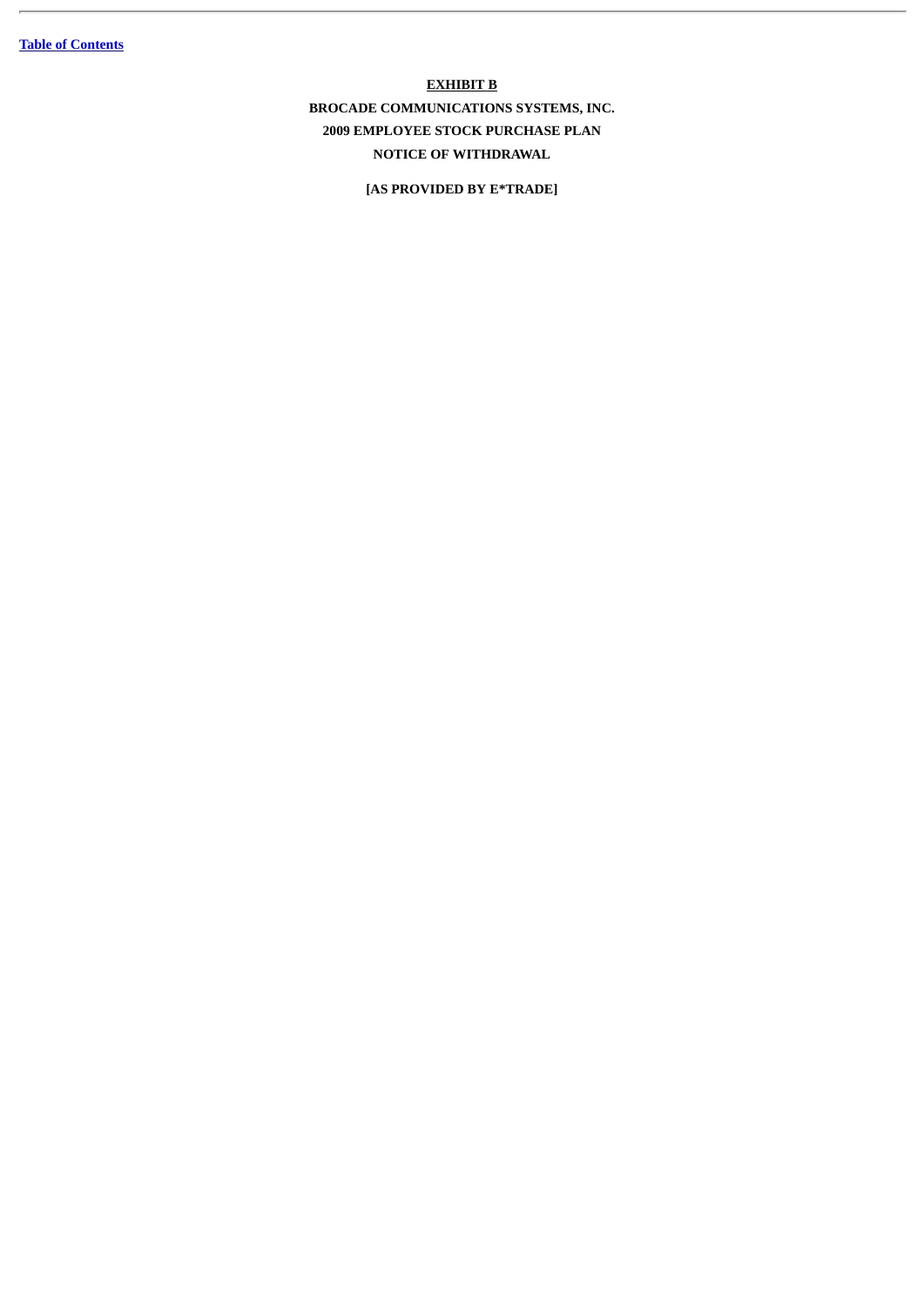**EXHIBIT B**

**BROCADE COMMUNICATIONS SYSTEMS, INC.**

**2009 EMPLOYEE STOCK PURCHASE PLAN**

**NOTICE OF WITHDRAWAL**

**[AS PROVIDED BY E*TRADE]**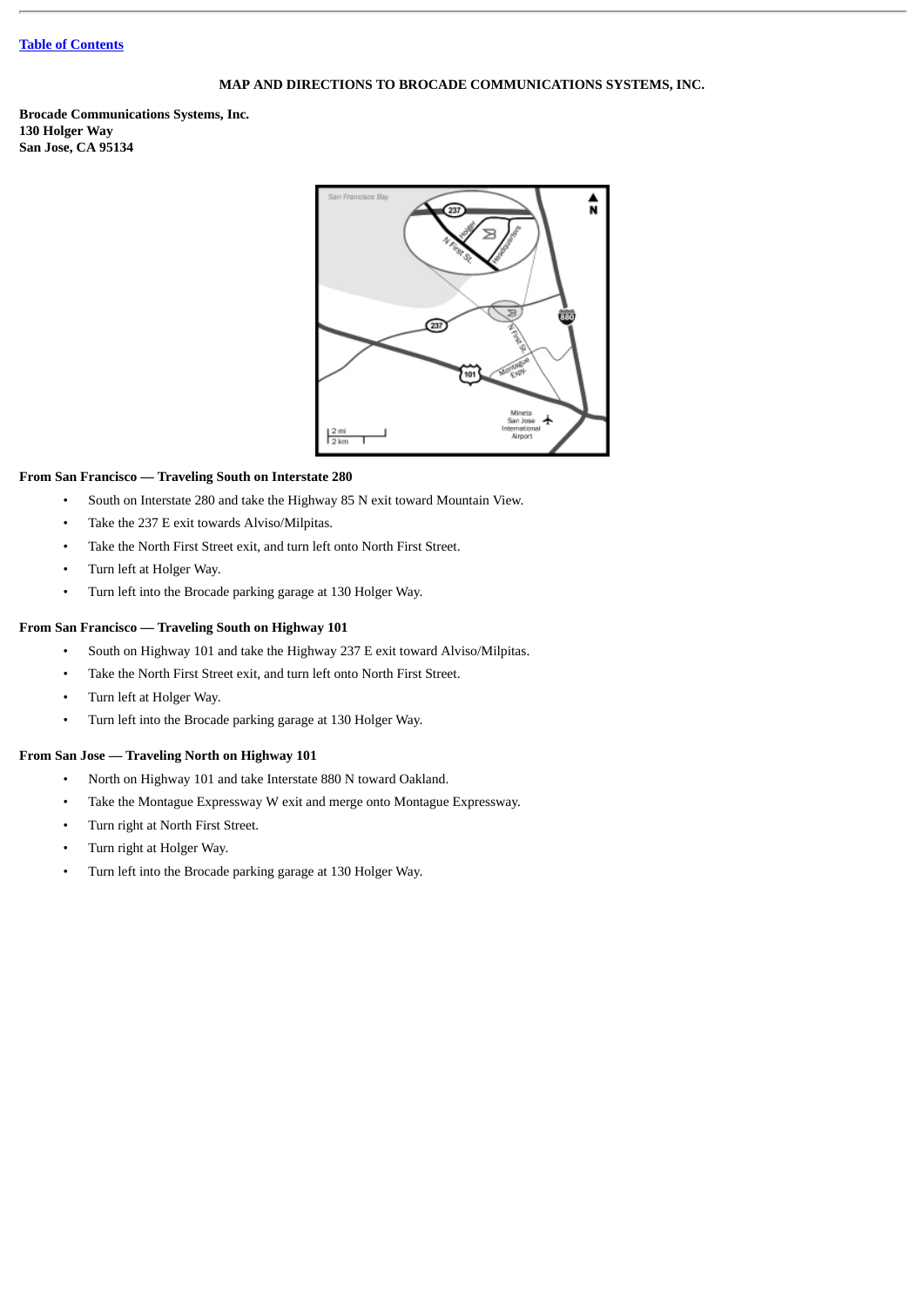[Table of Contents](#)

## MAP AND DIRECTIONS TO BROCADE COMMUNICATIONS SYSTEMS, INC.

**Brocade Communications Systems, Inc.**
**130 Holger Way**
**San Jose, CA 95134**

### From San Francisco — Traveling South on Interstate 280

- South on Interstate 280 and take the Highway 85 N exit toward Mountain View.
- Take the 237 E exit towards Alviso/Milpitas.
- Take the North First Street exit, and turn left onto North First Street.
- Turn left at Holger Way.
- Turn left into the Brocade parking garage at 130 Holger Way.

### From San Francisco — Traveling South on Highway 101

- South on Highway 101 and take the Highway 237 E exit toward Alviso/Milpitas.
- Take the North First Street exit, and turn left onto North First Street.
- Turn left at Holger Way.
- Turn left into the Brocade parking garage at 130 Holger Way.

### From San Jose — Traveling North on Highway 101

- North on Highway 101 and take Interstate 880 N toward Oakland.
- Take the Montague Expressway W exit and merge onto Montague Expressway.
- Turn right at North First Street.
- Turn right at Holger Way.
- Turn left into the Brocade parking garage at 130 Holger Way.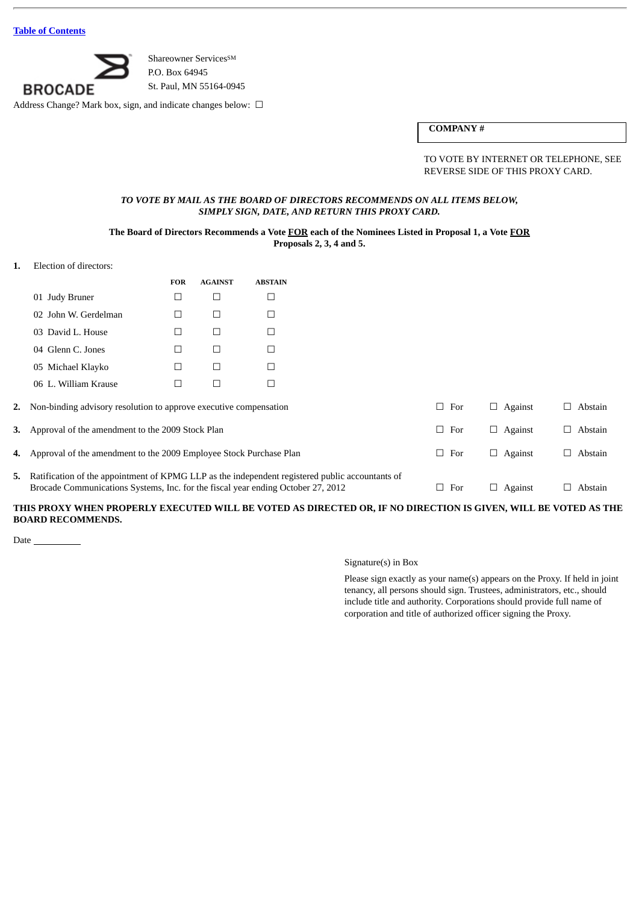Table of Contents

BROCADE

Shareowner Services[SM]
P.O. Box 64945
St. Paul, MN 55164-0945

Address Change? Mark box, sign, and indicate changes below: ☐

| COMPANY # |
|---|
| |

TO VOTE BY INTERNET OR TELEPHONE, SEE REVERSE SIDE OF THIS PROXY CARD.

***TO VOTE BY MAIL AS THE BOARD OF DIRECTORS RECOMMENDS ON ALL ITEMS BELOW, SIMPLY SIGN, DATE, AND RETURN THIS PROXY CARD.***

**The Board of Directors Recommends a Vote FOR each of the Nominees Listed in Proposal 1, a Vote FOR Proposals 2, 3, 4 and 5.**

**1.** Election of directors:

| | FOR | AGAINST | ABSTAIN |
|---|---|---|---|
| 01 Judy Bruner | ☐ | ☐ | ☐ |
| 02 John W. Gerdelman | ☐ | ☐ | ☐ |
| 03 David L. House | ☐ | ☐ | ☐ |
| 04 Glenn C. Jones | ☐ | ☐ | ☐ |
| 05 Michael Klayko | ☐ | ☐ | ☐ |
| 06 L. William Krause | ☐ | ☐ | ☐ |

| | | | | |
|---|---|---|---|---|
| **2.** | Non-binding advisory resolution to approve executive compensation | ☐ For | ☐ Against | ☐ Abstain |
| **3.** | Approval of the amendment to the 2009 Stock Plan | ☐ For | ☐ Against | ☐ Abstain |
| **4.** | Approval of the amendment to the 2009 Employee Stock Purchase Plan | ☐ For | ☐ Against | ☐ Abstain |
| **5.** | Ratification of the appointment of KPMG LLP as the independent registered public accountants of Brocade Communications Systems, Inc. for the fiscal year ending October 27, 2012 | ☐ For | ☐ Against | ☐ Abstain |

**THIS PROXY WHEN PROPERLY EXECUTED WILL BE VOTED AS DIRECTED OR, IF NO DIRECTION IS GIVEN, WILL BE VOTED AS THE BOARD RECOMMENDS.**

Date __________

Signature(s) in Box

Please sign exactly as your name(s) appears on the Proxy. If held in joint tenancy, all persons should sign. Trustees, administrators, etc., should include title and authority. Corporations should provide full name of corporation and title of authorized officer signing the Proxy.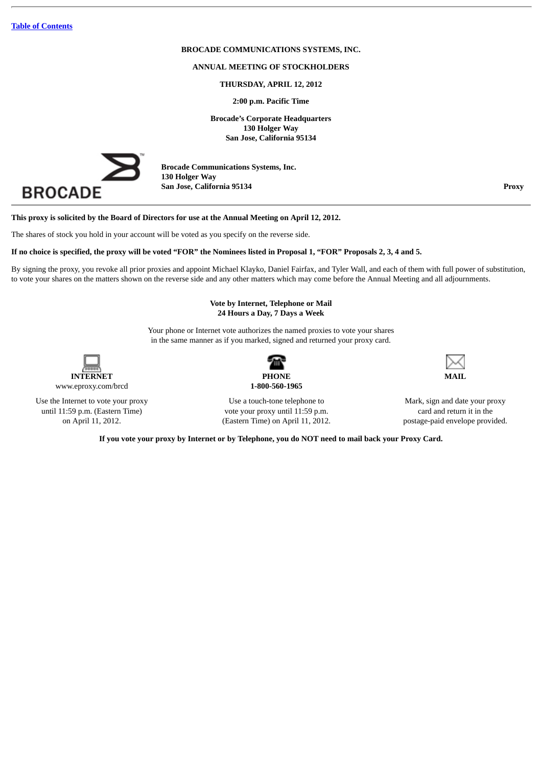Table of Contents

**BROCADE COMMUNICATIONS SYSTEMS, INC.**

**ANNUAL MEETING OF STOCKHOLDERS**

**THURSDAY, APRIL 12, 2012**

**2:00 p.m. Pacific Time**

**Brocade's Corporate Headquarters**
**130 Holger Way**
**San Jose, California 95134**

BROCADE

**Brocade Communications Systems, Inc.**
**130 Holger Way**
**San Jose, California 95134**

**Proxy**

**This proxy is solicited by the Board of Directors for use at the Annual Meeting on April 12, 2012.**

The shares of stock you hold in your account will be voted as you specify on the reverse side.

**If no choice is specified, the proxy will be voted "FOR" the Nominees listed in Proposal 1, "FOR" Proposals 2, 3, 4 and 5.**

By signing the proxy, you revoke all prior proxies and appoint Michael Klayko, Daniel Fairfax, and Tyler Wall, and each of them with full power of substitution, to vote your shares on the matters shown on the reverse side and any other matters which may come before the Annual Meeting and all adjournments.

**Vote by Internet, Telephone or Mail**
**24 Hours a Day, 7 Days a Week**

Your phone or Internet vote authorizes the named proxies to vote your shares in the same manner as if you marked, signed and returned your proxy card.

**INTERNET**
www.eproxy.com/brcd

Use the Internet to vote your proxy until 11:59 p.m. (Eastern Time) on April 11, 2012.

**PHONE**
**1-800-560-1965**

Use a touch-tone telephone to vote your proxy until 11:59 p.m. (Eastern Time) on April 11, 2012.

**MAIL**

Mark, sign and date your proxy card and return it in the postage-paid envelope provided.

**If you vote your proxy by Internet or by Telephone, you do NOT need to mail back your Proxy Card.**